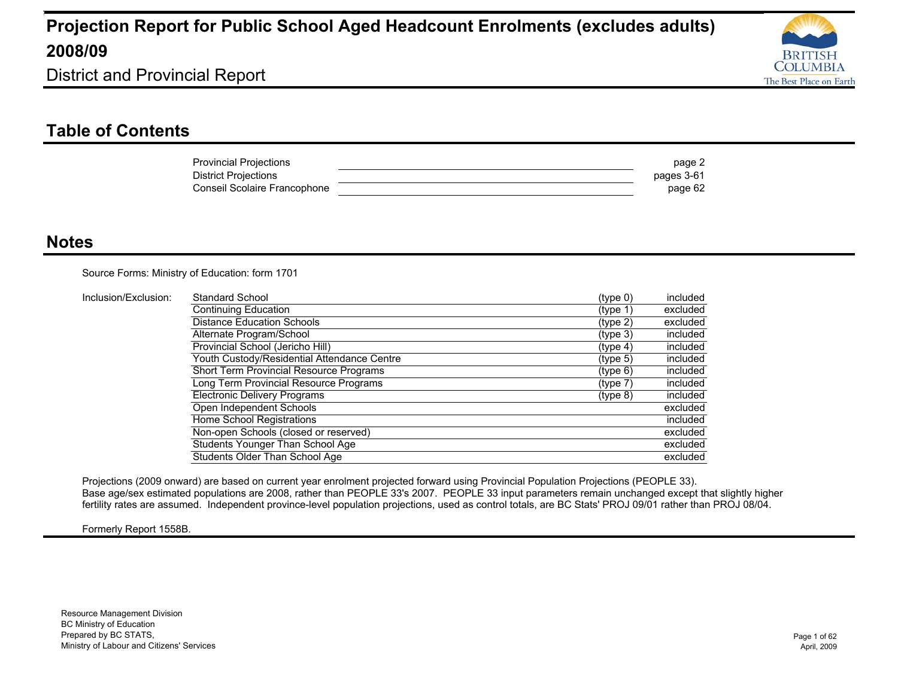# Projection Report for Public School Aged Headcount Enrolments (excludes adults) 2008/09

District and Provincial Report

## Table of Contents

| | |
|---|---|
| Provincial Projections | page 2 |
| District Projections | pages 3-61 |
| Conseil Scolaire Francophone | page 62 |

## Notes

Source Forms: Ministry of Education: form 1701

Inclusion/Exclusion:

| | | |
|---|---|---|
| Standard School | (type 0) | included |
| Continuing Education | (type 1) | excluded |
| Distance Education Schools | (type 2) | excluded |
| Alternate Program/School | (type 3) | included |
| Provincial School (Jericho Hill) | (type 4) | included |
| Youth Custody/Residential Attendance Centre | (type 5) | included |
| Short Term Provincial Resource Programs | (type 6) | included |
| Long Term Provincial Resource Programs | (type 7) | included |
| Electronic Delivery Programs | (type 8) | included |
| Open Independent Schools | | excluded |
| Home School Registrations | | included |
| Non-open Schools (closed or reserved) | | excluded |
| Students Younger Than School Age | | excluded |
| Students Older Than School Age | | excluded |

Projections (2009 onward) are based on current year enrolment projected forward using Provincial Population Projections (PEOPLE 33). Base age/sex estimated populations are 2008, rather than PEOPLE 33's 2007. PEOPLE 33 input parameters remain unchanged except that slightly higher fertility rates are assumed. Independent province-level population projections, used as control totals, are BC Stats' PROJ 09/01 rather than PROJ 08/04.

Formerly Report 1558B.

Resource Management Division
BC Ministry of Education
Prepared by BC STATS,
Ministry of Labour and Citizens' Services

April, 2009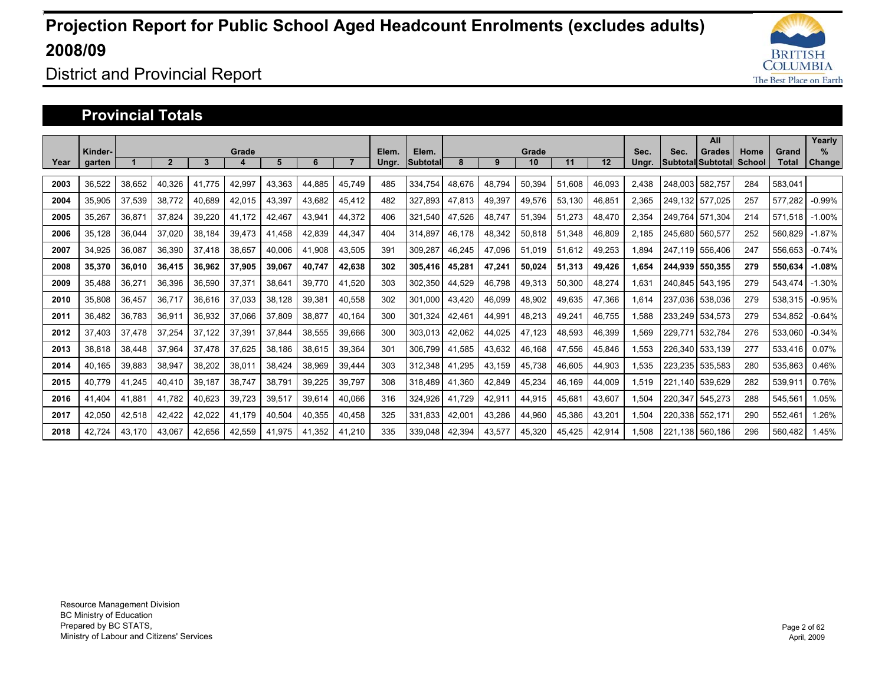# Projection Report for Public School Aged Headcount Enrolments (excludes adults) 2008/09

## District and Provincial Report

### Provincial Totals

| Year | Kinder-garten | Grade 1 | Grade 2 | Grade 3 | Grade 4 | Grade 5 | Grade 6 | Grade 7 | Elem. Ungr. | Elem. Subtotal | Grade 8 | Grade 9 | Grade 10 | Grade 11 | Grade 12 | Sec. Ungr. | Sec. Subtotal | All Grades Subtotal | Home School | Grand Total | Yearly % Change |
|---|---|---|---|---|---|---|---|---|---|---|---|---|---|---|---|---|---|---|---|---|---|
| 2003 | 36,522 | 38,652 | 40,326 | 41,775 | 42,997 | 43,363 | 44,885 | 45,749 | 485 | 334,754 | 48,676 | 48,794 | 50,394 | 51,608 | 46,093 | 2,438 | 248,003 | 582,757 | 284 | 583,041 | |
| 2004 | 35,905 | 37,539 | 38,772 | 40,689 | 42,015 | 43,397 | 43,682 | 45,412 | 482 | 327,893 | 47,813 | 49,397 | 49,576 | 53,130 | 46,851 | 2,365 | 249,132 | 577,025 | 257 | 577,282 | -0.99% |
| 2005 | 35,267 | 36,871 | 37,824 | 39,220 | 41,172 | 42,467 | 43,941 | 44,372 | 406 | 321,540 | 47,526 | 48,747 | 51,394 | 51,273 | 48,470 | 2,354 | 249,764 | 571,304 | 214 | 571,518 | -1.00% |
| 2006 | 35,128 | 36,044 | 37,020 | 38,184 | 39,473 | 41,458 | 42,839 | 44,347 | 404 | 314,897 | 46,178 | 48,342 | 50,818 | 51,348 | 46,809 | 2,185 | 245,680 | 560,577 | 252 | 560,829 | -1.87% |
| 2007 | 34,925 | 36,087 | 36,390 | 37,418 | 38,657 | 40,006 | 41,908 | 43,505 | 391 | 309,287 | 46,245 | 47,096 | 51,019 | 51,612 | 49,253 | 1,894 | 247,119 | 556,406 | 247 | 556,653 | -0.74% |
| **2008** | **35,370** | **36,010** | **36,415** | **36,962** | **37,905** | **39,067** | **40,747** | **42,638** | **302** | **305,416** | **45,281** | **47,241** | **50,024** | **51,313** | **49,426** | **1,654** | **244,939** | **550,355** | **279** | **550,634** | **-1.08%** |
| 2009 | 35,488 | 36,271 | 36,396 | 36,590 | 37,371 | 38,641 | 39,770 | 41,520 | 303 | 302,350 | 44,529 | 46,798 | 49,313 | 50,300 | 48,274 | 1,631 | 240,845 | 543,195 | 279 | 543,474 | -1.30% |
| 2010 | 35,808 | 36,457 | 36,717 | 36,616 | 37,033 | 38,128 | 39,381 | 40,558 | 302 | 301,000 | 43,420 | 46,099 | 48,902 | 49,635 | 47,366 | 1,614 | 237,036 | 538,036 | 279 | 538,315 | -0.95% |
| 2011 | 36,482 | 36,783 | 36,911 | 36,932 | 37,066 | 37,809 | 38,877 | 40,164 | 300 | 301,324 | 42,461 | 44,991 | 48,213 | 49,241 | 46,755 | 1,588 | 233,249 | 534,573 | 279 | 534,852 | -0.64% |
| 2012 | 37,403 | 37,478 | 37,254 | 37,122 | 37,391 | 37,844 | 38,555 | 39,666 | 300 | 303,013 | 42,062 | 44,025 | 47,123 | 48,593 | 46,399 | 1,569 | 229,771 | 532,784 | 276 | 533,060 | -0.34% |
| 2013 | 38,818 | 38,448 | 37,964 | 37,478 | 37,625 | 38,186 | 38,615 | 39,364 | 301 | 306,799 | 41,585 | 43,632 | 46,168 | 47,556 | 45,846 | 1,553 | 226,340 | 533,139 | 277 | 533,416 | 0.07% |
| 2014 | 40,165 | 39,883 | 38,947 | 38,202 | 38,011 | 38,424 | 38,969 | 39,444 | 303 | 312,348 | 41,295 | 43,159 | 45,738 | 46,605 | 44,903 | 1,535 | 223,235 | 535,583 | 280 | 535,863 | 0.46% |
| 2015 | 40,779 | 41,245 | 40,410 | 39,187 | 38,747 | 38,791 | 39,225 | 39,797 | 308 | 318,489 | 41,360 | 42,849 | 45,234 | 46,169 | 44,009 | 1,519 | 221,140 | 539,629 | 282 | 539,911 | 0.76% |
| 2016 | 41,404 | 41,881 | 41,782 | 40,623 | 39,723 | 39,517 | 39,614 | 40,066 | 316 | 324,926 | 41,729 | 42,911 | 44,915 | 45,681 | 43,607 | 1,504 | 220,347 | 545,273 | 288 | 545,561 | 1.05% |
| 2017 | 42,050 | 42,518 | 42,422 | 42,022 | 41,179 | 40,504 | 40,355 | 40,458 | 325 | 331,833 | 42,001 | 43,286 | 44,960 | 45,386 | 43,201 | 1,504 | 220,338 | 552,171 | 290 | 552,461 | 1.26% |
| 2018 | 42,724 | 43,170 | 43,067 | 42,656 | 42,559 | 41,975 | 41,352 | 41,210 | 335 | 339,048 | 42,394 | 43,577 | 45,320 | 45,425 | 42,914 | 1,508 | 221,138 | 560,186 | 296 | 560,482 | 1.45% |

Resource Management Division
BC Ministry of Education
Prepared by BC STATS,
Ministry of Labour and Citizens' Services

April, 2009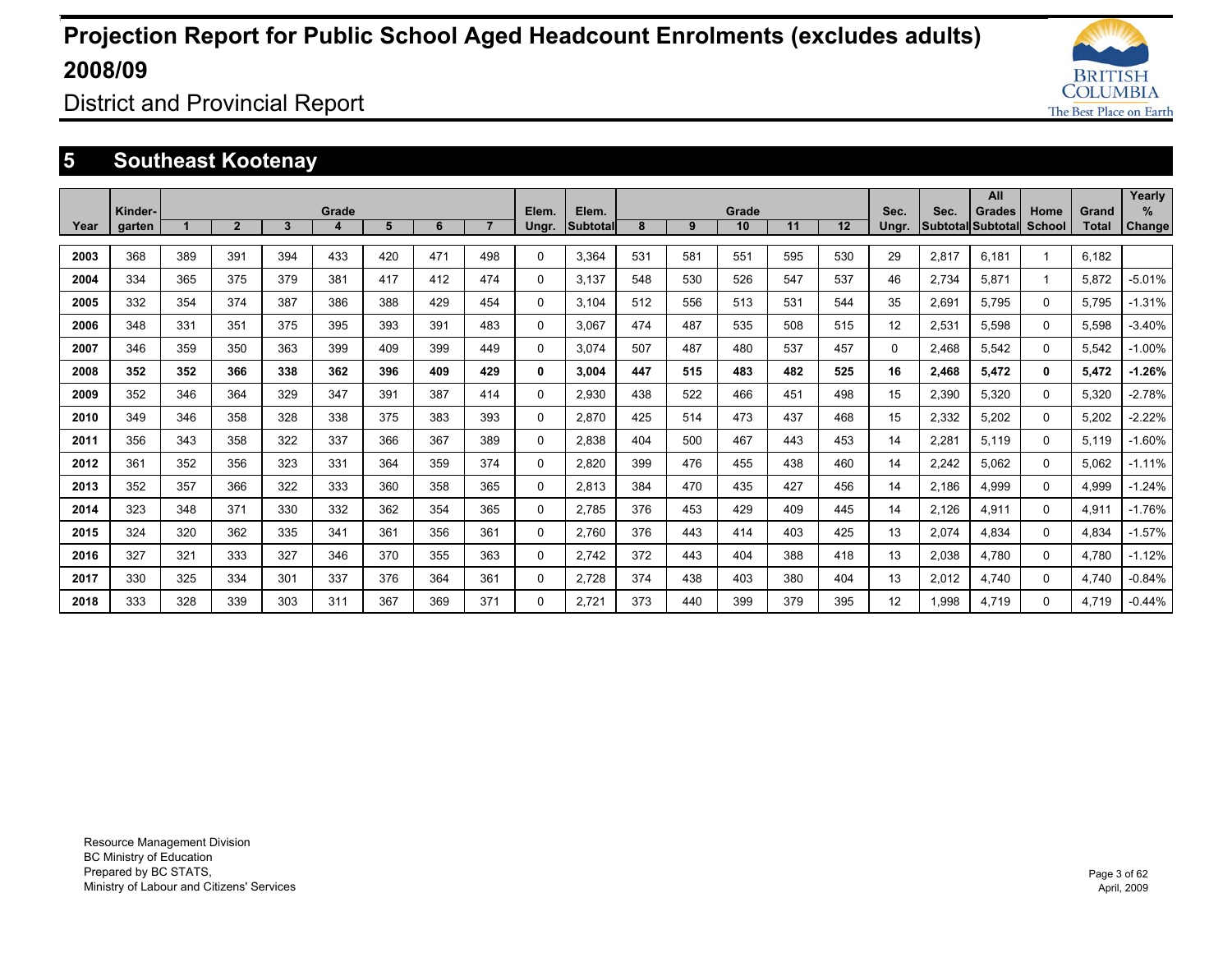# Projection Report for Public School Aged Headcount Enrolments (excludes adults) 2008/09

District and Provincial Report

## 5 Southeast Kootenay

| Year | Kinder-garten | Grade 1 | 2 | 3 | 4 | 5 | 6 | 7 | Elem. Ungr. | Elem. Subtotal | Grade 8 | 9 | 10 | 11 | 12 | Sec. Ungr. | Sec. Subtotal | All Grades Subtotal | Home School | Grand Total | Yearly % Change |
|---|---|---|---|---|---|---|---|---|---|---|---|---|---|---|---|---|---|---|---|---|---|
| **2003** | 368 | 389 | 391 | 394 | 433 | 420 | 471 | 498 | 0 | 3,364 | 531 | 581 | 551 | 595 | 530 | 29 | 2,817 | 6,181 | 1 | 6,182 | |
| **2004** | 334 | 365 | 375 | 379 | 381 | 417 | 412 | 474 | 0 | 3,137 | 548 | 530 | 526 | 547 | 537 | 46 | 2,734 | 5,871 | 1 | 5,872 | -5.01% |
| **2005** | 332 | 354 | 374 | 387 | 386 | 388 | 429 | 454 | 0 | 3,104 | 512 | 556 | 513 | 531 | 544 | 35 | 2,691 | 5,795 | 0 | 5,795 | -1.31% |
| **2006** | 348 | 331 | 351 | 375 | 395 | 393 | 391 | 483 | 0 | 3,067 | 474 | 487 | 535 | 508 | 515 | 12 | 2,531 | 5,598 | 0 | 5,598 | -3.40% |
| **2007** | 346 | 359 | 350 | 363 | 399 | 409 | 399 | 449 | 0 | 3,074 | 507 | 487 | 480 | 537 | 457 | 0 | 2,468 | 5,542 | 0 | 5,542 | -1.00% |
| **2008** | **352** | **352** | **366** | **338** | **362** | **396** | **409** | **429** | **0** | **3,004** | **447** | **515** | **483** | **482** | **525** | **16** | **2,468** | **5,472** | **0** | **5,472** | **-1.26%** |
| **2009** | 352 | 346 | 364 | 329 | 347 | 391 | 387 | 414 | 0 | 2,930 | 438 | 522 | 466 | 451 | 498 | 15 | 2,390 | 5,320 | 0 | 5,320 | -2.78% |
| **2010** | 349 | 346 | 358 | 328 | 338 | 375 | 383 | 393 | 0 | 2,870 | 425 | 514 | 473 | 437 | 468 | 15 | 2,332 | 5,202 | 0 | 5,202 | -2.22% |
| **2011** | 356 | 343 | 358 | 322 | 337 | 366 | 367 | 389 | 0 | 2,838 | 404 | 500 | 467 | 443 | 453 | 14 | 2,281 | 5,119 | 0 | 5,119 | -1.60% |
| **2012** | 361 | 352 | 356 | 323 | 331 | 364 | 359 | 374 | 0 | 2,820 | 399 | 476 | 455 | 438 | 460 | 14 | 2,242 | 5,062 | 0 | 5,062 | -1.11% |
| **2013** | 352 | 357 | 366 | 322 | 333 | 360 | 358 | 365 | 0 | 2,813 | 384 | 470 | 435 | 427 | 456 | 14 | 2,186 | 4,999 | 0 | 4,999 | -1.24% |
| **2014** | 323 | 348 | 371 | 330 | 332 | 362 | 354 | 365 | 0 | 2,785 | 376 | 453 | 429 | 409 | 445 | 14 | 2,126 | 4,911 | 0 | 4,911 | -1.76% |
| **2015** | 324 | 320 | 362 | 335 | 341 | 361 | 356 | 361 | 0 | 2,760 | 376 | 443 | 414 | 403 | 425 | 13 | 2,074 | 4,834 | 0 | 4,834 | -1.57% |
| **2016** | 327 | 321 | 333 | 327 | 346 | 370 | 355 | 363 | 0 | 2,742 | 372 | 443 | 404 | 388 | 418 | 13 | 2,038 | 4,780 | 0 | 4,780 | -1.12% |
| **2017** | 330 | 325 | 334 | 301 | 337 | 376 | 364 | 361 | 0 | 2,728 | 374 | 438 | 403 | 380 | 404 | 13 | 2,012 | 4,740 | 0 | 4,740 | -0.84% |
| **2018** | 333 | 328 | 339 | 303 | 311 | 367 | 369 | 371 | 0 | 2,721 | 373 | 440 | 399 | 379 | 395 | 12 | 1,998 | 4,719 | 0 | 4,719 | -0.44% |

Resource Management Division
BC Ministry of Education
Prepared by BC STATS,
Ministry of Labour and Citizens' Services

April, 2009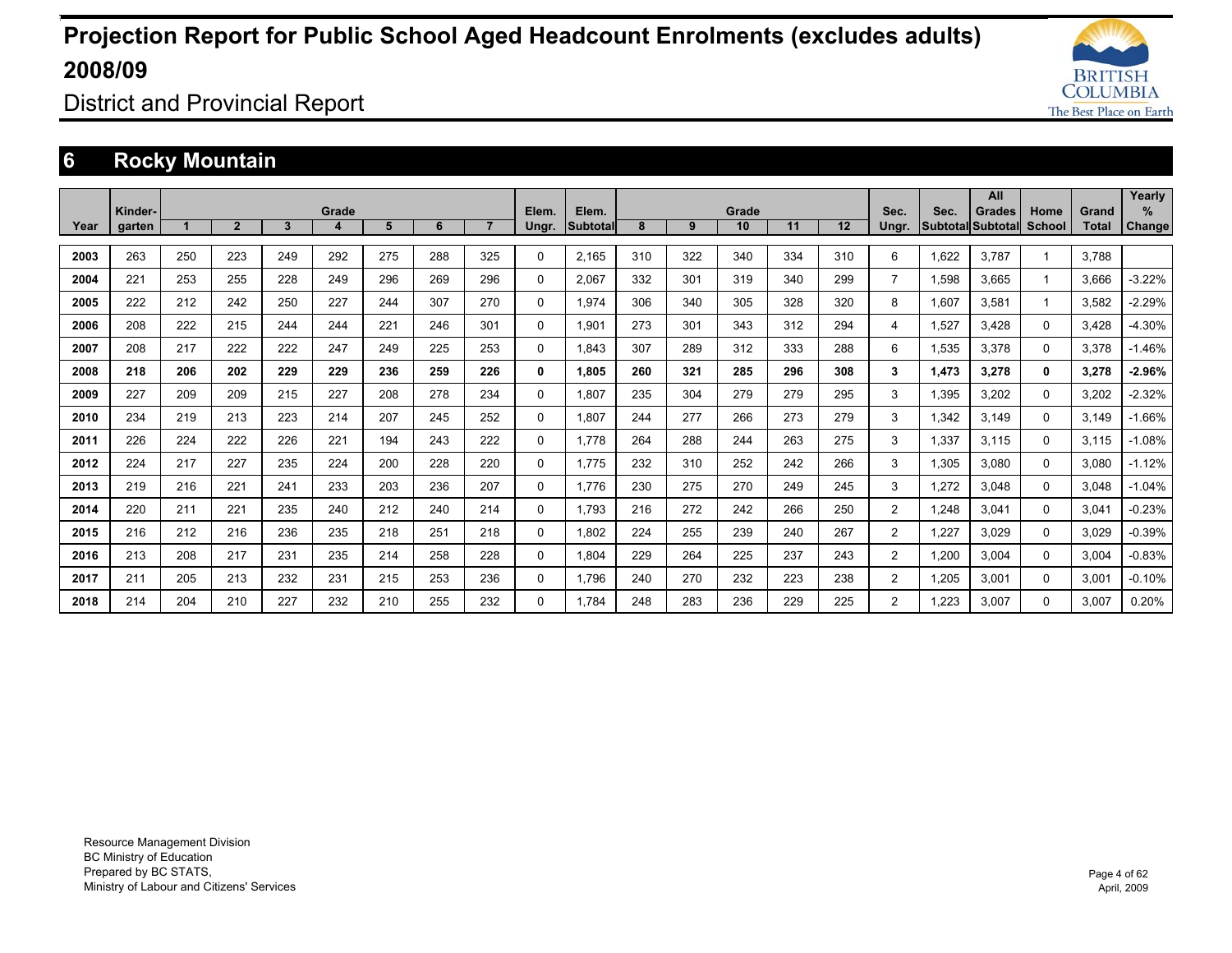# Projection Report for Public School Aged Headcount Enrolments (excludes adults) 2008/09

District and Provincial Report

## 6 Rocky Mountain

| Year | Kinder-garten | Grade 1 | 2 | 3 | 4 | 5 | 6 | 7 | Elem. Ungr. | Elem. Subtotal | Grade 8 | 9 | 10 | 11 | 12 | Sec. Ungr. | Sec. Subtotal | All Grades Subtotal | Home School | Grand Total | Yearly % Change |
|---|---|---|---|---|---|---|---|---|---|---|---|---|---|---|---|---|---|---|---|---|---|
| 2003 | 263 | 250 | 223 | 249 | 292 | 275 | 288 | 325 | 0 | 2,165 | 310 | 322 | 340 | 334 | 310 | 6 | 1,622 | 3,787 | 1 | 3,788 | |
| 2004 | 221 | 253 | 255 | 228 | 249 | 296 | 269 | 296 | 0 | 2,067 | 332 | 301 | 319 | 340 | 299 | 7 | 1,598 | 3,665 | 1 | 3,666 | -3.22% |
| 2005 | 222 | 212 | 242 | 250 | 227 | 244 | 307 | 270 | 0 | 1,974 | 306 | 340 | 305 | 328 | 320 | 8 | 1,607 | 3,581 | 1 | 3,582 | -2.29% |
| 2006 | 208 | 222 | 215 | 244 | 244 | 221 | 246 | 301 | 0 | 1,901 | 273 | 301 | 343 | 312 | 294 | 4 | 1,527 | 3,428 | 0 | 3,428 | -4.30% |
| 2007 | 208 | 217 | 222 | 222 | 247 | 249 | 225 | 253 | 0 | 1,843 | 307 | 289 | 312 | 333 | 288 | 6 | 1,535 | 3,378 | 0 | 3,378 | -1.46% |
| **2008** | **218** | **206** | **202** | **229** | **229** | **236** | **259** | **226** | **0** | **1,805** | **260** | **321** | **285** | **296** | **308** | **3** | **1,473** | **3,278** | **0** | **3,278** | **-2.96%** |
| 2009 | 227 | 209 | 209 | 215 | 227 | 208 | 278 | 234 | 0 | 1,807 | 235 | 304 | 279 | 279 | 295 | 3 | 1,395 | 3,202 | 0 | 3,202 | -2.32% |
| 2010 | 234 | 219 | 213 | 223 | 214 | 207 | 245 | 252 | 0 | 1,807 | 244 | 277 | 266 | 273 | 279 | 3 | 1,342 | 3,149 | 0 | 3,149 | -1.66% |
| 2011 | 226 | 224 | 222 | 226 | 221 | 194 | 243 | 222 | 0 | 1,778 | 264 | 288 | 244 | 263 | 275 | 3 | 1,337 | 3,115 | 0 | 3,115 | -1.08% |
| 2012 | 224 | 217 | 227 | 235 | 224 | 200 | 228 | 220 | 0 | 1,775 | 232 | 310 | 252 | 242 | 266 | 3 | 1,305 | 3,080 | 0 | 3,080 | -1.12% |
| 2013 | 219 | 216 | 221 | 241 | 233 | 203 | 236 | 207 | 0 | 1,776 | 230 | 275 | 270 | 249 | 245 | 3 | 1,272 | 3,048 | 0 | 3,048 | -1.04% |
| 2014 | 220 | 211 | 221 | 235 | 240 | 212 | 240 | 214 | 0 | 1,793 | 216 | 272 | 242 | 266 | 250 | 2 | 1,248 | 3,041 | 0 | 3,041 | -0.23% |
| 2015 | 216 | 212 | 216 | 236 | 235 | 218 | 251 | 218 | 0 | 1,802 | 224 | 255 | 239 | 240 | 267 | 2 | 1,227 | 3,029 | 0 | 3,029 | -0.39% |
| 2016 | 213 | 208 | 217 | 231 | 235 | 214 | 258 | 228 | 0 | 1,804 | 229 | 264 | 225 | 237 | 243 | 2 | 1,200 | 3,004 | 0 | 3,004 | -0.83% |
| 2017 | 211 | 205 | 213 | 232 | 231 | 215 | 253 | 236 | 0 | 1,796 | 240 | 270 | 232 | 223 | 238 | 2 | 1,205 | 3,001 | 0 | 3,001 | -0.10% |
| 2018 | 214 | 204 | 210 | 227 | 232 | 210 | 255 | 232 | 0 | 1,784 | 248 | 283 | 236 | 229 | 225 | 2 | 1,223 | 3,007 | 0 | 3,007 | 0.20% |

Resource Management Division
BC Ministry of Education
Prepared by BC STATS,
Ministry of Labour and Citizens' Services

April, 2009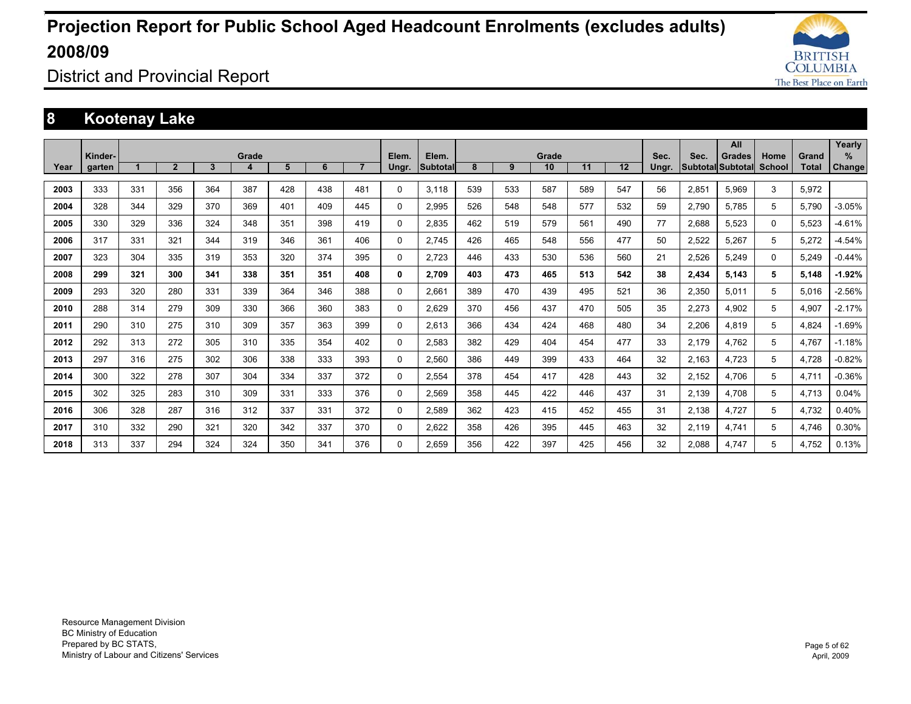# Projection Report for Public School Aged Headcount Enrolments (excludes adults) 2008/09

District and Provincial Report

## 8 Kootenay Lake

| Year | Kinder-garten | Grade 1 | 2 | 3 | 4 | 5 | 6 | 7 | Elem. Ungr. | Elem. Subtotal | Grade 8 | 9 | 10 | 11 | 12 | Sec. Ungr. | Sec. Subtotal | All Grades Subtotal | Home School | Grand Total | Yearly % Change |
|---|---|---|---|---|---|---|---|---|---|---|---|---|---|---|---|---|---|---|---|---|---|
| 2003 | 333 | 331 | 356 | 364 | 387 | 428 | 438 | 481 | 0 | 3,118 | 539 | 533 | 587 | 589 | 547 | 56 | 2,851 | 5,969 | 3 | 5,972 | |
| 2004 | 328 | 344 | 329 | 370 | 369 | 401 | 409 | 445 | 0 | 2,995 | 526 | 548 | 548 | 577 | 532 | 59 | 2,790 | 5,785 | 5 | 5,790 | -3.05% |
| 2005 | 330 | 329 | 336 | 324 | 348 | 351 | 398 | 419 | 0 | 2,835 | 462 | 519 | 579 | 561 | 490 | 77 | 2,688 | 5,523 | 0 | 5,523 | -4.61% |
| 2006 | 317 | 331 | 321 | 344 | 319 | 346 | 361 | 406 | 0 | 2,745 | 426 | 465 | 548 | 556 | 477 | 50 | 2,522 | 5,267 | 5 | 5,272 | -4.54% |
| 2007 | 323 | 304 | 335 | 319 | 353 | 320 | 374 | 395 | 0 | 2,723 | 446 | 433 | 530 | 536 | 560 | 21 | 2,526 | 5,249 | 0 | 5,249 | -0.44% |
| **2008** | **299** | **321** | **300** | **341** | **338** | **351** | **351** | **408** | **0** | **2,709** | **403** | **473** | **465** | **513** | **542** | **38** | **2,434** | **5,143** | **5** | **5,148** | **-1.92%** |
| 2009 | 293 | 320 | 280 | 331 | 339 | 364 | 346 | 388 | 0 | 2,661 | 389 | 470 | 439 | 495 | 521 | 36 | 2,350 | 5,011 | 5 | 5,016 | -2.56% |
| 2010 | 288 | 314 | 279 | 309 | 330 | 366 | 360 | 383 | 0 | 2,629 | 370 | 456 | 437 | 470 | 505 | 35 | 2,273 | 4,902 | 5 | 4,907 | -2.17% |
| 2011 | 290 | 310 | 275 | 310 | 309 | 357 | 363 | 399 | 0 | 2,613 | 366 | 434 | 424 | 468 | 480 | 34 | 2,206 | 4,819 | 5 | 4,824 | -1.69% |
| 2012 | 292 | 313 | 272 | 305 | 310 | 335 | 354 | 402 | 0 | 2,583 | 382 | 429 | 404 | 454 | 477 | 33 | 2,179 | 4,762 | 5 | 4,767 | -1.18% |
| 2013 | 297 | 316 | 275 | 302 | 306 | 338 | 333 | 393 | 0 | 2,560 | 386 | 449 | 399 | 433 | 464 | 32 | 2,163 | 4,723 | 5 | 4,728 | -0.82% |
| 2014 | 300 | 322 | 278 | 307 | 304 | 334 | 337 | 372 | 0 | 2,554 | 378 | 454 | 417 | 428 | 443 | 32 | 2,152 | 4,706 | 5 | 4,711 | -0.36% |
| 2015 | 302 | 325 | 283 | 310 | 309 | 331 | 333 | 376 | 0 | 2,569 | 358 | 445 | 422 | 446 | 437 | 31 | 2,139 | 4,708 | 5 | 4,713 | 0.04% |
| 2016 | 306 | 328 | 287 | 316 | 312 | 337 | 331 | 372 | 0 | 2,589 | 362 | 423 | 415 | 452 | 455 | 31 | 2,138 | 4,727 | 5 | 4,732 | 0.40% |
| 2017 | 310 | 332 | 290 | 321 | 320 | 342 | 337 | 370 | 0 | 2,622 | 358 | 426 | 395 | 445 | 463 | 32 | 2,119 | 4,741 | 5 | 4,746 | 0.30% |
| 2018 | 313 | 337 | 294 | 324 | 324 | 350 | 341 | 376 | 0 | 2,659 | 356 | 422 | 397 | 425 | 456 | 32 | 2,088 | 4,747 | 5 | 4,752 | 0.13% |

Resource Management Division
BC Ministry of Education
Prepared by BC STATS,
Ministry of Labour and Citizens' Services

April, 2009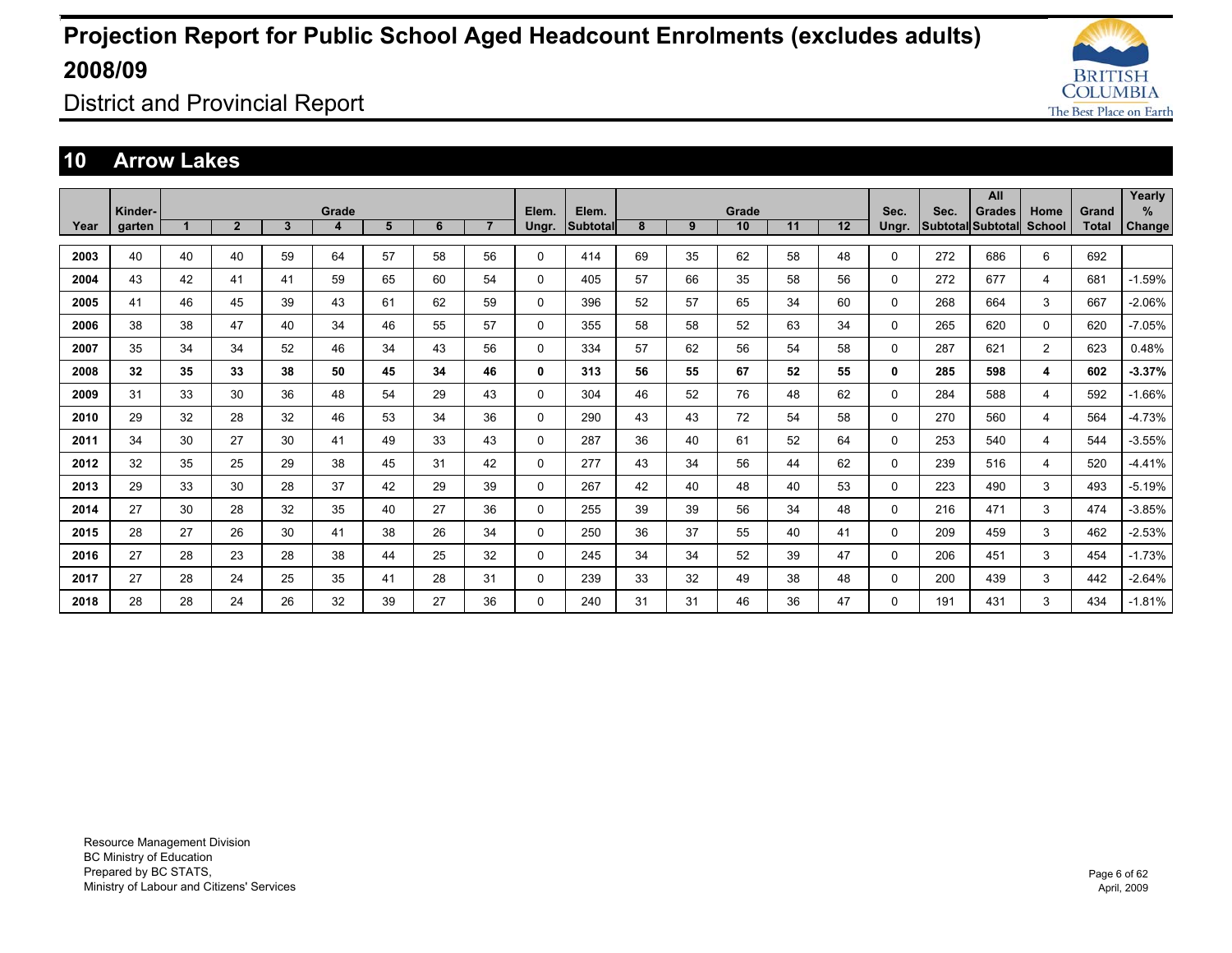# Projection Report for Public School Aged Headcount Enrolments (excludes adults) 2008/09

District and Provincial Report

## 10 Arrow Lakes

| Year | Kinder-garten | Grade 1 | 2 | 3 | 4 | 5 | 6 | 7 | Elem. Ungr. | Elem. Subtotal | Grade 8 | 9 | 10 | 11 | 12 | Sec. Ungr. | Sec. Subtotal | All Grades Subtotal | Home School | Grand Total | Yearly % Change |
|---|---|---|---|---|---|---|---|---|---|---|---|---|---|---|---|---|---|---|---|---|---|
| 2003 | 40 | 40 | 40 | 59 | 64 | 57 | 58 | 56 | 0 | 414 | 69 | 35 | 62 | 58 | 48 | 0 | 272 | 686 | 6 | 692 | |
| 2004 | 43 | 42 | 41 | 41 | 59 | 65 | 60 | 54 | 0 | 405 | 57 | 66 | 35 | 58 | 56 | 0 | 272 | 677 | 4 | 681 | -1.59% |
| 2005 | 41 | 46 | 45 | 39 | 43 | 61 | 62 | 59 | 0 | 396 | 52 | 57 | 65 | 34 | 60 | 0 | 268 | 664 | 3 | 667 | -2.06% |
| 2006 | 38 | 38 | 47 | 40 | 34 | 46 | 55 | 57 | 0 | 355 | 58 | 58 | 52 | 63 | 34 | 0 | 265 | 620 | 0 | 620 | -7.05% |
| 2007 | 35 | 34 | 34 | 52 | 46 | 34 | 43 | 56 | 0 | 334 | 57 | 62 | 56 | 54 | 58 | 0 | 287 | 621 | 2 | 623 | 0.48% |
| **2008** | **32** | **35** | **33** | **38** | **50** | **45** | **34** | **46** | **0** | **313** | **56** | **55** | **67** | **52** | **55** | **0** | **285** | **598** | **4** | **602** | **-3.37%** |
| 2009 | 31 | 33 | 30 | 36 | 48 | 54 | 29 | 43 | 0 | 304 | 46 | 52 | 76 | 48 | 62 | 0 | 284 | 588 | 4 | 592 | -1.66% |
| 2010 | 29 | 32 | 28 | 32 | 46 | 53 | 34 | 36 | 0 | 290 | 43 | 43 | 72 | 54 | 58 | 0 | 270 | 560 | 4 | 564 | -4.73% |
| 2011 | 34 | 30 | 27 | 30 | 41 | 49 | 33 | 43 | 0 | 287 | 36 | 40 | 61 | 52 | 64 | 0 | 253 | 540 | 4 | 544 | -3.55% |
| 2012 | 32 | 35 | 25 | 29 | 38 | 45 | 31 | 42 | 0 | 277 | 43 | 34 | 56 | 44 | 62 | 0 | 239 | 516 | 4 | 520 | -4.41% |
| 2013 | 29 | 33 | 30 | 28 | 37 | 42 | 29 | 39 | 0 | 267 | 42 | 40 | 48 | 40 | 53 | 0 | 223 | 490 | 3 | 493 | -5.19% |
| 2014 | 27 | 30 | 28 | 32 | 35 | 40 | 27 | 36 | 0 | 255 | 39 | 39 | 56 | 34 | 48 | 0 | 216 | 471 | 3 | 474 | -3.85% |
| 2015 | 28 | 27 | 26 | 30 | 41 | 38 | 26 | 34 | 0 | 250 | 36 | 37 | 55 | 40 | 41 | 0 | 209 | 459 | 3 | 462 | -2.53% |
| 2016 | 27 | 28 | 23 | 28 | 38 | 44 | 25 | 32 | 0 | 245 | 34 | 34 | 52 | 39 | 47 | 0 | 206 | 451 | 3 | 454 | -1.73% |
| 2017 | 27 | 28 | 24 | 25 | 35 | 41 | 28 | 31 | 0 | 239 | 33 | 32 | 49 | 38 | 48 | 0 | 200 | 439 | 3 | 442 | -2.64% |
| 2018 | 28 | 28 | 24 | 26 | 32 | 39 | 27 | 36 | 0 | 240 | 31 | 31 | 46 | 36 | 47 | 0 | 191 | 431 | 3 | 434 | -1.81% |

Resource Management Division
BC Ministry of Education
Prepared by BC STATS,
Ministry of Labour and Citizens' Services

April, 2009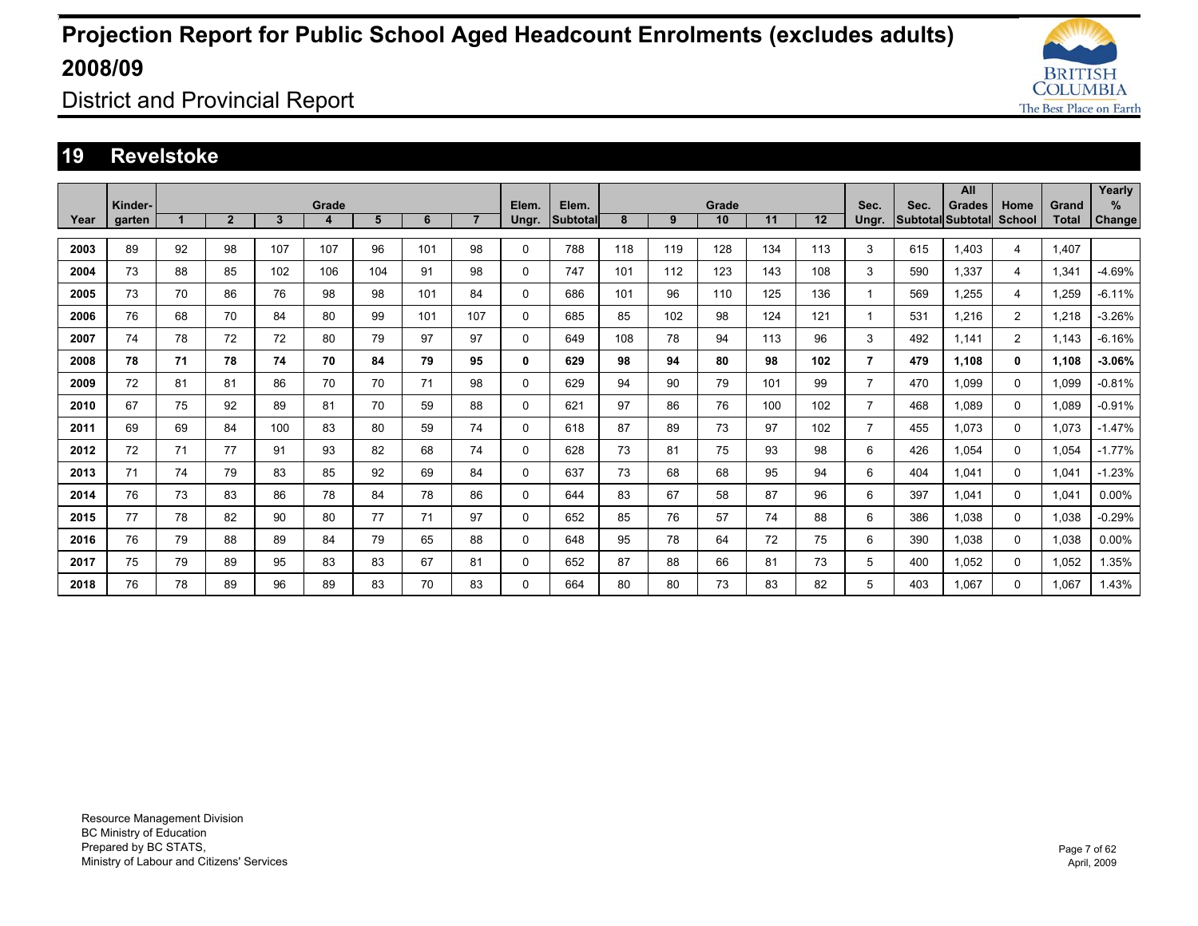# Projection Report for Public School Aged Headcount Enrolments (excludes adults) 2008/09

District and Provincial Report

## 19 Revelstoke

| Year | Kinder-garten | Grade 1 | 2 | 3 | 4 | 5 | 6 | 7 | Elem. Ungr. | Elem. Subtotal | Grade 8 | 9 | 10 | 11 | 12 | Sec. Ungr. | Sec. Subtotal | All Grades Subtotal | Home School | Grand Total | Yearly % Change |
|---|---|---|---|---|---|---|---|---|---|---|---|---|---|---|---|---|---|---|---|---|---|
| 2003 | 89 | 92 | 98 | 107 | 107 | 96 | 101 | 98 | 0 | 788 | 118 | 119 | 128 | 134 | 113 | 3 | 615 | 1,403 | 4 | 1,407 | |
| 2004 | 73 | 88 | 85 | 102 | 106 | 104 | 91 | 98 | 0 | 747 | 101 | 112 | 123 | 143 | 108 | 3 | 590 | 1,337 | 4 | 1,341 | -4.69% |
| 2005 | 73 | 70 | 86 | 76 | 98 | 98 | 101 | 84 | 0 | 686 | 101 | 96 | 110 | 125 | 136 | 1 | 569 | 1,255 | 4 | 1,259 | -6.11% |
| 2006 | 76 | 68 | 70 | 84 | 80 | 99 | 101 | 107 | 0 | 685 | 85 | 102 | 98 | 124 | 121 | 1 | 531 | 1,216 | 2 | 1,218 | -3.26% |
| 2007 | 74 | 78 | 72 | 72 | 80 | 79 | 97 | 97 | 0 | 649 | 108 | 78 | 94 | 113 | 96 | 3 | 492 | 1,141 | 2 | 1,143 | -6.16% |
| **2008** | **78** | **71** | **78** | **74** | **70** | **84** | **79** | **95** | **0** | **629** | **98** | **94** | **80** | **98** | **102** | **7** | **479** | **1,108** | **0** | **1,108** | **-3.06%** |
| 2009 | 72 | 81 | 81 | 86 | 70 | 70 | 71 | 98 | 0 | 629 | 94 | 90 | 79 | 101 | 99 | 7 | 470 | 1,099 | 0 | 1,099 | -0.81% |
| 2010 | 67 | 75 | 92 | 89 | 81 | 70 | 59 | 88 | 0 | 621 | 97 | 86 | 76 | 100 | 102 | 7 | 468 | 1,089 | 0 | 1,089 | -0.91% |
| 2011 | 69 | 69 | 84 | 100 | 83 | 80 | 59 | 74 | 0 | 618 | 87 | 89 | 73 | 97 | 102 | 7 | 455 | 1,073 | 0 | 1,073 | -1.47% |
| 2012 | 72 | 71 | 77 | 91 | 93 | 82 | 68 | 74 | 0 | 628 | 73 | 81 | 75 | 93 | 98 | 6 | 426 | 1,054 | 0 | 1,054 | -1.77% |
| 2013 | 71 | 74 | 79 | 83 | 85 | 92 | 69 | 84 | 0 | 637 | 73 | 68 | 68 | 95 | 94 | 6 | 404 | 1,041 | 0 | 1,041 | -1.23% |
| 2014 | 76 | 73 | 83 | 86 | 78 | 84 | 78 | 86 | 0 | 644 | 83 | 67 | 58 | 87 | 96 | 6 | 397 | 1,041 | 0 | 1,041 | 0.00% |
| 2015 | 77 | 78 | 82 | 90 | 80 | 77 | 71 | 97 | 0 | 652 | 85 | 76 | 57 | 74 | 88 | 6 | 386 | 1,038 | 0 | 1,038 | -0.29% |
| 2016 | 76 | 79 | 88 | 89 | 84 | 79 | 65 | 88 | 0 | 648 | 95 | 78 | 64 | 72 | 75 | 6 | 390 | 1,038 | 0 | 1,038 | 0.00% |
| 2017 | 75 | 79 | 89 | 95 | 83 | 83 | 67 | 81 | 0 | 652 | 87 | 88 | 66 | 81 | 73 | 5 | 400 | 1,052 | 0 | 1,052 | 1.35% |
| 2018 | 76 | 78 | 89 | 96 | 89 | 83 | 70 | 83 | 0 | 664 | 80 | 80 | 73 | 83 | 82 | 5 | 403 | 1,067 | 0 | 1,067 | 1.43% |

Resource Management Division
BC Ministry of Education
Prepared by BC STATS,
Ministry of Labour and Citizens' Services

April, 2009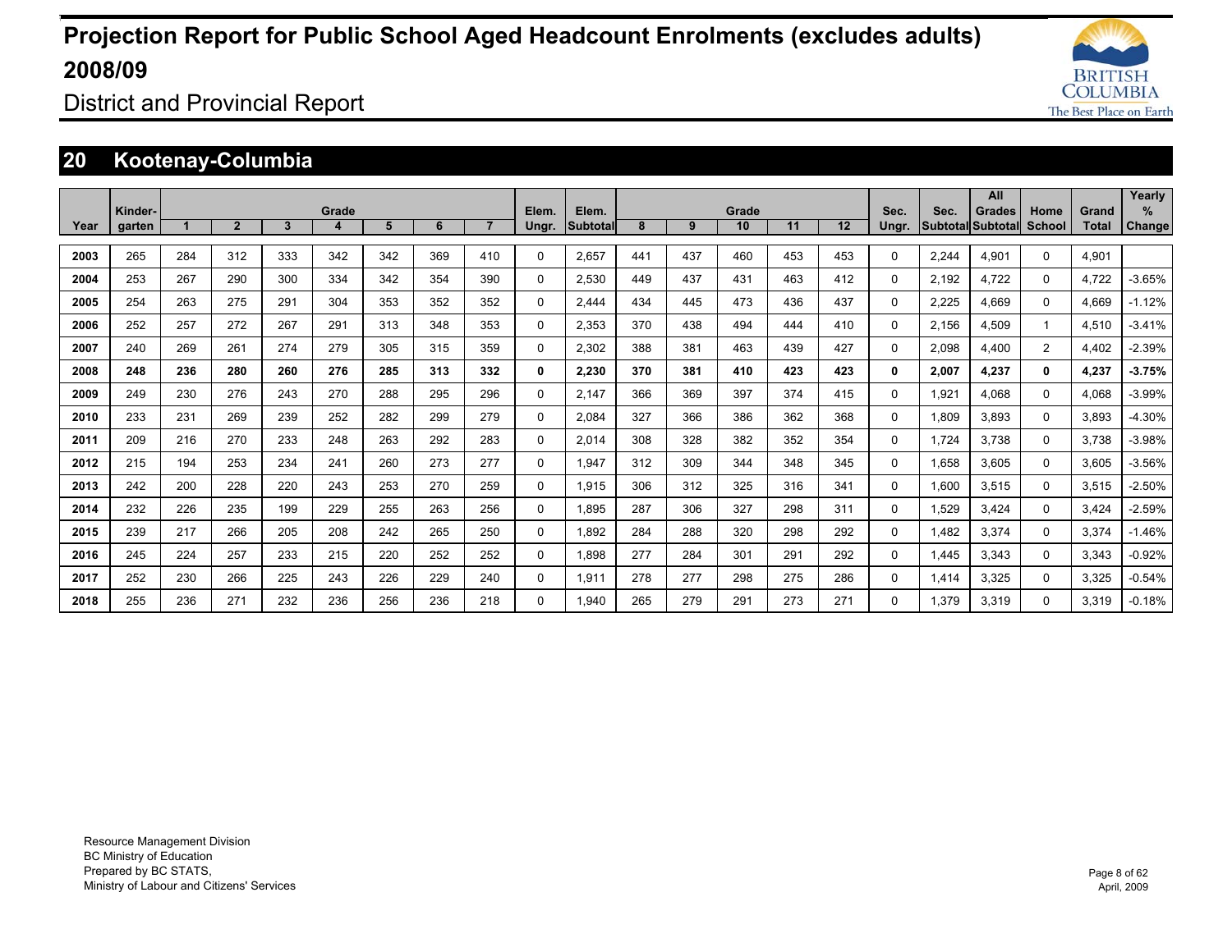# Projection Report for Public School Aged Headcount Enrolments (excludes adults) 2008/09

District and Provincial Report

## 20 Kootenay-Columbia

| Year | Kinder-garten | Grade 1 | 2 | 3 | 4 | 5 | 6 | 7 | Elem. Ungr. | Elem. Subtotal | Grade 8 | 9 | 10 | 11 | 12 | Sec. Ungr. | Sec. Subtotal | All Grades Subtotal | Home School | Grand Total | Yearly % Change |
|---|---|---|---|---|---|---|---|---|---|---|---|---|---|---|---|---|---|---|---|---|---|
| **2003** | 265 | 284 | 312 | 333 | 342 | 342 | 369 | 410 | 0 | 2,657 | 441 | 437 | 460 | 453 | 453 | 0 | 2,244 | 4,901 | 0 | 4,901 | |
| **2004** | 253 | 267 | 290 | 300 | 334 | 342 | 354 | 390 | 0 | 2,530 | 449 | 437 | 431 | 463 | 412 | 0 | 2,192 | 4,722 | 0 | 4,722 | -3.65% |
| **2005** | 254 | 263 | 275 | 291 | 304 | 353 | 352 | 352 | 0 | 2,444 | 434 | 445 | 473 | 436 | 437 | 0 | 2,225 | 4,669 | 0 | 4,669 | -1.12% |
| **2006** | 252 | 257 | 272 | 267 | 291 | 313 | 348 | 353 | 0 | 2,353 | 370 | 438 | 494 | 444 | 410 | 0 | 2,156 | 4,509 | 1 | 4,510 | -3.41% |
| **2007** | 240 | 269 | 261 | 274 | 279 | 305 | 315 | 359 | 0 | 2,302 | 388 | 381 | 463 | 439 | 427 | 0 | 2,098 | 4,400 | 2 | 4,402 | -2.39% |
| **2008** | **248** | **236** | **280** | **260** | **276** | **285** | **313** | **332** | **0** | **2,230** | **370** | **381** | **410** | **423** | **423** | **0** | **2,007** | **4,237** | **0** | **4,237** | **-3.75%** |
| **2009** | 249 | 230 | 276 | 243 | 270 | 288 | 295 | 296 | 0 | 2,147 | 366 | 369 | 397 | 374 | 415 | 0 | 1,921 | 4,068 | 0 | 4,068 | -3.99% |
| **2010** | 233 | 231 | 269 | 239 | 252 | 282 | 299 | 279 | 0 | 2,084 | 327 | 366 | 386 | 362 | 368 | 0 | 1,809 | 3,893 | 0 | 3,893 | -4.30% |
| **2011** | 209 | 216 | 270 | 233 | 248 | 263 | 292 | 283 | 0 | 2,014 | 308 | 328 | 382 | 352 | 354 | 0 | 1,724 | 3,738 | 0 | 3,738 | -3.98% |
| **2012** | 215 | 194 | 253 | 234 | 241 | 260 | 273 | 277 | 0 | 1,947 | 312 | 309 | 344 | 348 | 345 | 0 | 1,658 | 3,605 | 0 | 3,605 | -3.56% |
| **2013** | 242 | 200 | 228 | 220 | 243 | 253 | 270 | 259 | 0 | 1,915 | 306 | 312 | 325 | 316 | 341 | 0 | 1,600 | 3,515 | 0 | 3,515 | -2.50% |
| **2014** | 232 | 226 | 235 | 199 | 229 | 255 | 263 | 256 | 0 | 1,895 | 287 | 306 | 327 | 298 | 311 | 0 | 1,529 | 3,424 | 0 | 3,424 | -2.59% |
| **2015** | 239 | 217 | 266 | 205 | 208 | 242 | 265 | 250 | 0 | 1,892 | 284 | 288 | 320 | 298 | 292 | 0 | 1,482 | 3,374 | 0 | 3,374 | -1.46% |
| **2016** | 245 | 224 | 257 | 233 | 215 | 220 | 252 | 252 | 0 | 1,898 | 277 | 284 | 301 | 291 | 292 | 0 | 1,445 | 3,343 | 0 | 3,343 | -0.92% |
| **2017** | 252 | 230 | 266 | 225 | 243 | 226 | 229 | 240 | 0 | 1,911 | 278 | 277 | 298 | 275 | 286 | 0 | 1,414 | 3,325 | 0 | 3,325 | -0.54% |
| **2018** | 255 | 236 | 271 | 232 | 236 | 256 | 236 | 218 | 0 | 1,940 | 265 | 279 | 291 | 273 | 271 | 0 | 1,379 | 3,319 | 0 | 3,319 | -0.18% |

Resource Management Division
BC Ministry of Education
Prepared by BC STATS,
Ministry of Labour and Citizens' Services

April, 2009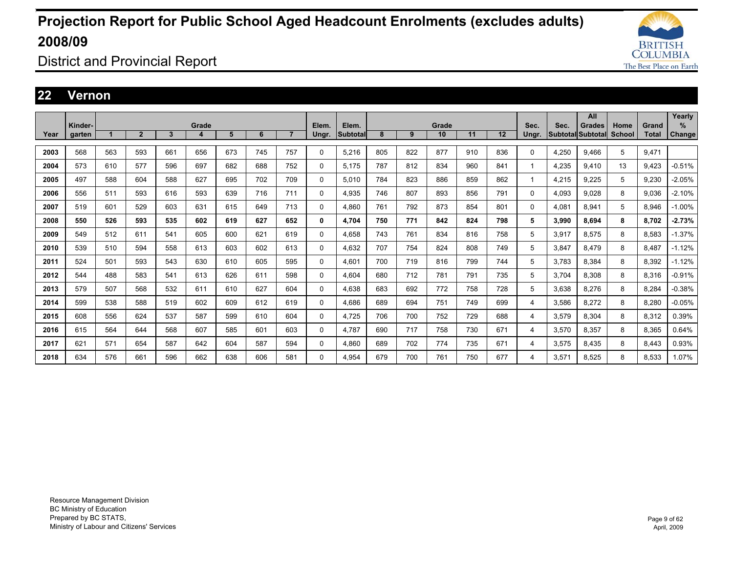# Projection Report for Public School Aged Headcount Enrolments (excludes adults) 2008/09

District and Provincial Report

## 22 Vernon

| Year | Kinder-garten | Grade 1 | 2 | 3 | 4 | 5 | 6 | 7 | Elem. Ungr. | Elem. Subtotal | Grade 8 | 9 | 10 | 11 | 12 | Sec. Ungr. | Sec. Subtotal | All Grades Subtotal | Home School | Grand Total | Yearly % Change |
|---|---|---|---|---|---|---|---|---|---|---|---|---|---|---|---|---|---|---|---|---|---|
| 2003 | 568 | 563 | 593 | 661 | 656 | 673 | 745 | 757 | 0 | 5,216 | 805 | 822 | 877 | 910 | 836 | 0 | 4,250 | 9,466 | 5 | 9,471 | |
| 2004 | 573 | 610 | 577 | 596 | 697 | 682 | 688 | 752 | 0 | 5,175 | 787 | 812 | 834 | 960 | 841 | 1 | 4,235 | 9,410 | 13 | 9,423 | -0.51% |
| 2005 | 497 | 588 | 604 | 588 | 627 | 695 | 702 | 709 | 0 | 5,010 | 784 | 823 | 886 | 859 | 862 | 1 | 4,215 | 9,225 | 5 | 9,230 | -2.05% |
| 2006 | 556 | 511 | 593 | 616 | 593 | 639 | 716 | 711 | 0 | 4,935 | 746 | 807 | 893 | 856 | 791 | 0 | 4,093 | 9,028 | 8 | 9,036 | -2.10% |
| 2007 | 519 | 601 | 529 | 603 | 631 | 615 | 649 | 713 | 0 | 4,860 | 761 | 792 | 873 | 854 | 801 | 0 | 4,081 | 8,941 | 5 | 8,946 | -1.00% |
| **2008** | **550** | **526** | **593** | **535** | **602** | **619** | **627** | **652** | **0** | **4,704** | **750** | **771** | **842** | **824** | **798** | **5** | **3,990** | **8,694** | **8** | **8,702** | **-2.73%** |
| 2009 | 549 | 512 | 611 | 541 | 605 | 600 | 621 | 619 | 0 | 4,658 | 743 | 761 | 834 | 816 | 758 | 5 | 3,917 | 8,575 | 8 | 8,583 | -1.37% |
| 2010 | 539 | 510 | 594 | 558 | 613 | 603 | 602 | 613 | 0 | 4,632 | 707 | 754 | 824 | 808 | 749 | 5 | 3,847 | 8,479 | 8 | 8,487 | -1.12% |
| 2011 | 524 | 501 | 593 | 543 | 630 | 610 | 605 | 595 | 0 | 4,601 | 700 | 719 | 816 | 799 | 744 | 5 | 3,783 | 8,384 | 8 | 8,392 | -1.12% |
| 2012 | 544 | 488 | 583 | 541 | 613 | 626 | 611 | 598 | 0 | 4,604 | 680 | 712 | 781 | 791 | 735 | 5 | 3,704 | 8,308 | 8 | 8,316 | -0.91% |
| 2013 | 579 | 507 | 568 | 532 | 611 | 610 | 627 | 604 | 0 | 4,638 | 683 | 692 | 772 | 758 | 728 | 5 | 3,638 | 8,276 | 8 | 8,284 | -0.38% |
| 2014 | 599 | 538 | 588 | 519 | 602 | 609 | 612 | 619 | 0 | 4,686 | 689 | 694 | 751 | 749 | 699 | 4 | 3,586 | 8,272 | 8 | 8,280 | -0.05% |
| 2015 | 608 | 556 | 624 | 537 | 587 | 599 | 610 | 604 | 0 | 4,725 | 706 | 700 | 752 | 729 | 688 | 4 | 3,579 | 8,304 | 8 | 8,312 | 0.39% |
| 2016 | 615 | 564 | 644 | 568 | 607 | 585 | 601 | 603 | 0 | 4,787 | 690 | 717 | 758 | 730 | 671 | 4 | 3,570 | 8,357 | 8 | 8,365 | 0.64% |
| 2017 | 621 | 571 | 654 | 587 | 642 | 604 | 587 | 594 | 0 | 4,860 | 689 | 702 | 774 | 735 | 671 | 4 | 3,575 | 8,435 | 8 | 8,443 | 0.93% |
| 2018 | 634 | 576 | 661 | 596 | 662 | 638 | 606 | 581 | 0 | 4,954 | 679 | 700 | 761 | 750 | 677 | 4 | 3,571 | 8,525 | 8 | 8,533 | 1.07% |

Resource Management Division
BC Ministry of Education
Prepared by BC STATS,
Ministry of Labour and Citizens' Services

April, 2009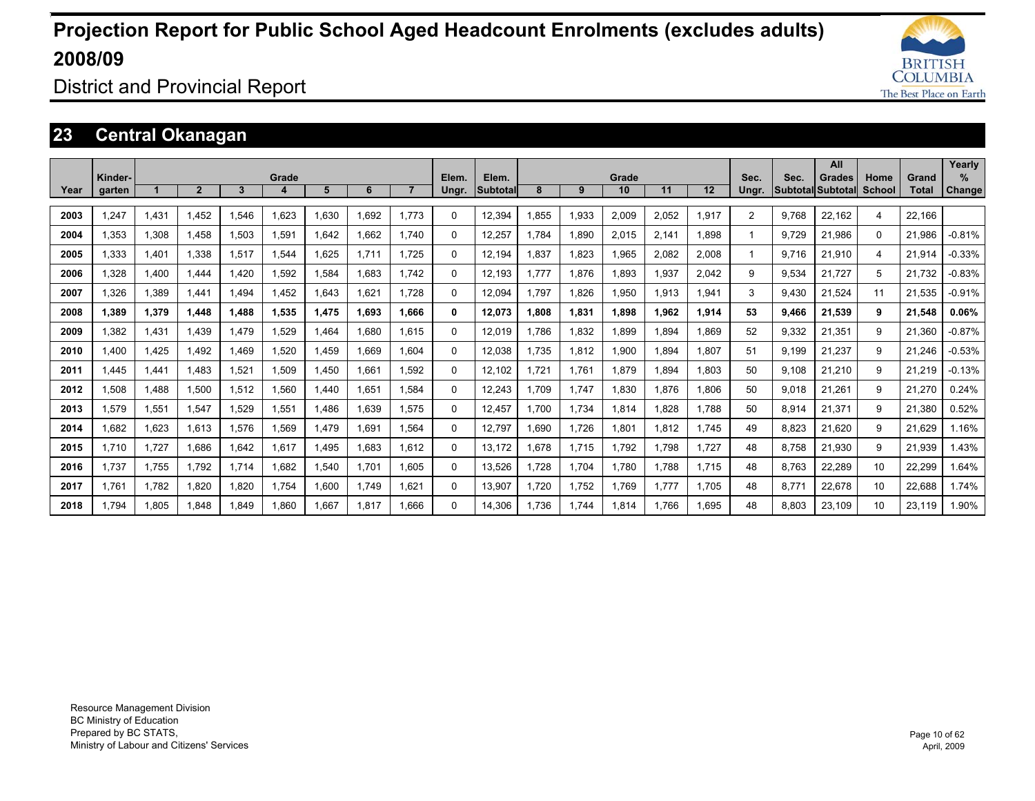# Projection Report for Public School Aged Headcount Enrolments (excludes adults) 2008/09

## District and Provincial Report

## 23 Central Okanagan

| Year | Kinder-garten | Grade 1 | 2 | 3 | 4 | 5 | 6 | 7 | Elem. Ungr. | Elem. Subtotal | Grade 8 | 9 | 10 | 11 | 12 | Sec. Ungr. | Sec. Subtotal | All Grades Subtotal | Home School | Grand Total | Yearly % Change |
|---|---|---|---|---|---|---|---|---|---|---|---|---|---|---|---|---|---|---|---|---|---|
| 2003 | 1,247 | 1,431 | 1,452 | 1,546 | 1,623 | 1,630 | 1,692 | 1,773 | 0 | 12,394 | 1,855 | 1,933 | 2,009 | 2,052 | 1,917 | 2 | 9,768 | 22,162 | 4 | 22,166 | |
| 2004 | 1,353 | 1,308 | 1,458 | 1,503 | 1,591 | 1,642 | 1,662 | 1,740 | 0 | 12,257 | 1,784 | 1,890 | 2,015 | 2,141 | 1,898 | 1 | 9,729 | 21,986 | 0 | 21,986 | -0.81% |
| 2005 | 1,333 | 1,401 | 1,338 | 1,517 | 1,544 | 1,625 | 1,711 | 1,725 | 0 | 12,194 | 1,837 | 1,823 | 1,965 | 2,082 | 2,008 | 1 | 9,716 | 21,910 | 4 | 21,914 | -0.33% |
| 2006 | 1,328 | 1,400 | 1,444 | 1,420 | 1,592 | 1,584 | 1,683 | 1,742 | 0 | 12,193 | 1,777 | 1,876 | 1,893 | 1,937 | 2,042 | 9 | 9,534 | 21,727 | 5 | 21,732 | -0.83% |
| 2007 | 1,326 | 1,389 | 1,441 | 1,494 | 1,452 | 1,643 | 1,621 | 1,728 | 0 | 12,094 | 1,797 | 1,826 | 1,950 | 1,913 | 1,941 | 3 | 9,430 | 21,524 | 11 | 21,535 | -0.91% |
| **2008** | **1,389** | **1,379** | **1,448** | **1,488** | **1,535** | **1,475** | **1,693** | **1,666** | **0** | **12,073** | **1,808** | **1,831** | **1,898** | **1,962** | **1,914** | **53** | **9,466** | **21,539** | **9** | **21,548** | **0.06%** |
| 2009 | 1,382 | 1,431 | 1,439 | 1,479 | 1,529 | 1,464 | 1,680 | 1,615 | 0 | 12,019 | 1,786 | 1,832 | 1,899 | 1,894 | 1,869 | 52 | 9,332 | 21,351 | 9 | 21,360 | -0.87% |
| 2010 | 1,400 | 1,425 | 1,492 | 1,469 | 1,520 | 1,459 | 1,669 | 1,604 | 0 | 12,038 | 1,735 | 1,812 | 1,900 | 1,894 | 1,807 | 51 | 9,199 | 21,237 | 9 | 21,246 | -0.53% |
| 2011 | 1,445 | 1,441 | 1,483 | 1,521 | 1,509 | 1,450 | 1,661 | 1,592 | 0 | 12,102 | 1,721 | 1,761 | 1,879 | 1,894 | 1,803 | 50 | 9,108 | 21,210 | 9 | 21,219 | -0.13% |
| 2012 | 1,508 | 1,488 | 1,500 | 1,512 | 1,560 | 1,440 | 1,651 | 1,584 | 0 | 12,243 | 1,709 | 1,747 | 1,830 | 1,876 | 1,806 | 50 | 9,018 | 21,261 | 9 | 21,270 | 0.24% |
| 2013 | 1,579 | 1,551 | 1,547 | 1,529 | 1,551 | 1,486 | 1,639 | 1,575 | 0 | 12,457 | 1,700 | 1,734 | 1,814 | 1,828 | 1,788 | 50 | 8,914 | 21,371 | 9 | 21,380 | 0.52% |
| 2014 | 1,682 | 1,623 | 1,613 | 1,576 | 1,569 | 1,479 | 1,691 | 1,564 | 0 | 12,797 | 1,690 | 1,726 | 1,801 | 1,812 | 1,745 | 49 | 8,823 | 21,620 | 9 | 21,629 | 1.16% |
| 2015 | 1,710 | 1,727 | 1,686 | 1,642 | 1,617 | 1,495 | 1,683 | 1,612 | 0 | 13,172 | 1,678 | 1,715 | 1,792 | 1,798 | 1,727 | 48 | 8,758 | 21,930 | 9 | 21,939 | 1.43% |
| 2016 | 1,737 | 1,755 | 1,792 | 1,714 | 1,682 | 1,540 | 1,701 | 1,605 | 0 | 13,526 | 1,728 | 1,704 | 1,780 | 1,788 | 1,715 | 48 | 8,763 | 22,289 | 10 | 22,299 | 1.64% |
| 2017 | 1,761 | 1,782 | 1,820 | 1,820 | 1,754 | 1,600 | 1,749 | 1,621 | 0 | 13,907 | 1,720 | 1,752 | 1,769 | 1,777 | 1,705 | 48 | 8,771 | 22,678 | 10 | 22,688 | 1.74% |
| 2018 | 1,794 | 1,805 | 1,848 | 1,849 | 1,860 | 1,667 | 1,817 | 1,666 | 0 | 14,306 | 1,736 | 1,744 | 1,814 | 1,766 | 1,695 | 48 | 8,803 | 23,109 | 10 | 23,119 | 1.90% |

Resource Management Division
BC Ministry of Education
Prepared by BC STATS,
Ministry of Labour and Citizens' Services

April, 2009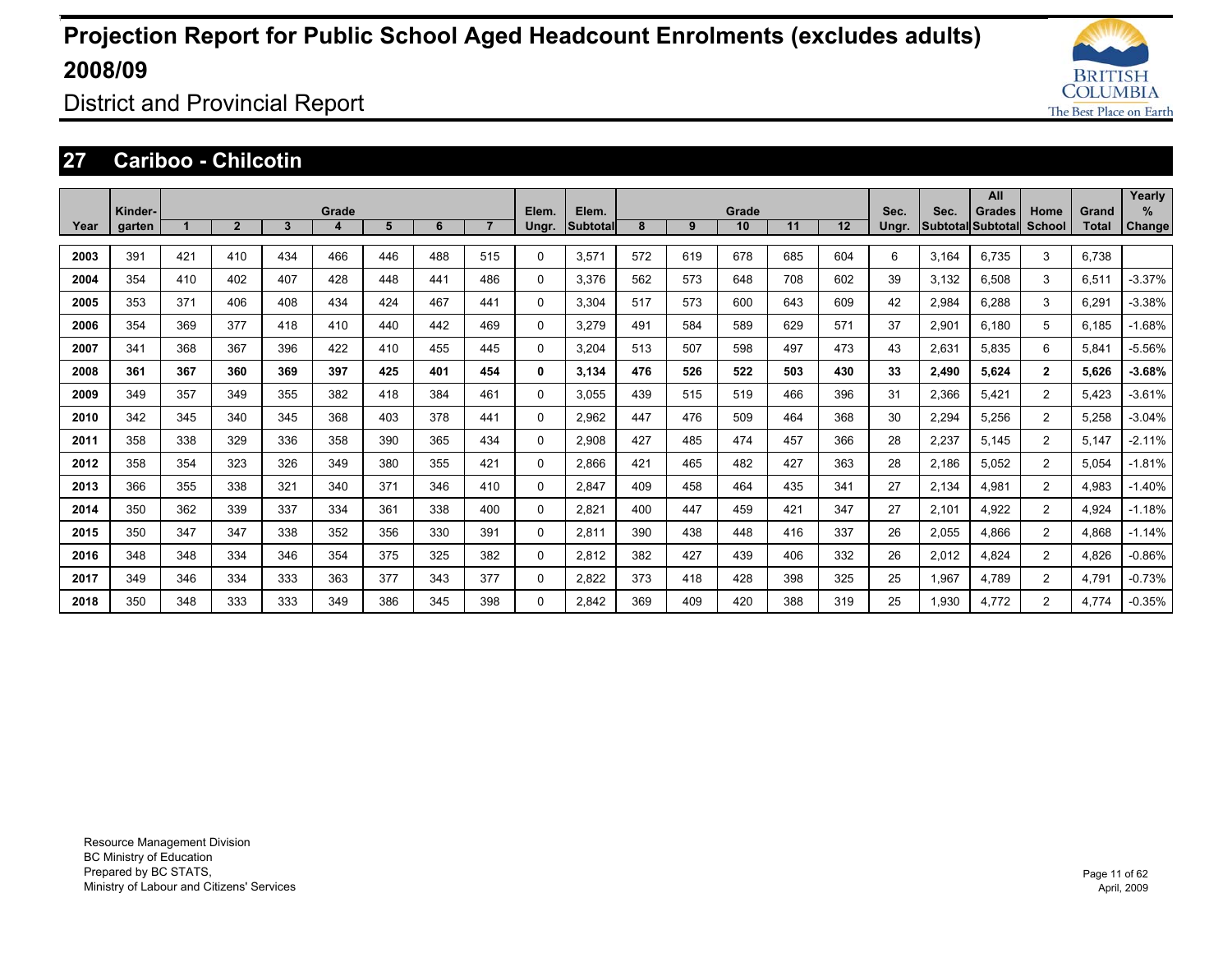# Projection Report for Public School Aged Headcount Enrolments (excludes adults) 2008/09

District and Provincial Report

## 27 Cariboo - Chilcotin

| Year | Kinder-garten | Grade 1 | 2 | 3 | 4 | 5 | 6 | 7 | Elem. Ungr. | Elem. Subtotal | Grade 8 | 9 | 10 | 11 | 12 | Sec. Ungr. | Sec. Subtotal | All Grades Subtotal | Home School | Grand Total | Yearly % Change |
|---|---|---|---|---|---|---|---|---|---|---|---|---|---|---|---|---|---|---|---|---|---|
| 2003 | 391 | 421 | 410 | 434 | 466 | 446 | 488 | 515 | 0 | 3,571 | 572 | 619 | 678 | 685 | 604 | 6 | 3,164 | 6,735 | 3 | 6,738 | |
| 2004 | 354 | 410 | 402 | 407 | 428 | 448 | 441 | 486 | 0 | 3,376 | 562 | 573 | 648 | 708 | 602 | 39 | 3,132 | 6,508 | 3 | 6,511 | -3.37% |
| 2005 | 353 | 371 | 406 | 408 | 434 | 424 | 467 | 441 | 0 | 3,304 | 517 | 573 | 600 | 643 | 609 | 42 | 2,984 | 6,288 | 3 | 6,291 | -3.38% |
| 2006 | 354 | 369 | 377 | 418 | 410 | 440 | 442 | 469 | 0 | 3,279 | 491 | 584 | 589 | 629 | 571 | 37 | 2,901 | 6,180 | 5 | 6,185 | -1.68% |
| 2007 | 341 | 368 | 367 | 396 | 422 | 410 | 455 | 445 | 0 | 3,204 | 513 | 507 | 598 | 497 | 473 | 43 | 2,631 | 5,835 | 6 | 5,841 | -5.56% |
| **2008** | **361** | **367** | **360** | **369** | **397** | **425** | **401** | **454** | **0** | **3,134** | **476** | **526** | **522** | **503** | **430** | **33** | **2,490** | **5,624** | **2** | **5,626** | **-3.68%** |
| 2009 | 349 | 357 | 349 | 355 | 382 | 418 | 384 | 461 | 0 | 3,055 | 439 | 515 | 519 | 466 | 396 | 31 | 2,366 | 5,421 | 2 | 5,423 | -3.61% |
| 2010 | 342 | 345 | 340 | 345 | 368 | 403 | 378 | 441 | 0 | 2,962 | 447 | 476 | 509 | 464 | 368 | 30 | 2,294 | 5,256 | 2 | 5,258 | -3.04% |
| 2011 | 358 | 338 | 329 | 336 | 358 | 390 | 365 | 434 | 0 | 2,908 | 427 | 485 | 474 | 457 | 366 | 28 | 2,237 | 5,145 | 2 | 5,147 | -2.11% |
| 2012 | 358 | 354 | 323 | 326 | 349 | 380 | 355 | 421 | 0 | 2,866 | 421 | 465 | 482 | 427 | 363 | 28 | 2,186 | 5,052 | 2 | 5,054 | -1.81% |
| 2013 | 366 | 355 | 338 | 321 | 340 | 371 | 346 | 410 | 0 | 2,847 | 409 | 458 | 464 | 435 | 341 | 27 | 2,134 | 4,981 | 2 | 4,983 | -1.40% |
| 2014 | 350 | 362 | 339 | 337 | 334 | 361 | 338 | 400 | 0 | 2,821 | 400 | 447 | 459 | 421 | 347 | 27 | 2,101 | 4,922 | 2 | 4,924 | -1.18% |
| 2015 | 350 | 347 | 347 | 338 | 352 | 356 | 330 | 391 | 0 | 2,811 | 390 | 438 | 448 | 416 | 337 | 26 | 2,055 | 4,866 | 2 | 4,868 | -1.14% |
| 2016 | 348 | 348 | 334 | 346 | 354 | 375 | 325 | 382 | 0 | 2,812 | 382 | 427 | 439 | 406 | 332 | 26 | 2,012 | 4,824 | 2 | 4,826 | -0.86% |
| 2017 | 349 | 346 | 334 | 333 | 363 | 377 | 343 | 377 | 0 | 2,822 | 373 | 418 | 428 | 398 | 325 | 25 | 1,967 | 4,789 | 2 | 4,791 | -0.73% |
| 2018 | 350 | 348 | 333 | 333 | 349 | 386 | 345 | 398 | 0 | 2,842 | 369 | 409 | 420 | 388 | 319 | 25 | 1,930 | 4,772 | 2 | 4,774 | -0.35% |

Resource Management Division
BC Ministry of Education
Prepared by BC STATS,
Ministry of Labour and Citizens' Services

April, 2009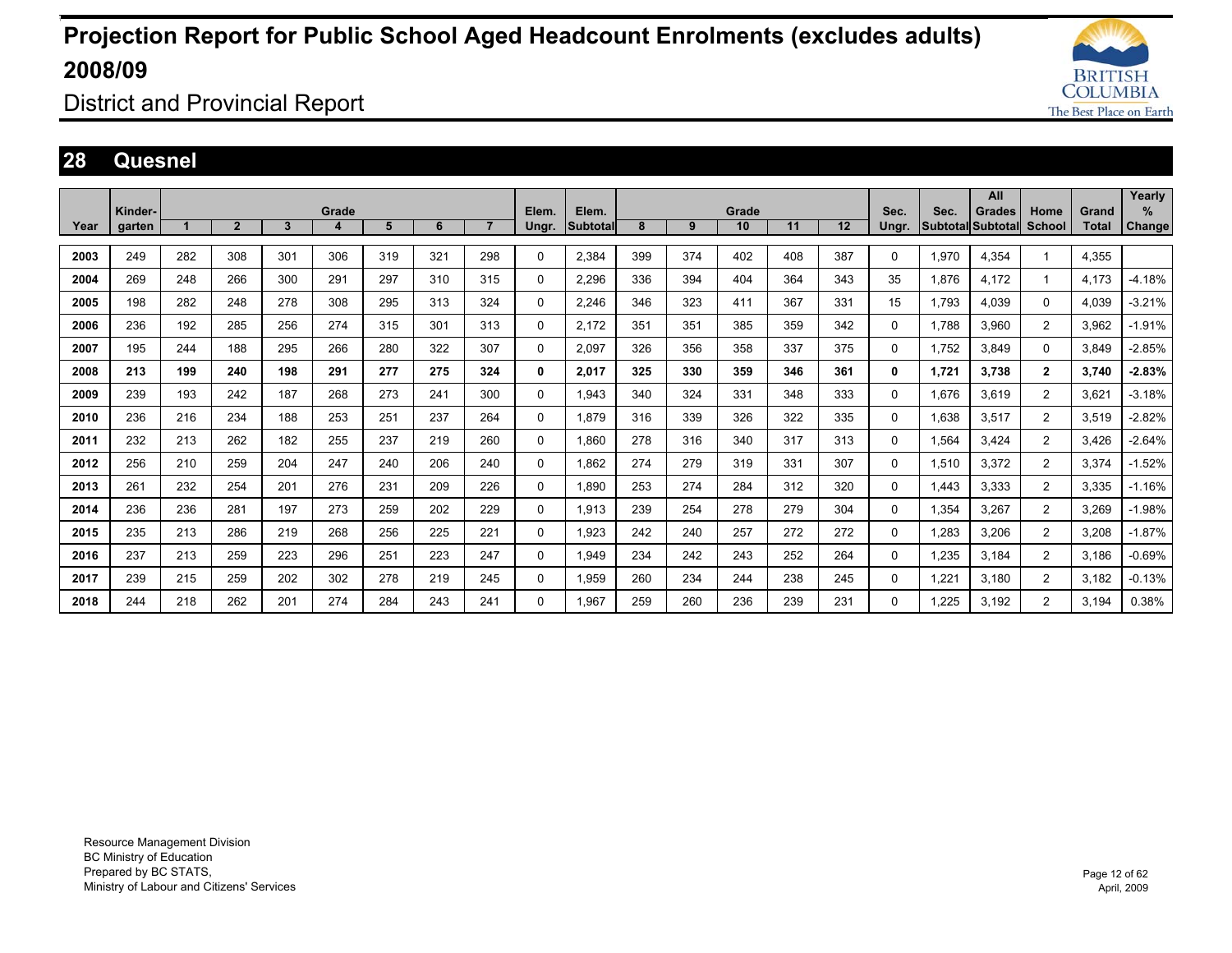# Projection Report for Public School Aged Headcount Enrolments (excludes adults) 2008/09

District and Provincial Report

## 28 Quesnel

| Year | Kinder-garten | Grade 1 | 2 | 3 | 4 | 5 | 6 | 7 | Elem. Ungr. | Elem. Subtotal | Grade 8 | 9 | 10 | 11 | 12 | Sec. Ungr. | Sec. Subtotal | All Grades Subtotal | Home School | Grand Total | Yearly % Change |
|---|---|---|---|---|---|---|---|---|---|---|---|---|---|---|---|---|---|---|---|---|---|
| 2003 | 249 | 282 | 308 | 301 | 306 | 319 | 321 | 298 | 0 | 2,384 | 399 | 374 | 402 | 408 | 387 | 0 | 1,970 | 4,354 | 1 | 4,355 | |
| 2004 | 269 | 248 | 266 | 300 | 291 | 297 | 310 | 315 | 0 | 2,296 | 336 | 394 | 404 | 364 | 343 | 35 | 1,876 | 4,172 | 1 | 4,173 | -4.18% |
| 2005 | 198 | 282 | 248 | 278 | 308 | 295 | 313 | 324 | 0 | 2,246 | 346 | 323 | 411 | 367 | 331 | 15 | 1,793 | 4,039 | 0 | 4,039 | -3.21% |
| 2006 | 236 | 192 | 285 | 256 | 274 | 315 | 301 | 313 | 0 | 2,172 | 351 | 351 | 385 | 359 | 342 | 0 | 1,788 | 3,960 | 2 | 3,962 | -1.91% |
| 2007 | 195 | 244 | 188 | 295 | 266 | 280 | 322 | 307 | 0 | 2,097 | 326 | 356 | 358 | 337 | 375 | 0 | 1,752 | 3,849 | 0 | 3,849 | -2.85% |
| **2008** | **213** | **199** | **240** | **198** | **291** | **277** | **275** | **324** | **0** | **2,017** | **325** | **330** | **359** | **346** | **361** | **0** | **1,721** | **3,738** | **2** | **3,740** | **-2.83%** |
| 2009 | 239 | 193 | 242 | 187 | 268 | 273 | 241 | 300 | 0 | 1,943 | 340 | 324 | 331 | 348 | 333 | 0 | 1,676 | 3,619 | 2 | 3,621 | -3.18% |
| 2010 | 236 | 216 | 234 | 188 | 253 | 251 | 237 | 264 | 0 | 1,879 | 316 | 339 | 326 | 322 | 335 | 0 | 1,638 | 3,517 | 2 | 3,519 | -2.82% |
| 2011 | 232 | 213 | 262 | 182 | 255 | 237 | 219 | 260 | 0 | 1,860 | 278 | 316 | 340 | 317 | 313 | 0 | 1,564 | 3,424 | 2 | 3,426 | -2.64% |
| 2012 | 256 | 210 | 259 | 204 | 247 | 240 | 206 | 240 | 0 | 1,862 | 274 | 279 | 319 | 331 | 307 | 0 | 1,510 | 3,372 | 2 | 3,374 | -1.52% |
| 2013 | 261 | 232 | 254 | 201 | 276 | 231 | 209 | 226 | 0 | 1,890 | 253 | 274 | 284 | 312 | 320 | 0 | 1,443 | 3,333 | 2 | 3,335 | -1.16% |
| 2014 | 236 | 236 | 281 | 197 | 273 | 259 | 202 | 229 | 0 | 1,913 | 239 | 254 | 278 | 279 | 304 | 0 | 1,354 | 3,267 | 2 | 3,269 | -1.98% |
| 2015 | 235 | 213 | 286 | 219 | 268 | 256 | 225 | 221 | 0 | 1,923 | 242 | 240 | 257 | 272 | 272 | 0 | 1,283 | 3,206 | 2 | 3,208 | -1.87% |
| 2016 | 237 | 213 | 259 | 223 | 296 | 251 | 223 | 247 | 0 | 1,949 | 234 | 242 | 243 | 252 | 264 | 0 | 1,235 | 3,184 | 2 | 3,186 | -0.69% |
| 2017 | 239 | 215 | 259 | 202 | 302 | 278 | 219 | 245 | 0 | 1,959 | 260 | 234 | 244 | 238 | 245 | 0 | 1,221 | 3,180 | 2 | 3,182 | -0.13% |
| 2018 | 244 | 218 | 262 | 201 | 274 | 284 | 243 | 241 | 0 | 1,967 | 259 | 260 | 236 | 239 | 231 | 0 | 1,225 | 3,192 | 2 | 3,194 | 0.38% |

Resource Management Division
BC Ministry of Education
Prepared by BC STATS,
Ministry of Labour and Citizens' Services

April, 2009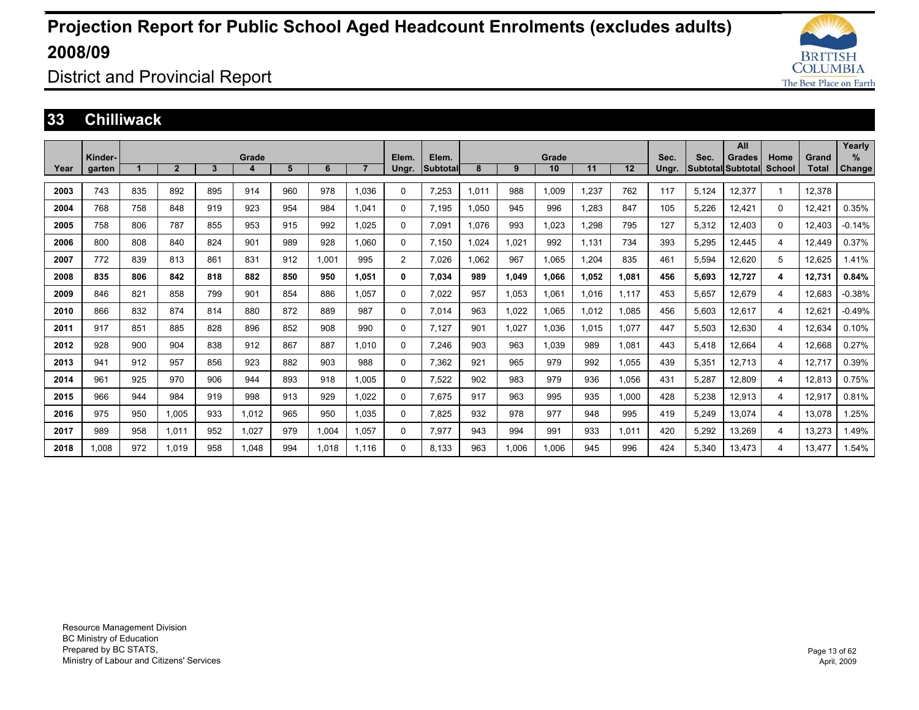# Projection Report for Public School Aged Headcount Enrolments (excludes adults) 2008/09

## District and Provincial Report

### 33 Chilliwack

| Year | Kinder-garten | Grade 1 | 2 | 3 | 4 | 5 | 6 | 7 | Elem. Ungr. | Elem. Subtotal | Grade 8 | 9 | 10 | 11 | 12 | Sec. Ungr. | Sec. Subtotal | All Grades Subtotal | Home School | Grand Total | Yearly % Change |
|---|---|---|---|---|---|---|---|---|---|---|---|---|---|---|---|---|---|---|---|---|---|
| 2003 | 743 | 835 | 892 | 895 | 914 | 960 | 978 | 1,036 | 0 | 7,253 | 1,011 | 988 | 1,009 | 1,237 | 762 | 117 | 5,124 | 12,377 | 1 | 12,378 | |
| 2004 | 768 | 758 | 848 | 919 | 923 | 954 | 984 | 1,041 | 0 | 7,195 | 1,050 | 945 | 996 | 1,283 | 847 | 105 | 5,226 | 12,421 | 0 | 12,421 | 0.35% |
| 2005 | 758 | 806 | 787 | 855 | 953 | 915 | 992 | 1,025 | 0 | 7,091 | 1,076 | 993 | 1,023 | 1,298 | 795 | 127 | 5,312 | 12,403 | 0 | 12,403 | -0.14% |
| 2006 | 800 | 808 | 840 | 824 | 901 | 989 | 928 | 1,060 | 0 | 7,150 | 1,024 | 1,021 | 992 | 1,131 | 734 | 393 | 5,295 | 12,445 | 4 | 12,449 | 0.37% |
| 2007 | 772 | 839 | 813 | 861 | 831 | 912 | 1,001 | 995 | 2 | 7,026 | 1,062 | 967 | 1,065 | 1,204 | 835 | 461 | 5,594 | 12,620 | 5 | 12,625 | 1.41% |
| **2008** | **835** | **806** | **842** | **818** | **882** | **850** | **950** | **1,051** | **0** | **7,034** | **989** | **1,049** | **1,066** | **1,052** | **1,081** | **456** | **5,693** | **12,727** | **4** | **12,731** | **0.84%** |
| 2009 | 846 | 821 | 858 | 799 | 901 | 854 | 886 | 1,057 | 0 | 7,022 | 957 | 1,053 | 1,061 | 1,016 | 1,117 | 453 | 5,657 | 12,679 | 4 | 12,683 | -0.38% |
| 2010 | 866 | 832 | 874 | 814 | 880 | 872 | 889 | 987 | 0 | 7,014 | 963 | 1,022 | 1,065 | 1,012 | 1,085 | 456 | 5,603 | 12,617 | 4 | 12,621 | -0.49% |
| 2011 | 917 | 851 | 885 | 828 | 896 | 852 | 908 | 990 | 0 | 7,127 | 901 | 1,027 | 1,036 | 1,015 | 1,077 | 447 | 5,503 | 12,630 | 4 | 12,634 | 0.10% |
| 2012 | 928 | 900 | 904 | 838 | 912 | 867 | 887 | 1,010 | 0 | 7,246 | 903 | 963 | 1,039 | 989 | 1,081 | 443 | 5,418 | 12,664 | 4 | 12,668 | 0.27% |
| 2013 | 941 | 912 | 957 | 856 | 923 | 882 | 903 | 988 | 0 | 7,362 | 921 | 965 | 979 | 992 | 1,055 | 439 | 5,351 | 12,713 | 4 | 12,717 | 0.39% |
| 2014 | 961 | 925 | 970 | 906 | 944 | 893 | 918 | 1,005 | 0 | 7,522 | 902 | 983 | 979 | 936 | 1,056 | 431 | 5,287 | 12,809 | 4 | 12,813 | 0.75% |
| 2015 | 966 | 944 | 984 | 919 | 998 | 913 | 929 | 1,022 | 0 | 7,675 | 917 | 963 | 995 | 935 | 1,000 | 428 | 5,238 | 12,913 | 4 | 12,917 | 0.81% |
| 2016 | 975 | 950 | 1,005 | 933 | 1,012 | 965 | 950 | 1,035 | 0 | 7,825 | 932 | 978 | 977 | 948 | 995 | 419 | 5,249 | 13,074 | 4 | 13,078 | 1.25% |
| 2017 | 989 | 958 | 1,011 | 952 | 1,027 | 979 | 1,004 | 1,057 | 0 | 7,977 | 943 | 994 | 991 | 933 | 1,011 | 420 | 5,292 | 13,269 | 4 | 13,273 | 1.49% |
| 2018 | 1,008 | 972 | 1,019 | 958 | 1,048 | 994 | 1,018 | 1,116 | 0 | 8,133 | 963 | 1,006 | 1,006 | 945 | 996 | 424 | 5,340 | 13,473 | 4 | 13,477 | 1.54% |

Resource Management Division
BC Ministry of Education
Prepared by BC STATS,
Ministry of Labour and Citizens' Services

April, 2009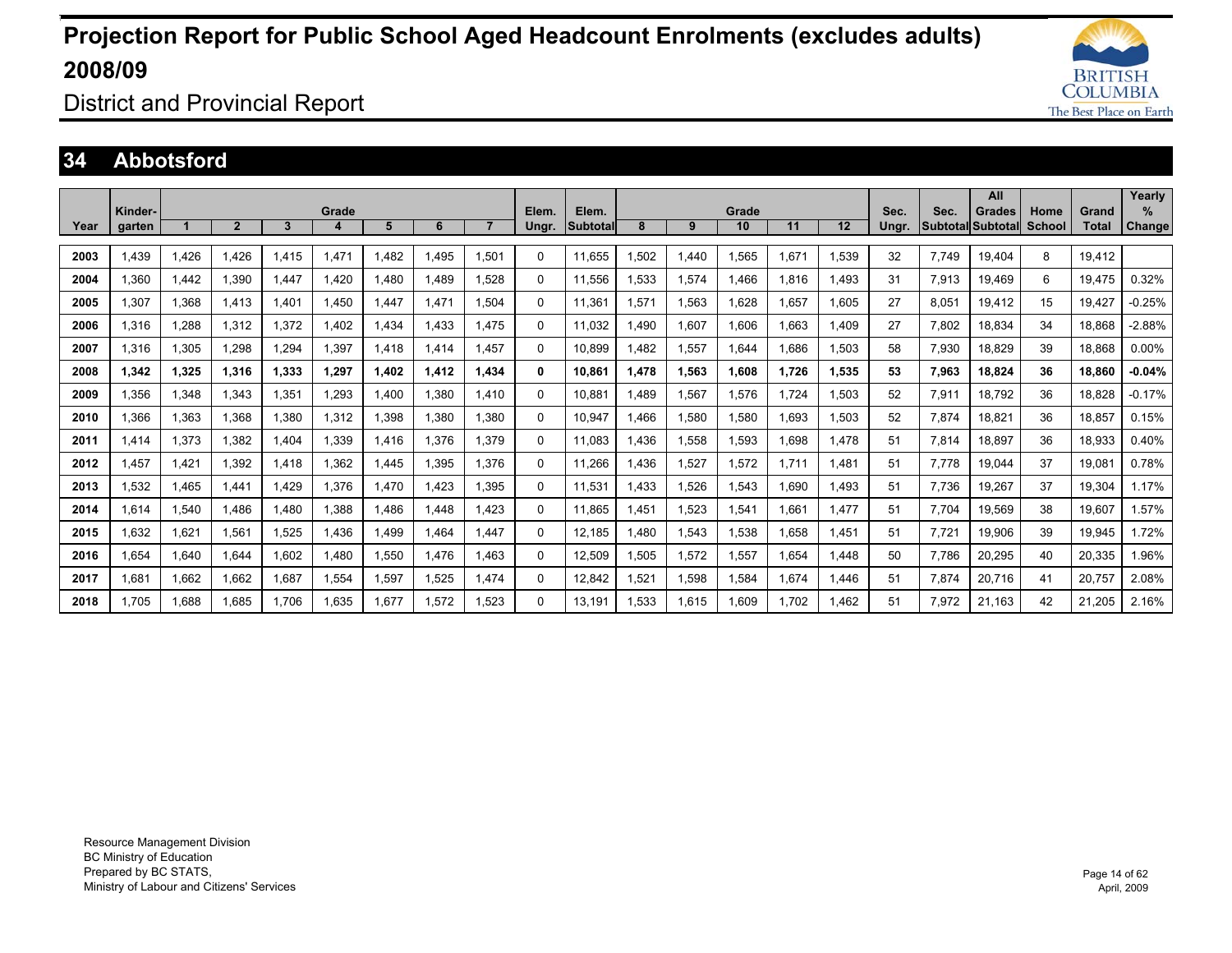# Projection Report for Public School Aged Headcount Enrolments (excludes adults) 2008/09

District and Provincial Report

## 34 Abbotsford

| Year | Kinder-garten | Grade 1 | 2 | 3 | 4 | 5 | 6 | 7 | Elem. Ungr. | Elem. Subtotal | Grade 8 | 9 | 10 | 11 | 12 | Sec. Ungr. | Sec. Subtotal | All Grades Subtotal | Home School | Grand Total | Yearly % Change |
|---|---|---|---|---|---|---|---|---|---|---|---|---|---|---|---|---|---|---|---|---|---|
| 2003 | 1,439 | 1,426 | 1,426 | 1,415 | 1,471 | 1,482 | 1,495 | 1,501 | 0 | 11,655 | 1,502 | 1,440 | 1,565 | 1,671 | 1,539 | 32 | 7,749 | 19,404 | 8 | 19,412 | |
| 2004 | 1,360 | 1,442 | 1,390 | 1,447 | 1,420 | 1,480 | 1,489 | 1,528 | 0 | 11,556 | 1,533 | 1,574 | 1,466 | 1,816 | 1,493 | 31 | 7,913 | 19,469 | 6 | 19,475 | 0.32% |
| 2005 | 1,307 | 1,368 | 1,413 | 1,401 | 1,450 | 1,447 | 1,471 | 1,504 | 0 | 11,361 | 1,571 | 1,563 | 1,628 | 1,657 | 1,605 | 27 | 8,051 | 19,412 | 15 | 19,427 | -0.25% |
| 2006 | 1,316 | 1,288 | 1,312 | 1,372 | 1,402 | 1,434 | 1,433 | 1,475 | 0 | 11,032 | 1,490 | 1,607 | 1,606 | 1,663 | 1,409 | 27 | 7,802 | 18,834 | 34 | 18,868 | -2.88% |
| 2007 | 1,316 | 1,305 | 1,298 | 1,294 | 1,397 | 1,418 | 1,414 | 1,457 | 0 | 10,899 | 1,482 | 1,557 | 1,644 | 1,686 | 1,503 | 58 | 7,930 | 18,829 | 39 | 18,868 | 0.00% |
| **2008** | **1,342** | **1,325** | **1,316** | **1,333** | **1,297** | **1,402** | **1,412** | **1,434** | **0** | **10,861** | **1,478** | **1,563** | **1,608** | **1,726** | **1,535** | **53** | **7,963** | **18,824** | **36** | **18,860** | **-0.04%** |
| 2009 | 1,356 | 1,348 | 1,343 | 1,351 | 1,293 | 1,400 | 1,380 | 1,410 | 0 | 10,881 | 1,489 | 1,567 | 1,576 | 1,724 | 1,503 | 52 | 7,911 | 18,792 | 36 | 18,828 | -0.17% |
| 2010 | 1,366 | 1,363 | 1,368 | 1,380 | 1,312 | 1,398 | 1,380 | 1,380 | 0 | 10,947 | 1,466 | 1,580 | 1,580 | 1,693 | 1,503 | 52 | 7,874 | 18,821 | 36 | 18,857 | 0.15% |
| 2011 | 1,414 | 1,373 | 1,382 | 1,404 | 1,339 | 1,416 | 1,376 | 1,379 | 0 | 11,083 | 1,436 | 1,558 | 1,593 | 1,698 | 1,478 | 51 | 7,814 | 18,897 | 36 | 18,933 | 0.40% |
| 2012 | 1,457 | 1,421 | 1,392 | 1,418 | 1,362 | 1,445 | 1,395 | 1,376 | 0 | 11,266 | 1,436 | 1,527 | 1,572 | 1,711 | 1,481 | 51 | 7,778 | 19,044 | 37 | 19,081 | 0.78% |
| 2013 | 1,532 | 1,465 | 1,441 | 1,429 | 1,376 | 1,470 | 1,423 | 1,395 | 0 | 11,531 | 1,433 | 1,526 | 1,543 | 1,690 | 1,493 | 51 | 7,736 | 19,267 | 37 | 19,304 | 1.17% |
| 2014 | 1,614 | 1,540 | 1,486 | 1,480 | 1,388 | 1,486 | 1,448 | 1,423 | 0 | 11,865 | 1,451 | 1,523 | 1,541 | 1,661 | 1,477 | 51 | 7,704 | 19,569 | 38 | 19,607 | 1.57% |
| 2015 | 1,632 | 1,621 | 1,561 | 1,525 | 1,436 | 1,499 | 1,464 | 1,447 | 0 | 12,185 | 1,480 | 1,543 | 1,538 | 1,658 | 1,451 | 51 | 7,721 | 19,906 | 39 | 19,945 | 1.72% |
| 2016 | 1,654 | 1,640 | 1,644 | 1,602 | 1,480 | 1,550 | 1,476 | 1,463 | 0 | 12,509 | 1,505 | 1,572 | 1,557 | 1,654 | 1,448 | 50 | 7,786 | 20,295 | 40 | 20,335 | 1.96% |
| 2017 | 1,681 | 1,662 | 1,662 | 1,687 | 1,554 | 1,597 | 1,525 | 1,474 | 0 | 12,842 | 1,521 | 1,598 | 1,584 | 1,674 | 1,446 | 51 | 7,874 | 20,716 | 41 | 20,757 | 2.08% |
| 2018 | 1,705 | 1,688 | 1,685 | 1,706 | 1,635 | 1,677 | 1,572 | 1,523 | 0 | 13,191 | 1,533 | 1,615 | 1,609 | 1,702 | 1,462 | 51 | 7,972 | 21,163 | 42 | 21,205 | 2.16% |

Resource Management Division
BC Ministry of Education
Prepared by BC STATS,
Ministry of Labour and Citizens' Services

April, 2009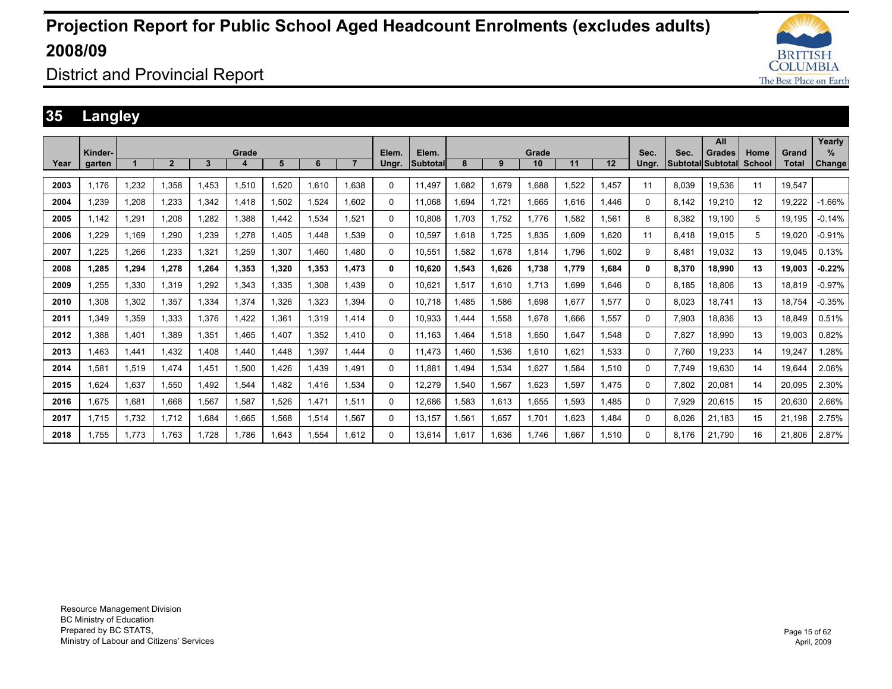# Projection Report for Public School Aged Headcount Enrolments (excludes adults) 2008/09

## District and Provincial Report

## 35 Langley

| Year | Kinder-garten | Grade 1 | 2 | 3 | 4 | 5 | 6 | 7 | Elem. Ungr. | Elem. Subtotal | Grade 8 | 9 | 10 | 11 | 12 | Sec. Ungr. | Sec. Subtotal | All Grades Subtotal | Home School | Grand Total | Yearly % Change |
|---|---|---|---|---|---|---|---|---|---|---|---|---|---|---|---|---|---|---|---|---|---|
| 2003 | 1,176 | 1,232 | 1,358 | 1,453 | 1,510 | 1,520 | 1,610 | 1,638 | 0 | 11,497 | 1,682 | 1,679 | 1,688 | 1,522 | 1,457 | 11 | 8,039 | 19,536 | 11 | 19,547 | |
| 2004 | 1,239 | 1,208 | 1,233 | 1,342 | 1,418 | 1,502 | 1,524 | 1,602 | 0 | 11,068 | 1,694 | 1,721 | 1,665 | 1,616 | 1,446 | 0 | 8,142 | 19,210 | 12 | 19,222 | -1.66% |
| 2005 | 1,142 | 1,291 | 1,208 | 1,282 | 1,388 | 1,442 | 1,534 | 1,521 | 0 | 10,808 | 1,703 | 1,752 | 1,776 | 1,582 | 1,561 | 8 | 8,382 | 19,190 | 5 | 19,195 | -0.14% |
| 2006 | 1,229 | 1,169 | 1,290 | 1,239 | 1,278 | 1,405 | 1,448 | 1,539 | 0 | 10,597 | 1,618 | 1,725 | 1,835 | 1,609 | 1,620 | 11 | 8,418 | 19,015 | 5 | 19,020 | -0.91% |
| 2007 | 1,225 | 1,266 | 1,233 | 1,321 | 1,259 | 1,307 | 1,460 | 1,480 | 0 | 10,551 | 1,582 | 1,678 | 1,814 | 1,796 | 1,602 | 9 | 8,481 | 19,032 | 13 | 19,045 | 0.13% |
| **2008** | **1,285** | **1,294** | **1,278** | **1,264** | **1,353** | **1,320** | **1,353** | **1,473** | **0** | **10,620** | **1,543** | **1,626** | **1,738** | **1,779** | **1,684** | **0** | **8,370** | **18,990** | **13** | **19,003** | **-0.22%** |
| 2009 | 1,255 | 1,330 | 1,319 | 1,292 | 1,343 | 1,335 | 1,308 | 1,439 | 0 | 10,621 | 1,517 | 1,610 | 1,713 | 1,699 | 1,646 | 0 | 8,185 | 18,806 | 13 | 18,819 | -0.97% |
| 2010 | 1,308 | 1,302 | 1,357 | 1,334 | 1,374 | 1,326 | 1,323 | 1,394 | 0 | 10,718 | 1,485 | 1,586 | 1,698 | 1,677 | 1,577 | 0 | 8,023 | 18,741 | 13 | 18,754 | -0.35% |
| 2011 | 1,349 | 1,359 | 1,333 | 1,376 | 1,422 | 1,361 | 1,319 | 1,414 | 0 | 10,933 | 1,444 | 1,558 | 1,678 | 1,666 | 1,557 | 0 | 7,903 | 18,836 | 13 | 18,849 | 0.51% |
| 2012 | 1,388 | 1,401 | 1,389 | 1,351 | 1,465 | 1,407 | 1,352 | 1,410 | 0 | 11,163 | 1,464 | 1,518 | 1,650 | 1,647 | 1,548 | 0 | 7,827 | 18,990 | 13 | 19,003 | 0.82% |
| 2013 | 1,463 | 1,441 | 1,432 | 1,408 | 1,440 | 1,448 | 1,397 | 1,444 | 0 | 11,473 | 1,460 | 1,536 | 1,610 | 1,621 | 1,533 | 0 | 7,760 | 19,233 | 14 | 19,247 | 1.28% |
| 2014 | 1,581 | 1,519 | 1,474 | 1,451 | 1,500 | 1,426 | 1,439 | 1,491 | 0 | 11,881 | 1,494 | 1,534 | 1,627 | 1,584 | 1,510 | 0 | 7,749 | 19,630 | 14 | 19,644 | 2.06% |
| 2015 | 1,624 | 1,637 | 1,550 | 1,492 | 1,544 | 1,482 | 1,416 | 1,534 | 0 | 12,279 | 1,540 | 1,567 | 1,623 | 1,597 | 1,475 | 0 | 7,802 | 20,081 | 14 | 20,095 | 2.30% |
| 2016 | 1,675 | 1,681 | 1,668 | 1,567 | 1,587 | 1,526 | 1,471 | 1,511 | 0 | 12,686 | 1,583 | 1,613 | 1,655 | 1,593 | 1,485 | 0 | 7,929 | 20,615 | 15 | 20,630 | 2.66% |
| 2017 | 1,715 | 1,732 | 1,712 | 1,684 | 1,665 | 1,568 | 1,514 | 1,567 | 0 | 13,157 | 1,561 | 1,657 | 1,701 | 1,623 | 1,484 | 0 | 8,026 | 21,183 | 15 | 21,198 | 2.75% |
| 2018 | 1,755 | 1,773 | 1,763 | 1,728 | 1,786 | 1,643 | 1,554 | 1,612 | 0 | 13,614 | 1,617 | 1,636 | 1,746 | 1,667 | 1,510 | 0 | 8,176 | 21,790 | 16 | 21,806 | 2.87% |

Resource Management Division
BC Ministry of Education
Prepared by BC STATS,
Ministry of Labour and Citizens' Services

April, 2009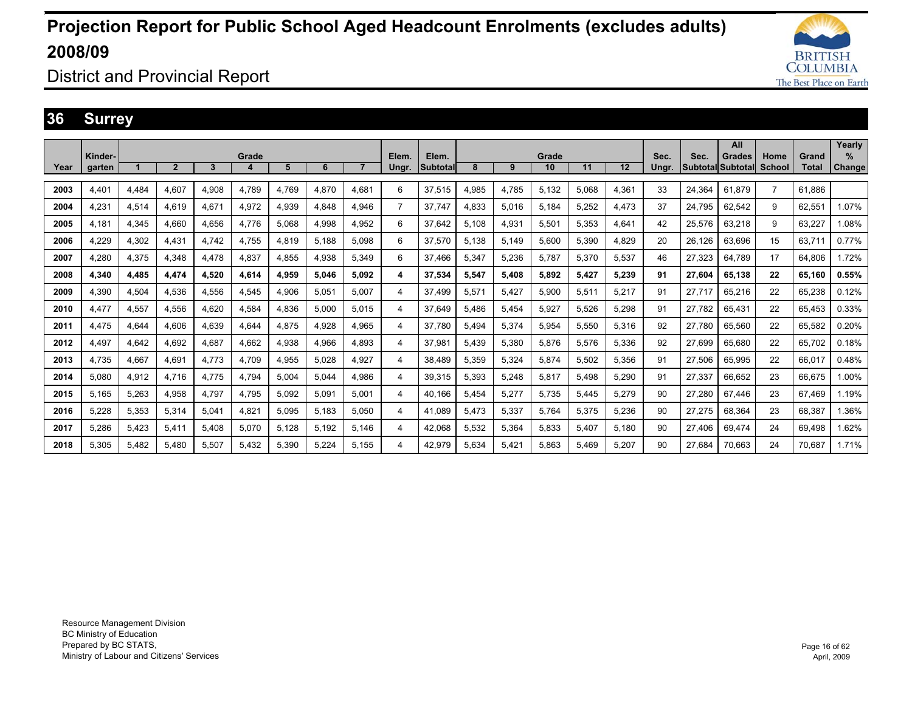# Projection Report for Public School Aged Headcount Enrolments (excludes adults) 2008/09

## District and Provincial Report

## 36 Surrey

| Year | Kinder-garten | Grade 1 | 2 | 3 | 4 | 5 | 6 | 7 | Elem. Ungr. | Elem. Subtotal | Grade 8 | 9 | 10 | 11 | 12 | Sec. Ungr. | Sec. Subtotal | All Grades Subtotal | Home School | Grand Total | Yearly % Change |
|---|---|---|---|---|---|---|---|---|---|---|---|---|---|---|---|---|---|---|---|---|---|
| 2003 | 4,401 | 4,484 | 4,607 | 4,908 | 4,789 | 4,769 | 4,870 | 4,681 | 6 | 37,515 | 4,985 | 4,785 | 5,132 | 5,068 | 4,361 | 33 | 24,364 | 61,879 | 7 | 61,886 | |
| 2004 | 4,231 | 4,514 | 4,619 | 4,671 | 4,972 | 4,939 | 4,848 | 4,946 | 7 | 37,747 | 4,833 | 5,016 | 5,184 | 5,252 | 4,473 | 37 | 24,795 | 62,542 | 9 | 62,551 | 1.07% |
| 2005 | 4,181 | 4,345 | 4,660 | 4,656 | 4,776 | 5,068 | 4,998 | 4,952 | 6 | 37,642 | 5,108 | 4,931 | 5,501 | 5,353 | 4,641 | 42 | 25,576 | 63,218 | 9 | 63,227 | 1.08% |
| 2006 | 4,229 | 4,302 | 4,431 | 4,742 | 4,755 | 4,819 | 5,188 | 5,098 | 6 | 37,570 | 5,138 | 5,149 | 5,600 | 5,390 | 4,829 | 20 | 26,126 | 63,696 | 15 | 63,711 | 0.77% |
| 2007 | 4,280 | 4,375 | 4,348 | 4,478 | 4,837 | 4,855 | 4,938 | 5,349 | 6 | 37,466 | 5,347 | 5,236 | 5,787 | 5,370 | 5,537 | 46 | 27,323 | 64,789 | 17 | 64,806 | 1.72% |
| **2008** | **4,340** | **4,485** | **4,474** | **4,520** | **4,614** | **4,959** | **5,046** | **5,092** | **4** | **37,534** | **5,547** | **5,408** | **5,892** | **5,427** | **5,239** | **91** | **27,604** | **65,138** | **22** | **65,160** | **0.55%** |
| 2009 | 4,390 | 4,504 | 4,536 | 4,556 | 4,545 | 4,906 | 5,051 | 5,007 | 4 | 37,499 | 5,571 | 5,427 | 5,900 | 5,511 | 5,217 | 91 | 27,717 | 65,216 | 22 | 65,238 | 0.12% |
| 2010 | 4,477 | 4,557 | 4,556 | 4,620 | 4,584 | 4,836 | 5,000 | 5,015 | 4 | 37,649 | 5,486 | 5,454 | 5,927 | 5,526 | 5,298 | 91 | 27,782 | 65,431 | 22 | 65,453 | 0.33% |
| 2011 | 4,475 | 4,644 | 4,606 | 4,639 | 4,644 | 4,875 | 4,928 | 4,965 | 4 | 37,780 | 5,494 | 5,374 | 5,954 | 5,550 | 5,316 | 92 | 27,780 | 65,560 | 22 | 65,582 | 0.20% |
| 2012 | 4,497 | 4,642 | 4,692 | 4,687 | 4,662 | 4,938 | 4,966 | 4,893 | 4 | 37,981 | 5,439 | 5,380 | 5,876 | 5,576 | 5,336 | 92 | 27,699 | 65,680 | 22 | 65,702 | 0.18% |
| 2013 | 4,735 | 4,667 | 4,691 | 4,773 | 4,709 | 4,955 | 5,028 | 4,927 | 4 | 38,489 | 5,359 | 5,324 | 5,874 | 5,502 | 5,356 | 91 | 27,506 | 65,995 | 22 | 66,017 | 0.48% |
| 2014 | 5,080 | 4,912 | 4,716 | 4,775 | 4,794 | 5,004 | 5,044 | 4,986 | 4 | 39,315 | 5,393 | 5,248 | 5,817 | 5,498 | 5,290 | 91 | 27,337 | 66,652 | 23 | 66,675 | 1.00% |
| 2015 | 5,165 | 5,263 | 4,958 | 4,797 | 4,795 | 5,092 | 5,091 | 5,001 | 4 | 40,166 | 5,454 | 5,277 | 5,735 | 5,445 | 5,279 | 90 | 27,280 | 67,446 | 23 | 67,469 | 1.19% |
| 2016 | 5,228 | 5,353 | 5,314 | 5,041 | 4,821 | 5,095 | 5,183 | 5,050 | 4 | 41,089 | 5,473 | 5,337 | 5,764 | 5,375 | 5,236 | 90 | 27,275 | 68,364 | 23 | 68,387 | 1.36% |
| 2017 | 5,286 | 5,423 | 5,411 | 5,408 | 5,070 | 5,128 | 5,192 | 5,146 | 4 | 42,068 | 5,532 | 5,364 | 5,833 | 5,407 | 5,180 | 90 | 27,406 | 69,474 | 24 | 69,498 | 1.62% |
| 2018 | 5,305 | 5,482 | 5,480 | 5,507 | 5,432 | 5,390 | 5,224 | 5,155 | 4 | 42,979 | 5,634 | 5,421 | 5,863 | 5,469 | 5,207 | 90 | 27,684 | 70,663 | 24 | 70,687 | 1.71% |

Resource Management Division
BC Ministry of Education
Prepared by BC STATS,
Ministry of Labour and Citizens' Services

April, 2009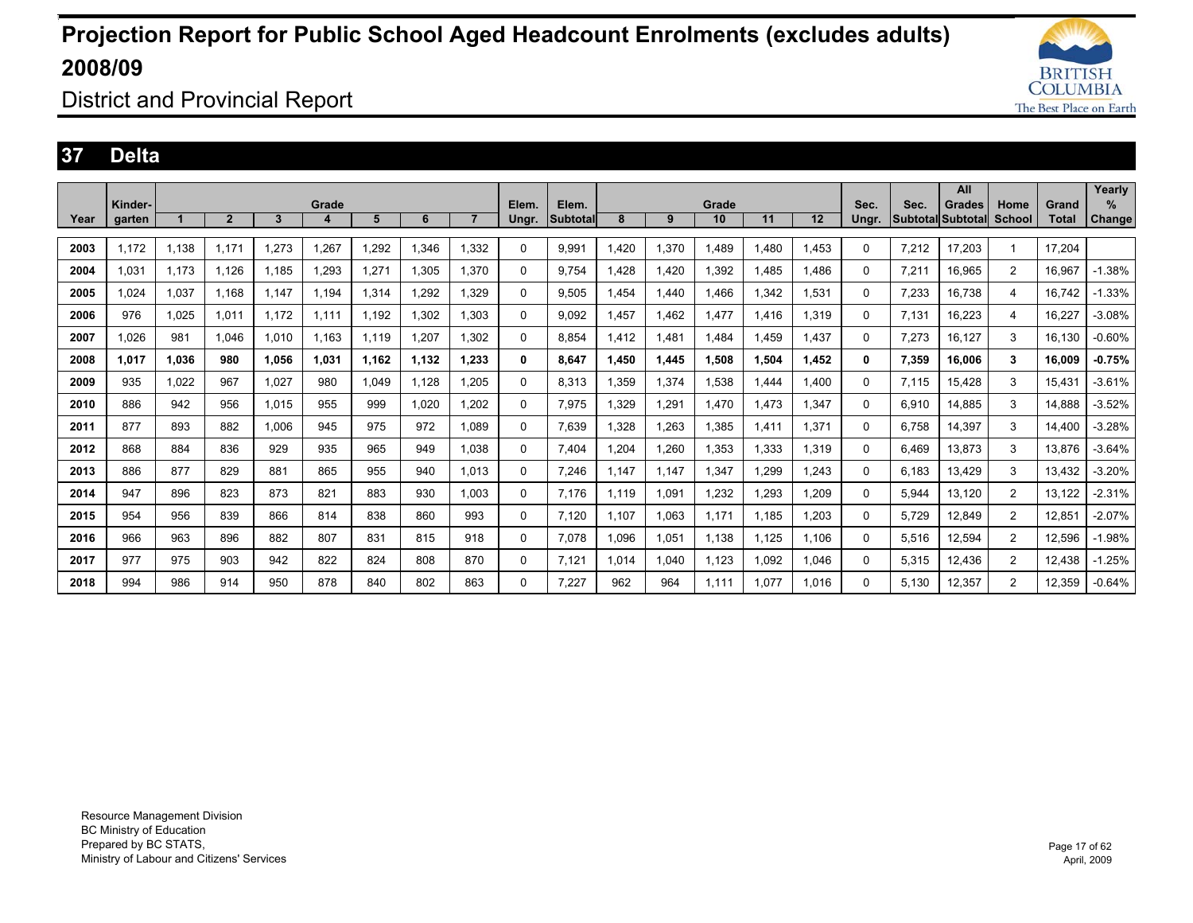# Projection Report for Public School Aged Headcount Enrolments (excludes adults) 2008/09

## District and Provincial Report

### 37 Delta

| Year | Kinder-garten | Grade 1 | 2 | 3 | 4 | 5 | 6 | 7 | Elem. Ungr. | Elem. Subtotal | Grade 8 | 9 | 10 | 11 | 12 | Sec. Ungr. | Sec. Subtotal | All Grades Subtotal | Home School | Grand Total | Yearly % Change |
|---|---|---|---|---|---|---|---|---|---|---|---|---|---|---|---|---|---|---|---|---|---|
| 2003 | 1,172 | 1,138 | 1,171 | 1,273 | 1,267 | 1,292 | 1,346 | 1,332 | 0 | 9,991 | 1,420 | 1,370 | 1,489 | 1,480 | 1,453 | 0 | 7,212 | 17,203 | 1 | 17,204 | |
| 2004 | 1,031 | 1,173 | 1,126 | 1,185 | 1,293 | 1,271 | 1,305 | 1,370 | 0 | 9,754 | 1,428 | 1,420 | 1,392 | 1,485 | 1,486 | 0 | 7,211 | 16,965 | 2 | 16,967 | -1.38% |
| 2005 | 1,024 | 1,037 | 1,168 | 1,147 | 1,194 | 1,314 | 1,292 | 1,329 | 0 | 9,505 | 1,454 | 1,440 | 1,466 | 1,342 | 1,531 | 0 | 7,233 | 16,738 | 4 | 16,742 | -1.33% |
| 2006 | 976 | 1,025 | 1,011 | 1,172 | 1,111 | 1,192 | 1,302 | 1,303 | 0 | 9,092 | 1,457 | 1,462 | 1,477 | 1,416 | 1,319 | 0 | 7,131 | 16,223 | 4 | 16,227 | -3.08% |
| 2007 | 1,026 | 981 | 1,046 | 1,010 | 1,163 | 1,119 | 1,207 | 1,302 | 0 | 8,854 | 1,412 | 1,481 | 1,484 | 1,459 | 1,437 | 0 | 7,273 | 16,127 | 3 | 16,130 | -0.60% |
| **2008** | **1,017** | **1,036** | **980** | **1,056** | **1,031** | **1,162** | **1,132** | **1,233** | **0** | **8,647** | **1,450** | **1,445** | **1,508** | **1,504** | **1,452** | **0** | **7,359** | **16,006** | **3** | **16,009** | **-0.75%** |
| 2009 | 935 | 1,022 | 967 | 1,027 | 980 | 1,049 | 1,128 | 1,205 | 0 | 8,313 | 1,359 | 1,374 | 1,538 | 1,444 | 1,400 | 0 | 7,115 | 15,428 | 3 | 15,431 | -3.61% |
| 2010 | 886 | 942 | 956 | 1,015 | 955 | 999 | 1,020 | 1,202 | 0 | 7,975 | 1,329 | 1,291 | 1,470 | 1,473 | 1,347 | 0 | 6,910 | 14,885 | 3 | 14,888 | -3.52% |
| 2011 | 877 | 893 | 882 | 1,006 | 945 | 975 | 972 | 1,089 | 0 | 7,639 | 1,328 | 1,263 | 1,385 | 1,411 | 1,371 | 0 | 6,758 | 14,397 | 3 | 14,400 | -3.28% |
| 2012 | 868 | 884 | 836 | 929 | 935 | 965 | 949 | 1,038 | 0 | 7,404 | 1,204 | 1,260 | 1,353 | 1,333 | 1,319 | 0 | 6,469 | 13,873 | 3 | 13,876 | -3.64% |
| 2013 | 886 | 877 | 829 | 881 | 865 | 955 | 940 | 1,013 | 0 | 7,246 | 1,147 | 1,147 | 1,347 | 1,299 | 1,243 | 0 | 6,183 | 13,429 | 3 | 13,432 | -3.20% |
| 2014 | 947 | 896 | 823 | 873 | 821 | 883 | 930 | 1,003 | 0 | 7,176 | 1,119 | 1,091 | 1,232 | 1,293 | 1,209 | 0 | 5,944 | 13,120 | 2 | 13,122 | -2.31% |
| 2015 | 954 | 956 | 839 | 866 | 814 | 838 | 860 | 993 | 0 | 7,120 | 1,107 | 1,063 | 1,171 | 1,185 | 1,203 | 0 | 5,729 | 12,849 | 2 | 12,851 | -2.07% |
| 2016 | 966 | 963 | 896 | 882 | 807 | 831 | 815 | 918 | 0 | 7,078 | 1,096 | 1,051 | 1,138 | 1,125 | 1,106 | 0 | 5,516 | 12,594 | 2 | 12,596 | -1.98% |
| 2017 | 977 | 975 | 903 | 942 | 822 | 824 | 808 | 870 | 0 | 7,121 | 1,014 | 1,040 | 1,123 | 1,092 | 1,046 | 0 | 5,315 | 12,436 | 2 | 12,438 | -1.25% |
| 2018 | 994 | 986 | 914 | 950 | 878 | 840 | 802 | 863 | 0 | 7,227 | 962 | 964 | 1,111 | 1,077 | 1,016 | 0 | 5,130 | 12,357 | 2 | 12,359 | -0.64% |

Resource Management Division
BC Ministry of Education
Prepared by BC STATS,
Ministry of Labour and Citizens' Services

April, 2009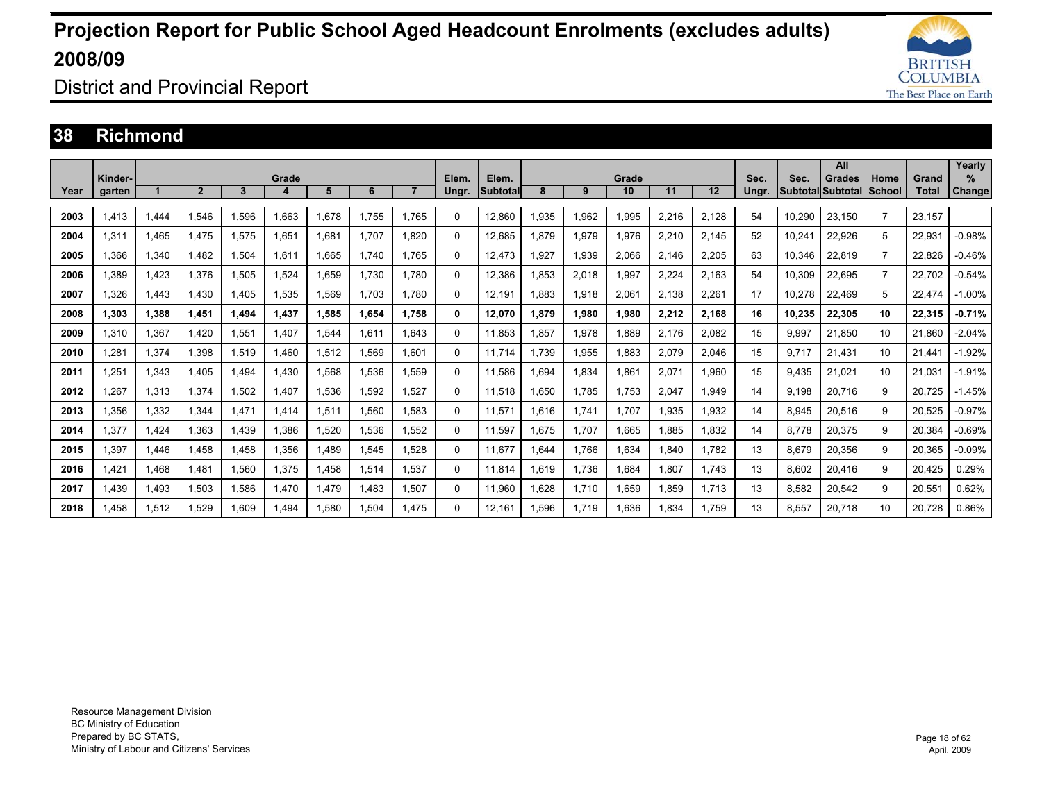# Projection Report for Public School Aged Headcount Enrolments (excludes adults) 2008/09

District and Provincial Report

## 38 Richmond

| Year | Kinder-garten | Grade 1 | 2 | 3 | 4 | 5 | 6 | 7 | Elem. Ungr. | Elem. Subtotal | Grade 8 | 9 | 10 | 11 | 12 | Sec. Ungr. | Sec. Subtotal | All Grades Subtotal | Home School | Grand Total | Yearly % Change |
|---|---|---|---|---|---|---|---|---|---|---|---|---|---|---|---|---|---|---|---|---|---|
| 2003 | 1,413 | 1,444 | 1,546 | 1,596 | 1,663 | 1,678 | 1,755 | 1,765 | 0 | 12,860 | 1,935 | 1,962 | 1,995 | 2,216 | 2,128 | 54 | 10,290 | 23,150 | 7 | 23,157 | |
| 2004 | 1,311 | 1,465 | 1,475 | 1,575 | 1,651 | 1,681 | 1,707 | 1,820 | 0 | 12,685 | 1,879 | 1,979 | 1,976 | 2,210 | 2,145 | 52 | 10,241 | 22,926 | 5 | 22,931 | -0.98% |
| 2005 | 1,366 | 1,340 | 1,482 | 1,504 | 1,611 | 1,665 | 1,740 | 1,765 | 0 | 12,473 | 1,927 | 1,939 | 2,066 | 2,146 | 2,205 | 63 | 10,346 | 22,819 | 7 | 22,826 | -0.46% |
| 2006 | 1,389 | 1,423 | 1,376 | 1,505 | 1,524 | 1,659 | 1,730 | 1,780 | 0 | 12,386 | 1,853 | 2,018 | 1,997 | 2,224 | 2,163 | 54 | 10,309 | 22,695 | 7 | 22,702 | -0.54% |
| 2007 | 1,326 | 1,443 | 1,430 | 1,405 | 1,535 | 1,569 | 1,703 | 1,780 | 0 | 12,191 | 1,883 | 1,918 | 2,061 | 2,138 | 2,261 | 17 | 10,278 | 22,469 | 5 | 22,474 | -1.00% |
| **2008** | **1,303** | **1,388** | **1,451** | **1,494** | **1,437** | **1,585** | **1,654** | **1,758** | **0** | **12,070** | **1,879** | **1,980** | **1,980** | **2,212** | **2,168** | **16** | **10,235** | **22,305** | **10** | **22,315** | **-0.71%** |
| 2009 | 1,310 | 1,367 | 1,420 | 1,551 | 1,407 | 1,544 | 1,611 | 1,643 | 0 | 11,853 | 1,857 | 1,978 | 1,889 | 2,176 | 2,082 | 15 | 9,997 | 21,850 | 10 | 21,860 | -2.04% |
| 2010 | 1,281 | 1,374 | 1,398 | 1,519 | 1,460 | 1,512 | 1,569 | 1,601 | 0 | 11,714 | 1,739 | 1,955 | 1,883 | 2,079 | 2,046 | 15 | 9,717 | 21,431 | 10 | 21,441 | -1.92% |
| 2011 | 1,251 | 1,343 | 1,405 | 1,494 | 1,430 | 1,568 | 1,536 | 1,559 | 0 | 11,586 | 1,694 | 1,834 | 1,861 | 2,071 | 1,960 | 15 | 9,435 | 21,021 | 10 | 21,031 | -1.91% |
| 2012 | 1,267 | 1,313 | 1,374 | 1,502 | 1,407 | 1,536 | 1,592 | 1,527 | 0 | 11,518 | 1,650 | 1,785 | 1,753 | 2,047 | 1,949 | 14 | 9,198 | 20,716 | 9 | 20,725 | -1.45% |
| 2013 | 1,356 | 1,332 | 1,344 | 1,471 | 1,414 | 1,511 | 1,560 | 1,583 | 0 | 11,571 | 1,616 | 1,741 | 1,707 | 1,935 | 1,932 | 14 | 8,945 | 20,516 | 9 | 20,525 | -0.97% |
| 2014 | 1,377 | 1,424 | 1,363 | 1,439 | 1,386 | 1,520 | 1,536 | 1,552 | 0 | 11,597 | 1,675 | 1,707 | 1,665 | 1,885 | 1,832 | 14 | 8,778 | 20,375 | 9 | 20,384 | -0.69% |
| 2015 | 1,397 | 1,446 | 1,458 | 1,458 | 1,356 | 1,489 | 1,545 | 1,528 | 0 | 11,677 | 1,644 | 1,766 | 1,634 | 1,840 | 1,782 | 13 | 8,679 | 20,356 | 9 | 20,365 | -0.09% |
| 2016 | 1,421 | 1,468 | 1,481 | 1,560 | 1,375 | 1,458 | 1,514 | 1,537 | 0 | 11,814 | 1,619 | 1,736 | 1,684 | 1,807 | 1,743 | 13 | 8,602 | 20,416 | 9 | 20,425 | 0.29% |
| 2017 | 1,439 | 1,493 | 1,503 | 1,586 | 1,470 | 1,479 | 1,483 | 1,507 | 0 | 11,960 | 1,628 | 1,710 | 1,659 | 1,859 | 1,713 | 13 | 8,582 | 20,542 | 9 | 20,551 | 0.62% |
| 2018 | 1,458 | 1,512 | 1,529 | 1,609 | 1,494 | 1,580 | 1,504 | 1,475 | 0 | 12,161 | 1,596 | 1,719 | 1,636 | 1,834 | 1,759 | 13 | 8,557 | 20,718 | 10 | 20,728 | 0.86% |

Resource Management Division
BC Ministry of Education
Prepared by BC STATS,
Ministry of Labour and Citizens' Services

April, 2009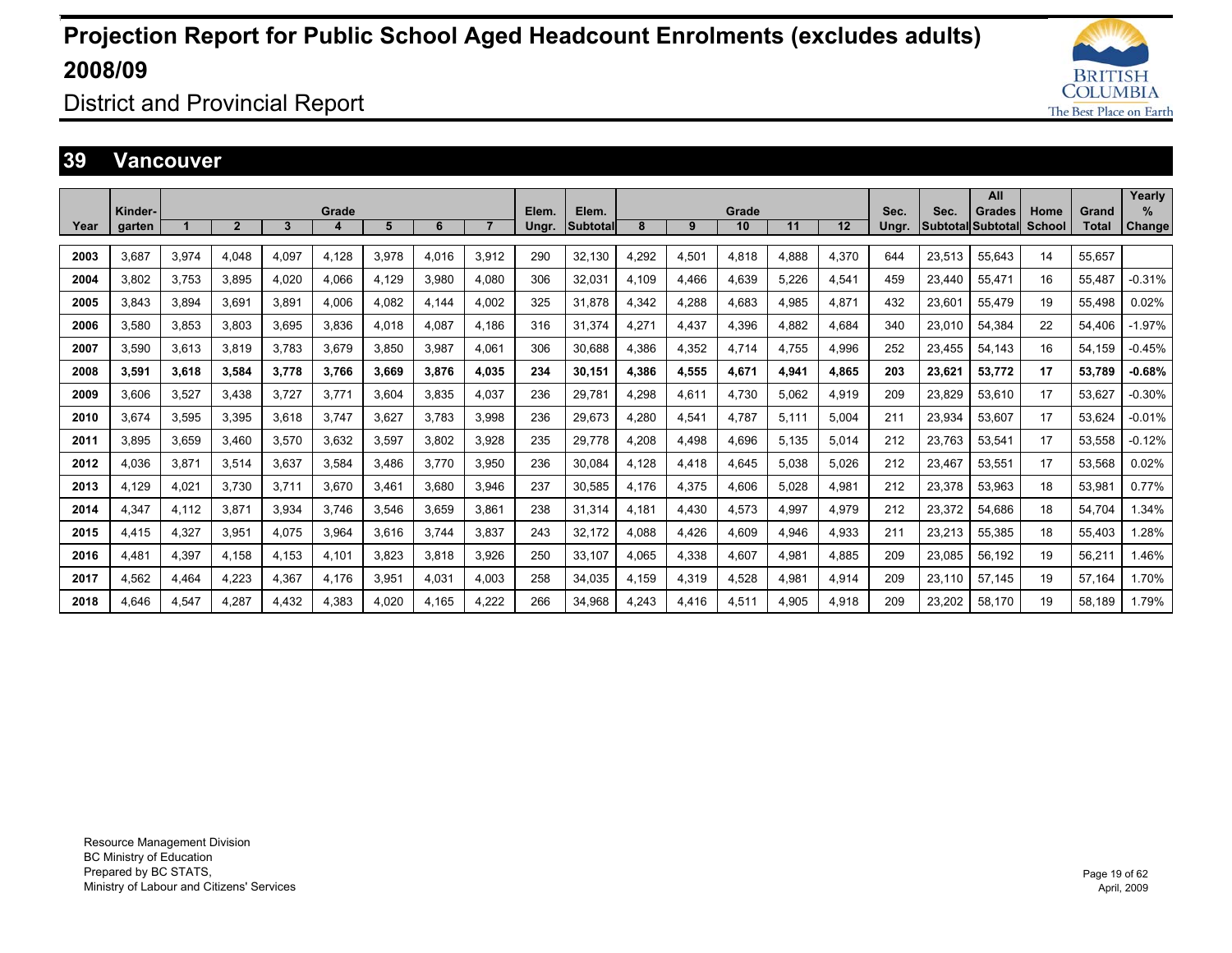# Projection Report for Public School Aged Headcount Enrolments (excludes adults) 2008/09

## District and Provincial Report

## 39 Vancouver

| Year | Kinder-garten | Grade 1 | 2 | 3 | 4 | 5 | 6 | 7 | Elem. Ungr. | Elem. Subtotal | Grade 8 | 9 | 10 | 11 | 12 | Sec. Ungr. | Sec. Subtotal | All Grades Subtotal | Home School | Grand Total | Yearly % Change |
|---|---|---|---|---|---|---|---|---|---|---|---|---|---|---|---|---|---|---|---|---|---|
| 2003 | 3,687 | 3,974 | 4,048 | 4,097 | 4,128 | 3,978 | 4,016 | 3,912 | 290 | 32,130 | 4,292 | 4,501 | 4,818 | 4,888 | 4,370 | 644 | 23,513 | 55,643 | 14 | 55,657 | |
| 2004 | 3,802 | 3,753 | 3,895 | 4,020 | 4,066 | 4,129 | 3,980 | 4,080 | 306 | 32,031 | 4,109 | 4,466 | 4,639 | 5,226 | 4,541 | 459 | 23,440 | 55,471 | 16 | 55,487 | -0.31% |
| 2005 | 3,843 | 3,894 | 3,691 | 3,891 | 4,006 | 4,082 | 4,144 | 4,002 | 325 | 31,878 | 4,342 | 4,288 | 4,683 | 4,985 | 4,871 | 432 | 23,601 | 55,479 | 19 | 55,498 | 0.02% |
| 2006 | 3,580 | 3,853 | 3,803 | 3,695 | 3,836 | 4,018 | 4,087 | 4,186 | 316 | 31,374 | 4,271 | 4,437 | 4,396 | 4,882 | 4,684 | 340 | 23,010 | 54,384 | 22 | 54,406 | -1.97% |
| 2007 | 3,590 | 3,613 | 3,819 | 3,783 | 3,679 | 3,850 | 3,987 | 4,061 | 306 | 30,688 | 4,386 | 4,352 | 4,714 | 4,755 | 4,996 | 252 | 23,455 | 54,143 | 16 | 54,159 | -0.45% |
| **2008** | **3,591** | **3,618** | **3,584** | **3,778** | **3,766** | **3,669** | **3,876** | **4,035** | **234** | **30,151** | **4,386** | **4,555** | **4,671** | **4,941** | **4,865** | **203** | **23,621** | **53,772** | **17** | **53,789** | **-0.68%** |
| 2009 | 3,606 | 3,527 | 3,438 | 3,727 | 3,771 | 3,604 | 3,835 | 4,037 | 236 | 29,781 | 4,298 | 4,611 | 4,730 | 5,062 | 4,919 | 209 | 23,829 | 53,610 | 17 | 53,627 | -0.30% |
| 2010 | 3,674 | 3,595 | 3,395 | 3,618 | 3,747 | 3,627 | 3,783 | 3,998 | 236 | 29,673 | 4,280 | 4,541 | 4,787 | 5,111 | 5,004 | 211 | 23,934 | 53,607 | 17 | 53,624 | -0.01% |
| 2011 | 3,895 | 3,659 | 3,460 | 3,570 | 3,632 | 3,597 | 3,802 | 3,928 | 235 | 29,778 | 4,208 | 4,498 | 4,696 | 5,135 | 5,014 | 212 | 23,763 | 53,541 | 17 | 53,558 | -0.12% |
| 2012 | 4,036 | 3,871 | 3,514 | 3,637 | 3,584 | 3,486 | 3,770 | 3,950 | 236 | 30,084 | 4,128 | 4,418 | 4,645 | 5,038 | 5,026 | 212 | 23,467 | 53,551 | 17 | 53,568 | 0.02% |
| 2013 | 4,129 | 4,021 | 3,730 | 3,711 | 3,670 | 3,461 | 3,680 | 3,946 | 237 | 30,585 | 4,176 | 4,375 | 4,606 | 5,028 | 4,981 | 212 | 23,378 | 53,963 | 18 | 53,981 | 0.77% |
| 2014 | 4,347 | 4,112 | 3,871 | 3,934 | 3,746 | 3,546 | 3,659 | 3,861 | 238 | 31,314 | 4,181 | 4,430 | 4,573 | 4,997 | 4,979 | 212 | 23,372 | 54,686 | 18 | 54,704 | 1.34% |
| 2015 | 4,415 | 4,327 | 3,951 | 4,075 | 3,964 | 3,616 | 3,744 | 3,837 | 243 | 32,172 | 4,088 | 4,426 | 4,609 | 4,946 | 4,933 | 211 | 23,213 | 55,385 | 18 | 55,403 | 1.28% |
| 2016 | 4,481 | 4,397 | 4,158 | 4,153 | 4,101 | 3,823 | 3,818 | 3,926 | 250 | 33,107 | 4,065 | 4,338 | 4,607 | 4,981 | 4,885 | 209 | 23,085 | 56,192 | 19 | 56,211 | 1.46% |
| 2017 | 4,562 | 4,464 | 4,223 | 4,367 | 4,176 | 3,951 | 4,031 | 4,003 | 258 | 34,035 | 4,159 | 4,319 | 4,528 | 4,981 | 4,914 | 209 | 23,110 | 57,145 | 19 | 57,164 | 1.70% |
| 2018 | 4,646 | 4,547 | 4,287 | 4,432 | 4,383 | 4,020 | 4,165 | 4,222 | 266 | 34,968 | 4,243 | 4,416 | 4,511 | 4,905 | 4,918 | 209 | 23,202 | 58,170 | 19 | 58,189 | 1.79% |

Resource Management Division
BC Ministry of Education
Prepared by BC STATS,
Ministry of Labour and Citizens' Services

April, 2009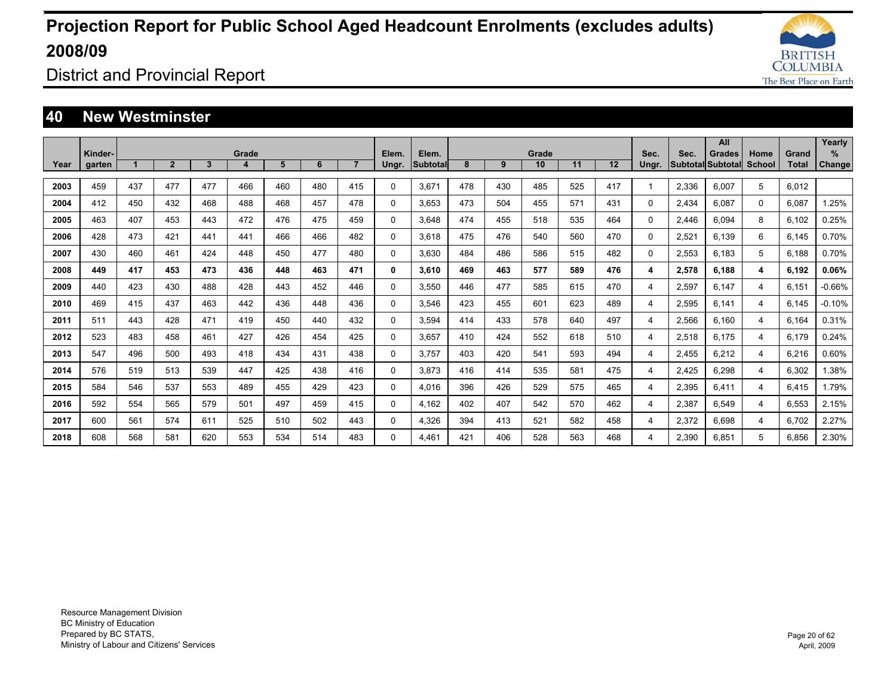# Projection Report for Public School Aged Headcount Enrolments (excludes adults) 2008/09

District and Provincial Report

## 40 New Westminster

| Year | Kinder-garten | Grade 1 | 2 | 3 | 4 | 5 | 6 | 7 | Elem. Ungr. | Elem. Subtotal | Grade 8 | 9 | 10 | 11 | 12 | Sec. Ungr. | Sec. Subtotal | All Grades Subtotal | Home School | Grand Total | Yearly % Change |
|---|---|---|---|---|---|---|---|---|---|---|---|---|---|---|---|---|---|---|---|---|---|
| 2003 | 459 | 437 | 477 | 477 | 466 | 460 | 480 | 415 | 0 | 3,671 | 478 | 430 | 485 | 525 | 417 | 1 | 2,336 | 6,007 | 5 | 6,012 | |
| 2004 | 412 | 450 | 432 | 468 | 488 | 468 | 457 | 478 | 0 | 3,653 | 473 | 504 | 455 | 571 | 431 | 0 | 2,434 | 6,087 | 0 | 6,087 | 1.25% |
| 2005 | 463 | 407 | 453 | 443 | 472 | 476 | 475 | 459 | 0 | 3,648 | 474 | 455 | 518 | 535 | 464 | 0 | 2,446 | 6,094 | 8 | 6,102 | 0.25% |
| 2006 | 428 | 473 | 421 | 441 | 441 | 466 | 466 | 482 | 0 | 3,618 | 475 | 476 | 540 | 560 | 470 | 0 | 2,521 | 6,139 | 6 | 6,145 | 0.70% |
| 2007 | 430 | 460 | 461 | 424 | 448 | 450 | 477 | 480 | 0 | 3,630 | 484 | 486 | 586 | 515 | 482 | 0 | 2,553 | 6,183 | 5 | 6,188 | 0.70% |
| **2008** | **449** | **417** | **453** | **473** | **436** | **448** | **463** | **471** | **0** | **3,610** | **469** | **463** | **577** | **589** | **476** | **4** | **2,578** | **6,188** | **4** | **6,192** | **0.06%** |
| 2009 | 440 | 423 | 430 | 488 | 428 | 443 | 452 | 446 | 0 | 3,550 | 446 | 477 | 585 | 615 | 470 | 4 | 2,597 | 6,147 | 4 | 6,151 | -0.66% |
| 2010 | 469 | 415 | 437 | 463 | 442 | 436 | 448 | 436 | 0 | 3,546 | 423 | 455 | 601 | 623 | 489 | 4 | 2,595 | 6,141 | 4 | 6,145 | -0.10% |
| 2011 | 511 | 443 | 428 | 471 | 419 | 450 | 440 | 432 | 0 | 3,594 | 414 | 433 | 578 | 640 | 497 | 4 | 2,566 | 6,160 | 4 | 6,164 | 0.31% |
| 2012 | 523 | 483 | 458 | 461 | 427 | 426 | 454 | 425 | 0 | 3,657 | 410 | 424 | 552 | 618 | 510 | 4 | 2,518 | 6,175 | 4 | 6,179 | 0.24% |
| 2013 | 547 | 496 | 500 | 493 | 418 | 434 | 431 | 438 | 0 | 3,757 | 403 | 420 | 541 | 593 | 494 | 4 | 2,455 | 6,212 | 4 | 6,216 | 0.60% |
| 2014 | 576 | 519 | 513 | 539 | 447 | 425 | 438 | 416 | 0 | 3,873 | 416 | 414 | 535 | 581 | 475 | 4 | 2,425 | 6,298 | 4 | 6,302 | 1.38% |
| 2015 | 584 | 546 | 537 | 553 | 489 | 455 | 429 | 423 | 0 | 4,016 | 396 | 426 | 529 | 575 | 465 | 4 | 2,395 | 6,411 | 4 | 6,415 | 1.79% |
| 2016 | 592 | 554 | 565 | 579 | 501 | 497 | 459 | 415 | 0 | 4,162 | 402 | 407 | 542 | 570 | 462 | 4 | 2,387 | 6,549 | 4 | 6,553 | 2.15% |
| 2017 | 600 | 561 | 574 | 611 | 525 | 510 | 502 | 443 | 0 | 4,326 | 394 | 413 | 521 | 582 | 458 | 4 | 2,372 | 6,698 | 4 | 6,702 | 2.27% |
| 2018 | 608 | 568 | 581 | 620 | 553 | 534 | 514 | 483 | 0 | 4,461 | 421 | 406 | 528 | 563 | 468 | 4 | 2,390 | 6,851 | 5 | 6,856 | 2.30% |

Resource Management Division
BC Ministry of Education
Prepared by BC STATS,
Ministry of Labour and Citizens' Services

April, 2009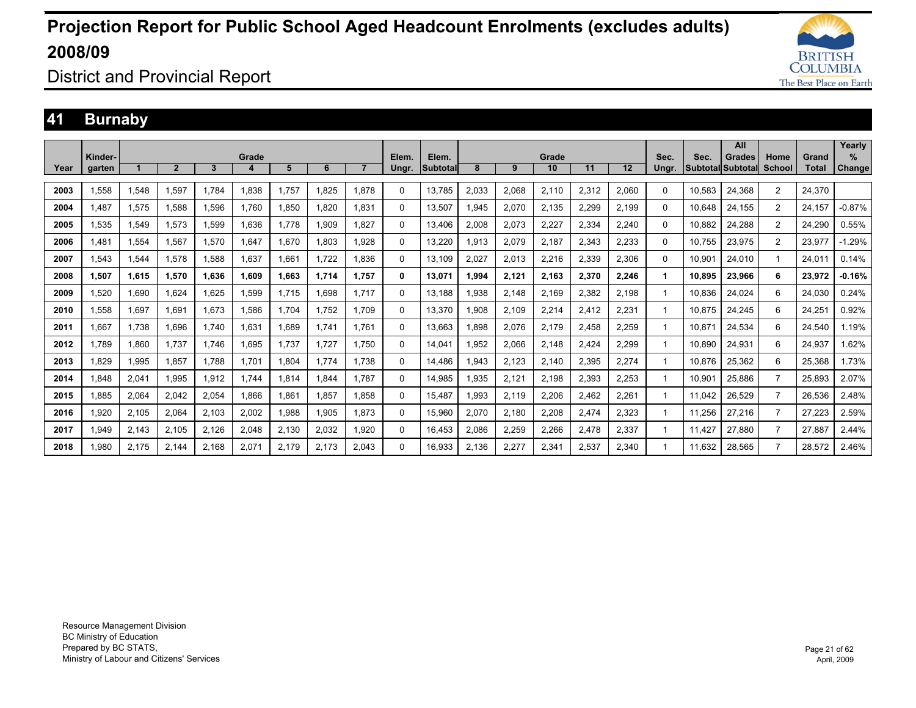# Projection Report for Public School Aged Headcount Enrolments (excludes adults) 2008/09

District and Provincial Report

## 41 Burnaby

| Year | Kinder-garten | Grade 1 | 2 | 3 | 4 | 5 | 6 | 7 | Elem. Ungr. | Elem. Subtotal | Grade 8 | 9 | 10 | 11 | 12 | Sec. Ungr. | Sec. Subtotal | All Grades Subtotal | Home School | Grand Total | Yearly % Change |
|---|---|---|---|---|---|---|---|---|---|---|---|---|---|---|---|---|---|---|---|---|---|
| 2003 | 1,558 | 1,548 | 1,597 | 1,784 | 1,838 | 1,757 | 1,825 | 1,878 | 0 | 13,785 | 2,033 | 2,068 | 2,110 | 2,312 | 2,060 | 0 | 10,583 | 24,368 | 2 | 24,370 | |
| 2004 | 1,487 | 1,575 | 1,588 | 1,596 | 1,760 | 1,850 | 1,820 | 1,831 | 0 | 13,507 | 1,945 | 2,070 | 2,135 | 2,299 | 2,199 | 0 | 10,648 | 24,155 | 2 | 24,157 | -0.87% |
| 2005 | 1,535 | 1,549 | 1,573 | 1,599 | 1,636 | 1,778 | 1,909 | 1,827 | 0 | 13,406 | 2,008 | 2,073 | 2,227 | 2,334 | 2,240 | 0 | 10,882 | 24,288 | 2 | 24,290 | 0.55% |
| 2006 | 1,481 | 1,554 | 1,567 | 1,570 | 1,647 | 1,670 | 1,803 | 1,928 | 0 | 13,220 | 1,913 | 2,079 | 2,187 | 2,343 | 2,233 | 0 | 10,755 | 23,975 | 2 | 23,977 | -1.29% |
| 2007 | 1,543 | 1,544 | 1,578 | 1,588 | 1,637 | 1,661 | 1,722 | 1,836 | 0 | 13,109 | 2,027 | 2,013 | 2,216 | 2,339 | 2,306 | 0 | 10,901 | 24,010 | 1 | 24,011 | 0.14% |
| **2008** | **1,507** | **1,615** | **1,570** | **1,636** | **1,609** | **1,663** | **1,714** | **1,757** | **0** | **13,071** | **1,994** | **2,121** | **2,163** | **2,370** | **2,246** | **1** | **10,895** | **23,966** | **6** | **23,972** | **-0.16%** |
| 2009 | 1,520 | 1,690 | 1,624 | 1,625 | 1,599 | 1,715 | 1,698 | 1,717 | 0 | 13,188 | 1,938 | 2,148 | 2,169 | 2,382 | 2,198 | 1 | 10,836 | 24,024 | 6 | 24,030 | 0.24% |
| 2010 | 1,558 | 1,697 | 1,691 | 1,673 | 1,586 | 1,704 | 1,752 | 1,709 | 0 | 13,370 | 1,908 | 2,109 | 2,214 | 2,412 | 2,231 | 1 | 10,875 | 24,245 | 6 | 24,251 | 0.92% |
| 2011 | 1,667 | 1,738 | 1,696 | 1,740 | 1,631 | 1,689 | 1,741 | 1,761 | 0 | 13,663 | 1,898 | 2,076 | 2,179 | 2,458 | 2,259 | 1 | 10,871 | 24,534 | 6 | 24,540 | 1.19% |
| 2012 | 1,789 | 1,860 | 1,737 | 1,746 | 1,695 | 1,737 | 1,727 | 1,750 | 0 | 14,041 | 1,952 | 2,066 | 2,148 | 2,424 | 2,299 | 1 | 10,890 | 24,931 | 6 | 24,937 | 1.62% |
| 2013 | 1,829 | 1,995 | 1,857 | 1,788 | 1,701 | 1,804 | 1,774 | 1,738 | 0 | 14,486 | 1,943 | 2,123 | 2,140 | 2,395 | 2,274 | 1 | 10,876 | 25,362 | 6 | 25,368 | 1.73% |
| 2014 | 1,848 | 2,041 | 1,995 | 1,912 | 1,744 | 1,814 | 1,844 | 1,787 | 0 | 14,985 | 1,935 | 2,121 | 2,198 | 2,393 | 2,253 | 1 | 10,901 | 25,886 | 7 | 25,893 | 2.07% |
| 2015 | 1,885 | 2,064 | 2,042 | 2,054 | 1,866 | 1,861 | 1,857 | 1,858 | 0 | 15,487 | 1,993 | 2,119 | 2,206 | 2,462 | 2,261 | 1 | 11,042 | 26,529 | 7 | 26,536 | 2.48% |
| 2016 | 1,920 | 2,105 | 2,064 | 2,103 | 2,002 | 1,988 | 1,905 | 1,873 | 0 | 15,960 | 2,070 | 2,180 | 2,208 | 2,474 | 2,323 | 1 | 11,256 | 27,216 | 7 | 27,223 | 2.59% |
| 2017 | 1,949 | 2,143 | 2,105 | 2,126 | 2,048 | 2,130 | 2,032 | 1,920 | 0 | 16,453 | 2,086 | 2,259 | 2,266 | 2,478 | 2,337 | 1 | 11,427 | 27,880 | 7 | 27,887 | 2.44% |
| 2018 | 1,980 | 2,175 | 2,144 | 2,168 | 2,071 | 2,179 | 2,173 | 2,043 | 0 | 16,933 | 2,136 | 2,277 | 2,341 | 2,537 | 2,340 | 1 | 11,632 | 28,565 | 7 | 28,572 | 2.46% |

Resource Management Division
BC Ministry of Education
Prepared by BC STATS,
Ministry of Labour and Citizens' Services

April, 2009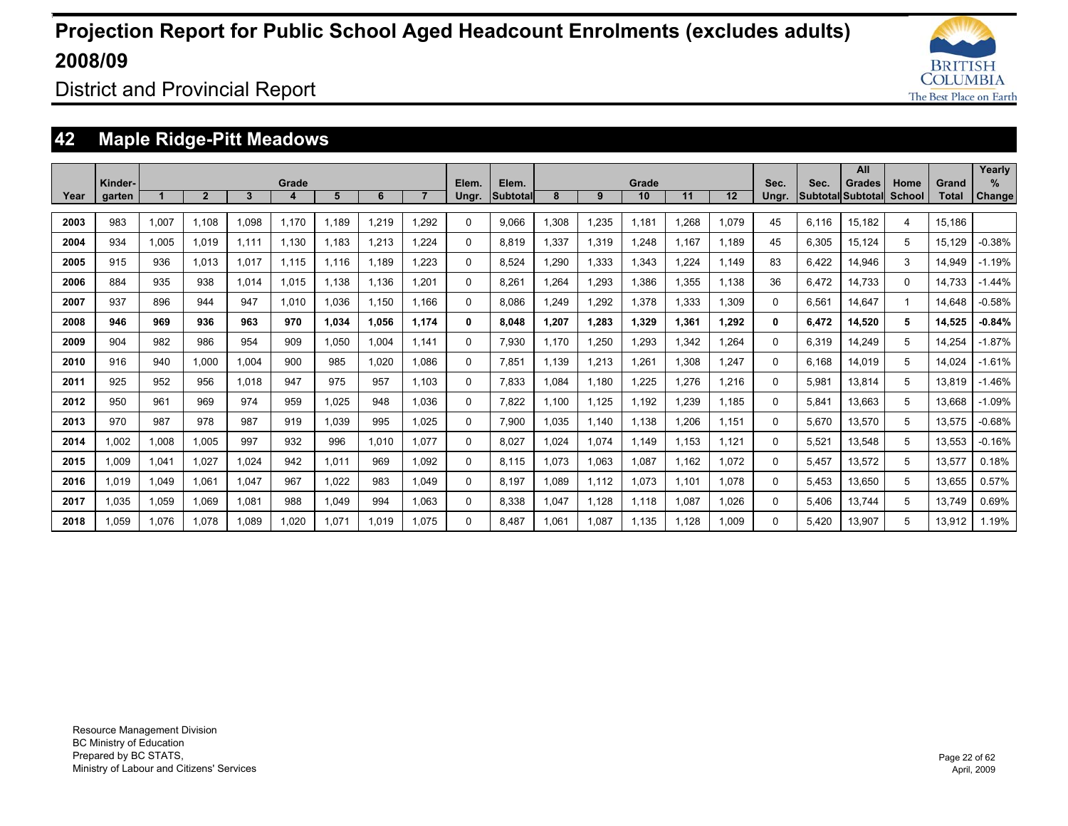# Projection Report for Public School Aged Headcount Enrolments (excludes adults) 2008/09

District and Provincial Report

## 42 Maple Ridge-Pitt Meadows

| Year | Kinder-garten | Grade 1 | 2 | 3 | 4 | 5 | 6 | 7 | Elem. Ungr. | Elem. Subtotal | Grade 8 | 9 | 10 | 11 | 12 | Sec. Ungr. | Sec. Subtotal | All Grades Subtotal | Home School | Grand Total | Yearly % Change |
|---|---|---|---|---|---|---|---|---|---|---|---|---|---|---|---|---|---|---|---|---|---|
| 2003 | 983 | 1,007 | 1,108 | 1,098 | 1,170 | 1,189 | 1,219 | 1,292 | 0 | 9,066 | 1,308 | 1,235 | 1,181 | 1,268 | 1,079 | 45 | 6,116 | 15,182 | 4 | 15,186 | |
| 2004 | 934 | 1,005 | 1,019 | 1,111 | 1,130 | 1,183 | 1,213 | 1,224 | 0 | 8,819 | 1,337 | 1,319 | 1,248 | 1,167 | 1,189 | 45 | 6,305 | 15,124 | 5 | 15,129 | -0.38% |
| 2005 | 915 | 936 | 1,013 | 1,017 | 1,115 | 1,116 | 1,189 | 1,223 | 0 | 8,524 | 1,290 | 1,333 | 1,343 | 1,224 | 1,149 | 83 | 6,422 | 14,946 | 3 | 14,949 | -1.19% |
| 2006 | 884 | 935 | 938 | 1,014 | 1,015 | 1,138 | 1,136 | 1,201 | 0 | 8,261 | 1,264 | 1,293 | 1,386 | 1,355 | 1,138 | 36 | 6,472 | 14,733 | 0 | 14,733 | -1.44% |
| 2007 | 937 | 896 | 944 | 947 | 1,010 | 1,036 | 1,150 | 1,166 | 0 | 8,086 | 1,249 | 1,292 | 1,378 | 1,333 | 1,309 | 0 | 6,561 | 14,647 | 1 | 14,648 | -0.58% |
| **2008** | **946** | **969** | **936** | **963** | **970** | **1,034** | **1,056** | **1,174** | **0** | **8,048** | **1,207** | **1,283** | **1,329** | **1,361** | **1,292** | **0** | **6,472** | **14,520** | **5** | **14,525** | **-0.84%** |
| 2009 | 904 | 982 | 986 | 954 | 909 | 1,050 | 1,004 | 1,141 | 0 | 7,930 | 1,170 | 1,250 | 1,293 | 1,342 | 1,264 | 0 | 6,319 | 14,249 | 5 | 14,254 | -1.87% |
| 2010 | 916 | 940 | 1,000 | 1,004 | 900 | 985 | 1,020 | 1,086 | 0 | 7,851 | 1,139 | 1,213 | 1,261 | 1,308 | 1,247 | 0 | 6,168 | 14,019 | 5 | 14,024 | -1.61% |
| 2011 | 925 | 952 | 956 | 1,018 | 947 | 975 | 957 | 1,103 | 0 | 7,833 | 1,084 | 1,180 | 1,225 | 1,276 | 1,216 | 0 | 5,981 | 13,814 | 5 | 13,819 | -1.46% |
| 2012 | 950 | 961 | 969 | 974 | 959 | 1,025 | 948 | 1,036 | 0 | 7,822 | 1,100 | 1,125 | 1,192 | 1,239 | 1,185 | 0 | 5,841 | 13,663 | 5 | 13,668 | -1.09% |
| 2013 | 970 | 987 | 978 | 987 | 919 | 1,039 | 995 | 1,025 | 0 | 7,900 | 1,035 | 1,140 | 1,138 | 1,206 | 1,151 | 0 | 5,670 | 13,570 | 5 | 13,575 | -0.68% |
| 2014 | 1,002 | 1,008 | 1,005 | 997 | 932 | 996 | 1,010 | 1,077 | 0 | 8,027 | 1,024 | 1,074 | 1,149 | 1,153 | 1,121 | 0 | 5,521 | 13,548 | 5 | 13,553 | -0.16% |
| 2015 | 1,009 | 1,041 | 1,027 | 1,024 | 942 | 1,011 | 969 | 1,092 | 0 | 8,115 | 1,073 | 1,063 | 1,087 | 1,162 | 1,072 | 0 | 5,457 | 13,572 | 5 | 13,577 | 0.18% |
| 2016 | 1,019 | 1,049 | 1,061 | 1,047 | 967 | 1,022 | 983 | 1,049 | 0 | 8,197 | 1,089 | 1,112 | 1,073 | 1,101 | 1,078 | 0 | 5,453 | 13,650 | 5 | 13,655 | 0.57% |
| 2017 | 1,035 | 1,059 | 1,069 | 1,081 | 988 | 1,049 | 994 | 1,063 | 0 | 8,338 | 1,047 | 1,128 | 1,118 | 1,087 | 1,026 | 0 | 5,406 | 13,744 | 5 | 13,749 | 0.69% |
| 2018 | 1,059 | 1,076 | 1,078 | 1,089 | 1,020 | 1,071 | 1,019 | 1,075 | 0 | 8,487 | 1,061 | 1,087 | 1,135 | 1,128 | 1,009 | 0 | 5,420 | 13,907 | 5 | 13,912 | 1.19% |

Resource Management Division
BC Ministry of Education
Prepared by BC STATS,
Ministry of Labour and Citizens' Services

April, 2009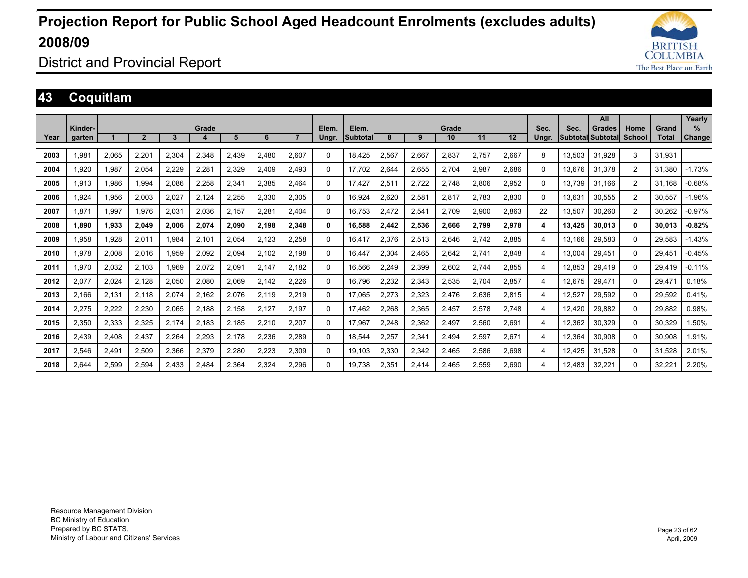# Projection Report for Public School Aged Headcount Enrolments (excludes adults) 2008/09

District and Provincial Report

## 43 Coquitlam

| Year | Kinder-garten | Grade 1 | 2 | 3 | 4 | 5 | 6 | 7 | Elem. Ungr. | Elem. Subtotal | Grade 8 | 9 | 10 | 11 | 12 | Sec. Ungr. | Sec. Subtotal | All Grades Subtotal | Home School | Grand Total | Yearly % Change |
|---|---|---|---|---|---|---|---|---|---|---|---|---|---|---|---|---|---|---|---|---|---|
| 2003 | 1,981 | 2,065 | 2,201 | 2,304 | 2,348 | 2,439 | 2,480 | 2,607 | 0 | 18,425 | 2,567 | 2,667 | 2,837 | 2,757 | 2,667 | 8 | 13,503 | 31,928 | 3 | 31,931 | |
| 2004 | 1,920 | 1,987 | 2,054 | 2,229 | 2,281 | 2,329 | 2,409 | 2,493 | 0 | 17,702 | 2,644 | 2,655 | 2,704 | 2,987 | 2,686 | 0 | 13,676 | 31,378 | 2 | 31,380 | -1.73% |
| 2005 | 1,913 | 1,986 | 1,994 | 2,086 | 2,258 | 2,341 | 2,385 | 2,464 | 0 | 17,427 | 2,511 | 2,722 | 2,748 | 2,806 | 2,952 | 0 | 13,739 | 31,166 | 2 | 31,168 | -0.68% |
| 2006 | 1,924 | 1,956 | 2,003 | 2,027 | 2,124 | 2,255 | 2,330 | 2,305 | 0 | 16,924 | 2,620 | 2,581 | 2,817 | 2,783 | 2,830 | 0 | 13,631 | 30,555 | 2 | 30,557 | -1.96% |
| 2007 | 1,871 | 1,997 | 1,976 | 2,031 | 2,036 | 2,157 | 2,281 | 2,404 | 0 | 16,753 | 2,472 | 2,541 | 2,709 | 2,900 | 2,863 | 22 | 13,507 | 30,260 | 2 | 30,262 | -0.97% |
| **2008** | **1,890** | **1,933** | **2,049** | **2,006** | **2,074** | **2,090** | **2,198** | **2,348** | **0** | **16,588** | **2,442** | **2,536** | **2,666** | **2,799** | **2,978** | **4** | **13,425** | **30,013** | **0** | **30,013** | **-0.82%** |
| 2009 | 1,958 | 1,928 | 2,011 | 1,984 | 2,101 | 2,054 | 2,123 | 2,258 | 0 | 16,417 | 2,376 | 2,513 | 2,646 | 2,742 | 2,885 | 4 | 13,166 | 29,583 | 0 | 29,583 | -1.43% |
| 2010 | 1,978 | 2,008 | 2,016 | 1,959 | 2,092 | 2,094 | 2,102 | 2,198 | 0 | 16,447 | 2,304 | 2,465 | 2,642 | 2,741 | 2,848 | 4 | 13,004 | 29,451 | 0 | 29,451 | -0.45% |
| 2011 | 1,970 | 2,032 | 2,103 | 1,969 | 2,072 | 2,091 | 2,147 | 2,182 | 0 | 16,566 | 2,249 | 2,399 | 2,602 | 2,744 | 2,855 | 4 | 12,853 | 29,419 | 0 | 29,419 | -0.11% |
| 2012 | 2,077 | 2,024 | 2,128 | 2,050 | 2,080 | 2,069 | 2,142 | 2,226 | 0 | 16,796 | 2,232 | 2,343 | 2,535 | 2,704 | 2,857 | 4 | 12,675 | 29,471 | 0 | 29,471 | 0.18% |
| 2013 | 2,166 | 2,131 | 2,118 | 2,074 | 2,162 | 2,076 | 2,119 | 2,219 | 0 | 17,065 | 2,273 | 2,323 | 2,476 | 2,636 | 2,815 | 4 | 12,527 | 29,592 | 0 | 29,592 | 0.41% |
| 2014 | 2,275 | 2,222 | 2,230 | 2,065 | 2,188 | 2,158 | 2,127 | 2,197 | 0 | 17,462 | 2,268 | 2,365 | 2,457 | 2,578 | 2,748 | 4 | 12,420 | 29,882 | 0 | 29,882 | 0.98% |
| 2015 | 2,350 | 2,333 | 2,325 | 2,174 | 2,183 | 2,185 | 2,210 | 2,207 | 0 | 17,967 | 2,248 | 2,362 | 2,497 | 2,560 | 2,691 | 4 | 12,362 | 30,329 | 0 | 30,329 | 1.50% |
| 2016 | 2,439 | 2,408 | 2,437 | 2,264 | 2,293 | 2,178 | 2,236 | 2,289 | 0 | 18,544 | 2,257 | 2,341 | 2,494 | 2,597 | 2,671 | 4 | 12,364 | 30,908 | 0 | 30,908 | 1.91% |
| 2017 | 2,546 | 2,491 | 2,509 | 2,366 | 2,379 | 2,280 | 2,223 | 2,309 | 0 | 19,103 | 2,330 | 2,342 | 2,465 | 2,586 | 2,698 | 4 | 12,425 | 31,528 | 0 | 31,528 | 2.01% |
| 2018 | 2,644 | 2,599 | 2,594 | 2,433 | 2,484 | 2,364 | 2,324 | 2,296 | 0 | 19,738 | 2,351 | 2,414 | 2,465 | 2,559 | 2,690 | 4 | 12,483 | 32,221 | 0 | 32,221 | 2.20% |

Resource Management Division
BC Ministry of Education
Prepared by BC STATS,
Ministry of Labour and Citizens' Services

April, 2009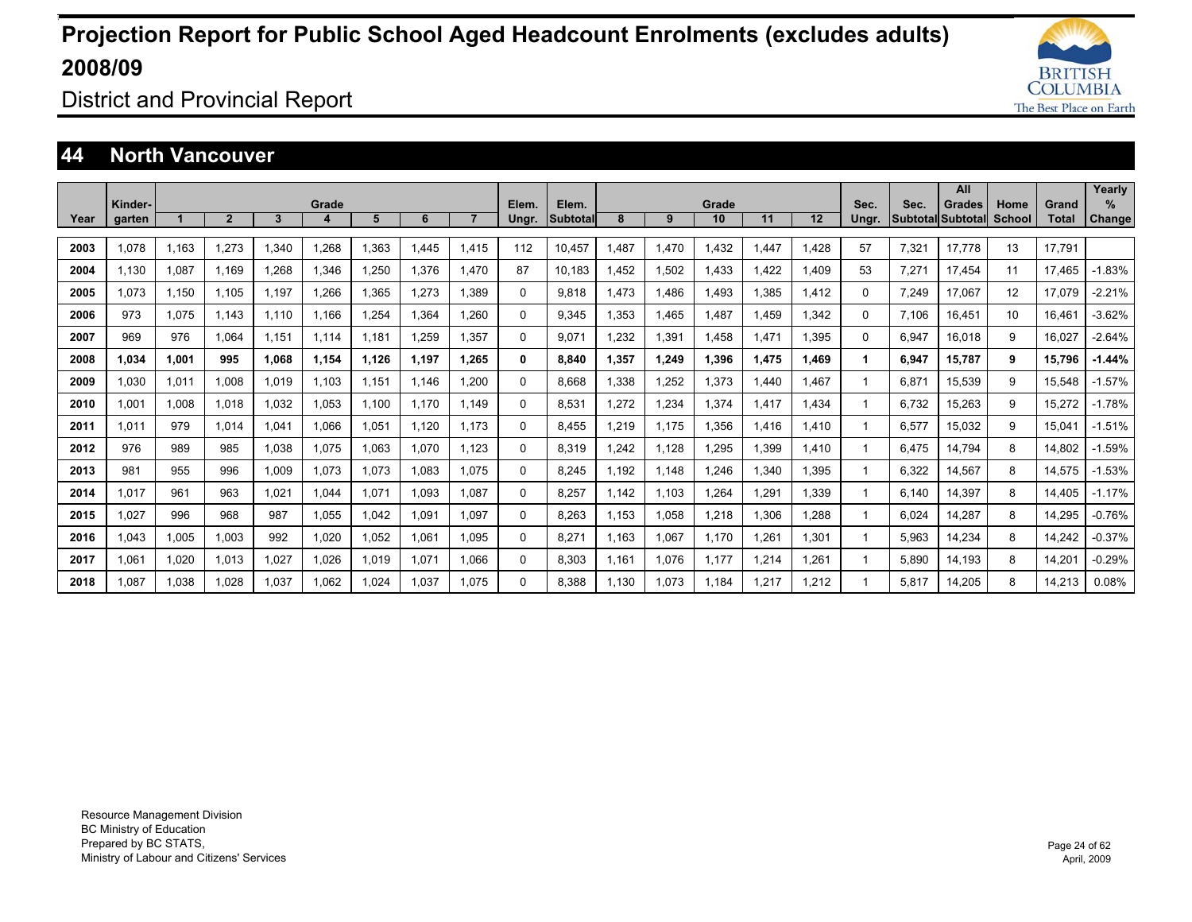# Projection Report for Public School Aged Headcount Enrolments (excludes adults) 2008/09

District and Provincial Report

## 44 North Vancouver

| Year | Kinder-garten | Grade 1 | 2 | 3 | 4 | 5 | 6 | 7 | Elem. Ungr. | Elem. Subtotal | Grade 8 | 9 | 10 | 11 | 12 | Sec. Ungr. | Sec. Subtotal | All Grades Subtotal | Home School | Grand Total | Yearly % Change |
|---|---|---|---|---|---|---|---|---|---|---|---|---|---|---|---|---|---|---|---|---|---|
| 2003 | 1,078 | 1,163 | 1,273 | 1,340 | 1,268 | 1,363 | 1,445 | 1,415 | 112 | 10,457 | 1,487 | 1,470 | 1,432 | 1,447 | 1,428 | 57 | 7,321 | 17,778 | 13 | 17,791 | |
| 2004 | 1,130 | 1,087 | 1,169 | 1,268 | 1,346 | 1,250 | 1,376 | 1,470 | 87 | 10,183 | 1,452 | 1,502 | 1,433 | 1,422 | 1,409 | 53 | 7,271 | 17,454 | 11 | 17,465 | -1.83% |
| 2005 | 1,073 | 1,150 | 1,105 | 1,197 | 1,266 | 1,365 | 1,273 | 1,389 | 0 | 9,818 | 1,473 | 1,486 | 1,493 | 1,385 | 1,412 | 0 | 7,249 | 17,067 | 12 | 17,079 | -2.21% |
| 2006 | 973 | 1,075 | 1,143 | 1,110 | 1,166 | 1,254 | 1,364 | 1,260 | 0 | 9,345 | 1,353 | 1,465 | 1,487 | 1,459 | 1,342 | 0 | 7,106 | 16,451 | 10 | 16,461 | -3.62% |
| 2007 | 969 | 976 | 1,064 | 1,151 | 1,114 | 1,181 | 1,259 | 1,357 | 0 | 9,071 | 1,232 | 1,391 | 1,458 | 1,471 | 1,395 | 0 | 6,947 | 16,018 | 9 | 16,027 | -2.64% |
| **2008** | **1,034** | **1,001** | **995** | **1,068** | **1,154** | **1,126** | **1,197** | **1,265** | **0** | **8,840** | **1,357** | **1,249** | **1,396** | **1,475** | **1,469** | **1** | **6,947** | **15,787** | **9** | **15,796** | **-1.44%** |
| 2009 | 1,030 | 1,011 | 1,008 | 1,019 | 1,103 | 1,151 | 1,146 | 1,200 | 0 | 8,668 | 1,338 | 1,252 | 1,373 | 1,440 | 1,467 | 1 | 6,871 | 15,539 | 9 | 15,548 | -1.57% |
| 2010 | 1,001 | 1,008 | 1,018 | 1,032 | 1,053 | 1,100 | 1,170 | 1,149 | 0 | 8,531 | 1,272 | 1,234 | 1,374 | 1,417 | 1,434 | 1 | 6,732 | 15,263 | 9 | 15,272 | -1.78% |
| 2011 | 1,011 | 979 | 1,014 | 1,041 | 1,066 | 1,051 | 1,120 | 1,173 | 0 | 8,455 | 1,219 | 1,175 | 1,356 | 1,416 | 1,410 | 1 | 6,577 | 15,032 | 9 | 15,041 | -1.51% |
| 2012 | 976 | 989 | 985 | 1,038 | 1,075 | 1,063 | 1,070 | 1,123 | 0 | 8,319 | 1,242 | 1,128 | 1,295 | 1,399 | 1,410 | 1 | 6,475 | 14,794 | 8 | 14,802 | -1.59% |
| 2013 | 981 | 955 | 996 | 1,009 | 1,073 | 1,073 | 1,083 | 1,075 | 0 | 8,245 | 1,192 | 1,148 | 1,246 | 1,340 | 1,395 | 1 | 6,322 | 14,567 | 8 | 14,575 | -1.53% |
| 2014 | 1,017 | 961 | 963 | 1,021 | 1,044 | 1,071 | 1,093 | 1,087 | 0 | 8,257 | 1,142 | 1,103 | 1,264 | 1,291 | 1,339 | 1 | 6,140 | 14,397 | 8 | 14,405 | -1.17% |
| 2015 | 1,027 | 996 | 968 | 987 | 1,055 | 1,042 | 1,091 | 1,097 | 0 | 8,263 | 1,153 | 1,058 | 1,218 | 1,306 | 1,288 | 1 | 6,024 | 14,287 | 8 | 14,295 | -0.76% |
| 2016 | 1,043 | 1,005 | 1,003 | 992 | 1,020 | 1,052 | 1,061 | 1,095 | 0 | 8,271 | 1,163 | 1,067 | 1,170 | 1,261 | 1,301 | 1 | 5,963 | 14,234 | 8 | 14,242 | -0.37% |
| 2017 | 1,061 | 1,020 | 1,013 | 1,027 | 1,026 | 1,019 | 1,071 | 1,066 | 0 | 8,303 | 1,161 | 1,076 | 1,177 | 1,214 | 1,261 | 1 | 5,890 | 14,193 | 8 | 14,201 | -0.29% |
| 2018 | 1,087 | 1,038 | 1,028 | 1,037 | 1,062 | 1,024 | 1,037 | 1,075 | 0 | 8,388 | 1,130 | 1,073 | 1,184 | 1,217 | 1,212 | 1 | 5,817 | 14,205 | 8 | 14,213 | 0.08% |

Resource Management Division
BC Ministry of Education
Prepared by BC STATS,
Ministry of Labour and Citizens' Services

April, 2009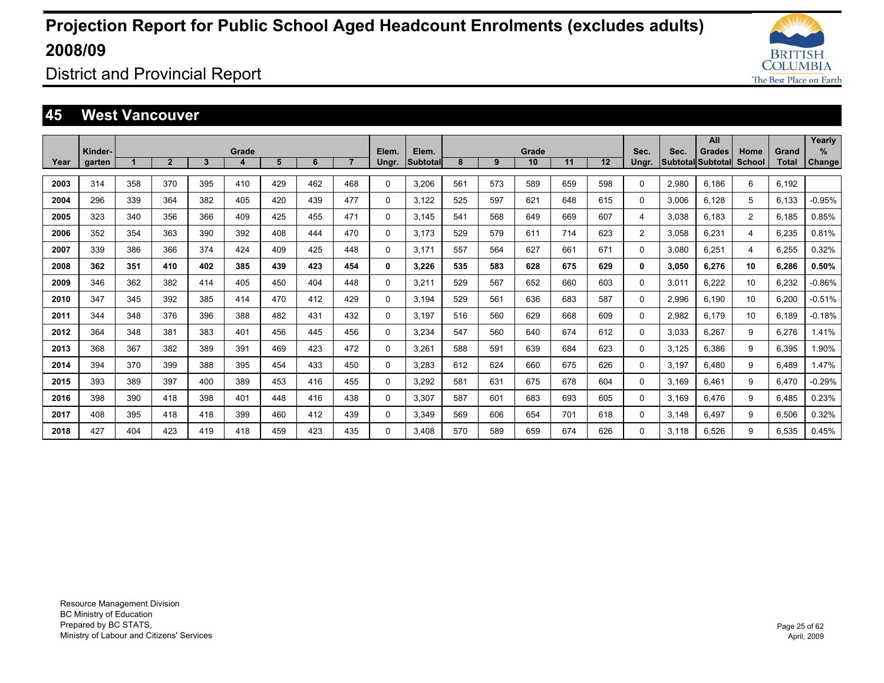# Projection Report for Public School Aged Headcount Enrolments (excludes adults) 2008/09

District and Provincial Report

## 45 West Vancouver

| Year | Kinder-garten | Grade 1 | 2 | 3 | 4 | 5 | 6 | 7 | Elem. Ungr. | Elem. Subtotal | Grade 8 | 9 | 10 | 11 | 12 | Sec. Ungr. | Sec. Subtotal | All Grades Subtotal | Home School | Grand Total | Yearly % Change |
|---|---|---|---|---|---|---|---|---|---|---|---|---|---|---|---|---|---|---|---|---|---|
| 2003 | 314 | 358 | 370 | 395 | 410 | 429 | 462 | 468 | 0 | 3,206 | 561 | 573 | 589 | 659 | 598 | 0 | 2,980 | 6,186 | 6 | 6,192 | |
| 2004 | 296 | 339 | 364 | 382 | 405 | 420 | 439 | 477 | 0 | 3,122 | 525 | 597 | 621 | 648 | 615 | 0 | 3,006 | 6,128 | 5 | 6,133 | -0.95% |
| 2005 | 323 | 340 | 356 | 366 | 409 | 425 | 455 | 471 | 0 | 3,145 | 541 | 568 | 649 | 669 | 607 | 4 | 3,038 | 6,183 | 2 | 6,185 | 0.85% |
| 2006 | 352 | 354 | 363 | 390 | 392 | 408 | 444 | 470 | 0 | 3,173 | 529 | 579 | 611 | 714 | 623 | 2 | 3,058 | 6,231 | 4 | 6,235 | 0.81% |
| 2007 | 339 | 386 | 366 | 374 | 424 | 409 | 425 | 448 | 0 | 3,171 | 557 | 564 | 627 | 661 | 671 | 0 | 3,080 | 6,251 | 4 | 6,255 | 0.32% |
| **2008** | **362** | **351** | **410** | **402** | **385** | **439** | **423** | **454** | **0** | **3,226** | **535** | **583** | **628** | **675** | **629** | **0** | **3,050** | **6,276** | **10** | **6,286** | **0.50%** |
| 2009 | 346 | 362 | 382 | 414 | 405 | 450 | 404 | 448 | 0 | 3,211 | 529 | 567 | 652 | 660 | 603 | 0 | 3,011 | 6,222 | 10 | 6,232 | -0.86% |
| 2010 | 347 | 345 | 392 | 385 | 414 | 470 | 412 | 429 | 0 | 3,194 | 529 | 561 | 636 | 683 | 587 | 0 | 2,996 | 6,190 | 10 | 6,200 | -0.51% |
| 2011 | 344 | 348 | 376 | 396 | 388 | 482 | 431 | 432 | 0 | 3,197 | 516 | 560 | 629 | 668 | 609 | 0 | 2,982 | 6,179 | 10 | 6,189 | -0.18% |
| 2012 | 364 | 348 | 381 | 383 | 401 | 456 | 445 | 456 | 0 | 3,234 | 547 | 560 | 640 | 674 | 612 | 0 | 3,033 | 6,267 | 9 | 6,276 | 1.41% |
| 2013 | 368 | 367 | 382 | 389 | 391 | 469 | 423 | 472 | 0 | 3,261 | 588 | 591 | 639 | 684 | 623 | 0 | 3,125 | 6,386 | 9 | 6,395 | 1.90% |
| 2014 | 394 | 370 | 399 | 388 | 395 | 454 | 433 | 450 | 0 | 3,283 | 612 | 624 | 660 | 675 | 626 | 0 | 3,197 | 6,480 | 9 | 6,489 | 1.47% |
| 2015 | 393 | 389 | 397 | 400 | 389 | 453 | 416 | 455 | 0 | 3,292 | 581 | 631 | 675 | 678 | 604 | 0 | 3,169 | 6,461 | 9 | 6,470 | -0.29% |
| 2016 | 398 | 390 | 418 | 398 | 401 | 448 | 416 | 438 | 0 | 3,307 | 587 | 601 | 683 | 693 | 605 | 0 | 3,169 | 6,476 | 9 | 6,485 | 0.23% |
| 2017 | 408 | 395 | 418 | 418 | 399 | 460 | 412 | 439 | 0 | 3,349 | 569 | 606 | 654 | 701 | 618 | 0 | 3,148 | 6,497 | 9 | 6,506 | 0.32% |
| 2018 | 427 | 404 | 423 | 419 | 418 | 459 | 423 | 435 | 0 | 3,408 | 570 | 589 | 659 | 674 | 626 | 0 | 3,118 | 6,526 | 9 | 6,535 | 0.45% |

Resource Management Division
BC Ministry of Education
Prepared by BC STATS,
Ministry of Labour and Citizens' Services

April, 2009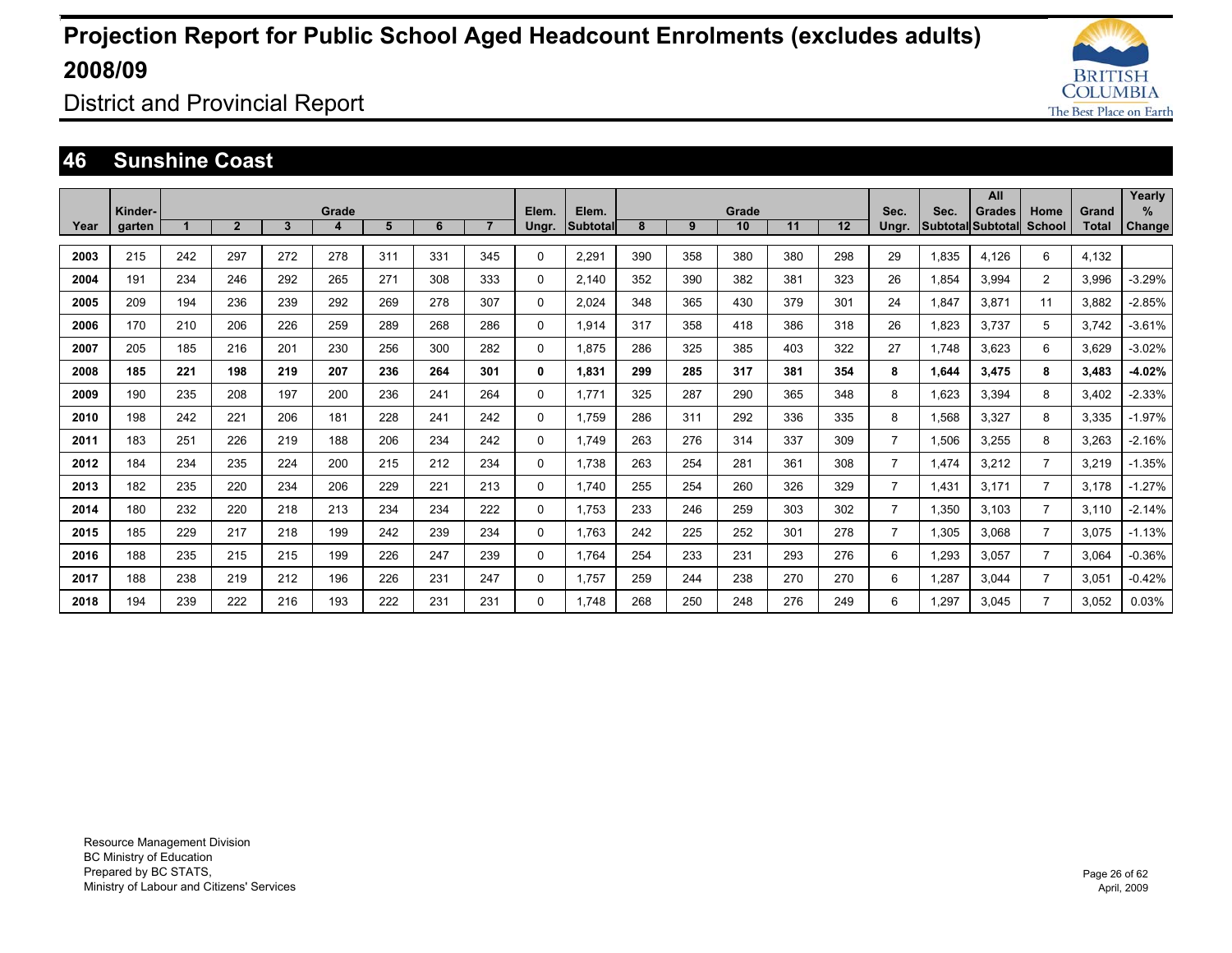# Projection Report for Public School Aged Headcount Enrolments (excludes adults) 2008/09

## District and Provincial Report

## 46 Sunshine Coast

| Year | Kinder-garten | Grade 1 | 2 | 3 | 4 | 5 | 6 | 7 | Elem. Ungr. | Elem. Subtotal | Grade 8 | 9 | 10 | 11 | 12 | Sec. Ungr. | Sec. Subtotal | All Grades Subtotal | Home School | Grand Total | Yearly % Change |
|---|---|---|---|---|---|---|---|---|---|---|---|---|---|---|---|---|---|---|---|---|---|
| **2003** | 215 | 242 | 297 | 272 | 278 | 311 | 331 | 345 | 0 | 2,291 | 390 | 358 | 380 | 380 | 298 | 29 | 1,835 | 4,126 | 6 | 4,132 | |
| **2004** | 191 | 234 | 246 | 292 | 265 | 271 | 308 | 333 | 0 | 2,140 | 352 | 390 | 382 | 381 | 323 | 26 | 1,854 | 3,994 | 2 | 3,996 | -3.29% |
| **2005** | 209 | 194 | 236 | 239 | 292 | 269 | 278 | 307 | 0 | 2,024 | 348 | 365 | 430 | 379 | 301 | 24 | 1,847 | 3,871 | 11 | 3,882 | -2.85% |
| **2006** | 170 | 210 | 206 | 226 | 259 | 289 | 268 | 286 | 0 | 1,914 | 317 | 358 | 418 | 386 | 318 | 26 | 1,823 | 3,737 | 5 | 3,742 | -3.61% |
| **2007** | 205 | 185 | 216 | 201 | 230 | 256 | 300 | 282 | 0 | 1,875 | 286 | 325 | 385 | 403 | 322 | 27 | 1,748 | 3,623 | 6 | 3,629 | -3.02% |
| **2008** | **185** | **221** | **198** | **219** | **207** | **236** | **264** | **301** | **0** | **1,831** | **299** | **285** | **317** | **381** | **354** | **8** | **1,644** | **3,475** | **8** | **3,483** | **-4.02%** |
| **2009** | 190 | 235 | 208 | 197 | 200 | 236 | 241 | 264 | 0 | 1,771 | 325 | 287 | 290 | 365 | 348 | 8 | 1,623 | 3,394 | 8 | 3,402 | -2.33% |
| **2010** | 198 | 242 | 221 | 206 | 181 | 228 | 241 | 242 | 0 | 1,759 | 286 | 311 | 292 | 336 | 335 | 8 | 1,568 | 3,327 | 8 | 3,335 | -1.97% |
| **2011** | 183 | 251 | 226 | 219 | 188 | 206 | 234 | 242 | 0 | 1,749 | 263 | 276 | 314 | 337 | 309 | 7 | 1,506 | 3,255 | 8 | 3,263 | -2.16% |
| **2012** | 184 | 234 | 235 | 224 | 200 | 215 | 212 | 234 | 0 | 1,738 | 263 | 254 | 281 | 361 | 308 | 7 | 1,474 | 3,212 | 7 | 3,219 | -1.35% |
| **2013** | 182 | 235 | 220 | 234 | 206 | 229 | 221 | 213 | 0 | 1,740 | 255 | 254 | 260 | 326 | 329 | 7 | 1,431 | 3,171 | 7 | 3,178 | -1.27% |
| **2014** | 180 | 232 | 220 | 218 | 213 | 234 | 234 | 222 | 0 | 1,753 | 233 | 246 | 259 | 303 | 302 | 7 | 1,350 | 3,103 | 7 | 3,110 | -2.14% |
| **2015** | 185 | 229 | 217 | 218 | 199 | 242 | 239 | 234 | 0 | 1,763 | 242 | 225 | 252 | 301 | 278 | 7 | 1,305 | 3,068 | 7 | 3,075 | -1.13% |
| **2016** | 188 | 235 | 215 | 215 | 199 | 226 | 247 | 239 | 0 | 1,764 | 254 | 233 | 231 | 293 | 276 | 6 | 1,293 | 3,057 | 7 | 3,064 | -0.36% |
| **2017** | 188 | 238 | 219 | 212 | 196 | 226 | 231 | 247 | 0 | 1,757 | 259 | 244 | 238 | 270 | 270 | 6 | 1,287 | 3,044 | 7 | 3,051 | -0.42% |
| **2018** | 194 | 239 | 222 | 216 | 193 | 222 | 231 | 231 | 0 | 1,748 | 268 | 250 | 248 | 276 | 249 | 6 | 1,297 | 3,045 | 7 | 3,052 | 0.03% |

Resource Management Division
BC Ministry of Education
Prepared by BC STATS,
Ministry of Labour and Citizens' Services

April, 2009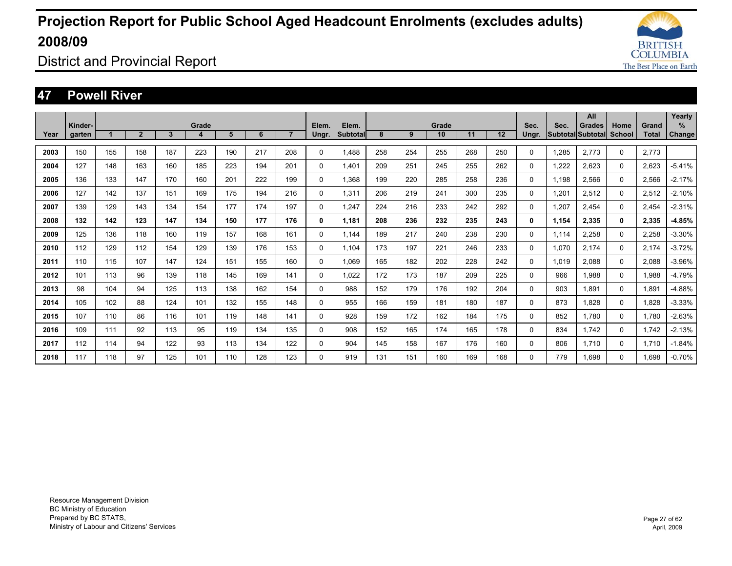# Projection Report for Public School Aged Headcount Enrolments (excludes adults) 2008/09

District and Provincial Report

## 47 Powell River

| Year | Kinder-garten | Grade 1 | 2 | 3 | 4 | 5 | 6 | 7 | Elem. Ungr. | Elem. Subtotal | Grade 8 | 9 | 10 | 11 | 12 | Sec. Ungr. | Sec. Subtotal | All Grades Subtotal | Home School | Grand Total | Yearly % Change |
|---|---|---|---|---|---|---|---|---|---|---|---|---|---|---|---|---|---|---|---|---|---|
| 2003 | 150 | 155 | 158 | 187 | 223 | 190 | 217 | 208 | 0 | 1,488 | 258 | 254 | 255 | 268 | 250 | 0 | 1,285 | 2,773 | 0 | 2,773 | |
| 2004 | 127 | 148 | 163 | 160 | 185 | 223 | 194 | 201 | 0 | 1,401 | 209 | 251 | 245 | 255 | 262 | 0 | 1,222 | 2,623 | 0 | 2,623 | -5.41% |
| 2005 | 136 | 133 | 147 | 170 | 160 | 201 | 222 | 199 | 0 | 1,368 | 199 | 220 | 285 | 258 | 236 | 0 | 1,198 | 2,566 | 0 | 2,566 | -2.17% |
| 2006 | 127 | 142 | 137 | 151 | 169 | 175 | 194 | 216 | 0 | 1,311 | 206 | 219 | 241 | 300 | 235 | 0 | 1,201 | 2,512 | 0 | 2,512 | -2.10% |
| 2007 | 139 | 129 | 143 | 134 | 154 | 177 | 174 | 197 | 0 | 1,247 | 224 | 216 | 233 | 242 | 292 | 0 | 1,207 | 2,454 | 0 | 2,454 | -2.31% |
| **2008** | **132** | **142** | **123** | **147** | **134** | **150** | **177** | **176** | **0** | **1,181** | **208** | **236** | **232** | **235** | **243** | **0** | **1,154** | **2,335** | **0** | **2,335** | **-4.85%** |
| 2009 | 125 | 136 | 118 | 160 | 119 | 157 | 168 | 161 | 0 | 1,144 | 189 | 217 | 240 | 238 | 230 | 0 | 1,114 | 2,258 | 0 | 2,258 | -3.30% |
| 2010 | 112 | 129 | 112 | 154 | 129 | 139 | 176 | 153 | 0 | 1,104 | 173 | 197 | 221 | 246 | 233 | 0 | 1,070 | 2,174 | 0 | 2,174 | -3.72% |
| 2011 | 110 | 115 | 107 | 147 | 124 | 151 | 155 | 160 | 0 | 1,069 | 165 | 182 | 202 | 228 | 242 | 0 | 1,019 | 2,088 | 0 | 2,088 | -3.96% |
| 2012 | 101 | 113 | 96 | 139 | 118 | 145 | 169 | 141 | 0 | 1,022 | 172 | 173 | 187 | 209 | 225 | 0 | 966 | 1,988 | 0 | 1,988 | -4.79% |
| 2013 | 98 | 104 | 94 | 125 | 113 | 138 | 162 | 154 | 0 | 988 | 152 | 179 | 176 | 192 | 204 | 0 | 903 | 1,891 | 0 | 1,891 | -4.88% |
| 2014 | 105 | 102 | 88 | 124 | 101 | 132 | 155 | 148 | 0 | 955 | 166 | 159 | 181 | 180 | 187 | 0 | 873 | 1,828 | 0 | 1,828 | -3.33% |
| 2015 | 107 | 110 | 86 | 116 | 101 | 119 | 148 | 141 | 0 | 928 | 159 | 172 | 162 | 184 | 175 | 0 | 852 | 1,780 | 0 | 1,780 | -2.63% |
| 2016 | 109 | 111 | 92 | 113 | 95 | 119 | 134 | 135 | 0 | 908 | 152 | 165 | 174 | 165 | 178 | 0 | 834 | 1,742 | 0 | 1,742 | -2.13% |
| 2017 | 112 | 114 | 94 | 122 | 93 | 113 | 134 | 122 | 0 | 904 | 145 | 158 | 167 | 176 | 160 | 0 | 806 | 1,710 | 0 | 1,710 | -1.84% |
| 2018 | 117 | 118 | 97 | 125 | 101 | 110 | 128 | 123 | 0 | 919 | 131 | 151 | 160 | 169 | 168 | 0 | 779 | 1,698 | 0 | 1,698 | -0.70% |

Resource Management Division
BC Ministry of Education
Prepared by BC STATS,
Ministry of Labour and Citizens' Services

April, 2009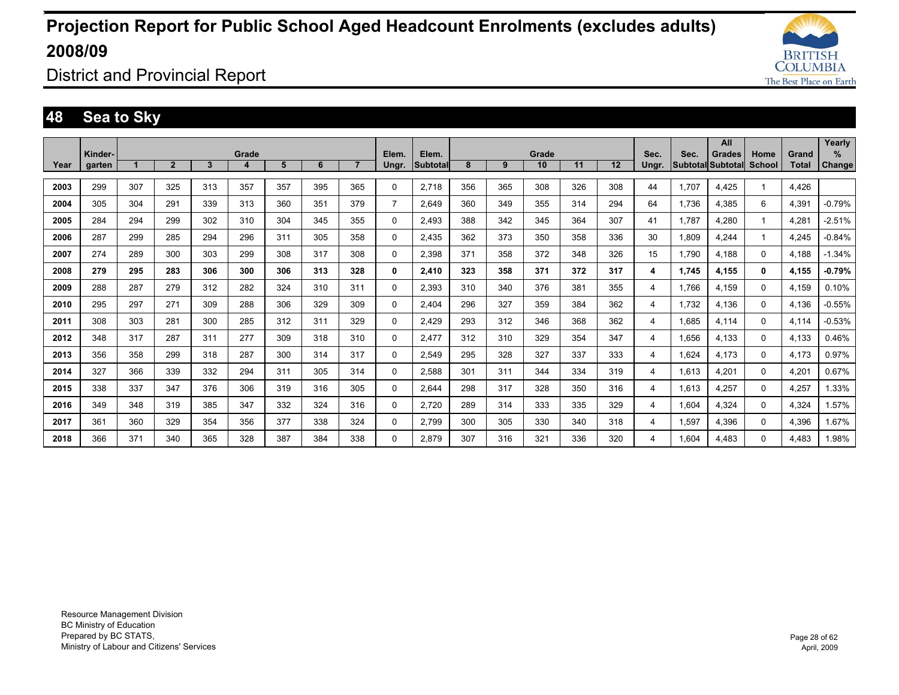# Projection Report for Public School Aged Headcount Enrolments (excludes adults) 2008/09

District and Provincial Report

## 48 Sea to Sky

| Year | Kinder-garten | Grade 1 | 2 | 3 | 4 | 5 | 6 | 7 | Elem. Ungr. | Elem. Subtotal | Grade 8 | 9 | 10 | 11 | 12 | Sec. Ungr. | Sec. Subtotal | All Grades Subtotal | Home School | Grand Total | Yearly % Change |
|---|---|---|---|---|---|---|---|---|---|---|---|---|---|---|---|---|---|---|---|---|---|
| 2003 | 299 | 307 | 325 | 313 | 357 | 357 | 395 | 365 | 0 | 2,718 | 356 | 365 | 308 | 326 | 308 | 44 | 1,707 | 4,425 | 1 | 4,426 | |
| 2004 | 305 | 304 | 291 | 339 | 313 | 360 | 351 | 379 | 7 | 2,649 | 360 | 349 | 355 | 314 | 294 | 64 | 1,736 | 4,385 | 6 | 4,391 | -0.79% |
| 2005 | 284 | 294 | 299 | 302 | 310 | 304 | 345 | 355 | 0 | 2,493 | 388 | 342 | 345 | 364 | 307 | 41 | 1,787 | 4,280 | 1 | 4,281 | -2.51% |
| 2006 | 287 | 299 | 285 | 294 | 296 | 311 | 305 | 358 | 0 | 2,435 | 362 | 373 | 350 | 358 | 336 | 30 | 1,809 | 4,244 | 1 | 4,245 | -0.84% |
| 2007 | 274 | 289 | 300 | 303 | 299 | 308 | 317 | 308 | 0 | 2,398 | 371 | 358 | 372 | 348 | 326 | 15 | 1,790 | 4,188 | 0 | 4,188 | -1.34% |
| **2008** | **279** | **295** | **283** | **306** | **300** | **306** | **313** | **328** | **0** | **2,410** | **323** | **358** | **371** | **372** | **317** | **4** | **1,745** | **4,155** | **0** | **4,155** | **-0.79%** |
| 2009 | 288 | 287 | 279 | 312 | 282 | 324 | 310 | 311 | 0 | 2,393 | 310 | 340 | 376 | 381 | 355 | 4 | 1,766 | 4,159 | 0 | 4,159 | 0.10% |
| 2010 | 295 | 297 | 271 | 309 | 288 | 306 | 329 | 309 | 0 | 2,404 | 296 | 327 | 359 | 384 | 362 | 4 | 1,732 | 4,136 | 0 | 4,136 | -0.55% |
| 2011 | 308 | 303 | 281 | 300 | 285 | 312 | 311 | 329 | 0 | 2,429 | 293 | 312 | 346 | 368 | 362 | 4 | 1,685 | 4,114 | 0 | 4,114 | -0.53% |
| 2012 | 348 | 317 | 287 | 311 | 277 | 309 | 318 | 310 | 0 | 2,477 | 312 | 310 | 329 | 354 | 347 | 4 | 1,656 | 4,133 | 0 | 4,133 | 0.46% |
| 2013 | 356 | 358 | 299 | 318 | 287 | 300 | 314 | 317 | 0 | 2,549 | 295 | 328 | 327 | 337 | 333 | 4 | 1,624 | 4,173 | 0 | 4,173 | 0.97% |
| 2014 | 327 | 366 | 339 | 332 | 294 | 311 | 305 | 314 | 0 | 2,588 | 301 | 311 | 344 | 334 | 319 | 4 | 1,613 | 4,201 | 0 | 4,201 | 0.67% |
| 2015 | 338 | 337 | 347 | 376 | 306 | 319 | 316 | 305 | 0 | 2,644 | 298 | 317 | 328 | 350 | 316 | 4 | 1,613 | 4,257 | 0 | 4,257 | 1.33% |
| 2016 | 349 | 348 | 319 | 385 | 347 | 332 | 324 | 316 | 0 | 2,720 | 289 | 314 | 333 | 335 | 329 | 4 | 1,604 | 4,324 | 0 | 4,324 | 1.57% |
| 2017 | 361 | 360 | 329 | 354 | 356 | 377 | 338 | 324 | 0 | 2,799 | 300 | 305 | 330 | 340 | 318 | 4 | 1,597 | 4,396 | 0 | 4,396 | 1.67% |
| 2018 | 366 | 371 | 340 | 365 | 328 | 387 | 384 | 338 | 0 | 2,879 | 307 | 316 | 321 | 336 | 320 | 4 | 1,604 | 4,483 | 0 | 4,483 | 1.98% |

Resource Management Division
BC Ministry of Education
Prepared by BC STATS,
Ministry of Labour and Citizens' Services

April, 2009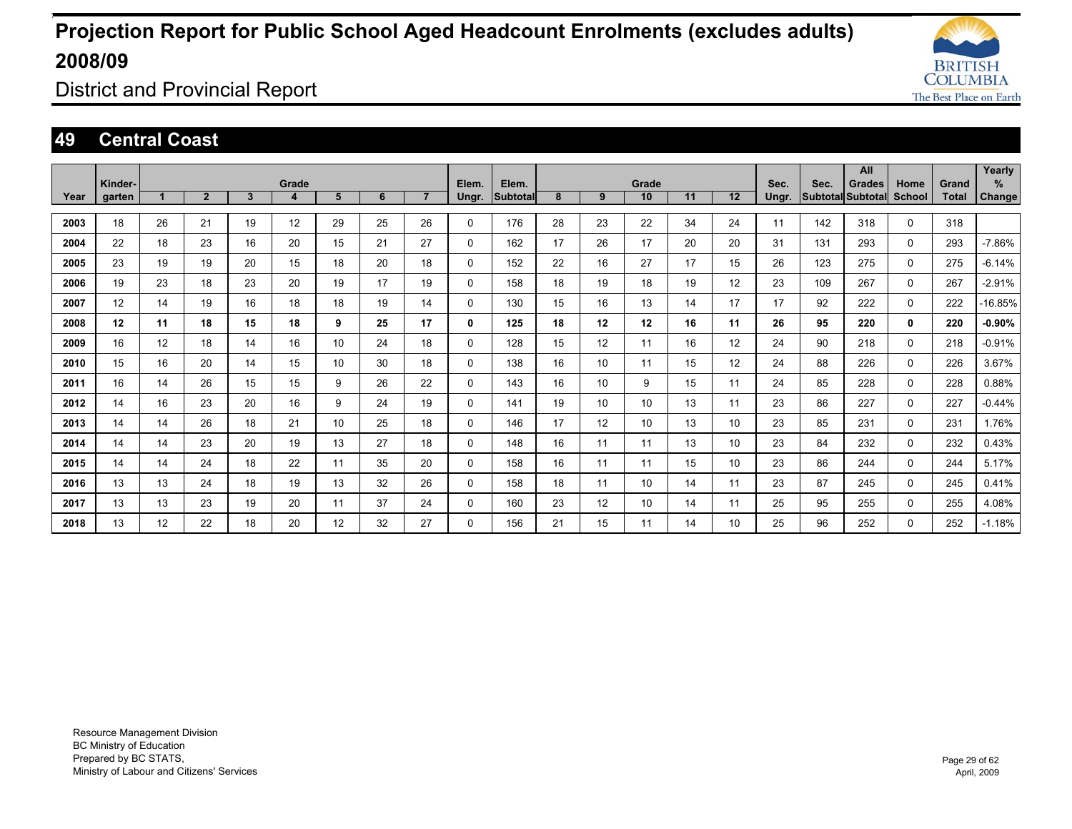# Projection Report for Public School Aged Headcount Enrolments (excludes adults) 2008/09

District and Provincial Report

## 49 Central Coast

| Year | Kinder-garten | Grade 1 | 2 | 3 | 4 | 5 | 6 | 7 | Elem. Ungr. | Elem. Subtotal | Grade 8 | 9 | 10 | 11 | 12 | Sec. Ungr. | Sec. Subtotal | All Grades Subtotal | Home School | Grand Total | Yearly % Change |
|---|---|---|---|---|---|---|---|---|---|---|---|---|---|---|---|---|---|---|---|---|---|
| 2003 | 18 | 26 | 21 | 19 | 12 | 29 | 25 | 26 | 0 | 176 | 28 | 23 | 22 | 34 | 24 | 11 | 142 | 318 | 0 | 318 | |
| 2004 | 22 | 18 | 23 | 16 | 20 | 15 | 21 | 27 | 0 | 162 | 17 | 26 | 17 | 20 | 20 | 31 | 131 | 293 | 0 | 293 | -7.86% |
| 2005 | 23 | 19 | 19 | 20 | 15 | 18 | 20 | 18 | 0 | 152 | 22 | 16 | 27 | 17 | 15 | 26 | 123 | 275 | 0 | 275 | -6.14% |
| 2006 | 19 | 23 | 18 | 23 | 20 | 19 | 17 | 19 | 0 | 158 | 18 | 19 | 18 | 19 | 12 | 23 | 109 | 267 | 0 | 267 | -2.91% |
| 2007 | 12 | 14 | 19 | 16 | 18 | 18 | 19 | 14 | 0 | 130 | 15 | 16 | 13 | 14 | 17 | 17 | 92 | 222 | 0 | 222 | -16.85% |
| **2008** | **12** | **11** | **18** | **15** | **18** | **9** | **25** | **17** | **0** | **125** | **18** | **12** | **12** | **16** | **11** | **26** | **95** | **220** | **0** | **220** | **-0.90%** |
| 2009 | 16 | 12 | 18 | 14 | 16 | 10 | 24 | 18 | 0 | 128 | 15 | 12 | 11 | 16 | 12 | 24 | 90 | 218 | 0 | 218 | -0.91% |
| 2010 | 15 | 16 | 20 | 14 | 15 | 10 | 30 | 18 | 0 | 138 | 16 | 10 | 11 | 15 | 12 | 24 | 88 | 226 | 0 | 226 | 3.67% |
| 2011 | 16 | 14 | 26 | 15 | 15 | 9 | 26 | 22 | 0 | 143 | 16 | 10 | 9 | 15 | 11 | 24 | 85 | 228 | 0 | 228 | 0.88% |
| 2012 | 14 | 16 | 23 | 20 | 16 | 9 | 24 | 19 | 0 | 141 | 19 | 10 | 10 | 13 | 11 | 23 | 86 | 227 | 0 | 227 | -0.44% |
| 2013 | 14 | 14 | 26 | 18 | 21 | 10 | 25 | 18 | 0 | 146 | 17 | 12 | 10 | 13 | 10 | 23 | 85 | 231 | 0 | 231 | 1.76% |
| 2014 | 14 | 14 | 23 | 20 | 19 | 13 | 27 | 18 | 0 | 148 | 16 | 11 | 11 | 13 | 10 | 23 | 84 | 232 | 0 | 232 | 0.43% |
| 2015 | 14 | 14 | 24 | 18 | 22 | 11 | 35 | 20 | 0 | 158 | 16 | 11 | 11 | 15 | 10 | 23 | 86 | 244 | 0 | 244 | 5.17% |
| 2016 | 13 | 13 | 24 | 18 | 19 | 13 | 32 | 26 | 0 | 158 | 18 | 11 | 10 | 14 | 11 | 23 | 87 | 245 | 0 | 245 | 0.41% |
| 2017 | 13 | 13 | 23 | 19 | 20 | 11 | 37 | 24 | 0 | 160 | 23 | 12 | 10 | 14 | 11 | 25 | 95 | 255 | 0 | 255 | 4.08% |
| 2018 | 13 | 12 | 22 | 18 | 20 | 12 | 32 | 27 | 0 | 156 | 21 | 15 | 11 | 14 | 10 | 25 | 96 | 252 | 0 | 252 | -1.18% |

Resource Management Division
BC Ministry of Education
Prepared by BC STATS,
Ministry of Labour and Citizens' Services

April, 2009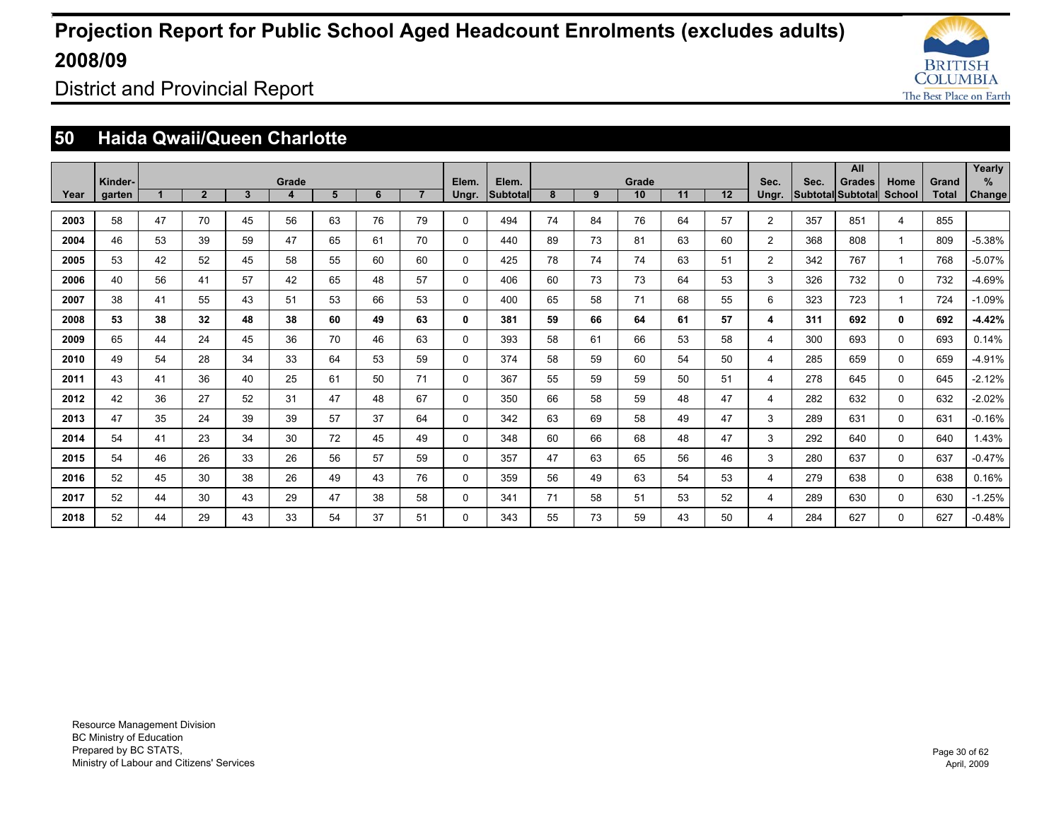# Projection Report for Public School Aged Headcount Enrolments (excludes adults) 2008/09

District and Provincial Report

## 50 Haida Qwaii/Queen Charlotte

| Year | Kinder-garten | Grade 1 | 2 | 3 | 4 | 5 | 6 | 7 | Elem. Ungr. | Elem. Subtotal | Grade 8 | 9 | 10 | 11 | 12 | Sec. Ungr. | Sec. Subtotal | All Grades Subtotal | Home School | Grand Total | Yearly % Change |
|---|---|---|---|---|---|---|---|---|---|---|---|---|---|---|---|---|---|---|---|---|---|
| **2003** | 58 | 47 | 70 | 45 | 56 | 63 | 76 | 79 | 0 | 494 | 74 | 84 | 76 | 64 | 57 | 2 | 357 | 851 | 4 | 855 | |
| **2004** | 46 | 53 | 39 | 59 | 47 | 65 | 61 | 70 | 0 | 440 | 89 | 73 | 81 | 63 | 60 | 2 | 368 | 808 | 1 | 809 | -5.38% |
| **2005** | 53 | 42 | 52 | 45 | 58 | 55 | 60 | 60 | 0 | 425 | 78 | 74 | 74 | 63 | 51 | 2 | 342 | 767 | 1 | 768 | -5.07% |
| **2006** | 40 | 56 | 41 | 57 | 42 | 65 | 48 | 57 | 0 | 406 | 60 | 73 | 73 | 64 | 53 | 3 | 326 | 732 | 0 | 732 | -4.69% |
| **2007** | 38 | 41 | 55 | 43 | 51 | 53 | 66 | 53 | 0 | 400 | 65 | 58 | 71 | 68 | 55 | 6 | 323 | 723 | 1 | 724 | -1.09% |
| **2008** | **53** | **38** | **32** | **48** | **38** | **60** | **49** | **63** | **0** | **381** | **59** | **66** | **64** | **61** | **57** | **4** | **311** | **692** | **0** | **692** | **-4.42%** |
| **2009** | 65 | 44 | 24 | 45 | 36 | 70 | 46 | 63 | 0 | 393 | 58 | 61 | 66 | 53 | 58 | 4 | 300 | 693 | 0 | 693 | 0.14% |
| **2010** | 49 | 54 | 28 | 34 | 33 | 64 | 53 | 59 | 0 | 374 | 58 | 59 | 60 | 54 | 50 | 4 | 285 | 659 | 0 | 659 | -4.91% |
| **2011** | 43 | 41 | 36 | 40 | 25 | 61 | 50 | 71 | 0 | 367 | 55 | 59 | 59 | 50 | 51 | 4 | 278 | 645 | 0 | 645 | -2.12% |
| **2012** | 42 | 36 | 27 | 52 | 31 | 47 | 48 | 67 | 0 | 350 | 66 | 58 | 59 | 48 | 47 | 4 | 282 | 632 | 0 | 632 | -2.02% |
| **2013** | 47 | 35 | 24 | 39 | 39 | 57 | 37 | 64 | 0 | 342 | 63 | 69 | 58 | 49 | 47 | 3 | 289 | 631 | 0 | 631 | -0.16% |
| **2014** | 54 | 41 | 23 | 34 | 30 | 72 | 45 | 49 | 0 | 348 | 60 | 66 | 68 | 48 | 47 | 3 | 292 | 640 | 0 | 640 | 1.43% |
| **2015** | 54 | 46 | 26 | 33 | 26 | 56 | 57 | 59 | 0 | 357 | 47 | 63 | 65 | 56 | 46 | 3 | 280 | 637 | 0 | 637 | -0.47% |
| **2016** | 52 | 45 | 30 | 38 | 26 | 49 | 43 | 76 | 0 | 359 | 56 | 49 | 63 | 54 | 53 | 4 | 279 | 638 | 0 | 638 | 0.16% |
| **2017** | 52 | 44 | 30 | 43 | 29 | 47 | 38 | 58 | 0 | 341 | 71 | 58 | 51 | 53 | 52 | 4 | 289 | 630 | 0 | 630 | -1.25% |
| **2018** | 52 | 44 | 29 | 43 | 33 | 54 | 37 | 51 | 0 | 343 | 55 | 73 | 59 | 43 | 50 | 4 | 284 | 627 | 0 | 627 | -0.48% |

Resource Management Division
BC Ministry of Education
Prepared by BC STATS,
Ministry of Labour and Citizens' Services

April, 2009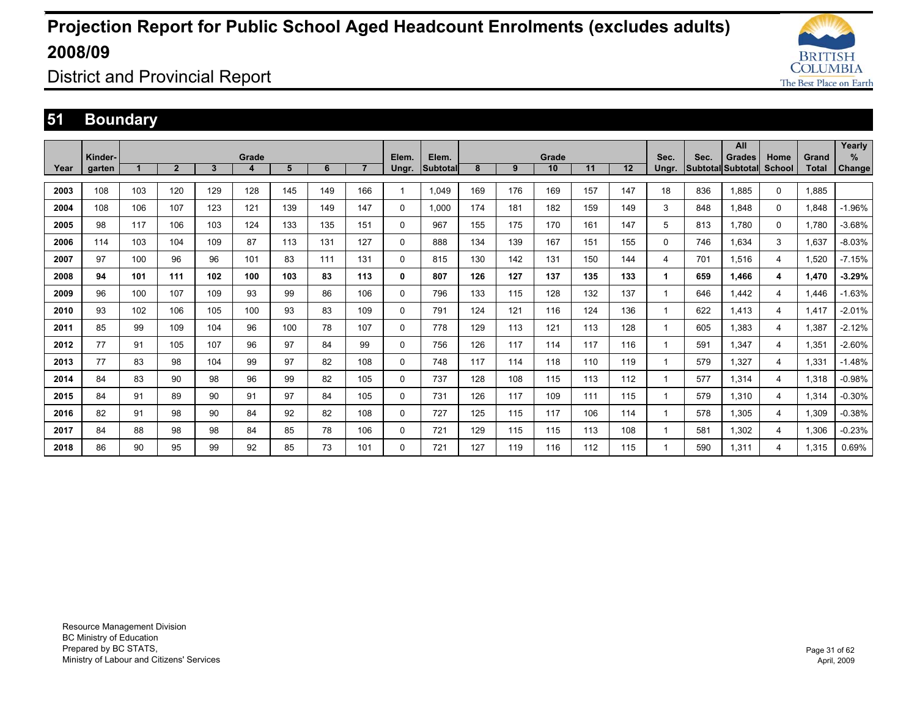# Projection Report for Public School Aged Headcount Enrolments (excludes adults) 2008/09

District and Provincial Report

## 51 Boundary

| Year | Kinder-garten | Grade 1 | 2 | 3 | 4 | 5 | 6 | 7 | Elem. Ungr. | Elem. Subtotal | Grade 8 | 9 | 10 | 11 | 12 | Sec. Ungr. | Sec. Subtotal | All Grades Subtotal | Home School | Grand Total | Yearly % Change |
|---|---|---|---|---|---|---|---|---|---|---|---|---|---|---|---|---|---|---|---|---|---|
| 2003 | 108 | 103 | 120 | 129 | 128 | 145 | 149 | 166 | 1 | 1,049 | 169 | 176 | 169 | 157 | 147 | 18 | 836 | 1,885 | 0 | 1,885 | |
| 2004 | 108 | 106 | 107 | 123 | 121 | 139 | 149 | 147 | 0 | 1,000 | 174 | 181 | 182 | 159 | 149 | 3 | 848 | 1,848 | 0 | 1,848 | -1.96% |
| 2005 | 98 | 117 | 106 | 103 | 124 | 133 | 135 | 151 | 0 | 967 | 155 | 175 | 170 | 161 | 147 | 5 | 813 | 1,780 | 0 | 1,780 | -3.68% |
| 2006 | 114 | 103 | 104 | 109 | 87 | 113 | 131 | 127 | 0 | 888 | 134 | 139 | 167 | 151 | 155 | 0 | 746 | 1,634 | 3 | 1,637 | -8.03% |
| 2007 | 97 | 100 | 96 | 96 | 101 | 83 | 111 | 131 | 0 | 815 | 130 | 142 | 131 | 150 | 144 | 4 | 701 | 1,516 | 4 | 1,520 | -7.15% |
| **2008** | **94** | **101** | **111** | **102** | **100** | **103** | **83** | **113** | **0** | **807** | **126** | **127** | **137** | **135** | **133** | **1** | **659** | **1,466** | **4** | **1,470** | **-3.29%** |
| 2009 | 96 | 100 | 107 | 109 | 93 | 99 | 86 | 106 | 0 | 796 | 133 | 115 | 128 | 132 | 137 | 1 | 646 | 1,442 | 4 | 1,446 | -1.63% |
| 2010 | 93 | 102 | 106 | 105 | 100 | 93 | 83 | 109 | 0 | 791 | 124 | 121 | 116 | 124 | 136 | 1 | 622 | 1,413 | 4 | 1,417 | -2.01% |
| 2011 | 85 | 99 | 109 | 104 | 96 | 100 | 78 | 107 | 0 | 778 | 129 | 113 | 121 | 113 | 128 | 1 | 605 | 1,383 | 4 | 1,387 | -2.12% |
| 2012 | 77 | 91 | 105 | 107 | 96 | 97 | 84 | 99 | 0 | 756 | 126 | 117 | 114 | 117 | 116 | 1 | 591 | 1,347 | 4 | 1,351 | -2.60% |
| 2013 | 77 | 83 | 98 | 104 | 99 | 97 | 82 | 108 | 0 | 748 | 117 | 114 | 118 | 110 | 119 | 1 | 579 | 1,327 | 4 | 1,331 | -1.48% |
| 2014 | 84 | 83 | 90 | 98 | 96 | 99 | 82 | 105 | 0 | 737 | 128 | 108 | 115 | 113 | 112 | 1 | 577 | 1,314 | 4 | 1,318 | -0.98% |
| 2015 | 84 | 91 | 89 | 90 | 91 | 97 | 84 | 105 | 0 | 731 | 126 | 117 | 109 | 111 | 115 | 1 | 579 | 1,310 | 4 | 1,314 | -0.30% |
| 2016 | 82 | 91 | 98 | 90 | 84 | 92 | 82 | 108 | 0 | 727 | 125 | 115 | 117 | 106 | 114 | 1 | 578 | 1,305 | 4 | 1,309 | -0.38% |
| 2017 | 84 | 88 | 98 | 98 | 84 | 85 | 78 | 106 | 0 | 721 | 129 | 115 | 115 | 113 | 108 | 1 | 581 | 1,302 | 4 | 1,306 | -0.23% |
| 2018 | 86 | 90 | 95 | 99 | 92 | 85 | 73 | 101 | 0 | 721 | 127 | 119 | 116 | 112 | 115 | 1 | 590 | 1,311 | 4 | 1,315 | 0.69% |

Resource Management Division
BC Ministry of Education
Prepared by BC STATS,
Ministry of Labour and Citizens' Services

April, 2009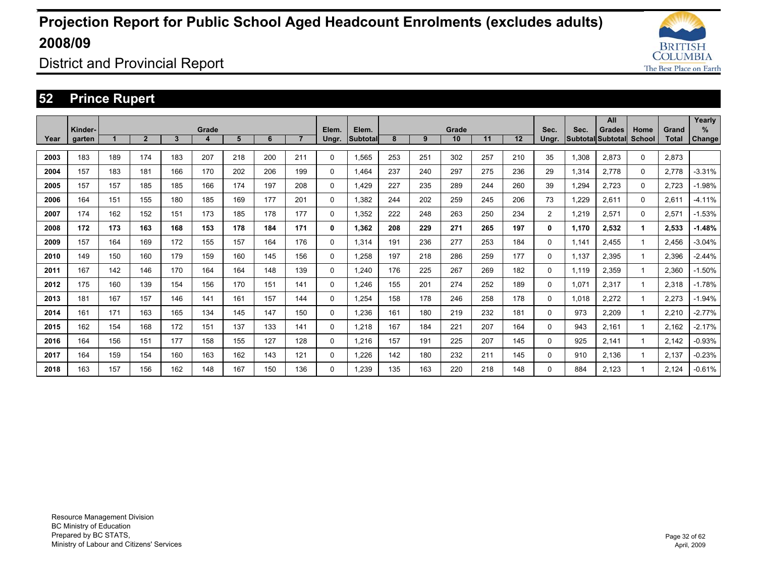# Projection Report for Public School Aged Headcount Enrolments (excludes adults) 2008/09

District and Provincial Report

## 52 Prince Rupert

| Year | Kinder-garten | Grade 1 | 2 | 3 | 4 | 5 | 6 | 7 | Elem. Ungr. | Elem. Subtotal | Grade 8 | 9 | 10 | 11 | 12 | Sec. Ungr. | Sec. Subtotal | All Grades Subtotal | Home School | Grand Total | Yearly % Change |
|---|---|---|---|---|---|---|---|---|---|---|---|---|---|---|---|---|---|---|---|---|---|
| 2003 | 183 | 189 | 174 | 183 | 207 | 218 | 200 | 211 | 0 | 1,565 | 253 | 251 | 302 | 257 | 210 | 35 | 1,308 | 2,873 | 0 | 2,873 | |
| 2004 | 157 | 183 | 181 | 166 | 170 | 202 | 206 | 199 | 0 | 1,464 | 237 | 240 | 297 | 275 | 236 | 29 | 1,314 | 2,778 | 0 | 2,778 | -3.31% |
| 2005 | 157 | 157 | 185 | 185 | 166 | 174 | 197 | 208 | 0 | 1,429 | 227 | 235 | 289 | 244 | 260 | 39 | 1,294 | 2,723 | 0 | 2,723 | -1.98% |
| 2006 | 164 | 151 | 155 | 180 | 185 | 169 | 177 | 201 | 0 | 1,382 | 244 | 202 | 259 | 245 | 206 | 73 | 1,229 | 2,611 | 0 | 2,611 | -4.11% |
| 2007 | 174 | 162 | 152 | 151 | 173 | 185 | 178 | 177 | 0 | 1,352 | 222 | 248 | 263 | 250 | 234 | 2 | 1,219 | 2,571 | 0 | 2,571 | -1.53% |
| **2008** | **172** | **173** | **163** | **168** | **153** | **178** | **184** | **171** | **0** | **1,362** | **208** | **229** | **271** | **265** | **197** | **0** | **1,170** | **2,532** | **1** | **2,533** | **-1.48%** |
| 2009 | 157 | 164 | 169 | 172 | 155 | 157 | 164 | 176 | 0 | 1,314 | 191 | 236 | 277 | 253 | 184 | 0 | 1,141 | 2,455 | 1 | 2,456 | -3.04% |
| 2010 | 149 | 150 | 160 | 179 | 159 | 160 | 145 | 156 | 0 | 1,258 | 197 | 218 | 286 | 259 | 177 | 0 | 1,137 | 2,395 | 1 | 2,396 | -2.44% |
| 2011 | 167 | 142 | 146 | 170 | 164 | 164 | 148 | 139 | 0 | 1,240 | 176 | 225 | 267 | 269 | 182 | 0 | 1,119 | 2,359 | 1 | 2,360 | -1.50% |
| 2012 | 175 | 160 | 139 | 154 | 156 | 170 | 151 | 141 | 0 | 1,246 | 155 | 201 | 274 | 252 | 189 | 0 | 1,071 | 2,317 | 1 | 2,318 | -1.78% |
| 2013 | 181 | 167 | 157 | 146 | 141 | 161 | 157 | 144 | 0 | 1,254 | 158 | 178 | 246 | 258 | 178 | 0 | 1,018 | 2,272 | 1 | 2,273 | -1.94% |
| 2014 | 161 | 171 | 163 | 165 | 134 | 145 | 147 | 150 | 0 | 1,236 | 161 | 180 | 219 | 232 | 181 | 0 | 973 | 2,209 | 1 | 2,210 | -2.77% |
| 2015 | 162 | 154 | 168 | 172 | 151 | 137 | 133 | 141 | 0 | 1,218 | 167 | 184 | 221 | 207 | 164 | 0 | 943 | 2,161 | 1 | 2,162 | -2.17% |
| 2016 | 164 | 156 | 151 | 177 | 158 | 155 | 127 | 128 | 0 | 1,216 | 157 | 191 | 225 | 207 | 145 | 0 | 925 | 2,141 | 1 | 2,142 | -0.93% |
| 2017 | 164 | 159 | 154 | 160 | 163 | 162 | 143 | 121 | 0 | 1,226 | 142 | 180 | 232 | 211 | 145 | 0 | 910 | 2,136 | 1 | 2,137 | -0.23% |
| 2018 | 163 | 157 | 156 | 162 | 148 | 167 | 150 | 136 | 0 | 1,239 | 135 | 163 | 220 | 218 | 148 | 0 | 884 | 2,123 | 1 | 2,124 | -0.61% |

Resource Management Division
BC Ministry of Education
Prepared by BC STATS,
Ministry of Labour and Citizens' Services

April, 2009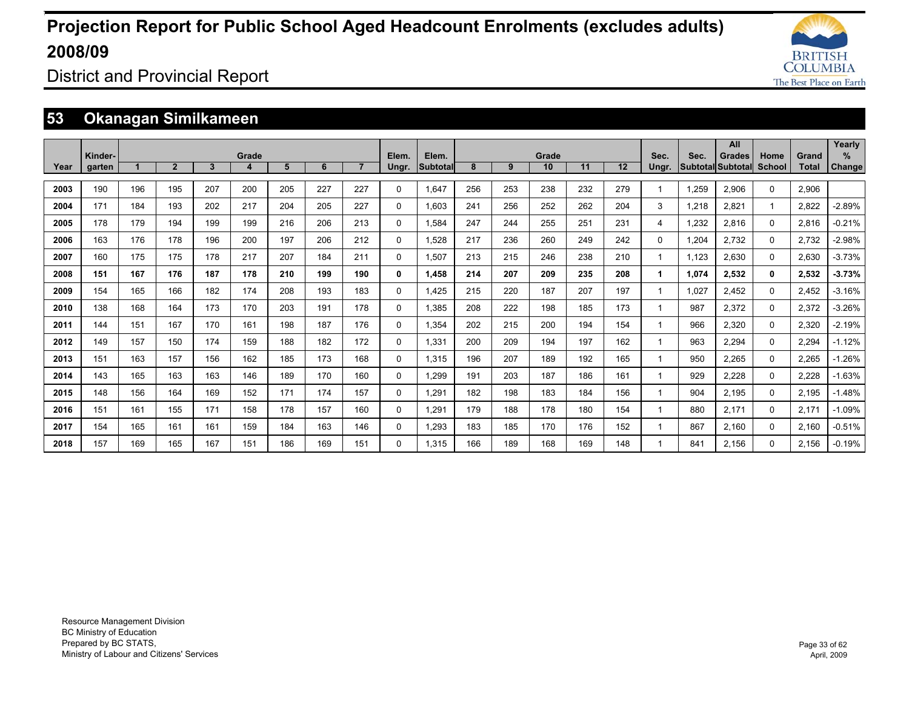# Projection Report for Public School Aged Headcount Enrolments (excludes adults) 2008/09

District and Provincial Report

## 53 Okanagan Similkameen

| Year | Kinder-garten | Grade 1 | 2 | 3 | 4 | 5 | 6 | 7 | Elem. Ungr. | Elem. Subtotal | Grade 8 | 9 | 10 | 11 | 12 | Sec. Ungr. | Sec. Subtotal | All Grades Subtotal | Home School | Grand Total | Yearly % Change |
|---|---|---|---|---|---|---|---|---|---|---|---|---|---|---|---|---|---|---|---|---|---|
| 2003 | 190 | 196 | 195 | 207 | 200 | 205 | 227 | 227 | 0 | 1,647 | 256 | 253 | 238 | 232 | 279 | 1 | 1,259 | 2,906 | 0 | 2,906 | |
| 2004 | 171 | 184 | 193 | 202 | 217 | 204 | 205 | 227 | 0 | 1,603 | 241 | 256 | 252 | 262 | 204 | 3 | 1,218 | 2,821 | 1 | 2,822 | -2.89% |
| 2005 | 178 | 179 | 194 | 199 | 199 | 216 | 206 | 213 | 0 | 1,584 | 247 | 244 | 255 | 251 | 231 | 4 | 1,232 | 2,816 | 0 | 2,816 | -0.21% |
| 2006 | 163 | 176 | 178 | 196 | 200 | 197 | 206 | 212 | 0 | 1,528 | 217 | 236 | 260 | 249 | 242 | 0 | 1,204 | 2,732 | 0 | 2,732 | -2.98% |
| 2007 | 160 | 175 | 175 | 178 | 217 | 207 | 184 | 211 | 0 | 1,507 | 213 | 215 | 246 | 238 | 210 | 1 | 1,123 | 2,630 | 0 | 2,630 | -3.73% |
| **2008** | **151** | **167** | **176** | **187** | **178** | **210** | **199** | **190** | **0** | **1,458** | **214** | **207** | **209** | **235** | **208** | **1** | **1,074** | **2,532** | **0** | **2,532** | **-3.73%** |
| 2009 | 154 | 165 | 166 | 182 | 174 | 208 | 193 | 183 | 0 | 1,425 | 215 | 220 | 187 | 207 | 197 | 1 | 1,027 | 2,452 | 0 | 2,452 | -3.16% |
| 2010 | 138 | 168 | 164 | 173 | 170 | 203 | 191 | 178 | 0 | 1,385 | 208 | 222 | 198 | 185 | 173 | 1 | 987 | 2,372 | 0 | 2,372 | -3.26% |
| 2011 | 144 | 151 | 167 | 170 | 161 | 198 | 187 | 176 | 0 | 1,354 | 202 | 215 | 200 | 194 | 154 | 1 | 966 | 2,320 | 0 | 2,320 | -2.19% |
| 2012 | 149 | 157 | 150 | 174 | 159 | 188 | 182 | 172 | 0 | 1,331 | 200 | 209 | 194 | 197 | 162 | 1 | 963 | 2,294 | 0 | 2,294 | -1.12% |
| 2013 | 151 | 163 | 157 | 156 | 162 | 185 | 173 | 168 | 0 | 1,315 | 196 | 207 | 189 | 192 | 165 | 1 | 950 | 2,265 | 0 | 2,265 | -1.26% |
| 2014 | 143 | 165 | 163 | 163 | 146 | 189 | 170 | 160 | 0 | 1,299 | 191 | 203 | 187 | 186 | 161 | 1 | 929 | 2,228 | 0 | 2,228 | -1.63% |
| 2015 | 148 | 156 | 164 | 169 | 152 | 171 | 174 | 157 | 0 | 1,291 | 182 | 198 | 183 | 184 | 156 | 1 | 904 | 2,195 | 0 | 2,195 | -1.48% |
| 2016 | 151 | 161 | 155 | 171 | 158 | 178 | 157 | 160 | 0 | 1,291 | 179 | 188 | 178 | 180 | 154 | 1 | 880 | 2,171 | 0 | 2,171 | -1.09% |
| 2017 | 154 | 165 | 161 | 161 | 159 | 184 | 163 | 146 | 0 | 1,293 | 183 | 185 | 170 | 176 | 152 | 1 | 867 | 2,160 | 0 | 2,160 | -0.51% |
| 2018 | 157 | 169 | 165 | 167 | 151 | 186 | 169 | 151 | 0 | 1,315 | 166 | 189 | 168 | 169 | 148 | 1 | 841 | 2,156 | 0 | 2,156 | -0.19% |

Resource Management Division
BC Ministry of Education
Prepared by BC STATS,
Ministry of Labour and Citizens' Services

April, 2009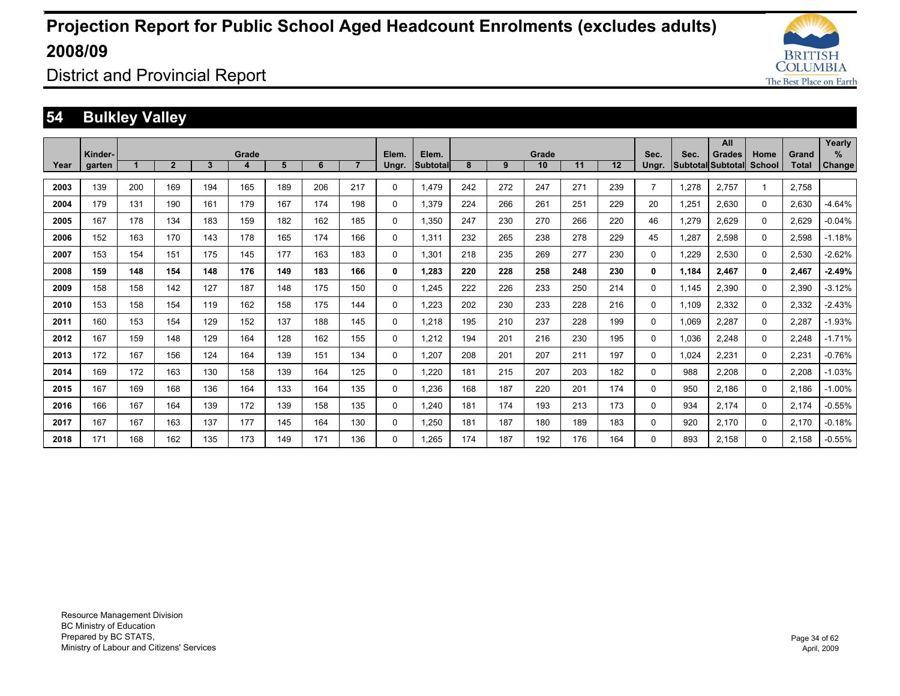# Projection Report for Public School Aged Headcount Enrolments (excludes adults) 2008/09

District and Provincial Report

## 54 Bulkley Valley

| Year | Kinder-garten | Grade 1 | 2 | 3 | 4 | 5 | 6 | 7 | Elem. Ungr. | Elem. Subtotal | Grade 8 | 9 | 10 | 11 | 12 | Sec. Ungr. | Sec. Subtotal | All Grades Subtotal | Home School | Grand Total | Yearly % Change |
|---|---|---|---|---|---|---|---|---|---|---|---|---|---|---|---|---|---|---|---|---|---|
| 2003 | 139 | 200 | 169 | 194 | 165 | 189 | 206 | 217 | 0 | 1,479 | 242 | 272 | 247 | 271 | 239 | 7 | 1,278 | 2,757 | 1 | 2,758 | |
| 2004 | 179 | 131 | 190 | 161 | 179 | 167 | 174 | 198 | 0 | 1,379 | 224 | 266 | 261 | 251 | 229 | 20 | 1,251 | 2,630 | 0 | 2,630 | -4.64% |
| 2005 | 167 | 178 | 134 | 183 | 159 | 182 | 162 | 185 | 0 | 1,350 | 247 | 230 | 270 | 266 | 220 | 46 | 1,279 | 2,629 | 0 | 2,629 | -0.04% |
| 2006 | 152 | 163 | 170 | 143 | 178 | 165 | 174 | 166 | 0 | 1,311 | 232 | 265 | 238 | 278 | 229 | 45 | 1,287 | 2,598 | 0 | 2,598 | -1.18% |
| 2007 | 153 | 154 | 151 | 175 | 145 | 177 | 163 | 183 | 0 | 1,301 | 218 | 235 | 269 | 277 | 230 | 0 | 1,229 | 2,530 | 0 | 2,530 | -2.62% |
| **2008** | **159** | **148** | **154** | **148** | **176** | **149** | **183** | **166** | **0** | **1,283** | **220** | **228** | **258** | **248** | **230** | **0** | **1,184** | **2,467** | **0** | **2,467** | **-2.49%** |
| 2009 | 158 | 158 | 142 | 127 | 187 | 148 | 175 | 150 | 0 | 1,245 | 222 | 226 | 233 | 250 | 214 | 0 | 1,145 | 2,390 | 0 | 2,390 | -3.12% |
| 2010 | 153 | 158 | 154 | 119 | 162 | 158 | 175 | 144 | 0 | 1,223 | 202 | 230 | 233 | 228 | 216 | 0 | 1,109 | 2,332 | 0 | 2,332 | -2.43% |
| 2011 | 160 | 153 | 154 | 129 | 152 | 137 | 188 | 145 | 0 | 1,218 | 195 | 210 | 237 | 228 | 199 | 0 | 1,069 | 2,287 | 0 | 2,287 | -1.93% |
| 2012 | 167 | 159 | 148 | 129 | 164 | 128 | 162 | 155 | 0 | 1,212 | 194 | 201 | 216 | 230 | 195 | 0 | 1,036 | 2,248 | 0 | 2,248 | -1.71% |
| 2013 | 172 | 167 | 156 | 124 | 164 | 139 | 151 | 134 | 0 | 1,207 | 208 | 201 | 207 | 211 | 197 | 0 | 1,024 | 2,231 | 0 | 2,231 | -0.76% |
| 2014 | 169 | 172 | 163 | 130 | 158 | 139 | 164 | 125 | 0 | 1,220 | 181 | 215 | 207 | 203 | 182 | 0 | 988 | 2,208 | 0 | 2,208 | -1.03% |
| 2015 | 167 | 169 | 168 | 136 | 164 | 133 | 164 | 135 | 0 | 1,236 | 168 | 187 | 220 | 201 | 174 | 0 | 950 | 2,186 | 0 | 2,186 | -1.00% |
| 2016 | 166 | 167 | 164 | 139 | 172 | 139 | 158 | 135 | 0 | 1,240 | 181 | 174 | 193 | 213 | 173 | 0 | 934 | 2,174 | 0 | 2,174 | -0.55% |
| 2017 | 167 | 167 | 163 | 137 | 177 | 145 | 164 | 130 | 0 | 1,250 | 181 | 187 | 180 | 189 | 183 | 0 | 920 | 2,170 | 0 | 2,170 | -0.18% |
| 2018 | 171 | 168 | 162 | 135 | 173 | 149 | 171 | 136 | 0 | 1,265 | 174 | 187 | 192 | 176 | 164 | 0 | 893 | 2,158 | 0 | 2,158 | -0.55% |

Resource Management Division
BC Ministry of Education
Prepared by BC STATS,
Ministry of Labour and Citizens' Services

April, 2009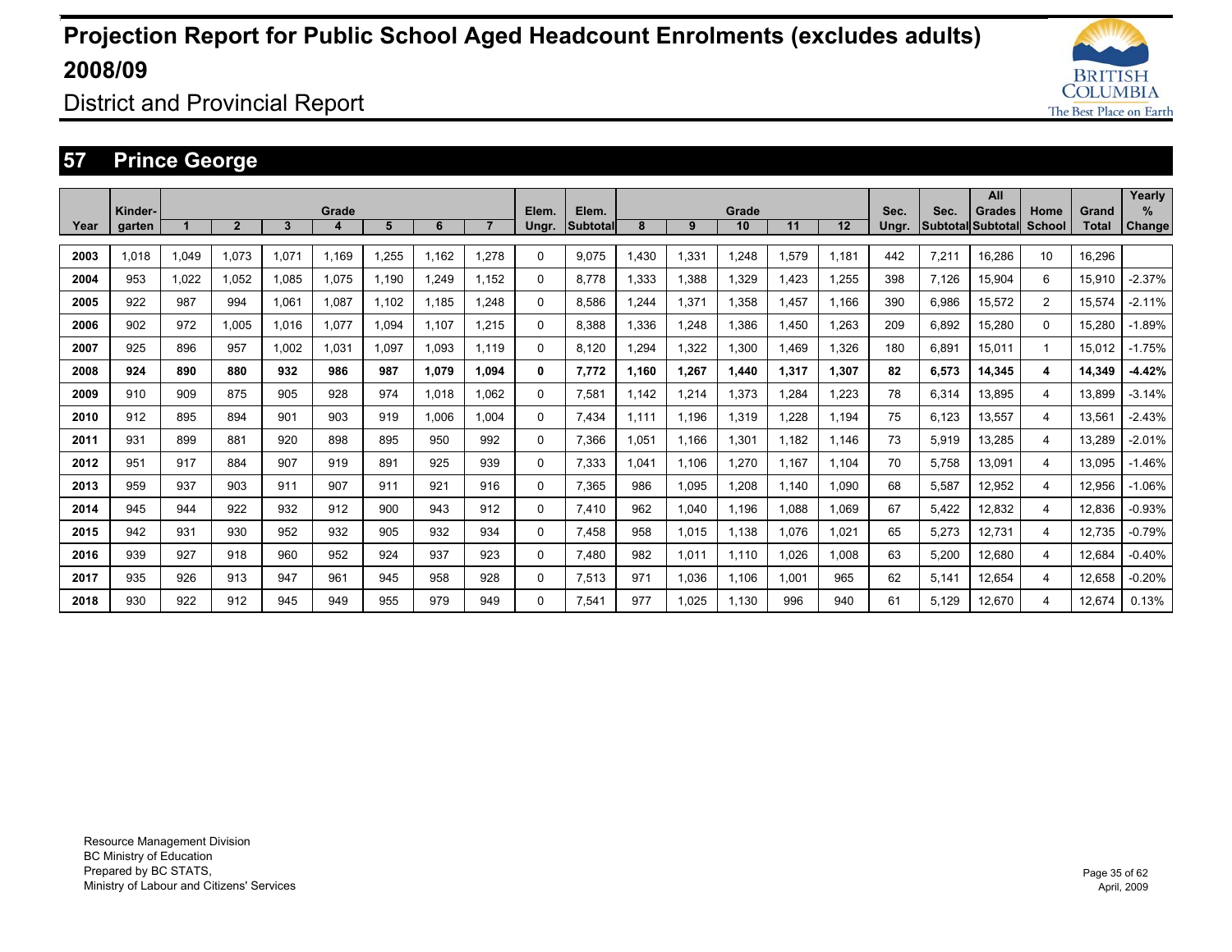# Projection Report for Public School Aged Headcount Enrolments (excludes adults) 2008/09

## District and Provincial Report

### 57 Prince George

| Year | Kinder-garten | Grade 1 | 2 | 3 | 4 | 5 | 6 | 7 | Elem. Ungr. | Elem. Subtotal | Grade 8 | 9 | 10 | 11 | 12 | Sec. Ungr. | Sec. Subtotal | All Grades Subtotal | Home School | Grand Total | Yearly % Change |
|---|---|---|---|---|---|---|---|---|---|---|---|---|---|---|---|---|---|---|---|---|---|
| 2003 | 1,018 | 1,049 | 1,073 | 1,071 | 1,169 | 1,255 | 1,162 | 1,278 | 0 | 9,075 | 1,430 | 1,331 | 1,248 | 1,579 | 1,181 | 442 | 7,211 | 16,286 | 10 | 16,296 | |
| 2004 | 953 | 1,022 | 1,052 | 1,085 | 1,075 | 1,190 | 1,249 | 1,152 | 0 | 8,778 | 1,333 | 1,388 | 1,329 | 1,423 | 1,255 | 398 | 7,126 | 15,904 | 6 | 15,910 | -2.37% |
| 2005 | 922 | 987 | 994 | 1,061 | 1,087 | 1,102 | 1,185 | 1,248 | 0 | 8,586 | 1,244 | 1,371 | 1,358 | 1,457 | 1,166 | 390 | 6,986 | 15,572 | 2 | 15,574 | -2.11% |
| 2006 | 902 | 972 | 1,005 | 1,016 | 1,077 | 1,094 | 1,107 | 1,215 | 0 | 8,388 | 1,336 | 1,248 | 1,386 | 1,450 | 1,263 | 209 | 6,892 | 15,280 | 0 | 15,280 | -1.89% |
| 2007 | 925 | 896 | 957 | 1,002 | 1,031 | 1,097 | 1,093 | 1,119 | 0 | 8,120 | 1,294 | 1,322 | 1,300 | 1,469 | 1,326 | 180 | 6,891 | 15,011 | 1 | 15,012 | -1.75% |
| **2008** | **924** | **890** | **880** | **932** | **986** | **987** | **1,079** | **1,094** | **0** | **7,772** | **1,160** | **1,267** | **1,440** | **1,317** | **1,307** | **82** | **6,573** | **14,345** | **4** | **14,349** | **-4.42%** |
| 2009 | 910 | 909 | 875 | 905 | 928 | 974 | 1,018 | 1,062 | 0 | 7,581 | 1,142 | 1,214 | 1,373 | 1,284 | 1,223 | 78 | 6,314 | 13,895 | 4 | 13,899 | -3.14% |
| 2010 | 912 | 895 | 894 | 901 | 903 | 919 | 1,006 | 1,004 | 0 | 7,434 | 1,111 | 1,196 | 1,319 | 1,228 | 1,194 | 75 | 6,123 | 13,557 | 4 | 13,561 | -2.43% |
| 2011 | 931 | 899 | 881 | 920 | 898 | 895 | 950 | 992 | 0 | 7,366 | 1,051 | 1,166 | 1,301 | 1,182 | 1,146 | 73 | 5,919 | 13,285 | 4 | 13,289 | -2.01% |
| 2012 | 951 | 917 | 884 | 907 | 919 | 891 | 925 | 939 | 0 | 7,333 | 1,041 | 1,106 | 1,270 | 1,167 | 1,104 | 70 | 5,758 | 13,091 | 4 | 13,095 | -1.46% |
| 2013 | 959 | 937 | 903 | 911 | 907 | 911 | 921 | 916 | 0 | 7,365 | 986 | 1,095 | 1,208 | 1,140 | 1,090 | 68 | 5,587 | 12,952 | 4 | 12,956 | -1.06% |
| 2014 | 945 | 944 | 922 | 932 | 912 | 900 | 943 | 912 | 0 | 7,410 | 962 | 1,040 | 1,196 | 1,088 | 1,069 | 67 | 5,422 | 12,832 | 4 | 12,836 | -0.93% |
| 2015 | 942 | 931 | 930 | 952 | 932 | 905 | 932 | 934 | 0 | 7,458 | 958 | 1,015 | 1,138 | 1,076 | 1,021 | 65 | 5,273 | 12,731 | 4 | 12,735 | -0.79% |
| 2016 | 939 | 927 | 918 | 960 | 952 | 924 | 937 | 923 | 0 | 7,480 | 982 | 1,011 | 1,110 | 1,026 | 1,008 | 63 | 5,200 | 12,680 | 4 | 12,684 | -0.40% |
| 2017 | 935 | 926 | 913 | 947 | 961 | 945 | 958 | 928 | 0 | 7,513 | 971 | 1,036 | 1,106 | 1,001 | 965 | 62 | 5,141 | 12,654 | 4 | 12,658 | -0.20% |
| 2018 | 930 | 922 | 912 | 945 | 949 | 955 | 979 | 949 | 0 | 7,541 | 977 | 1,025 | 1,130 | 996 | 940 | 61 | 5,129 | 12,670 | 4 | 12,674 | 0.13% |

Resource Management Division
BC Ministry of Education
Prepared by BC STATS,
Ministry of Labour and Citizens' Services

April, 2009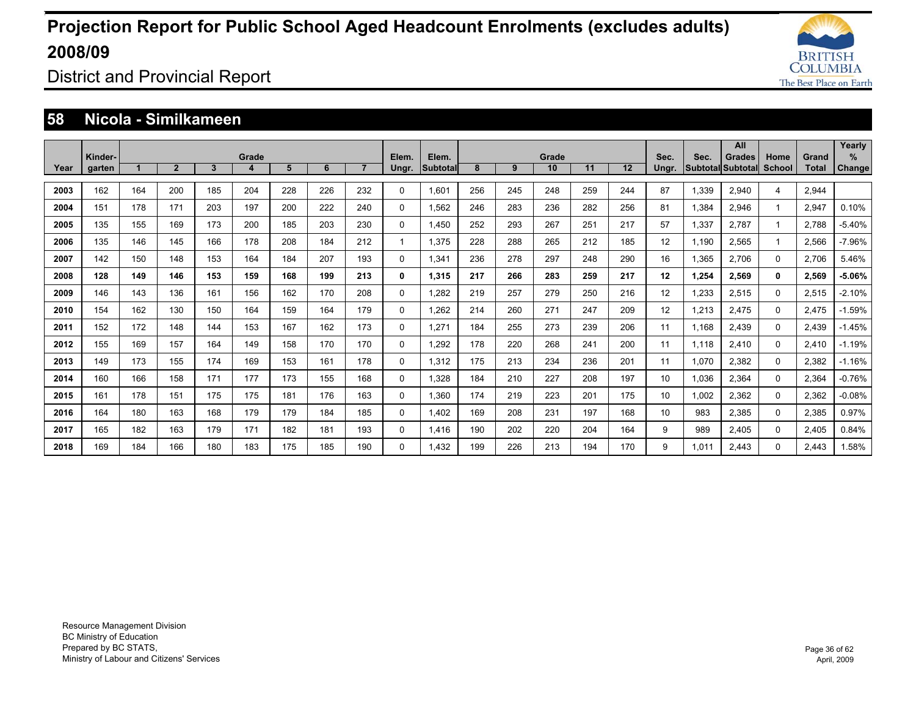# Projection Report for Public School Aged Headcount Enrolments (excludes adults) 2008/09

District and Provincial Report

## 58 Nicola - Similkameen

| Year | Kinder-garten | Grade 1 | 2 | 3 | 4 | 5 | 6 | 7 | Elem. Ungr. | Elem. Subtotal | Grade 8 | 9 | 10 | 11 | 12 | Sec. Ungr. | Sec. Subtotal | All Grades Subtotal | Home School | Grand Total | Yearly % Change |
|---|---|---|---|---|---|---|---|---|---|---|---|---|---|---|---|---|---|---|---|---|---|
| **2003** | 162 | 164 | 200 | 185 | 204 | 228 | 226 | 232 | 0 | 1,601 | 256 | 245 | 248 | 259 | 244 | 87 | 1,339 | 2,940 | 4 | 2,944 | |
| **2004** | 151 | 178 | 171 | 203 | 197 | 200 | 222 | 240 | 0 | 1,562 | 246 | 283 | 236 | 282 | 256 | 81 | 1,384 | 2,946 | 1 | 2,947 | 0.10% |
| **2005** | 135 | 155 | 169 | 173 | 200 | 185 | 203 | 230 | 0 | 1,450 | 252 | 293 | 267 | 251 | 217 | 57 | 1,337 | 2,787 | 1 | 2,788 | -5.40% |
| **2006** | 135 | 146 | 145 | 166 | 178 | 208 | 184 | 212 | 1 | 1,375 | 228 | 288 | 265 | 212 | 185 | 12 | 1,190 | 2,565 | 1 | 2,566 | -7.96% |
| **2007** | 142 | 150 | 148 | 153 | 164 | 184 | 207 | 193 | 0 | 1,341 | 236 | 278 | 297 | 248 | 290 | 16 | 1,365 | 2,706 | 0 | 2,706 | 5.46% |
| **2008** | **128** | **149** | **146** | **153** | **159** | **168** | **199** | **213** | **0** | **1,315** | **217** | **266** | **283** | **259** | **217** | **12** | **1,254** | **2,569** | **0** | **2,569** | **-5.06%** |
| **2009** | 146 | 143 | 136 | 161 | 156 | 162 | 170 | 208 | 0 | 1,282 | 219 | 257 | 279 | 250 | 216 | 12 | 1,233 | 2,515 | 0 | 2,515 | -2.10% |
| **2010** | 154 | 162 | 130 | 150 | 164 | 159 | 164 | 179 | 0 | 1,262 | 214 | 260 | 271 | 247 | 209 | 12 | 1,213 | 2,475 | 0 | 2,475 | -1.59% |
| **2011** | 152 | 172 | 148 | 144 | 153 | 167 | 162 | 173 | 0 | 1,271 | 184 | 255 | 273 | 239 | 206 | 11 | 1,168 | 2,439 | 0 | 2,439 | -1.45% |
| **2012** | 155 | 169 | 157 | 164 | 149 | 158 | 170 | 170 | 0 | 1,292 | 178 | 220 | 268 | 241 | 200 | 11 | 1,118 | 2,410 | 0 | 2,410 | -1.19% |
| **2013** | 149 | 173 | 155 | 174 | 169 | 153 | 161 | 178 | 0 | 1,312 | 175 | 213 | 234 | 236 | 201 | 11 | 1,070 | 2,382 | 0 | 2,382 | -1.16% |
| **2014** | 160 | 166 | 158 | 171 | 177 | 173 | 155 | 168 | 0 | 1,328 | 184 | 210 | 227 | 208 | 197 | 10 | 1,036 | 2,364 | 0 | 2,364 | -0.76% |
| **2015** | 161 | 178 | 151 | 175 | 175 | 181 | 176 | 163 | 0 | 1,360 | 174 | 219 | 223 | 201 | 175 | 10 | 1,002 | 2,362 | 0 | 2,362 | -0.08% |
| **2016** | 164 | 180 | 163 | 168 | 179 | 179 | 184 | 185 | 0 | 1,402 | 169 | 208 | 231 | 197 | 168 | 10 | 983 | 2,385 | 0 | 2,385 | 0.97% |
| **2017** | 165 | 182 | 163 | 179 | 171 | 182 | 181 | 193 | 0 | 1,416 | 190 | 202 | 220 | 204 | 164 | 9 | 989 | 2,405 | 0 | 2,405 | 0.84% |
| **2018** | 169 | 184 | 166 | 180 | 183 | 175 | 185 | 190 | 0 | 1,432 | 199 | 226 | 213 | 194 | 170 | 9 | 1,011 | 2,443 | 0 | 2,443 | 1.58% |

Resource Management Division
BC Ministry of Education
Prepared by BC STATS,
Ministry of Labour and Citizens' Services

April, 2009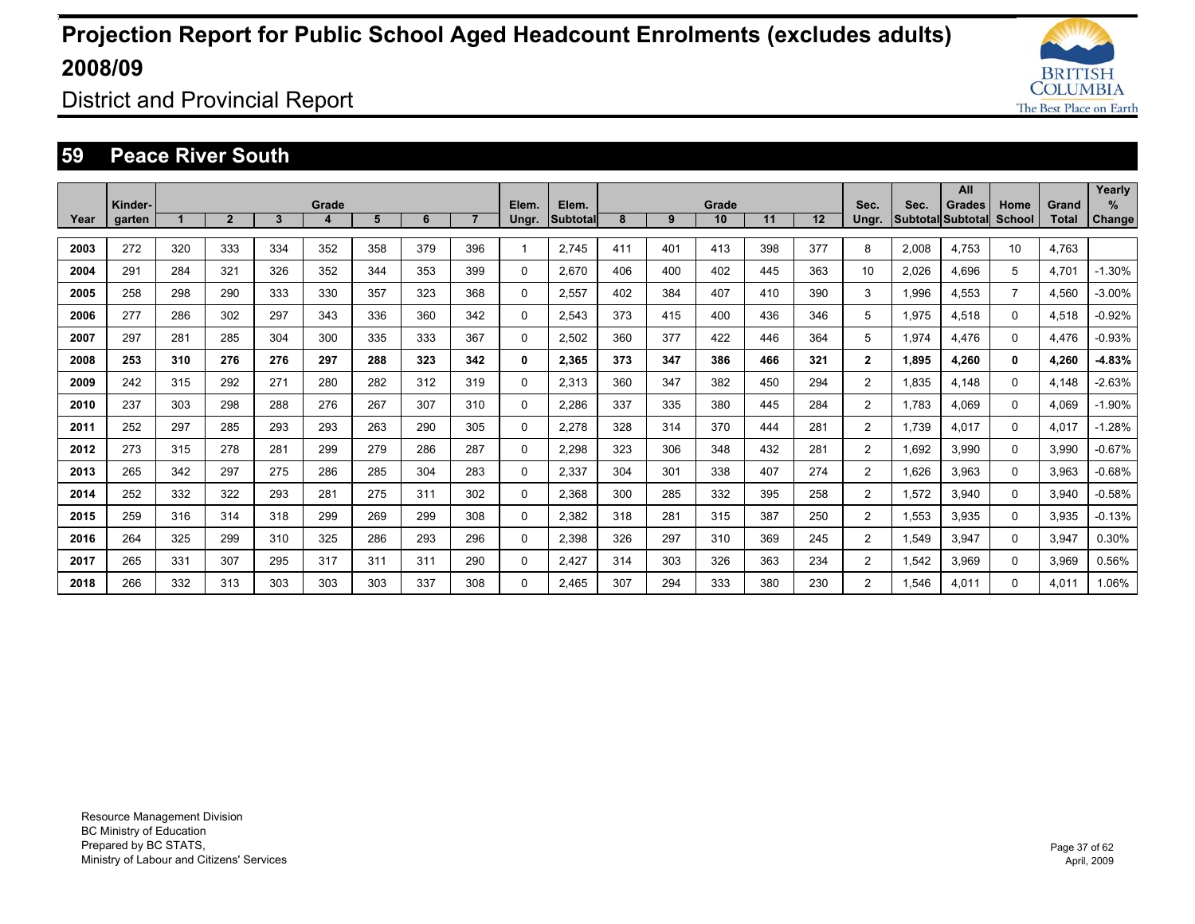# Projection Report for Public School Aged Headcount Enrolments (excludes adults) 2008/09

District and Provincial Report

## 59 Peace River South

| Year | Kinder-garten | Grade 1 | 2 | 3 | 4 | 5 | 6 | 7 | Elem. Ungr. | Elem. Subtotal | Grade 8 | 9 | 10 | 11 | 12 | Sec. Ungr. | Sec. Subtotal | All Grades Subtotal | Home School | Grand Total | Yearly % Change |
|---|---|---|---|---|---|---|---|---|---|---|---|---|---|---|---|---|---|---|---|---|---|
| 2003 | 272 | 320 | 333 | 334 | 352 | 358 | 379 | 396 | 1 | 2,745 | 411 | 401 | 413 | 398 | 377 | 8 | 2,008 | 4,753 | 10 | 4,763 | |
| 2004 | 291 | 284 | 321 | 326 | 352 | 344 | 353 | 399 | 0 | 2,670 | 406 | 400 | 402 | 445 | 363 | 10 | 2,026 | 4,696 | 5 | 4,701 | -1.30% |
| 2005 | 258 | 298 | 290 | 333 | 330 | 357 | 323 | 368 | 0 | 2,557 | 402 | 384 | 407 | 410 | 390 | 3 | 1,996 | 4,553 | 7 | 4,560 | -3.00% |
| 2006 | 277 | 286 | 302 | 297 | 343 | 336 | 360 | 342 | 0 | 2,543 | 373 | 415 | 400 | 436 | 346 | 5 | 1,975 | 4,518 | 0 | 4,518 | -0.92% |
| 2007 | 297 | 281 | 285 | 304 | 300 | 335 | 333 | 367 | 0 | 2,502 | 360 | 377 | 422 | 446 | 364 | 5 | 1,974 | 4,476 | 0 | 4,476 | -0.93% |
| **2008** | **253** | **310** | **276** | **276** | **297** | **288** | **323** | **342** | **0** | **2,365** | **373** | **347** | **386** | **466** | **321** | **2** | **1,895** | **4,260** | **0** | **4,260** | **-4.83%** |
| 2009 | 242 | 315 | 292 | 271 | 280 | 282 | 312 | 319 | 0 | 2,313 | 360 | 347 | 382 | 450 | 294 | 2 | 1,835 | 4,148 | 0 | 4,148 | -2.63% |
| 2010 | 237 | 303 | 298 | 288 | 276 | 267 | 307 | 310 | 0 | 2,286 | 337 | 335 | 380 | 445 | 284 | 2 | 1,783 | 4,069 | 0 | 4,069 | -1.90% |
| 2011 | 252 | 297 | 285 | 293 | 293 | 263 | 290 | 305 | 0 | 2,278 | 328 | 314 | 370 | 444 | 281 | 2 | 1,739 | 4,017 | 0 | 4,017 | -1.28% |
| 2012 | 273 | 315 | 278 | 281 | 299 | 279 | 286 | 287 | 0 | 2,298 | 323 | 306 | 348 | 432 | 281 | 2 | 1,692 | 3,990 | 0 | 3,990 | -0.67% |
| 2013 | 265 | 342 | 297 | 275 | 286 | 285 | 304 | 283 | 0 | 2,337 | 304 | 301 | 338 | 407 | 274 | 2 | 1,626 | 3,963 | 0 | 3,963 | -0.68% |
| 2014 | 252 | 332 | 322 | 293 | 281 | 275 | 311 | 302 | 0 | 2,368 | 300 | 285 | 332 | 395 | 258 | 2 | 1,572 | 3,940 | 0 | 3,940 | -0.58% |
| 2015 | 259 | 316 | 314 | 318 | 299 | 269 | 299 | 308 | 0 | 2,382 | 318 | 281 | 315 | 387 | 250 | 2 | 1,553 | 3,935 | 0 | 3,935 | -0.13% |
| 2016 | 264 | 325 | 299 | 310 | 325 | 286 | 293 | 296 | 0 | 2,398 | 326 | 297 | 310 | 369 | 245 | 2 | 1,549 | 3,947 | 0 | 3,947 | 0.30% |
| 2017 | 265 | 331 | 307 | 295 | 317 | 311 | 311 | 290 | 0 | 2,427 | 314 | 303 | 326 | 363 | 234 | 2 | 1,542 | 3,969 | 0 | 3,969 | 0.56% |
| 2018 | 266 | 332 | 313 | 303 | 303 | 303 | 337 | 308 | 0 | 2,465 | 307 | 294 | 333 | 380 | 230 | 2 | 1,546 | 4,011 | 0 | 4,011 | 1.06% |

Resource Management Division
BC Ministry of Education
Prepared by BC STATS,
Ministry of Labour and Citizens' Services

April, 2009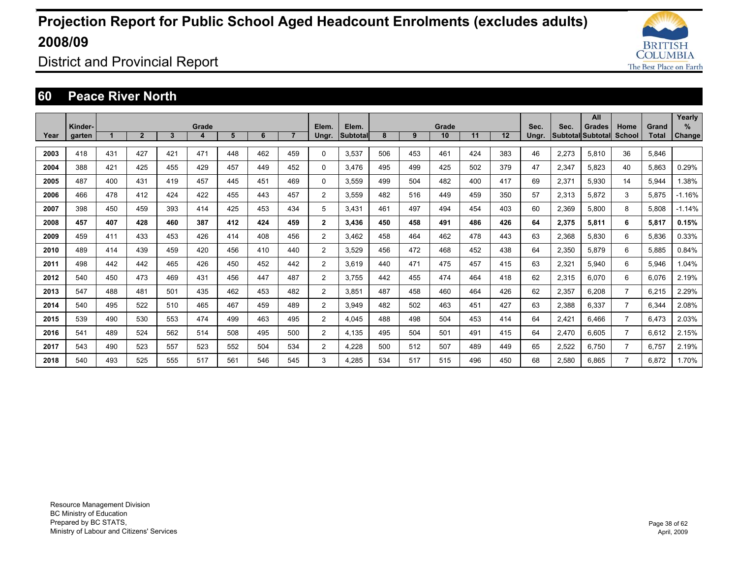# Projection Report for Public School Aged Headcount Enrolments (excludes adults) 2008/09

District and Provincial Report

## 60 Peace River North

| Year | Kinder-garten | Grade 1 | 2 | 3 | 4 | 5 | 6 | 7 | Elem. Ungr. | Elem. Subtotal | Grade 8 | 9 | 10 | 11 | 12 | Sec. Ungr. | Sec. Subtotal | All Grades Subtotal | Home School | Grand Total | Yearly % Change |
|---|---|---|---|---|---|---|---|---|---|---|---|---|---|---|---|---|---|---|---|---|---|
| 2003 | 418 | 431 | 427 | 421 | 471 | 448 | 462 | 459 | 0 | 3,537 | 506 | 453 | 461 | 424 | 383 | 46 | 2,273 | 5,810 | 36 | 5,846 | |
| 2004 | 388 | 421 | 425 | 455 | 429 | 457 | 449 | 452 | 0 | 3,476 | 495 | 499 | 425 | 502 | 379 | 47 | 2,347 | 5,823 | 40 | 5,863 | 0.29% |
| 2005 | 487 | 400 | 431 | 419 | 457 | 445 | 451 | 469 | 0 | 3,559 | 499 | 504 | 482 | 400 | 417 | 69 | 2,371 | 5,930 | 14 | 5,944 | 1.38% |
| 2006 | 466 | 478 | 412 | 424 | 422 | 455 | 443 | 457 | 2 | 3,559 | 482 | 516 | 449 | 459 | 350 | 57 | 2,313 | 5,872 | 3 | 5,875 | -1.16% |
| 2007 | 398 | 450 | 459 | 393 | 414 | 425 | 453 | 434 | 5 | 3,431 | 461 | 497 | 494 | 454 | 403 | 60 | 2,369 | 5,800 | 8 | 5,808 | -1.14% |
| **2008** | **457** | **407** | **428** | **460** | **387** | **412** | **424** | **459** | **2** | **3,436** | **450** | **458** | **491** | **486** | **426** | **64** | **2,375** | **5,811** | **6** | **5,817** | **0.15%** |
| 2009 | 459 | 411 | 433 | 453 | 426 | 414 | 408 | 456 | 2 | 3,462 | 458 | 464 | 462 | 478 | 443 | 63 | 2,368 | 5,830 | 6 | 5,836 | 0.33% |
| 2010 | 489 | 414 | 439 | 459 | 420 | 456 | 410 | 440 | 2 | 3,529 | 456 | 472 | 468 | 452 | 438 | 64 | 2,350 | 5,879 | 6 | 5,885 | 0.84% |
| 2011 | 498 | 442 | 442 | 465 | 426 | 450 | 452 | 442 | 2 | 3,619 | 440 | 471 | 475 | 457 | 415 | 63 | 2,321 | 5,940 | 6 | 5,946 | 1.04% |
| 2012 | 540 | 450 | 473 | 469 | 431 | 456 | 447 | 487 | 2 | 3,755 | 442 | 455 | 474 | 464 | 418 | 62 | 2,315 | 6,070 | 6 | 6,076 | 2.19% |
| 2013 | 547 | 488 | 481 | 501 | 435 | 462 | 453 | 482 | 2 | 3,851 | 487 | 458 | 460 | 464 | 426 | 62 | 2,357 | 6,208 | 7 | 6,215 | 2.29% |
| 2014 | 540 | 495 | 522 | 510 | 465 | 467 | 459 | 489 | 2 | 3,949 | 482 | 502 | 463 | 451 | 427 | 63 | 2,388 | 6,337 | 7 | 6,344 | 2.08% |
| 2015 | 539 | 490 | 530 | 553 | 474 | 499 | 463 | 495 | 2 | 4,045 | 488 | 498 | 504 | 453 | 414 | 64 | 2,421 | 6,466 | 7 | 6,473 | 2.03% |
| 2016 | 541 | 489 | 524 | 562 | 514 | 508 | 495 | 500 | 2 | 4,135 | 495 | 504 | 501 | 491 | 415 | 64 | 2,470 | 6,605 | 7 | 6,612 | 2.15% |
| 2017 | 543 | 490 | 523 | 557 | 523 | 552 | 504 | 534 | 2 | 4,228 | 500 | 512 | 507 | 489 | 449 | 65 | 2,522 | 6,750 | 7 | 6,757 | 2.19% |
| 2018 | 540 | 493 | 525 | 555 | 517 | 561 | 546 | 545 | 3 | 4,285 | 534 | 517 | 515 | 496 | 450 | 68 | 2,580 | 6,865 | 7 | 6,872 | 1.70% |

Resource Management Division
BC Ministry of Education
Prepared by BC STATS,
Ministry of Labour and Citizens' Services

April, 2009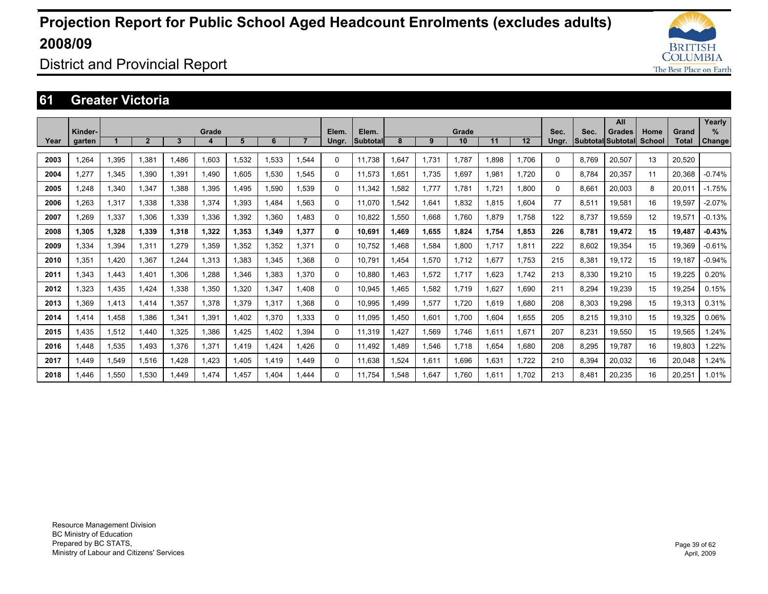# Projection Report for Public School Aged Headcount Enrolments (excludes adults) 2008/09

District and Provincial Report

## 61 Greater Victoria

| Year | Kinder-garten | Grade 1 | 2 | 3 | 4 | 5 | 6 | 7 | Elem. Ungr. | Elem. Subtotal | Grade 8 | 9 | 10 | 11 | 12 | Sec. Ungr. | Sec. Subtotal | All Grades Subtotal | Home School | Grand Total | Yearly % Change |
|---|---|---|---|---|---|---|---|---|---|---|---|---|---|---|---|---|---|---|---|---|---|
| 2003 | 1,264 | 1,395 | 1,381 | 1,486 | 1,603 | 1,532 | 1,533 | 1,544 | 0 | 11,738 | 1,647 | 1,731 | 1,787 | 1,898 | 1,706 | 0 | 8,769 | 20,507 | 13 | 20,520 | |
| 2004 | 1,277 | 1,345 | 1,390 | 1,391 | 1,490 | 1,605 | 1,530 | 1,545 | 0 | 11,573 | 1,651 | 1,735 | 1,697 | 1,981 | 1,720 | 0 | 8,784 | 20,357 | 11 | 20,368 | -0.74% |
| 2005 | 1,248 | 1,340 | 1,347 | 1,388 | 1,395 | 1,495 | 1,590 | 1,539 | 0 | 11,342 | 1,582 | 1,777 | 1,781 | 1,721 | 1,800 | 0 | 8,661 | 20,003 | 8 | 20,011 | -1.75% |
| 2006 | 1,263 | 1,317 | 1,338 | 1,338 | 1,374 | 1,393 | 1,484 | 1,563 | 0 | 11,070 | 1,542 | 1,641 | 1,832 | 1,815 | 1,604 | 77 | 8,511 | 19,581 | 16 | 19,597 | -2.07% |
| 2007 | 1,269 | 1,337 | 1,306 | 1,339 | 1,336 | 1,392 | 1,360 | 1,483 | 0 | 10,822 | 1,550 | 1,668 | 1,760 | 1,879 | 1,758 | 122 | 8,737 | 19,559 | 12 | 19,571 | -0.13% |
| **2008** | **1,305** | **1,328** | **1,339** | **1,318** | **1,322** | **1,353** | **1,349** | **1,377** | **0** | **10,691** | **1,469** | **1,655** | **1,824** | **1,754** | **1,853** | **226** | **8,781** | **19,472** | **15** | **19,487** | **-0.43%** |
| 2009 | 1,334 | 1,394 | 1,311 | 1,279 | 1,359 | 1,352 | 1,352 | 1,371 | 0 | 10,752 | 1,468 | 1,584 | 1,800 | 1,717 | 1,811 | 222 | 8,602 | 19,354 | 15 | 19,369 | -0.61% |
| 2010 | 1,351 | 1,420 | 1,367 | 1,244 | 1,313 | 1,383 | 1,345 | 1,368 | 0 | 10,791 | 1,454 | 1,570 | 1,712 | 1,677 | 1,753 | 215 | 8,381 | 19,172 | 15 | 19,187 | -0.94% |
| 2011 | 1,343 | 1,443 | 1,401 | 1,306 | 1,288 | 1,346 | 1,383 | 1,370 | 0 | 10,880 | 1,463 | 1,572 | 1,717 | 1,623 | 1,742 | 213 | 8,330 | 19,210 | 15 | 19,225 | 0.20% |
| 2012 | 1,323 | 1,435 | 1,424 | 1,338 | 1,350 | 1,320 | 1,347 | 1,408 | 0 | 10,945 | 1,465 | 1,582 | 1,719 | 1,627 | 1,690 | 211 | 8,294 | 19,239 | 15 | 19,254 | 0.15% |
| 2013 | 1,369 | 1,413 | 1,414 | 1,357 | 1,378 | 1,379 | 1,317 | 1,368 | 0 | 10,995 | 1,499 | 1,577 | 1,720 | 1,619 | 1,680 | 208 | 8,303 | 19,298 | 15 | 19,313 | 0.31% |
| 2014 | 1,414 | 1,458 | 1,386 | 1,341 | 1,391 | 1,402 | 1,370 | 1,333 | 0 | 11,095 | 1,450 | 1,601 | 1,700 | 1,604 | 1,655 | 205 | 8,215 | 19,310 | 15 | 19,325 | 0.06% |
| 2015 | 1,435 | 1,512 | 1,440 | 1,325 | 1,386 | 1,425 | 1,402 | 1,394 | 0 | 11,319 | 1,427 | 1,569 | 1,746 | 1,611 | 1,671 | 207 | 8,231 | 19,550 | 15 | 19,565 | 1.24% |
| 2016 | 1,448 | 1,535 | 1,493 | 1,376 | 1,371 | 1,419 | 1,424 | 1,426 | 0 | 11,492 | 1,489 | 1,546 | 1,718 | 1,654 | 1,680 | 208 | 8,295 | 19,787 | 16 | 19,803 | 1.22% |
| 2017 | 1,449 | 1,549 | 1,516 | 1,428 | 1,423 | 1,405 | 1,419 | 1,449 | 0 | 11,638 | 1,524 | 1,611 | 1,696 | 1,631 | 1,722 | 210 | 8,394 | 20,032 | 16 | 20,048 | 1.24% |
| 2018 | 1,446 | 1,550 | 1,530 | 1,449 | 1,474 | 1,457 | 1,404 | 1,444 | 0 | 11,754 | 1,548 | 1,647 | 1,760 | 1,611 | 1,702 | 213 | 8,481 | 20,235 | 16 | 20,251 | 1.01% |

Resource Management Division
BC Ministry of Education
Prepared by BC STATS,
Ministry of Labour and Citizens' Services

April, 2009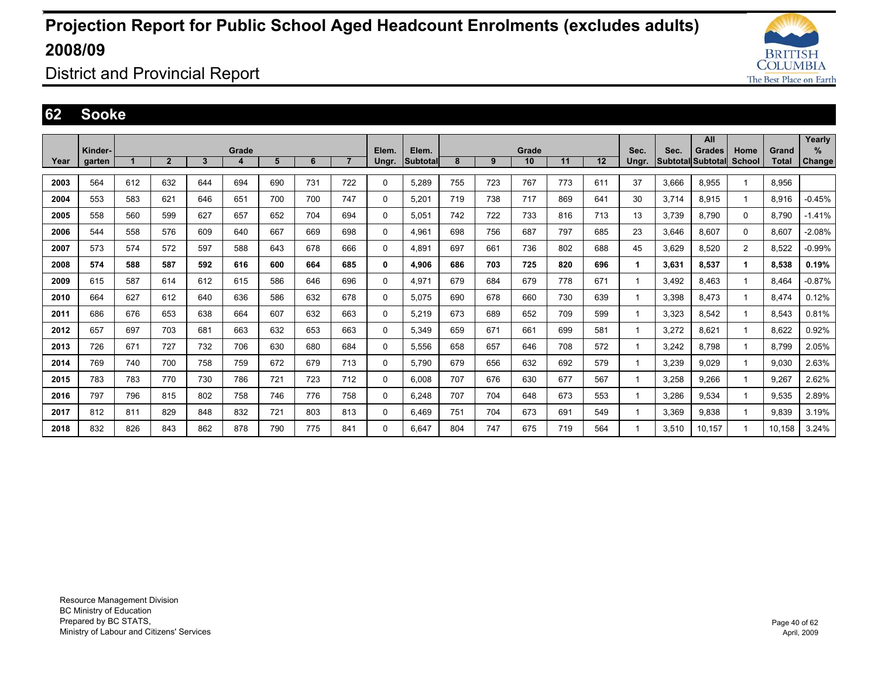# Projection Report for Public School Aged Headcount Enrolments (excludes adults) 2008/09

District and Provincial Report

## 62 Sooke

| Year | Kinder-garten | Grade 1 | 2 | 3 | 4 | 5 | 6 | 7 | Elem. Ungr. | Elem. Subtotal | Grade 8 | 9 | 10 | 11 | 12 | Sec. Ungr. | Sec. Subtotal | All Grades Subtotal | Home School | Grand Total | Yearly % Change |
|---|---|---|---|---|---|---|---|---|---|---|---|---|---|---|---|---|---|---|---|---|---|
| 2003 | 564 | 612 | 632 | 644 | 694 | 690 | 731 | 722 | 0 | 5,289 | 755 | 723 | 767 | 773 | 611 | 37 | 3,666 | 8,955 | 1 | 8,956 | |
| 2004 | 553 | 583 | 621 | 646 | 651 | 700 | 700 | 747 | 0 | 5,201 | 719 | 738 | 717 | 869 | 641 | 30 | 3,714 | 8,915 | 1 | 8,916 | -0.45% |
| 2005 | 558 | 560 | 599 | 627 | 657 | 652 | 704 | 694 | 0 | 5,051 | 742 | 722 | 733 | 816 | 713 | 13 | 3,739 | 8,790 | 0 | 8,790 | -1.41% |
| 2006 | 544 | 558 | 576 | 609 | 640 | 667 | 669 | 698 | 0 | 4,961 | 698 | 756 | 687 | 797 | 685 | 23 | 3,646 | 8,607 | 0 | 8,607 | -2.08% |
| 2007 | 573 | 574 | 572 | 597 | 588 | 643 | 678 | 666 | 0 | 4,891 | 697 | 661 | 736 | 802 | 688 | 45 | 3,629 | 8,520 | 2 | 8,522 | -0.99% |
| **2008** | **574** | **588** | **587** | **592** | **616** | **600** | **664** | **685** | **0** | **4,906** | **686** | **703** | **725** | **820** | **696** | **1** | **3,631** | **8,537** | **1** | **8,538** | **0.19%** |
| 2009 | 615 | 587 | 614 | 612 | 615 | 586 | 646 | 696 | 0 | 4,971 | 679 | 684 | 679 | 778 | 671 | 1 | 3,492 | 8,463 | 1 | 8,464 | -0.87% |
| 2010 | 664 | 627 | 612 | 640 | 636 | 586 | 632 | 678 | 0 | 5,075 | 690 | 678 | 660 | 730 | 639 | 1 | 3,398 | 8,473 | 1 | 8,474 | 0.12% |
| 2011 | 686 | 676 | 653 | 638 | 664 | 607 | 632 | 663 | 0 | 5,219 | 673 | 689 | 652 | 709 | 599 | 1 | 3,323 | 8,542 | 1 | 8,543 | 0.81% |
| 2012 | 657 | 697 | 703 | 681 | 663 | 632 | 653 | 663 | 0 | 5,349 | 659 | 671 | 661 | 699 | 581 | 1 | 3,272 | 8,621 | 1 | 8,622 | 0.92% |
| 2013 | 726 | 671 | 727 | 732 | 706 | 630 | 680 | 684 | 0 | 5,556 | 658 | 657 | 646 | 708 | 572 | 1 | 3,242 | 8,798 | 1 | 8,799 | 2.05% |
| 2014 | 769 | 740 | 700 | 758 | 759 | 672 | 679 | 713 | 0 | 5,790 | 679 | 656 | 632 | 692 | 579 | 1 | 3,239 | 9,029 | 1 | 9,030 | 2.63% |
| 2015 | 783 | 783 | 770 | 730 | 786 | 721 | 723 | 712 | 0 | 6,008 | 707 | 676 | 630 | 677 | 567 | 1 | 3,258 | 9,266 | 1 | 9,267 | 2.62% |
| 2016 | 797 | 796 | 815 | 802 | 758 | 746 | 776 | 758 | 0 | 6,248 | 707 | 704 | 648 | 673 | 553 | 1 | 3,286 | 9,534 | 1 | 9,535 | 2.89% |
| 2017 | 812 | 811 | 829 | 848 | 832 | 721 | 803 | 813 | 0 | 6,469 | 751 | 704 | 673 | 691 | 549 | 1 | 3,369 | 9,838 | 1 | 9,839 | 3.19% |
| 2018 | 832 | 826 | 843 | 862 | 878 | 790 | 775 | 841 | 0 | 6,647 | 804 | 747 | 675 | 719 | 564 | 1 | 3,510 | 10,157 | 1 | 10,158 | 3.24% |

Resource Management Division
BC Ministry of Education
Prepared by BC STATS,
Ministry of Labour and Citizens' Services

April, 2009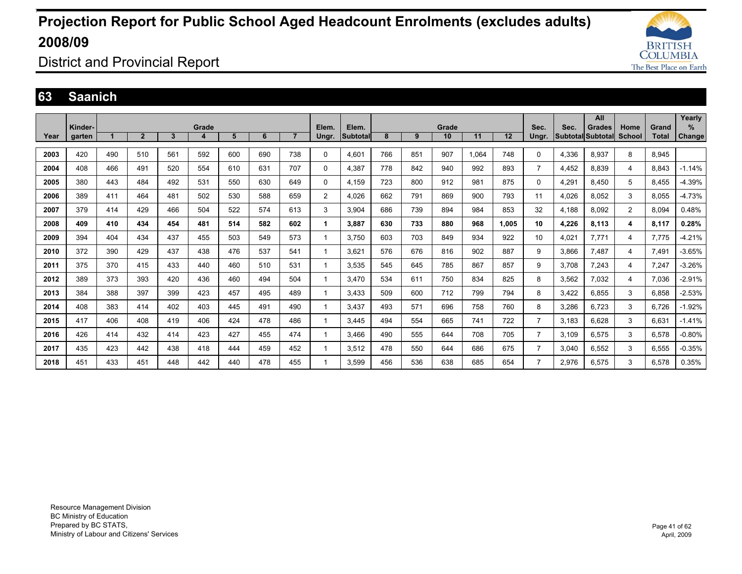# Projection Report for Public School Aged Headcount Enrolments (excludes adults) 2008/09

District and Provincial Report

## 63 Saanich

| Year | Kinder-garten | Grade 1 | 2 | 3 | 4 | 5 | 6 | 7 | Elem. Ungr. | Elem. Subtotal | Grade 8 | 9 | 10 | 11 | 12 | Sec. Ungr. | Sec. Subtotal | All Grades Subtotal | Home School | Grand Total | Yearly % Change |
|---|---|---|---|---|---|---|---|---|---|---|---|---|---|---|---|---|---|---|---|---|---|
| 2003 | 420 | 490 | 510 | 561 | 592 | 600 | 690 | 738 | 0 | 4,601 | 766 | 851 | 907 | 1,064 | 748 | 0 | 4,336 | 8,937 | 8 | 8,945 | |
| 2004 | 408 | 466 | 491 | 520 | 554 | 610 | 631 | 707 | 0 | 4,387 | 778 | 842 | 940 | 992 | 893 | 7 | 4,452 | 8,839 | 4 | 8,843 | -1.14% |
| 2005 | 380 | 443 | 484 | 492 | 531 | 550 | 630 | 649 | 0 | 4,159 | 723 | 800 | 912 | 981 | 875 | 0 | 4,291 | 8,450 | 5 | 8,455 | -4.39% |
| 2006 | 389 | 411 | 464 | 481 | 502 | 530 | 588 | 659 | 2 | 4,026 | 662 | 791 | 869 | 900 | 793 | 11 | 4,026 | 8,052 | 3 | 8,055 | -4.73% |
| 2007 | 379 | 414 | 429 | 466 | 504 | 522 | 574 | 613 | 3 | 3,904 | 686 | 739 | 894 | 984 | 853 | 32 | 4,188 | 8,092 | 2 | 8,094 | 0.48% |
| **2008** | **409** | **410** | **434** | **454** | **481** | **514** | **582** | **602** | **1** | **3,887** | **630** | **733** | **880** | **968** | **1,005** | **10** | **4,226** | **8,113** | **4** | **8,117** | **0.28%** |
| 2009 | 394 | 404 | 434 | 437 | 455 | 503 | 549 | 573 | 1 | 3,750 | 603 | 703 | 849 | 934 | 922 | 10 | 4,021 | 7,771 | 4 | 7,775 | -4.21% |
| 2010 | 372 | 390 | 429 | 437 | 438 | 476 | 537 | 541 | 1 | 3,621 | 576 | 676 | 816 | 902 | 887 | 9 | 3,866 | 7,487 | 4 | 7,491 | -3.65% |
| 2011 | 375 | 370 | 415 | 433 | 440 | 460 | 510 | 531 | 1 | 3,535 | 545 | 645 | 785 | 867 | 857 | 9 | 3,708 | 7,243 | 4 | 7,247 | -3.26% |
| 2012 | 389 | 373 | 393 | 420 | 436 | 460 | 494 | 504 | 1 | 3,470 | 534 | 611 | 750 | 834 | 825 | 8 | 3,562 | 7,032 | 4 | 7,036 | -2.91% |
| 2013 | 384 | 388 | 397 | 399 | 423 | 457 | 495 | 489 | 1 | 3,433 | 509 | 600 | 712 | 799 | 794 | 8 | 3,422 | 6,855 | 3 | 6,858 | -2.53% |
| 2014 | 408 | 383 | 414 | 402 | 403 | 445 | 491 | 490 | 1 | 3,437 | 493 | 571 | 696 | 758 | 760 | 8 | 3,286 | 6,723 | 3 | 6,726 | -1.92% |
| 2015 | 417 | 406 | 408 | 419 | 406 | 424 | 478 | 486 | 1 | 3,445 | 494 | 554 | 665 | 741 | 722 | 7 | 3,183 | 6,628 | 3 | 6,631 | -1.41% |
| 2016 | 426 | 414 | 432 | 414 | 423 | 427 | 455 | 474 | 1 | 3,466 | 490 | 555 | 644 | 708 | 705 | 7 | 3,109 | 6,575 | 3 | 6,578 | -0.80% |
| 2017 | 435 | 423 | 442 | 438 | 418 | 444 | 459 | 452 | 1 | 3,512 | 478 | 550 | 644 | 686 | 675 | 7 | 3,040 | 6,552 | 3 | 6,555 | -0.35% |
| 2018 | 451 | 433 | 451 | 448 | 442 | 440 | 478 | 455 | 1 | 3,599 | 456 | 536 | 638 | 685 | 654 | 7 | 2,976 | 6,575 | 3 | 6,578 | 0.35% |

Resource Management Division
BC Ministry of Education
Prepared by BC STATS,
Ministry of Labour and Citizens' Services

April, 2009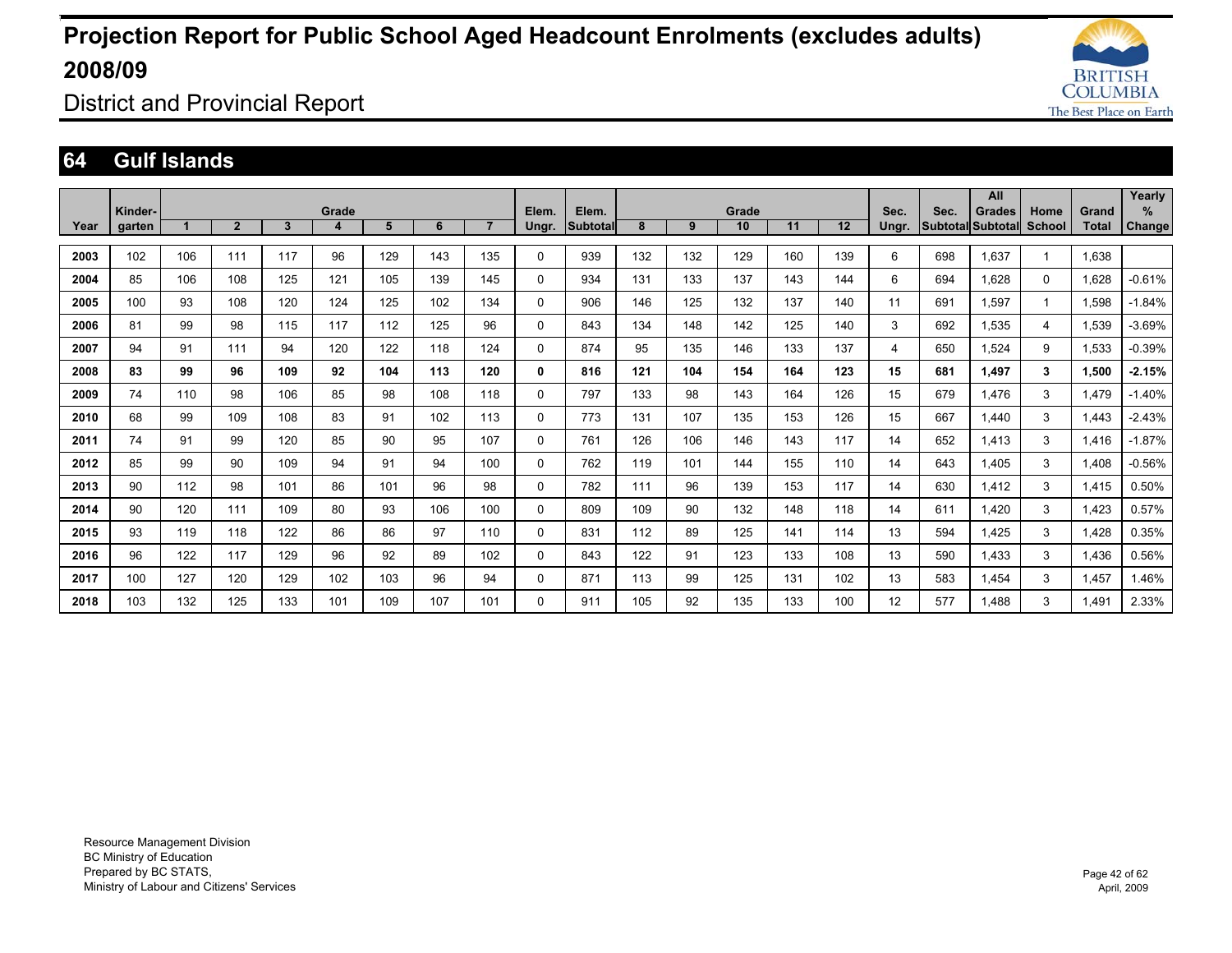# Projection Report for Public School Aged Headcount Enrolments (excludes adults) 2008/09

District and Provincial Report

## 64 Gulf Islands

| Year | Kinder-garten | Grade 1 | 2 | 3 | 4 | 5 | 6 | 7 | Elem. Ungr. | Elem. Subtotal | Grade 8 | 9 | 10 | 11 | 12 | Sec. Ungr. | Sec. Subtotal | All Grades Subtotal | Home School | Grand Total | Yearly % Change |
|---|---|---|---|---|---|---|---|---|---|---|---|---|---|---|---|---|---|---|---|---|---|
| 2003 | 102 | 106 | 111 | 117 | 96 | 129 | 143 | 135 | 0 | 939 | 132 | 132 | 129 | 160 | 139 | 6 | 698 | 1,637 | 1 | 1,638 | |
| 2004 | 85 | 106 | 108 | 125 | 121 | 105 | 139 | 145 | 0 | 934 | 131 | 133 | 137 | 143 | 144 | 6 | 694 | 1,628 | 0 | 1,628 | -0.61% |
| 2005 | 100 | 93 | 108 | 120 | 124 | 125 | 102 | 134 | 0 | 906 | 146 | 125 | 132 | 137 | 140 | 11 | 691 | 1,597 | 1 | 1,598 | -1.84% |
| 2006 | 81 | 99 | 98 | 115 | 117 | 112 | 125 | 96 | 0 | 843 | 134 | 148 | 142 | 125 | 140 | 3 | 692 | 1,535 | 4 | 1,539 | -3.69% |
| 2007 | 94 | 91 | 111 | 94 | 120 | 122 | 118 | 124 | 0 | 874 | 95 | 135 | 146 | 133 | 137 | 4 | 650 | 1,524 | 9 | 1,533 | -0.39% |
| **2008** | **83** | **99** | **96** | **109** | **92** | **104** | **113** | **120** | **0** | **816** | **121** | **104** | **154** | **164** | **123** | **15** | **681** | **1,497** | **3** | **1,500** | **-2.15%** |
| 2009 | 74 | 110 | 98 | 106 | 85 | 98 | 108 | 118 | 0 | 797 | 133 | 98 | 143 | 164 | 126 | 15 | 679 | 1,476 | 3 | 1,479 | -1.40% |
| 2010 | 68 | 99 | 109 | 108 | 83 | 91 | 102 | 113 | 0 | 773 | 131 | 107 | 135 | 153 | 126 | 15 | 667 | 1,440 | 3 | 1,443 | -2.43% |
| 2011 | 74 | 91 | 99 | 120 | 85 | 90 | 95 | 107 | 0 | 761 | 126 | 106 | 146 | 143 | 117 | 14 | 652 | 1,413 | 3 | 1,416 | -1.87% |
| 2012 | 85 | 99 | 90 | 109 | 94 | 91 | 94 | 100 | 0 | 762 | 119 | 101 | 144 | 155 | 110 | 14 | 643 | 1,405 | 3 | 1,408 | -0.56% |
| 2013 | 90 | 112 | 98 | 101 | 86 | 101 | 96 | 98 | 0 | 782 | 111 | 96 | 139 | 153 | 117 | 14 | 630 | 1,412 | 3 | 1,415 | 0.50% |
| 2014 | 90 | 120 | 111 | 109 | 80 | 93 | 106 | 100 | 0 | 809 | 109 | 90 | 132 | 148 | 118 | 14 | 611 | 1,420 | 3 | 1,423 | 0.57% |
| 2015 | 93 | 119 | 118 | 122 | 86 | 86 | 97 | 110 | 0 | 831 | 112 | 89 | 125 | 141 | 114 | 13 | 594 | 1,425 | 3 | 1,428 | 0.35% |
| 2016 | 96 | 122 | 117 | 129 | 96 | 92 | 89 | 102 | 0 | 843 | 122 | 91 | 123 | 133 | 108 | 13 | 590 | 1,433 | 3 | 1,436 | 0.56% |
| 2017 | 100 | 127 | 120 | 129 | 102 | 103 | 96 | 94 | 0 | 871 | 113 | 99 | 125 | 131 | 102 | 13 | 583 | 1,454 | 3 | 1,457 | 1.46% |
| 2018 | 103 | 132 | 125 | 133 | 101 | 109 | 107 | 101 | 0 | 911 | 105 | 92 | 135 | 133 | 100 | 12 | 577 | 1,488 | 3 | 1,491 | 2.33% |

Resource Management Division
BC Ministry of Education
Prepared by BC STATS,
Ministry of Labour and Citizens' Services

April, 2009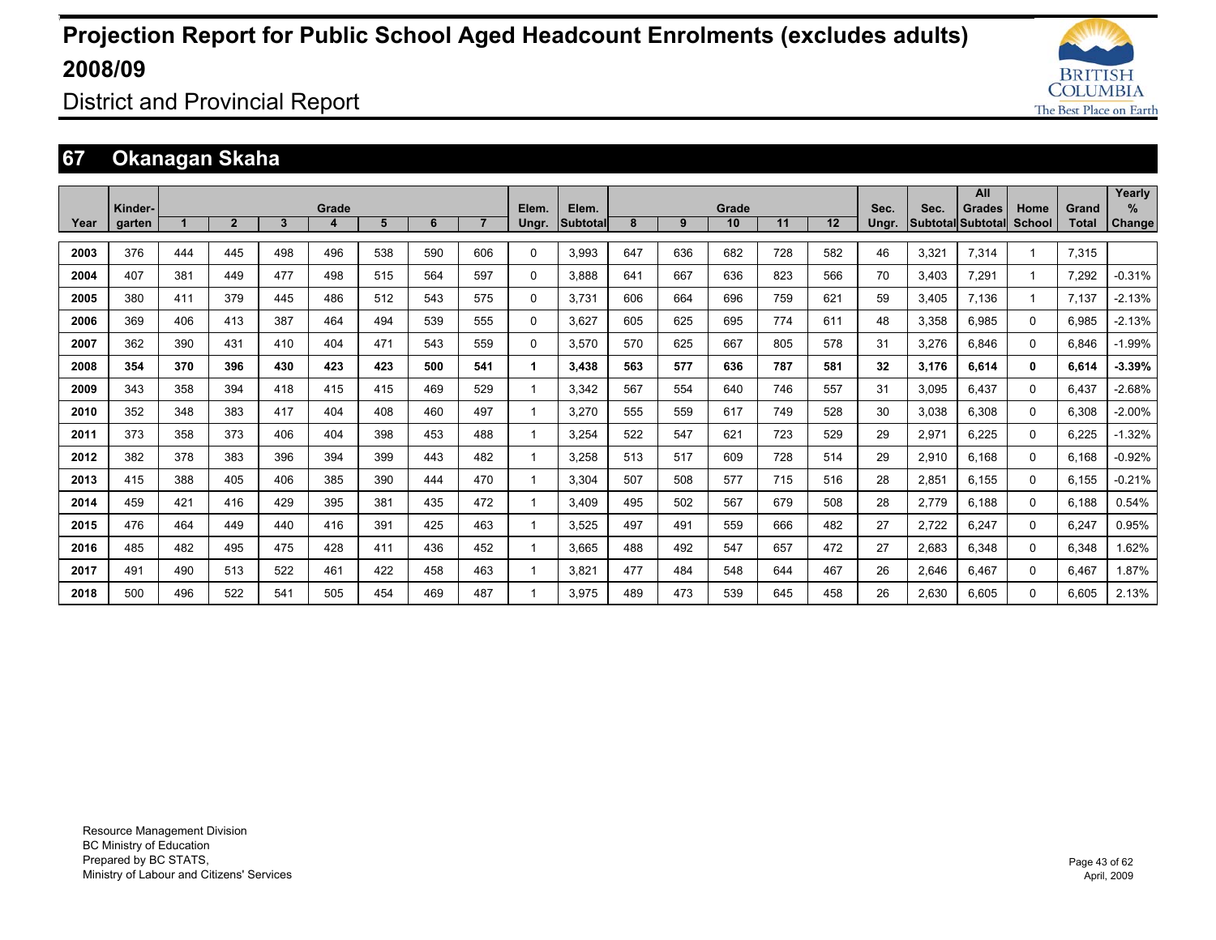# Projection Report for Public School Aged Headcount Enrolments (excludes adults) 2008/09

District and Provincial Report

## 67 Okanagan Skaha

| Year | Kinder-garten | Grade 1 | 2 | 3 | 4 | 5 | 6 | 7 | Elem. Ungr. | Elem. Subtotal | Grade 8 | 9 | 10 | 11 | 12 | Sec. Ungr. | Sec. Subtotal | All Grades Subtotal | Home School | Grand Total | Yearly % Change |
|---|---|---|---|---|---|---|---|---|---|---|---|---|---|---|---|---|---|---|---|---|---|
| 2003 | 376 | 444 | 445 | 498 | 496 | 538 | 590 | 606 | 0 | 3,993 | 647 | 636 | 682 | 728 | 582 | 46 | 3,321 | 7,314 | 1 | 7,315 | |
| 2004 | 407 | 381 | 449 | 477 | 498 | 515 | 564 | 597 | 0 | 3,888 | 641 | 667 | 636 | 823 | 566 | 70 | 3,403 | 7,291 | 1 | 7,292 | -0.31% |
| 2005 | 380 | 411 | 379 | 445 | 486 | 512 | 543 | 575 | 0 | 3,731 | 606 | 664 | 696 | 759 | 621 | 59 | 3,405 | 7,136 | 1 | 7,137 | -2.13% |
| 2006 | 369 | 406 | 413 | 387 | 464 | 494 | 539 | 555 | 0 | 3,627 | 605 | 625 | 695 | 774 | 611 | 48 | 3,358 | 6,985 | 0 | 6,985 | -2.13% |
| 2007 | 362 | 390 | 431 | 410 | 404 | 471 | 543 | 559 | 0 | 3,570 | 570 | 625 | 667 | 805 | 578 | 31 | 3,276 | 6,846 | 0 | 6,846 | -1.99% |
| **2008** | **354** | **370** | **396** | **430** | **423** | **423** | **500** | **541** | **1** | **3,438** | **563** | **577** | **636** | **787** | **581** | **32** | **3,176** | **6,614** | **0** | **6,614** | **-3.39%** |
| 2009 | 343 | 358 | 394 | 418 | 415 | 415 | 469 | 529 | 1 | 3,342 | 567 | 554 | 640 | 746 | 557 | 31 | 3,095 | 6,437 | 0 | 6,437 | -2.68% |
| 2010 | 352 | 348 | 383 | 417 | 404 | 408 | 460 | 497 | 1 | 3,270 | 555 | 559 | 617 | 749 | 528 | 30 | 3,038 | 6,308 | 0 | 6,308 | -2.00% |
| 2011 | 373 | 358 | 373 | 406 | 404 | 398 | 453 | 488 | 1 | 3,254 | 522 | 547 | 621 | 723 | 529 | 29 | 2,971 | 6,225 | 0 | 6,225 | -1.32% |
| 2012 | 382 | 378 | 383 | 396 | 394 | 399 | 443 | 482 | 1 | 3,258 | 513 | 517 | 609 | 728 | 514 | 29 | 2,910 | 6,168 | 0 | 6,168 | -0.92% |
| 2013 | 415 | 388 | 405 | 406 | 385 | 390 | 444 | 470 | 1 | 3,304 | 507 | 508 | 577 | 715 | 516 | 28 | 2,851 | 6,155 | 0 | 6,155 | -0.21% |
| 2014 | 459 | 421 | 416 | 429 | 395 | 381 | 435 | 472 | 1 | 3,409 | 495 | 502 | 567 | 679 | 508 | 28 | 2,779 | 6,188 | 0 | 6,188 | 0.54% |
| 2015 | 476 | 464 | 449 | 440 | 416 | 391 | 425 | 463 | 1 | 3,525 | 497 | 491 | 559 | 666 | 482 | 27 | 2,722 | 6,247 | 0 | 6,247 | 0.95% |
| 2016 | 485 | 482 | 495 | 475 | 428 | 411 | 436 | 452 | 1 | 3,665 | 488 | 492 | 547 | 657 | 472 | 27 | 2,683 | 6,348 | 0 | 6,348 | 1.62% |
| 2017 | 491 | 490 | 513 | 522 | 461 | 422 | 458 | 463 | 1 | 3,821 | 477 | 484 | 548 | 644 | 467 | 26 | 2,646 | 6,467 | 0 | 6,467 | 1.87% |
| 2018 | 500 | 496 | 522 | 541 | 505 | 454 | 469 | 487 | 1 | 3,975 | 489 | 473 | 539 | 645 | 458 | 26 | 2,630 | 6,605 | 0 | 6,605 | 2.13% |

Resource Management Division
BC Ministry of Education
Prepared by BC STATS,
Ministry of Labour and Citizens' Services

April, 2009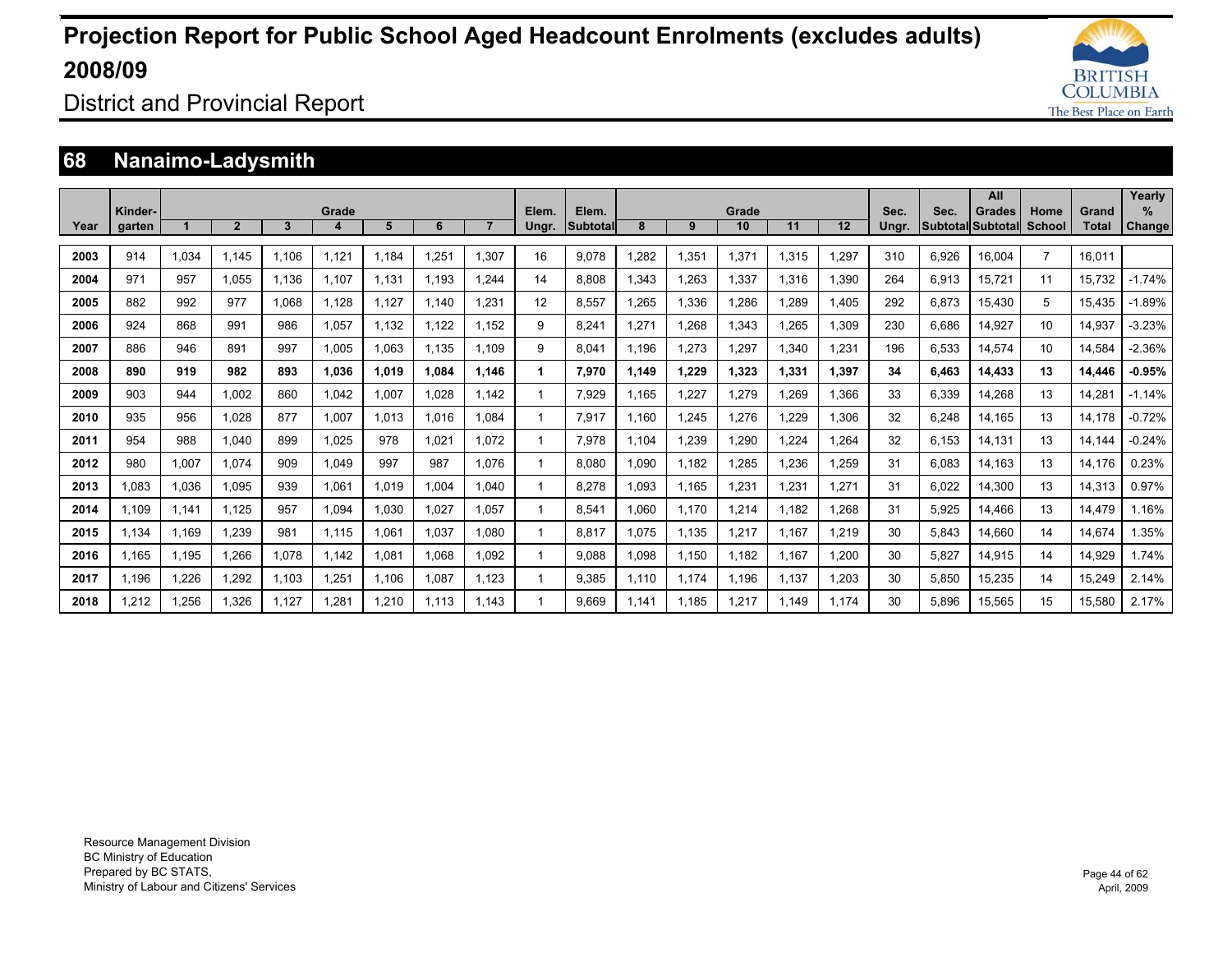# Projection Report for Public School Aged Headcount Enrolments (excludes adults) 2008/09

District and Provincial Report

## 68 Nanaimo-Ladysmith

| Year | Kinder-garten | Grade 1 | 2 | 3 | 4 | 5 | 6 | 7 | Elem. Ungr. | Elem. Subtotal | Grade 8 | 9 | 10 | 11 | 12 | Sec. Ungr. | Sec. Subtotal | All Grades Subtotal | Home School | Grand Total | Yearly % Change |
|---|---|---|---|---|---|---|---|---|---|---|---|---|---|---|---|---|---|---|---|---|---|
| 2003 | 914 | 1,034 | 1,145 | 1,106 | 1,121 | 1,184 | 1,251 | 1,307 | 16 | 9,078 | 1,282 | 1,351 | 1,371 | 1,315 | 1,297 | 310 | 6,926 | 16,004 | 7 | 16,011 | |
| 2004 | 971 | 957 | 1,055 | 1,136 | 1,107 | 1,131 | 1,193 | 1,244 | 14 | 8,808 | 1,343 | 1,263 | 1,337 | 1,316 | 1,390 | 264 | 6,913 | 15,721 | 11 | 15,732 | -1.74% |
| 2005 | 882 | 992 | 977 | 1,068 | 1,128 | 1,127 | 1,140 | 1,231 | 12 | 8,557 | 1,265 | 1,336 | 1,286 | 1,289 | 1,405 | 292 | 6,873 | 15,430 | 5 | 15,435 | -1.89% |
| 2006 | 924 | 868 | 991 | 986 | 1,057 | 1,132 | 1,122 | 1,152 | 9 | 8,241 | 1,271 | 1,268 | 1,343 | 1,265 | 1,309 | 230 | 6,686 | 14,927 | 10 | 14,937 | -3.23% |
| 2007 | 886 | 946 | 891 | 997 | 1,005 | 1,063 | 1,135 | 1,109 | 9 | 8,041 | 1,196 | 1,273 | 1,297 | 1,340 | 1,231 | 196 | 6,533 | 14,574 | 10 | 14,584 | -2.36% |
| **2008** | **890** | **919** | **982** | **893** | **1,036** | **1,019** | **1,084** | **1,146** | **1** | **7,970** | **1,149** | **1,229** | **1,323** | **1,331** | **1,397** | **34** | **6,463** | **14,433** | **13** | **14,446** | **-0.95%** |
| 2009 | 903 | 944 | 1,002 | 860 | 1,042 | 1,007 | 1,028 | 1,142 | 1 | 7,929 | 1,165 | 1,227 | 1,279 | 1,269 | 1,366 | 33 | 6,339 | 14,268 | 13 | 14,281 | -1.14% |
| 2010 | 935 | 956 | 1,028 | 877 | 1,007 | 1,013 | 1,016 | 1,084 | 1 | 7,917 | 1,160 | 1,245 | 1,276 | 1,229 | 1,306 | 32 | 6,248 | 14,165 | 13 | 14,178 | -0.72% |
| 2011 | 954 | 988 | 1,040 | 899 | 1,025 | 978 | 1,021 | 1,072 | 1 | 7,978 | 1,104 | 1,239 | 1,290 | 1,224 | 1,264 | 32 | 6,153 | 14,131 | 13 | 14,144 | -0.24% |
| 2012 | 980 | 1,007 | 1,074 | 909 | 1,049 | 997 | 987 | 1,076 | 1 | 8,080 | 1,090 | 1,182 | 1,285 | 1,236 | 1,259 | 31 | 6,083 | 14,163 | 13 | 14,176 | 0.23% |
| 2013 | 1,083 | 1,036 | 1,095 | 939 | 1,061 | 1,019 | 1,004 | 1,040 | 1 | 8,278 | 1,093 | 1,165 | 1,231 | 1,231 | 1,271 | 31 | 6,022 | 14,300 | 13 | 14,313 | 0.97% |
| 2014 | 1,109 | 1,141 | 1,125 | 957 | 1,094 | 1,030 | 1,027 | 1,057 | 1 | 8,541 | 1,060 | 1,170 | 1,214 | 1,182 | 1,268 | 31 | 5,925 | 14,466 | 13 | 14,479 | 1.16% |
| 2015 | 1,134 | 1,169 | 1,239 | 981 | 1,115 | 1,061 | 1,037 | 1,080 | 1 | 8,817 | 1,075 | 1,135 | 1,217 | 1,167 | 1,219 | 30 | 5,843 | 14,660 | 14 | 14,674 | 1.35% |
| 2016 | 1,165 | 1,195 | 1,266 | 1,078 | 1,142 | 1,081 | 1,068 | 1,092 | 1 | 9,088 | 1,098 | 1,150 | 1,182 | 1,167 | 1,200 | 30 | 5,827 | 14,915 | 14 | 14,929 | 1.74% |
| 2017 | 1,196 | 1,226 | 1,292 | 1,103 | 1,251 | 1,106 | 1,087 | 1,123 | 1 | 9,385 | 1,110 | 1,174 | 1,196 | 1,137 | 1,203 | 30 | 5,850 | 15,235 | 14 | 15,249 | 2.14% |
| 2018 | 1,212 | 1,256 | 1,326 | 1,127 | 1,281 | 1,210 | 1,113 | 1,143 | 1 | 9,669 | 1,141 | 1,185 | 1,217 | 1,149 | 1,174 | 30 | 5,896 | 15,565 | 15 | 15,580 | 2.17% |

Resource Management Division
BC Ministry of Education
Prepared by BC STATS,
Ministry of Labour and Citizens' Services

April, 2009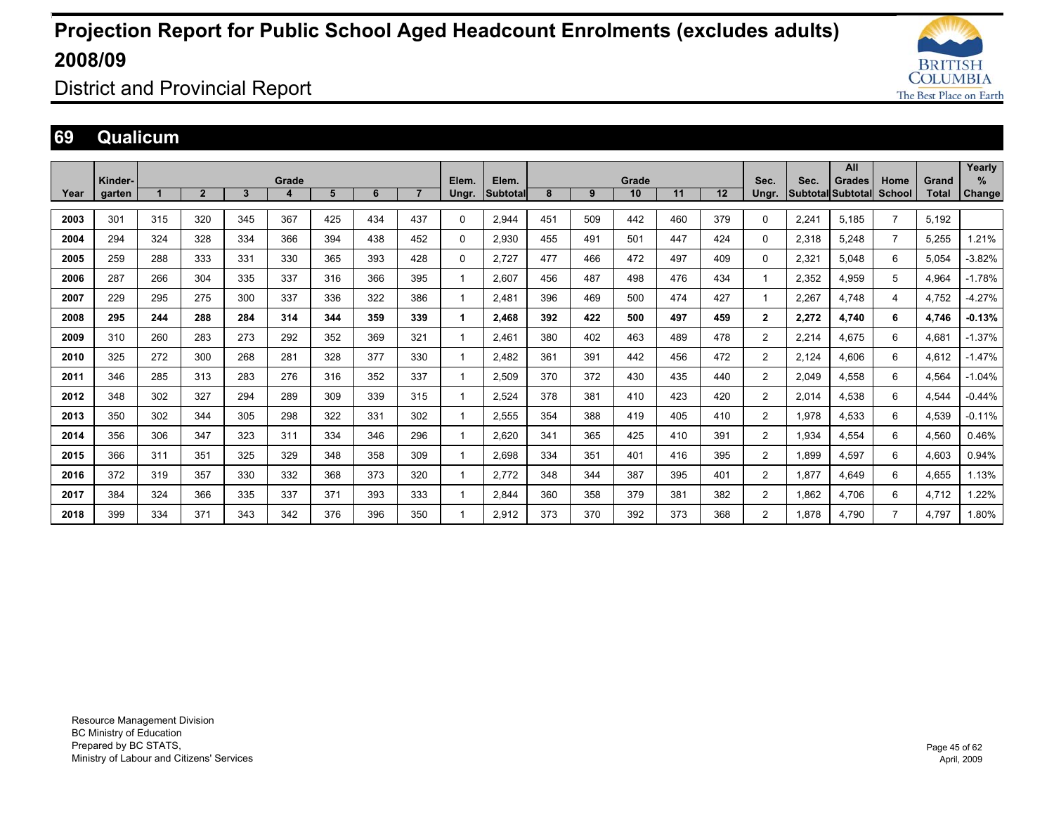# Projection Report for Public School Aged Headcount Enrolments (excludes adults) 2008/09

District and Provincial Report

## 69 Qualicum

| Year | Kinder-garten | Grade 1 | 2 | 3 | 4 | 5 | 6 | 7 | Elem. Ungr. | Elem. Subtotal | Grade 8 | 9 | 10 | 11 | 12 | Sec. Ungr. | Sec. Subtotal | All Grades Subtotal | Home School | Grand Total | Yearly % Change |
|---|---|---|---|---|---|---|---|---|---|---|---|---|---|---|---|---|---|---|---|---|---|
| 2003 | 301 | 315 | 320 | 345 | 367 | 425 | 434 | 437 | 0 | 2,944 | 451 | 509 | 442 | 460 | 379 | 0 | 2,241 | 5,185 | 7 | 5,192 | |
| 2004 | 294 | 324 | 328 | 334 | 366 | 394 | 438 | 452 | 0 | 2,930 | 455 | 491 | 501 | 447 | 424 | 0 | 2,318 | 5,248 | 7 | 5,255 | 1.21% |
| 2005 | 259 | 288 | 333 | 331 | 330 | 365 | 393 | 428 | 0 | 2,727 | 477 | 466 | 472 | 497 | 409 | 0 | 2,321 | 5,048 | 6 | 5,054 | -3.82% |
| 2006 | 287 | 266 | 304 | 335 | 337 | 316 | 366 | 395 | 1 | 2,607 | 456 | 487 | 498 | 476 | 434 | 1 | 2,352 | 4,959 | 5 | 4,964 | -1.78% |
| 2007 | 229 | 295 | 275 | 300 | 337 | 336 | 322 | 386 | 1 | 2,481 | 396 | 469 | 500 | 474 | 427 | 1 | 2,267 | 4,748 | 4 | 4,752 | -4.27% |
| **2008** | **295** | **244** | **288** | **284** | **314** | **344** | **359** | **339** | **1** | **2,468** | **392** | **422** | **500** | **497** | **459** | **2** | **2,272** | **4,740** | **6** | **4,746** | **-0.13%** |
| 2009 | 310 | 260 | 283 | 273 | 292 | 352 | 369 | 321 | 1 | 2,461 | 380 | 402 | 463 | 489 | 478 | 2 | 2,214 | 4,675 | 6 | 4,681 | -1.37% |
| 2010 | 325 | 272 | 300 | 268 | 281 | 328 | 377 | 330 | 1 | 2,482 | 361 | 391 | 442 | 456 | 472 | 2 | 2,124 | 4,606 | 6 | 4,612 | -1.47% |
| 2011 | 346 | 285 | 313 | 283 | 276 | 316 | 352 | 337 | 1 | 2,509 | 370 | 372 | 430 | 435 | 440 | 2 | 2,049 | 4,558 | 6 | 4,564 | -1.04% |
| 2012 | 348 | 302 | 327 | 294 | 289 | 309 | 339 | 315 | 1 | 2,524 | 378 | 381 | 410 | 423 | 420 | 2 | 2,014 | 4,538 | 6 | 4,544 | -0.44% |
| 2013 | 350 | 302 | 344 | 305 | 298 | 322 | 331 | 302 | 1 | 2,555 | 354 | 388 | 419 | 405 | 410 | 2 | 1,978 | 4,533 | 6 | 4,539 | -0.11% |
| 2014 | 356 | 306 | 347 | 323 | 311 | 334 | 346 | 296 | 1 | 2,620 | 341 | 365 | 425 | 410 | 391 | 2 | 1,934 | 4,554 | 6 | 4,560 | 0.46% |
| 2015 | 366 | 311 | 351 | 325 | 329 | 348 | 358 | 309 | 1 | 2,698 | 334 | 351 | 401 | 416 | 395 | 2 | 1,899 | 4,597 | 6 | 4,603 | 0.94% |
| 2016 | 372 | 319 | 357 | 330 | 332 | 368 | 373 | 320 | 1 | 2,772 | 348 | 344 | 387 | 395 | 401 | 2 | 1,877 | 4,649 | 6 | 4,655 | 1.13% |
| 2017 | 384 | 324 | 366 | 335 | 337 | 371 | 393 | 333 | 1 | 2,844 | 360 | 358 | 379 | 381 | 382 | 2 | 1,862 | 4,706 | 6 | 4,712 | 1.22% |
| 2018 | 399 | 334 | 371 | 343 | 342 | 376 | 396 | 350 | 1 | 2,912 | 373 | 370 | 392 | 373 | 368 | 2 | 1,878 | 4,790 | 7 | 4,797 | 1.80% |

Resource Management Division
BC Ministry of Education
Prepared by BC STATS,
Ministry of Labour and Citizens' Services

April, 2009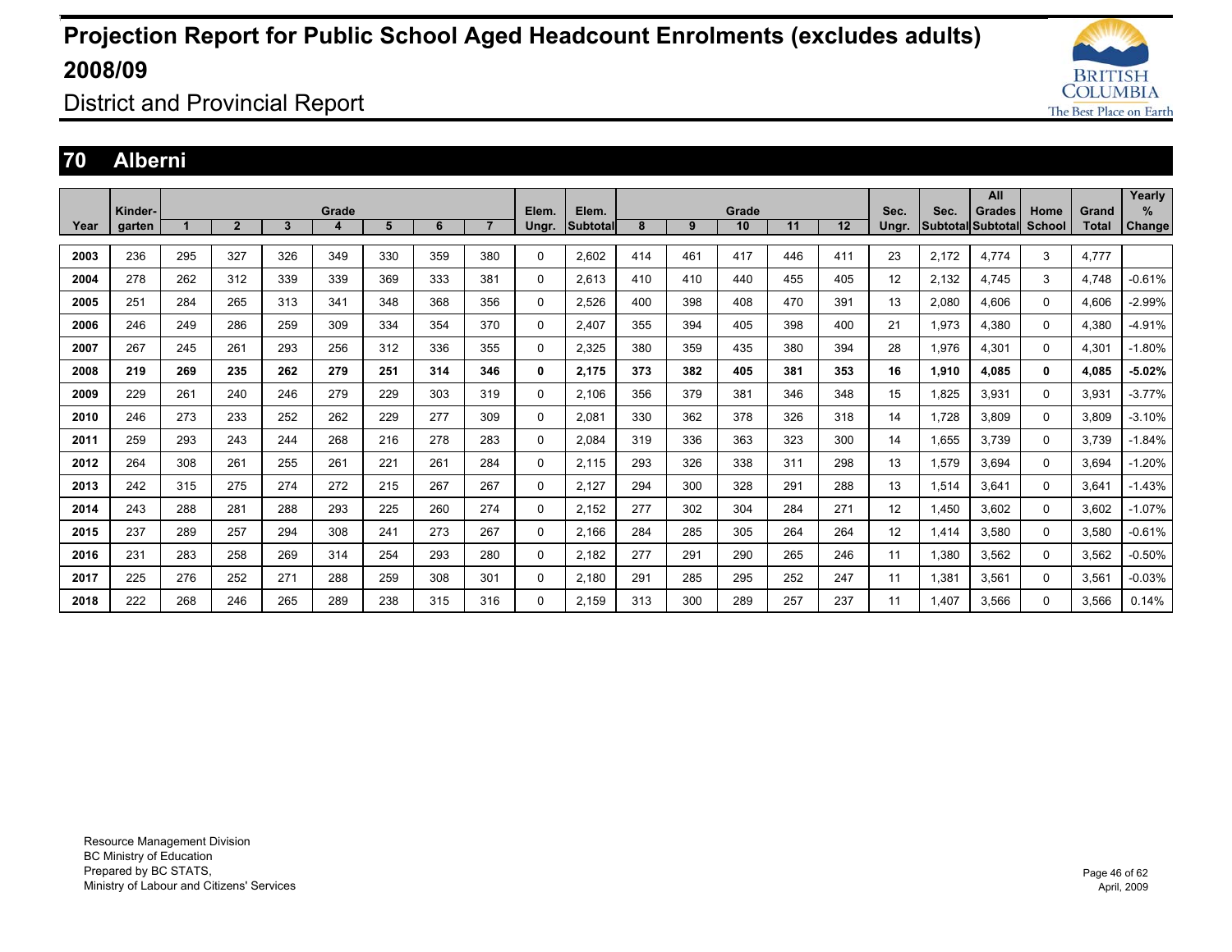# Projection Report for Public School Aged Headcount Enrolments (excludes adults) 2008/09

District and Provincial Report

## 70 Alberni

| Year | Kinder-garten | Grade 1 | 2 | 3 | 4 | 5 | 6 | 7 | Elem. Ungr. | Elem. Subtotal | Grade 8 | 9 | 10 | 11 | 12 | Sec. Ungr. | Sec. Subtotal | All Grades Subtotal | Home School | Grand Total | Yearly % Change |
|---|---|---|---|---|---|---|---|---|---|---|---|---|---|---|---|---|---|---|---|---|---|
| **2003** | 236 | 295 | 327 | 326 | 349 | 330 | 359 | 380 | 0 | 2,602 | 414 | 461 | 417 | 446 | 411 | 23 | 2,172 | 4,774 | 3 | 4,777 | |
| **2004** | 278 | 262 | 312 | 339 | 339 | 369 | 333 | 381 | 0 | 2,613 | 410 | 410 | 440 | 455 | 405 | 12 | 2,132 | 4,745 | 3 | 4,748 | -0.61% |
| **2005** | 251 | 284 | 265 | 313 | 341 | 348 | 368 | 356 | 0 | 2,526 | 400 | 398 | 408 | 470 | 391 | 13 | 2,080 | 4,606 | 0 | 4,606 | -2.99% |
| **2006** | 246 | 249 | 286 | 259 | 309 | 334 | 354 | 370 | 0 | 2,407 | 355 | 394 | 405 | 398 | 400 | 21 | 1,973 | 4,380 | 0 | 4,380 | -4.91% |
| **2007** | 267 | 245 | 261 | 293 | 256 | 312 | 336 | 355 | 0 | 2,325 | 380 | 359 | 435 | 380 | 394 | 28 | 1,976 | 4,301 | 0 | 4,301 | -1.80% |
| **2008** | **219** | **269** | **235** | **262** | **279** | **251** | **314** | **346** | **0** | **2,175** | **373** | **382** | **405** | **381** | **353** | **16** | **1,910** | **4,085** | **0** | **4,085** | **-5.02%** |
| **2009** | 229 | 261 | 240 | 246 | 279 | 229 | 303 | 319 | 0 | 2,106 | 356 | 379 | 381 | 346 | 348 | 15 | 1,825 | 3,931 | 0 | 3,931 | -3.77% |
| **2010** | 246 | 273 | 233 | 252 | 262 | 229 | 277 | 309 | 0 | 2,081 | 330 | 362 | 378 | 326 | 318 | 14 | 1,728 | 3,809 | 0 | 3,809 | -3.10% |
| **2011** | 259 | 293 | 243 | 244 | 268 | 216 | 278 | 283 | 0 | 2,084 | 319 | 336 | 363 | 323 | 300 | 14 | 1,655 | 3,739 | 0 | 3,739 | -1.84% |
| **2012** | 264 | 308 | 261 | 255 | 261 | 221 | 261 | 284 | 0 | 2,115 | 293 | 326 | 338 | 311 | 298 | 13 | 1,579 | 3,694 | 0 | 3,694 | -1.20% |
| **2013** | 242 | 315 | 275 | 274 | 272 | 215 | 267 | 267 | 0 | 2,127 | 294 | 300 | 328 | 291 | 288 | 13 | 1,514 | 3,641 | 0 | 3,641 | -1.43% |
| **2014** | 243 | 288 | 281 | 288 | 293 | 225 | 260 | 274 | 0 | 2,152 | 277 | 302 | 304 | 284 | 271 | 12 | 1,450 | 3,602 | 0 | 3,602 | -1.07% |
| **2015** | 237 | 289 | 257 | 294 | 308 | 241 | 273 | 267 | 0 | 2,166 | 284 | 285 | 305 | 264 | 264 | 12 | 1,414 | 3,580 | 0 | 3,580 | -0.61% |
| **2016** | 231 | 283 | 258 | 269 | 314 | 254 | 293 | 280 | 0 | 2,182 | 277 | 291 | 290 | 265 | 246 | 11 | 1,380 | 3,562 | 0 | 3,562 | -0.50% |
| **2017** | 225 | 276 | 252 | 271 | 288 | 259 | 308 | 301 | 0 | 2,180 | 291 | 285 | 295 | 252 | 247 | 11 | 1,381 | 3,561 | 0 | 3,561 | -0.03% |
| **2018** | 222 | 268 | 246 | 265 | 289 | 238 | 315 | 316 | 0 | 2,159 | 313 | 300 | 289 | 257 | 237 | 11 | 1,407 | 3,566 | 0 | 3,566 | 0.14% |

Resource Management Division
BC Ministry of Education
Prepared by BC STATS,
Ministry of Labour and Citizens' Services

April, 2009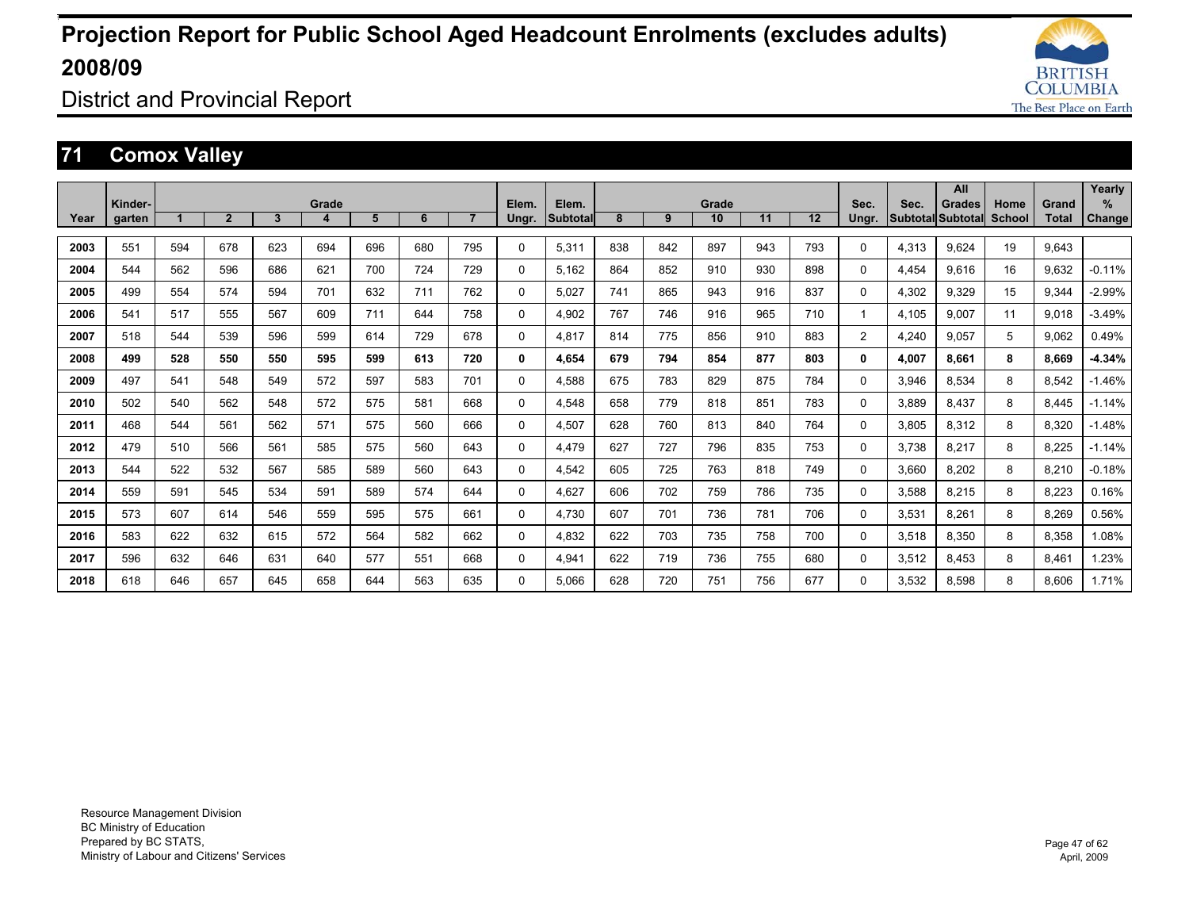# Projection Report for Public School Aged Headcount Enrolments (excludes adults) 2008/09

## District and Provincial Report

## 71 Comox Valley

| Year | Kinder-garten | Grade 1 | 2 | 3 | 4 | 5 | 6 | 7 | Elem. Ungr. | Elem. Subtotal | Grade 8 | 9 | 10 | 11 | 12 | Sec. Ungr. | Sec. Subtotal | All Grades Subtotal | Home School | Grand Total | Yearly % Change |
|---|---|---|---|---|---|---|---|---|---|---|---|---|---|---|---|---|---|---|---|---|---|
| 2003 | 551 | 594 | 678 | 623 | 694 | 696 | 680 | 795 | 0 | 5,311 | 838 | 842 | 897 | 943 | 793 | 0 | 4,313 | 9,624 | 19 | 9,643 | |
| 2004 | 544 | 562 | 596 | 686 | 621 | 700 | 724 | 729 | 0 | 5,162 | 864 | 852 | 910 | 930 | 898 | 0 | 4,454 | 9,616 | 16 | 9,632 | -0.11% |
| 2005 | 499 | 554 | 574 | 594 | 701 | 632 | 711 | 762 | 0 | 5,027 | 741 | 865 | 943 | 916 | 837 | 0 | 4,302 | 9,329 | 15 | 9,344 | -2.99% |
| 2006 | 541 | 517 | 555 | 567 | 609 | 711 | 644 | 758 | 0 | 4,902 | 767 | 746 | 916 | 965 | 710 | 1 | 4,105 | 9,007 | 11 | 9,018 | -3.49% |
| 2007 | 518 | 544 | 539 | 596 | 599 | 614 | 729 | 678 | 0 | 4,817 | 814 | 775 | 856 | 910 | 883 | 2 | 4,240 | 9,057 | 5 | 9,062 | 0.49% |
| **2008** | **499** | **528** | **550** | **550** | **595** | **599** | **613** | **720** | **0** | **4,654** | **679** | **794** | **854** | **877** | **803** | **0** | **4,007** | **8,661** | **8** | **8,669** | **-4.34%** |
| 2009 | 497 | 541 | 548 | 549 | 572 | 597 | 583 | 701 | 0 | 4,588 | 675 | 783 | 829 | 875 | 784 | 0 | 3,946 | 8,534 | 8 | 8,542 | -1.46% |
| 2010 | 502 | 540 | 562 | 548 | 572 | 575 | 581 | 668 | 0 | 4,548 | 658 | 779 | 818 | 851 | 783 | 0 | 3,889 | 8,437 | 8 | 8,445 | -1.14% |
| 2011 | 468 | 544 | 561 | 562 | 571 | 575 | 560 | 666 | 0 | 4,507 | 628 | 760 | 813 | 840 | 764 | 0 | 3,805 | 8,312 | 8 | 8,320 | -1.48% |
| 2012 | 479 | 510 | 566 | 561 | 585 | 575 | 560 | 643 | 0 | 4,479 | 627 | 727 | 796 | 835 | 753 | 0 | 3,738 | 8,217 | 8 | 8,225 | -1.14% |
| 2013 | 544 | 522 | 532 | 567 | 585 | 589 | 560 | 643 | 0 | 4,542 | 605 | 725 | 763 | 818 | 749 | 0 | 3,660 | 8,202 | 8 | 8,210 | -0.18% |
| 2014 | 559 | 591 | 545 | 534 | 591 | 589 | 574 | 644 | 0 | 4,627 | 606 | 702 | 759 | 786 | 735 | 0 | 3,588 | 8,215 | 8 | 8,223 | 0.16% |
| 2015 | 573 | 607 | 614 | 546 | 559 | 595 | 575 | 661 | 0 | 4,730 | 607 | 701 | 736 | 781 | 706 | 0 | 3,531 | 8,261 | 8 | 8,269 | 0.56% |
| 2016 | 583 | 622 | 632 | 615 | 572 | 564 | 582 | 662 | 0 | 4,832 | 622 | 703 | 735 | 758 | 700 | 0 | 3,518 | 8,350 | 8 | 8,358 | 1.08% |
| 2017 | 596 | 632 | 646 | 631 | 640 | 577 | 551 | 668 | 0 | 4,941 | 622 | 719 | 736 | 755 | 680 | 0 | 3,512 | 8,453 | 8 | 8,461 | 1.23% |
| 2018 | 618 | 646 | 657 | 645 | 658 | 644 | 563 | 635 | 0 | 5,066 | 628 | 720 | 751 | 756 | 677 | 0 | 3,532 | 8,598 | 8 | 8,606 | 1.71% |

Resource Management Division
BC Ministry of Education
Prepared by BC STATS,
Ministry of Labour and Citizens' Services

April, 2009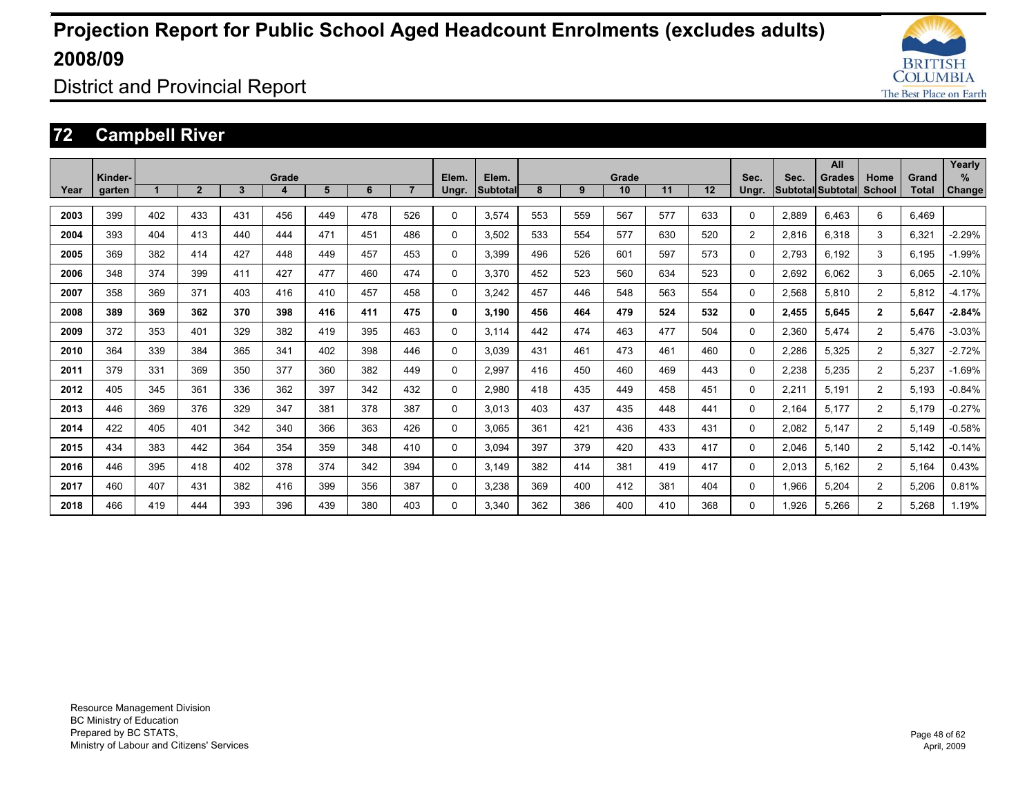# Projection Report for Public School Aged Headcount Enrolments (excludes adults) 2008/09

District and Provincial Report

## 72 Campbell River

| Year | Kinder-garten | Grade 1 | 2 | 3 | 4 | 5 | 6 | 7 | Elem. Ungr. | Elem. Subtotal | Grade 8 | 9 | 10 | 11 | 12 | Sec. Ungr. | Sec. Subtotal | All Grades Subtotal | Home School | Grand Total | Yearly % Change |
|---|---|---|---|---|---|---|---|---|---|---|---|---|---|---|---|---|---|---|---|---|---|
| 2003 | 399 | 402 | 433 | 431 | 456 | 449 | 478 | 526 | 0 | 3,574 | 553 | 559 | 567 | 577 | 633 | 0 | 2,889 | 6,463 | 6 | 6,469 | |
| 2004 | 393 | 404 | 413 | 440 | 444 | 471 | 451 | 486 | 0 | 3,502 | 533 | 554 | 577 | 630 | 520 | 2 | 2,816 | 6,318 | 3 | 6,321 | -2.29% |
| 2005 | 369 | 382 | 414 | 427 | 448 | 449 | 457 | 453 | 0 | 3,399 | 496 | 526 | 601 | 597 | 573 | 0 | 2,793 | 6,192 | 3 | 6,195 | -1.99% |
| 2006 | 348 | 374 | 399 | 411 | 427 | 477 | 460 | 474 | 0 | 3,370 | 452 | 523 | 560 | 634 | 523 | 0 | 2,692 | 6,062 | 3 | 6,065 | -2.10% |
| 2007 | 358 | 369 | 371 | 403 | 416 | 410 | 457 | 458 | 0 | 3,242 | 457 | 446 | 548 | 563 | 554 | 0 | 2,568 | 5,810 | 2 | 5,812 | -4.17% |
| **2008** | **389** | **369** | **362** | **370** | **398** | **416** | **411** | **475** | **0** | **3,190** | **456** | **464** | **479** | **524** | **532** | **0** | **2,455** | **5,645** | **2** | **5,647** | **-2.84%** |
| 2009 | 372 | 353 | 401 | 329 | 382 | 419 | 395 | 463 | 0 | 3,114 | 442 | 474 | 463 | 477 | 504 | 0 | 2,360 | 5,474 | 2 | 5,476 | -3.03% |
| 2010 | 364 | 339 | 384 | 365 | 341 | 402 | 398 | 446 | 0 | 3,039 | 431 | 461 | 473 | 461 | 460 | 0 | 2,286 | 5,325 | 2 | 5,327 | -2.72% |
| 2011 | 379 | 331 | 369 | 350 | 377 | 360 | 382 | 449 | 0 | 2,997 | 416 | 450 | 460 | 469 | 443 | 0 | 2,238 | 5,235 | 2 | 5,237 | -1.69% |
| 2012 | 405 | 345 | 361 | 336 | 362 | 397 | 342 | 432 | 0 | 2,980 | 418 | 435 | 449 | 458 | 451 | 0 | 2,211 | 5,191 | 2 | 5,193 | -0.84% |
| 2013 | 446 | 369 | 376 | 329 | 347 | 381 | 378 | 387 | 0 | 3,013 | 403 | 437 | 435 | 448 | 441 | 0 | 2,164 | 5,177 | 2 | 5,179 | -0.27% |
| 2014 | 422 | 405 | 401 | 342 | 340 | 366 | 363 | 426 | 0 | 3,065 | 361 | 421 | 436 | 433 | 431 | 0 | 2,082 | 5,147 | 2 | 5,149 | -0.58% |
| 2015 | 434 | 383 | 442 | 364 | 354 | 359 | 348 | 410 | 0 | 3,094 | 397 | 379 | 420 | 433 | 417 | 0 | 2,046 | 5,140 | 2 | 5,142 | -0.14% |
| 2016 | 446 | 395 | 418 | 402 | 378 | 374 | 342 | 394 | 0 | 3,149 | 382 | 414 | 381 | 419 | 417 | 0 | 2,013 | 5,162 | 2 | 5,164 | 0.43% |
| 2017 | 460 | 407 | 431 | 382 | 416 | 399 | 356 | 387 | 0 | 3,238 | 369 | 400 | 412 | 381 | 404 | 0 | 1,966 | 5,204 | 2 | 5,206 | 0.81% |
| 2018 | 466 | 419 | 444 | 393 | 396 | 439 | 380 | 403 | 0 | 3,340 | 362 | 386 | 400 | 410 | 368 | 0 | 1,926 | 5,266 | 2 | 5,268 | 1.19% |

Resource Management Division
BC Ministry of Education
Prepared by BC STATS,
Ministry of Labour and Citizens' Services

April, 2009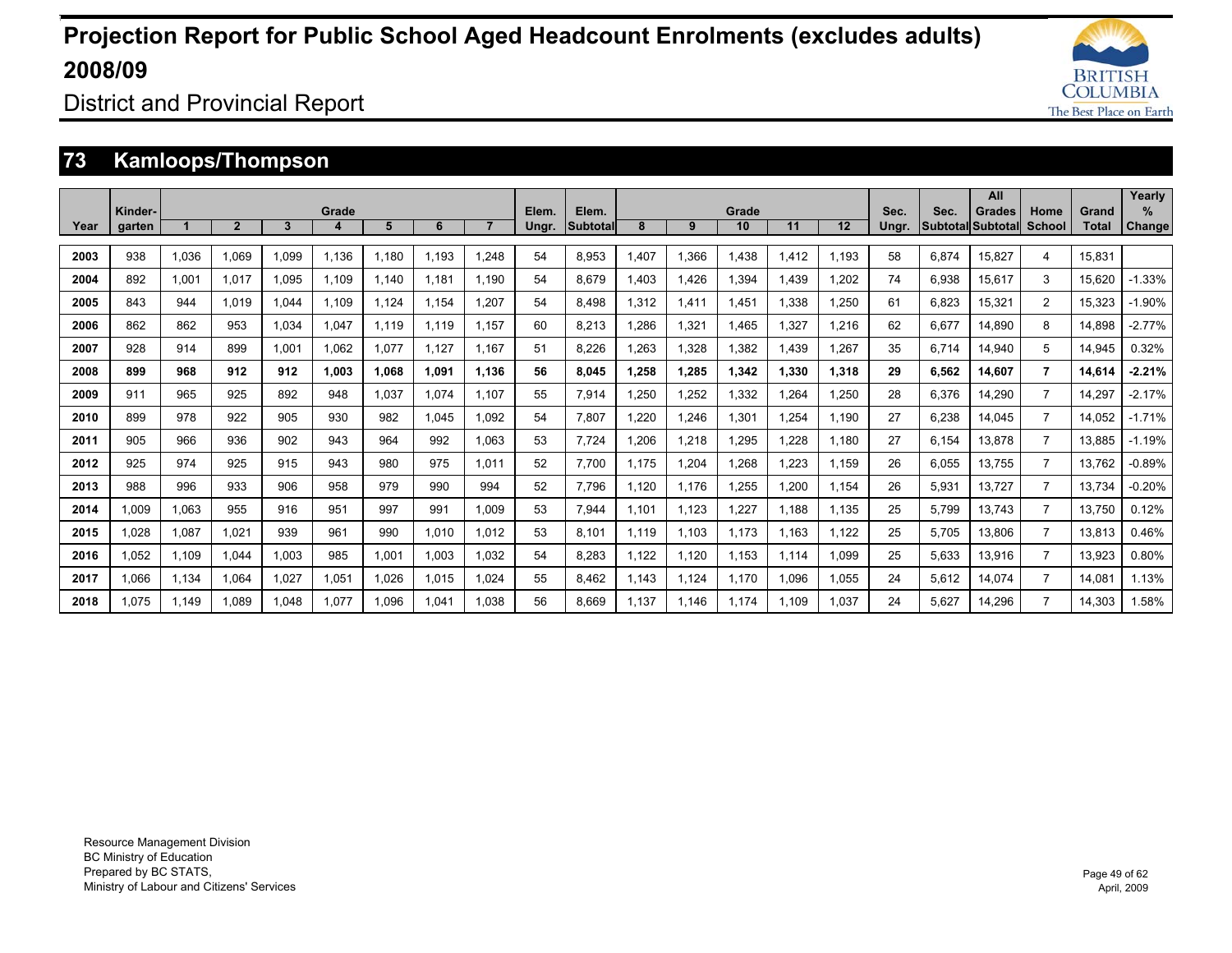# Projection Report for Public School Aged Headcount Enrolments (excludes adults) 2008/09

## District and Provincial Report

## 73 Kamloops/Thompson

| Year | Kinder-garten | Grade 1 | 2 | 3 | 4 | 5 | 6 | 7 | Elem. Ungr. | Elem. Subtotal | Grade 8 | 9 | 10 | 11 | 12 | Sec. Ungr. | Sec. Subtotal | All Grades Subtotal | Home School | Grand Total | Yearly % Change |
|---|---|---|---|---|---|---|---|---|---|---|---|---|---|---|---|---|---|---|---|---|---|
| 2003 | 938 | 1,036 | 1,069 | 1,099 | 1,136 | 1,180 | 1,193 | 1,248 | 54 | 8,953 | 1,407 | 1,366 | 1,438 | 1,412 | 1,193 | 58 | 6,874 | 15,827 | 4 | 15,831 | |
| 2004 | 892 | 1,001 | 1,017 | 1,095 | 1,109 | 1,140 | 1,181 | 1,190 | 54 | 8,679 | 1,403 | 1,426 | 1,394 | 1,439 | 1,202 | 74 | 6,938 | 15,617 | 3 | 15,620 | -1.33% |
| 2005 | 843 | 944 | 1,019 | 1,044 | 1,109 | 1,124 | 1,154 | 1,207 | 54 | 8,498 | 1,312 | 1,411 | 1,451 | 1,338 | 1,250 | 61 | 6,823 | 15,321 | 2 | 15,323 | -1.90% |
| 2006 | 862 | 862 | 953 | 1,034 | 1,047 | 1,119 | 1,119 | 1,157 | 60 | 8,213 | 1,286 | 1,321 | 1,465 | 1,327 | 1,216 | 62 | 6,677 | 14,890 | 8 | 14,898 | -2.77% |
| 2007 | 928 | 914 | 899 | 1,001 | 1,062 | 1,077 | 1,127 | 1,167 | 51 | 8,226 | 1,263 | 1,328 | 1,382 | 1,439 | 1,267 | 35 | 6,714 | 14,940 | 5 | 14,945 | 0.32% |
| **2008** | **899** | **968** | **912** | **912** | **1,003** | **1,068** | **1,091** | **1,136** | **56** | **8,045** | **1,258** | **1,285** | **1,342** | **1,330** | **1,318** | **29** | **6,562** | **14,607** | **7** | **14,614** | **-2.21%** |
| 2009 | 911 | 965 | 925 | 892 | 948 | 1,037 | 1,074 | 1,107 | 55 | 7,914 | 1,250 | 1,252 | 1,332 | 1,264 | 1,250 | 28 | 6,376 | 14,290 | 7 | 14,297 | -2.17% |
| 2010 | 899 | 978 | 922 | 905 | 930 | 982 | 1,045 | 1,092 | 54 | 7,807 | 1,220 | 1,246 | 1,301 | 1,254 | 1,190 | 27 | 6,238 | 14,045 | 7 | 14,052 | -1.71% |
| 2011 | 905 | 966 | 936 | 902 | 943 | 964 | 992 | 1,063 | 53 | 7,724 | 1,206 | 1,218 | 1,295 | 1,228 | 1,180 | 27 | 6,154 | 13,878 | 7 | 13,885 | -1.19% |
| 2012 | 925 | 974 | 925 | 915 | 943 | 980 | 975 | 1,011 | 52 | 7,700 | 1,175 | 1,204 | 1,268 | 1,223 | 1,159 | 26 | 6,055 | 13,755 | 7 | 13,762 | -0.89% |
| 2013 | 988 | 996 | 933 | 906 | 958 | 979 | 990 | 994 | 52 | 7,796 | 1,120 | 1,176 | 1,255 | 1,200 | 1,154 | 26 | 5,931 | 13,727 | 7 | 13,734 | -0.20% |
| 2014 | 1,009 | 1,063 | 955 | 916 | 951 | 997 | 991 | 1,009 | 53 | 7,944 | 1,101 | 1,123 | 1,227 | 1,188 | 1,135 | 25 | 5,799 | 13,743 | 7 | 13,750 | 0.12% |
| 2015 | 1,028 | 1,087 | 1,021 | 939 | 961 | 990 | 1,010 | 1,012 | 53 | 8,101 | 1,119 | 1,103 | 1,173 | 1,163 | 1,122 | 25 | 5,705 | 13,806 | 7 | 13,813 | 0.46% |
| 2016 | 1,052 | 1,109 | 1,044 | 1,003 | 985 | 1,001 | 1,003 | 1,032 | 54 | 8,283 | 1,122 | 1,120 | 1,153 | 1,114 | 1,099 | 25 | 5,633 | 13,916 | 7 | 13,923 | 0.80% |
| 2017 | 1,066 | 1,134 | 1,064 | 1,027 | 1,051 | 1,026 | 1,015 | 1,024 | 55 | 8,462 | 1,143 | 1,124 | 1,170 | 1,096 | 1,055 | 24 | 5,612 | 14,074 | 7 | 14,081 | 1.13% |
| 2018 | 1,075 | 1,149 | 1,089 | 1,048 | 1,077 | 1,096 | 1,041 | 1,038 | 56 | 8,669 | 1,137 | 1,146 | 1,174 | 1,109 | 1,037 | 24 | 5,627 | 14,296 | 7 | 14,303 | 1.58% |

Resource Management Division
BC Ministry of Education
Prepared by BC STATS,
Ministry of Labour and Citizens' Services

April, 2009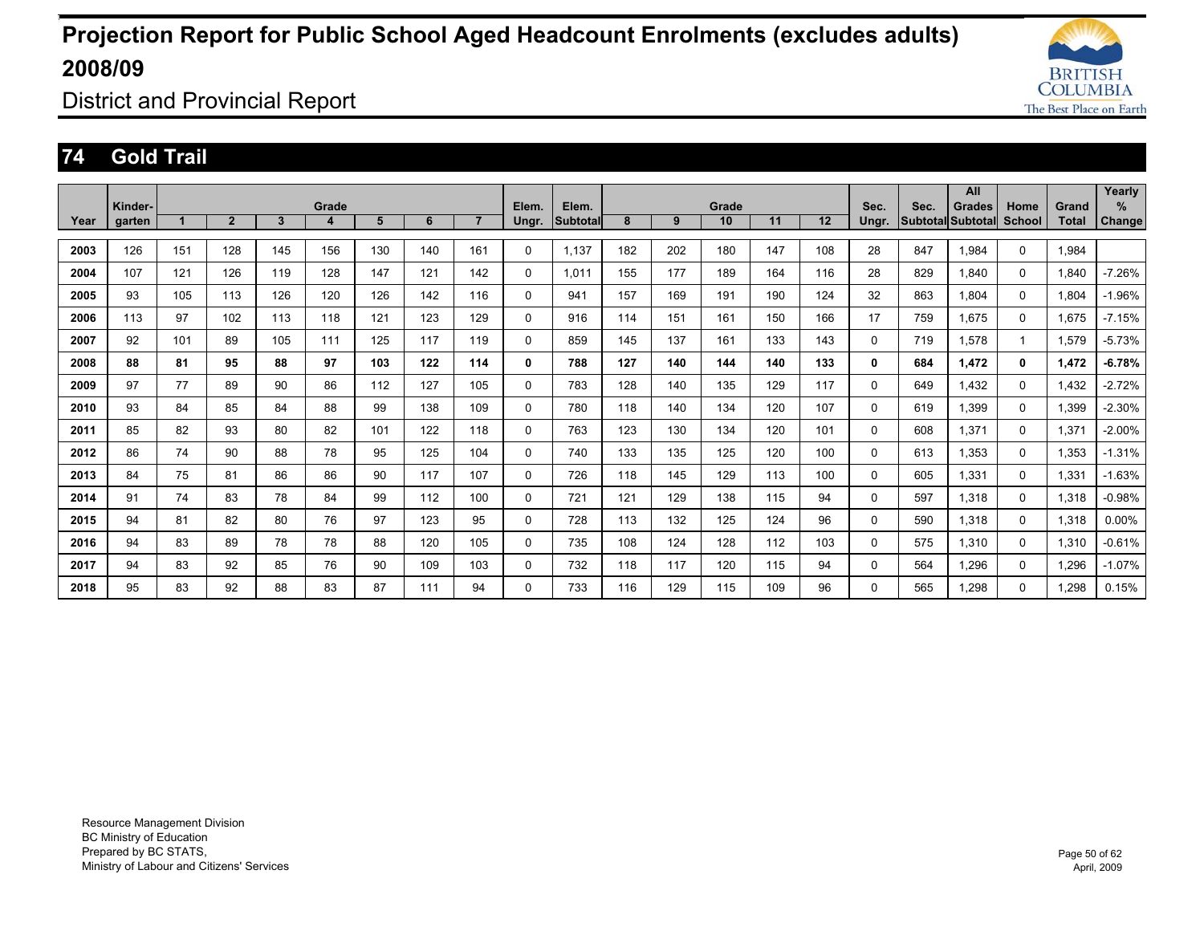# Projection Report for Public School Aged Headcount Enrolments (excludes adults) 2008/09

District and Provincial Report

## 74 Gold Trail

| Year | Kinder-garten | Grade 1 | 2 | 3 | 4 | 5 | 6 | 7 | Elem. Ungr. | Elem. Subtotal | Grade 8 | 9 | 10 | 11 | 12 | Sec. Ungr. | Sec. Subtotal | All Grades Subtotal | Home School | Grand Total | Yearly % Change |
|---|---|---|---|---|---|---|---|---|---|---|---|---|---|---|---|---|---|---|---|---|---|
| 2003 | 126 | 151 | 128 | 145 | 156 | 130 | 140 | 161 | 0 | 1,137 | 182 | 202 | 180 | 147 | 108 | 28 | 847 | 1,984 | 0 | 1,984 | |
| 2004 | 107 | 121 | 126 | 119 | 128 | 147 | 121 | 142 | 0 | 1,011 | 155 | 177 | 189 | 164 | 116 | 28 | 829 | 1,840 | 0 | 1,840 | -7.26% |
| 2005 | 93 | 105 | 113 | 126 | 120 | 126 | 142 | 116 | 0 | 941 | 157 | 169 | 191 | 190 | 124 | 32 | 863 | 1,804 | 0 | 1,804 | -1.96% |
| 2006 | 113 | 97 | 102 | 113 | 118 | 121 | 123 | 129 | 0 | 916 | 114 | 151 | 161 | 150 | 166 | 17 | 759 | 1,675 | 0 | 1,675 | -7.15% |
| 2007 | 92 | 101 | 89 | 105 | 111 | 125 | 117 | 119 | 0 | 859 | 145 | 137 | 161 | 133 | 143 | 0 | 719 | 1,578 | 1 | 1,579 | -5.73% |
| **2008** | **88** | **81** | **95** | **88** | **97** | **103** | **122** | **114** | **0** | **788** | **127** | **140** | **144** | **140** | **133** | **0** | **684** | **1,472** | **0** | **1,472** | **-6.78%** |
| 2009 | 97 | 77 | 89 | 90 | 86 | 112 | 127 | 105 | 0 | 783 | 128 | 140 | 135 | 129 | 117 | 0 | 649 | 1,432 | 0 | 1,432 | -2.72% |
| 2010 | 93 | 84 | 85 | 84 | 88 | 99 | 138 | 109 | 0 | 780 | 118 | 140 | 134 | 120 | 107 | 0 | 619 | 1,399 | 0 | 1,399 | -2.30% |
| 2011 | 85 | 82 | 93 | 80 | 82 | 101 | 122 | 118 | 0 | 763 | 123 | 130 | 134 | 120 | 101 | 0 | 608 | 1,371 | 0 | 1,371 | -2.00% |
| 2012 | 86 | 74 | 90 | 88 | 78 | 95 | 125 | 104 | 0 | 740 | 133 | 135 | 125 | 120 | 100 | 0 | 613 | 1,353 | 0 | 1,353 | -1.31% |
| 2013 | 84 | 75 | 81 | 86 | 86 | 90 | 117 | 107 | 0 | 726 | 118 | 145 | 129 | 113 | 100 | 0 | 605 | 1,331 | 0 | 1,331 | -1.63% |
| 2014 | 91 | 74 | 83 | 78 | 84 | 99 | 112 | 100 | 0 | 721 | 121 | 129 | 138 | 115 | 94 | 0 | 597 | 1,318 | 0 | 1,318 | -0.98% |
| 2015 | 94 | 81 | 82 | 80 | 76 | 97 | 123 | 95 | 0 | 728 | 113 | 132 | 125 | 124 | 96 | 0 | 590 | 1,318 | 0 | 1,318 | 0.00% |
| 2016 | 94 | 83 | 89 | 78 | 78 | 88 | 120 | 105 | 0 | 735 | 108 | 124 | 128 | 112 | 103 | 0 | 575 | 1,310 | 0 | 1,310 | -0.61% |
| 2017 | 94 | 83 | 92 | 85 | 76 | 90 | 109 | 103 | 0 | 732 | 118 | 117 | 120 | 115 | 94 | 0 | 564 | 1,296 | 0 | 1,296 | -1.07% |
| 2018 | 95 | 83 | 92 | 88 | 83 | 87 | 111 | 94 | 0 | 733 | 116 | 129 | 115 | 109 | 96 | 0 | 565 | 1,298 | 0 | 1,298 | 0.15% |

Resource Management Division
BC Ministry of Education
Prepared by BC STATS,
Ministry of Labour and Citizens' Services

April, 2009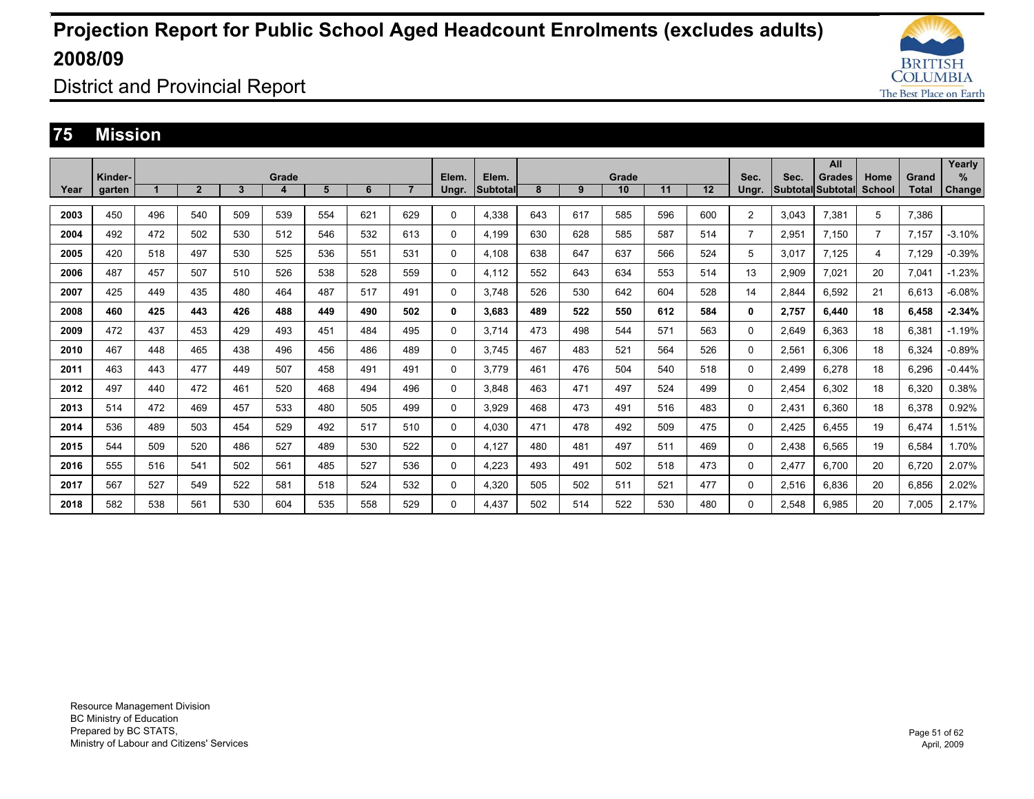# Projection Report for Public School Aged Headcount Enrolments (excludes adults) 2008/09

## District and Provincial Report

## 75 Mission

| Year | Kinder-garten | Grade 1 | Grade 2 | Grade 3 | Grade 4 | Grade 5 | Grade 6 | Grade 7 | Elem. Ungr. | Elem. Subtotal | Grade 8 | Grade 9 | Grade 10 | Grade 11 | Grade 12 | Sec. Ungr. | Sec. Subtotal | All Grades Subtotal | Home School | Grand Total | Yearly % Change |
|---|---|---|---|---|---|---|---|---|---|---|---|---|---|---|---|---|---|---|---|---|---|
| 2003 | 450 | 496 | 540 | 509 | 539 | 554 | 621 | 629 | 0 | 4,338 | 643 | 617 | 585 | 596 | 600 | 2 | 3,043 | 7,381 | 5 | 7,386 | |
| 2004 | 492 | 472 | 502 | 530 | 512 | 546 | 532 | 613 | 0 | 4,199 | 630 | 628 | 585 | 587 | 514 | 7 | 2,951 | 7,150 | 7 | 7,157 | -3.10% |
| 2005 | 420 | 518 | 497 | 530 | 525 | 536 | 551 | 531 | 0 | 4,108 | 638 | 647 | 637 | 566 | 524 | 5 | 3,017 | 7,125 | 4 | 7,129 | -0.39% |
| 2006 | 487 | 457 | 507 | 510 | 526 | 538 | 528 | 559 | 0 | 4,112 | 552 | 643 | 634 | 553 | 514 | 13 | 2,909 | 7,021 | 20 | 7,041 | -1.23% |
| 2007 | 425 | 449 | 435 | 480 | 464 | 487 | 517 | 491 | 0 | 3,748 | 526 | 530 | 642 | 604 | 528 | 14 | 2,844 | 6,592 | 21 | 6,613 | -6.08% |
| **2008** | **460** | **425** | **443** | **426** | **488** | **449** | **490** | **502** | **0** | **3,683** | **489** | **522** | **550** | **612** | **584** | **0** | **2,757** | **6,440** | **18** | **6,458** | **-2.34%** |
| 2009 | 472 | 437 | 453 | 429 | 493 | 451 | 484 | 495 | 0 | 3,714 | 473 | 498 | 544 | 571 | 563 | 0 | 2,649 | 6,363 | 18 | 6,381 | -1.19% |
| 2010 | 467 | 448 | 465 | 438 | 496 | 456 | 486 | 489 | 0 | 3,745 | 467 | 483 | 521 | 564 | 526 | 0 | 2,561 | 6,306 | 18 | 6,324 | -0.89% |
| 2011 | 463 | 443 | 477 | 449 | 507 | 458 | 491 | 491 | 0 | 3,779 | 461 | 476 | 504 | 540 | 518 | 0 | 2,499 | 6,278 | 18 | 6,296 | -0.44% |
| 2012 | 497 | 440 | 472 | 461 | 520 | 468 | 494 | 496 | 0 | 3,848 | 463 | 471 | 497 | 524 | 499 | 0 | 2,454 | 6,302 | 18 | 6,320 | 0.38% |
| 2013 | 514 | 472 | 469 | 457 | 533 | 480 | 505 | 499 | 0 | 3,929 | 468 | 473 | 491 | 516 | 483 | 0 | 2,431 | 6,360 | 18 | 6,378 | 0.92% |
| 2014 | 536 | 489 | 503 | 454 | 529 | 492 | 517 | 510 | 0 | 4,030 | 471 | 478 | 492 | 509 | 475 | 0 | 2,425 | 6,455 | 19 | 6,474 | 1.51% |
| 2015 | 544 | 509 | 520 | 486 | 527 | 489 | 530 | 522 | 0 | 4,127 | 480 | 481 | 497 | 511 | 469 | 0 | 2,438 | 6,565 | 19 | 6,584 | 1.70% |
| 2016 | 555 | 516 | 541 | 502 | 561 | 485 | 527 | 536 | 0 | 4,223 | 493 | 491 | 502 | 518 | 473 | 0 | 2,477 | 6,700 | 20 | 6,720 | 2.07% |
| 2017 | 567 | 527 | 549 | 522 | 581 | 518 | 524 | 532 | 0 | 4,320 | 505 | 502 | 511 | 521 | 477 | 0 | 2,516 | 6,836 | 20 | 6,856 | 2.02% |
| 2018 | 582 | 538 | 561 | 530 | 604 | 535 | 558 | 529 | 0 | 4,437 | 502 | 514 | 522 | 530 | 480 | 0 | 2,548 | 6,985 | 20 | 7,005 | 2.17% |

Resource Management Division
BC Ministry of Education
Prepared by BC STATS,
Ministry of Labour and Citizens' Services

April, 2009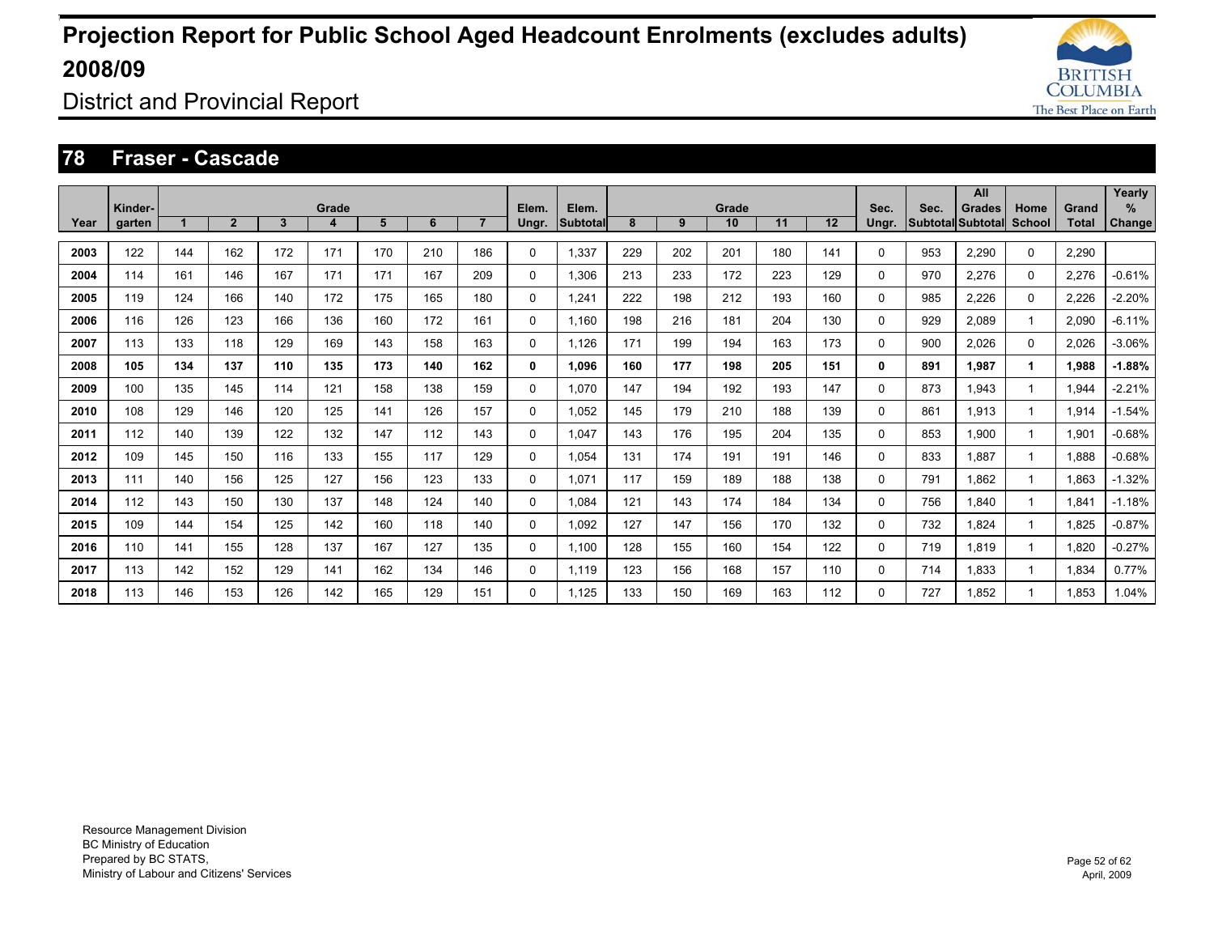# Projection Report for Public School Aged Headcount Enrolments (excludes adults) 2008/09

District and Provincial Report

## 78 Fraser - Cascade

| Year | Kinder-garten | Grade 1 | 2 | 3 | 4 | 5 | 6 | 7 | Elem. Ungr. | Elem. Subtotal | Grade 8 | 9 | 10 | 11 | 12 | Sec. Ungr. | Sec. Subtotal | All Grades Subtotal | Home School | Grand Total | Yearly % Change |
|---|---|---|---|---|---|---|---|---|---|---|---|---|---|---|---|---|---|---|---|---|---|
| 2003 | 122 | 144 | 162 | 172 | 171 | 170 | 210 | 186 | 0 | 1,337 | 229 | 202 | 201 | 180 | 141 | 0 | 953 | 2,290 | 0 | 2,290 | |
| 2004 | 114 | 161 | 146 | 167 | 171 | 171 | 167 | 209 | 0 | 1,306 | 213 | 233 | 172 | 223 | 129 | 0 | 970 | 2,276 | 0 | 2,276 | -0.61% |
| 2005 | 119 | 124 | 166 | 140 | 172 | 175 | 165 | 180 | 0 | 1,241 | 222 | 198 | 212 | 193 | 160 | 0 | 985 | 2,226 | 0 | 2,226 | -2.20% |
| 2006 | 116 | 126 | 123 | 166 | 136 | 160 | 172 | 161 | 0 | 1,160 | 198 | 216 | 181 | 204 | 130 | 0 | 929 | 2,089 | 1 | 2,090 | -6.11% |
| 2007 | 113 | 133 | 118 | 129 | 169 | 143 | 158 | 163 | 0 | 1,126 | 171 | 199 | 194 | 163 | 173 | 0 | 900 | 2,026 | 0 | 2,026 | -3.06% |
| **2008** | **105** | **134** | **137** | **110** | **135** | **173** | **140** | **162** | **0** | **1,096** | **160** | **177** | **198** | **205** | **151** | **0** | **891** | **1,987** | **1** | **1,988** | **-1.88%** |
| 2009 | 100 | 135 | 145 | 114 | 121 | 158 | 138 | 159 | 0 | 1,070 | 147 | 194 | 192 | 193 | 147 | 0 | 873 | 1,943 | 1 | 1,944 | -2.21% |
| 2010 | 108 | 129 | 146 | 120 | 125 | 141 | 126 | 157 | 0 | 1,052 | 145 | 179 | 210 | 188 | 139 | 0 | 861 | 1,913 | 1 | 1,914 | -1.54% |
| 2011 | 112 | 140 | 139 | 122 | 132 | 147 | 112 | 143 | 0 | 1,047 | 143 | 176 | 195 | 204 | 135 | 0 | 853 | 1,900 | 1 | 1,901 | -0.68% |
| 2012 | 109 | 145 | 150 | 116 | 133 | 155 | 117 | 129 | 0 | 1,054 | 131 | 174 | 191 | 191 | 146 | 0 | 833 | 1,887 | 1 | 1,888 | -0.68% |
| 2013 | 111 | 140 | 156 | 125 | 127 | 156 | 123 | 133 | 0 | 1,071 | 117 | 159 | 189 | 188 | 138 | 0 | 791 | 1,862 | 1 | 1,863 | -1.32% |
| 2014 | 112 | 143 | 150 | 130 | 137 | 148 | 124 | 140 | 0 | 1,084 | 121 | 143 | 174 | 184 | 134 | 0 | 756 | 1,840 | 1 | 1,841 | -1.18% |
| 2015 | 109 | 144 | 154 | 125 | 142 | 160 | 118 | 140 | 0 | 1,092 | 127 | 147 | 156 | 170 | 132 | 0 | 732 | 1,824 | 1 | 1,825 | -0.87% |
| 2016 | 110 | 141 | 155 | 128 | 137 | 167 | 127 | 135 | 0 | 1,100 | 128 | 155 | 160 | 154 | 122 | 0 | 719 | 1,819 | 1 | 1,820 | -0.27% |
| 2017 | 113 | 142 | 152 | 129 | 141 | 162 | 134 | 146 | 0 | 1,119 | 123 | 156 | 168 | 157 | 110 | 0 | 714 | 1,833 | 1 | 1,834 | 0.77% |
| 2018 | 113 | 146 | 153 | 126 | 142 | 165 | 129 | 151 | 0 | 1,125 | 133 | 150 | 169 | 163 | 112 | 0 | 727 | 1,852 | 1 | 1,853 | 1.04% |

Resource Management Division
BC Ministry of Education
Prepared by BC STATS,
Ministry of Labour and Citizens' Services

April, 2009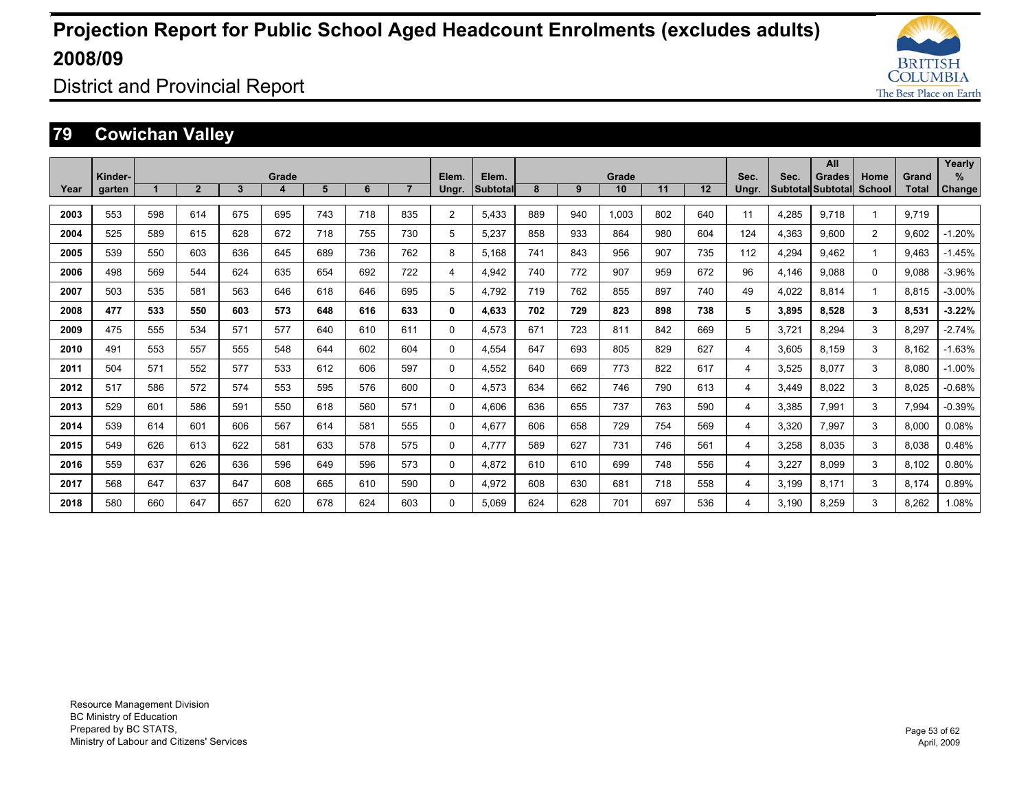# Projection Report for Public School Aged Headcount Enrolments (excludes adults) 2008/09

District and Provincial Report

## 79 Cowichan Valley

| Year | Kinder-garten | Grade 1 | 2 | 3 | 4 | 5 | 6 | 7 | Elem. Ungr. | Elem. Subtotal | Grade 8 | 9 | 10 | 11 | 12 | Sec. Ungr. | Sec. Subtotal | All Grades Subtotal | Home School | Grand Total | Yearly % Change |
|---|---|---|---|---|---|---|---|---|---|---|---|---|---|---|---|---|---|---|---|---|---|
| **2003** | 553 | 598 | 614 | 675 | 695 | 743 | 718 | 835 | 2 | 5,433 | 889 | 940 | 1,003 | 802 | 640 | 11 | 4,285 | 9,718 | 1 | 9,719 | |
| **2004** | 525 | 589 | 615 | 628 | 672 | 718 | 755 | 730 | 5 | 5,237 | 858 | 933 | 864 | 980 | 604 | 124 | 4,363 | 9,600 | 2 | 9,602 | -1.20% |
| **2005** | 539 | 550 | 603 | 636 | 645 | 689 | 736 | 762 | 8 | 5,168 | 741 | 843 | 956 | 907 | 735 | 112 | 4,294 | 9,462 | 1 | 9,463 | -1.45% |
| **2006** | 498 | 569 | 544 | 624 | 635 | 654 | 692 | 722 | 4 | 4,942 | 740 | 772 | 907 | 959 | 672 | 96 | 4,146 | 9,088 | 0 | 9,088 | -3.96% |
| **2007** | 503 | 535 | 581 | 563 | 646 | 618 | 646 | 695 | 5 | 4,792 | 719 | 762 | 855 | 897 | 740 | 49 | 4,022 | 8,814 | 1 | 8,815 | -3.00% |
| **2008** | **477** | **533** | **550** | **603** | **573** | **648** | **616** | **633** | **0** | **4,633** | **702** | **729** | **823** | **898** | **738** | **5** | **3,895** | **8,528** | **3** | **8,531** | **-3.22%** |
| **2009** | 475 | 555 | 534 | 571 | 577 | 640 | 610 | 611 | 0 | 4,573 | 671 | 723 | 811 | 842 | 669 | 5 | 3,721 | 8,294 | 3 | 8,297 | -2.74% |
| **2010** | 491 | 553 | 557 | 555 | 548 | 644 | 602 | 604 | 0 | 4,554 | 647 | 693 | 805 | 829 | 627 | 4 | 3,605 | 8,159 | 3 | 8,162 | -1.63% |
| **2011** | 504 | 571 | 552 | 577 | 533 | 612 | 606 | 597 | 0 | 4,552 | 640 | 669 | 773 | 822 | 617 | 4 | 3,525 | 8,077 | 3 | 8,080 | -1.00% |
| **2012** | 517 | 586 | 572 | 574 | 553 | 595 | 576 | 600 | 0 | 4,573 | 634 | 662 | 746 | 790 | 613 | 4 | 3,449 | 8,022 | 3 | 8,025 | -0.68% |
| **2013** | 529 | 601 | 586 | 591 | 550 | 618 | 560 | 571 | 0 | 4,606 | 636 | 655 | 737 | 763 | 590 | 4 | 3,385 | 7,991 | 3 | 7,994 | -0.39% |
| **2014** | 539 | 614 | 601 | 606 | 567 | 614 | 581 | 555 | 0 | 4,677 | 606 | 658 | 729 | 754 | 569 | 4 | 3,320 | 7,997 | 3 | 8,000 | 0.08% |
| **2015** | 549 | 626 | 613 | 622 | 581 | 633 | 578 | 575 | 0 | 4,777 | 589 | 627 | 731 | 746 | 561 | 4 | 3,258 | 8,035 | 3 | 8,038 | 0.48% |
| **2016** | 559 | 637 | 626 | 636 | 596 | 649 | 596 | 573 | 0 | 4,872 | 610 | 610 | 699 | 748 | 556 | 4 | 3,227 | 8,099 | 3 | 8,102 | 0.80% |
| **2017** | 568 | 647 | 637 | 647 | 608 | 665 | 610 | 590 | 0 | 4,972 | 608 | 630 | 681 | 718 | 558 | 4 | 3,199 | 8,171 | 3 | 8,174 | 0.89% |
| **2018** | 580 | 660 | 647 | 657 | 620 | 678 | 624 | 603 | 0 | 5,069 | 624 | 628 | 701 | 697 | 536 | 4 | 3,190 | 8,259 | 3 | 8,262 | 1.08% |

Resource Management Division
BC Ministry of Education
Prepared by BC STATS,
Ministry of Labour and Citizens' Services

April, 2009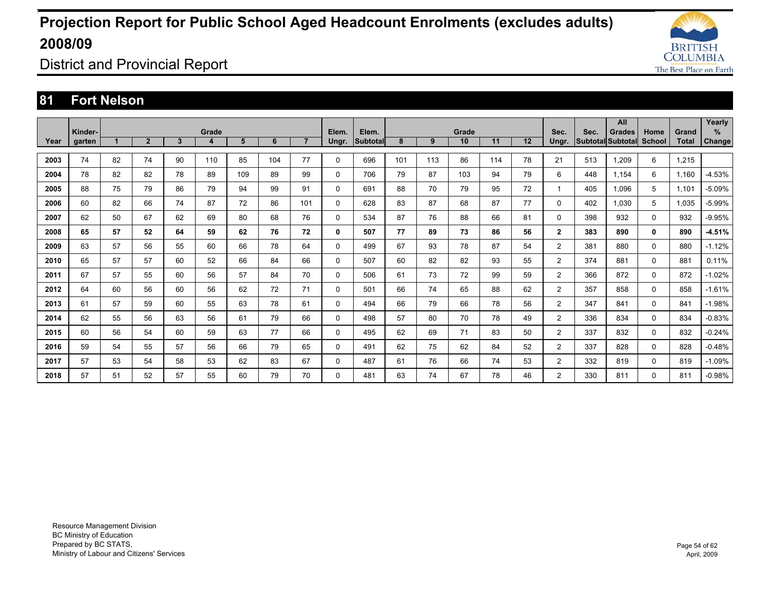# Projection Report for Public School Aged Headcount Enrolments (excludes adults) 2008/09

District and Provincial Report

## 81 Fort Nelson

| Year | Kinder-garten | Grade 1 | 2 | 3 | 4 | 5 | 6 | 7 | Elem. Ungr. | Elem. Subtotal | Grade 8 | 9 | 10 | 11 | 12 | Sec. Ungr. | Sec. Subtotal | All Grades Subtotal | Home School | Grand Total | Yearly % Change |
|---|---|---|---|---|---|---|---|---|---|---|---|---|---|---|---|---|---|---|---|---|---|
| 2003 | 74 | 82 | 74 | 90 | 110 | 85 | 104 | 77 | 0 | 696 | 101 | 113 | 86 | 114 | 78 | 21 | 513 | 1,209 | 6 | 1,215 | |
| 2004 | 78 | 82 | 82 | 78 | 89 | 109 | 89 | 99 | 0 | 706 | 79 | 87 | 103 | 94 | 79 | 6 | 448 | 1,154 | 6 | 1,160 | -4.53% |
| 2005 | 88 | 75 | 79 | 86 | 79 | 94 | 99 | 91 | 0 | 691 | 88 | 70 | 79 | 95 | 72 | 1 | 405 | 1,096 | 5 | 1,101 | -5.09% |
| 2006 | 60 | 82 | 66 | 74 | 87 | 72 | 86 | 101 | 0 | 628 | 83 | 87 | 68 | 87 | 77 | 0 | 402 | 1,030 | 5 | 1,035 | -5.99% |
| 2007 | 62 | 50 | 67 | 62 | 69 | 80 | 68 | 76 | 0 | 534 | 87 | 76 | 88 | 66 | 81 | 0 | 398 | 932 | 0 | 932 | -9.95% |
| **2008** | **65** | **57** | **52** | **64** | **59** | **62** | **76** | **72** | **0** | **507** | **77** | **89** | **73** | **86** | **56** | **2** | **383** | **890** | **0** | **890** | **-4.51%** |
| 2009 | 63 | 57 | 56 | 55 | 60 | 66 | 78 | 64 | 0 | 499 | 67 | 93 | 78 | 87 | 54 | 2 | 381 | 880 | 0 | 880 | -1.12% |
| 2010 | 65 | 57 | 57 | 60 | 52 | 66 | 84 | 66 | 0 | 507 | 60 | 82 | 82 | 93 | 55 | 2 | 374 | 881 | 0 | 881 | 0.11% |
| 2011 | 67 | 57 | 55 | 60 | 56 | 57 | 84 | 70 | 0 | 506 | 61 | 73 | 72 | 99 | 59 | 2 | 366 | 872 | 0 | 872 | -1.02% |
| 2012 | 64 | 60 | 56 | 60 | 56 | 62 | 72 | 71 | 0 | 501 | 66 | 74 | 65 | 88 | 62 | 2 | 357 | 858 | 0 | 858 | -1.61% |
| 2013 | 61 | 57 | 59 | 60 | 55 | 63 | 78 | 61 | 0 | 494 | 66 | 79 | 66 | 78 | 56 | 2 | 347 | 841 | 0 | 841 | -1.98% |
| 2014 | 62 | 55 | 56 | 63 | 56 | 61 | 79 | 66 | 0 | 498 | 57 | 80 | 70 | 78 | 49 | 2 | 336 | 834 | 0 | 834 | -0.83% |
| 2015 | 60 | 56 | 54 | 60 | 59 | 63 | 77 | 66 | 0 | 495 | 62 | 69 | 71 | 83 | 50 | 2 | 337 | 832 | 0 | 832 | -0.24% |
| 2016 | 59 | 54 | 55 | 57 | 56 | 66 | 79 | 65 | 0 | 491 | 62 | 75 | 62 | 84 | 52 | 2 | 337 | 828 | 0 | 828 | -0.48% |
| 2017 | 57 | 53 | 54 | 58 | 53 | 62 | 83 | 67 | 0 | 487 | 61 | 76 | 66 | 74 | 53 | 2 | 332 | 819 | 0 | 819 | -1.09% |
| 2018 | 57 | 51 | 52 | 57 | 55 | 60 | 79 | 70 | 0 | 481 | 63 | 74 | 67 | 78 | 46 | 2 | 330 | 811 | 0 | 811 | -0.98% |

Resource Management Division
BC Ministry of Education
Prepared by BC STATS,
Ministry of Labour and Citizens' Services

April, 2009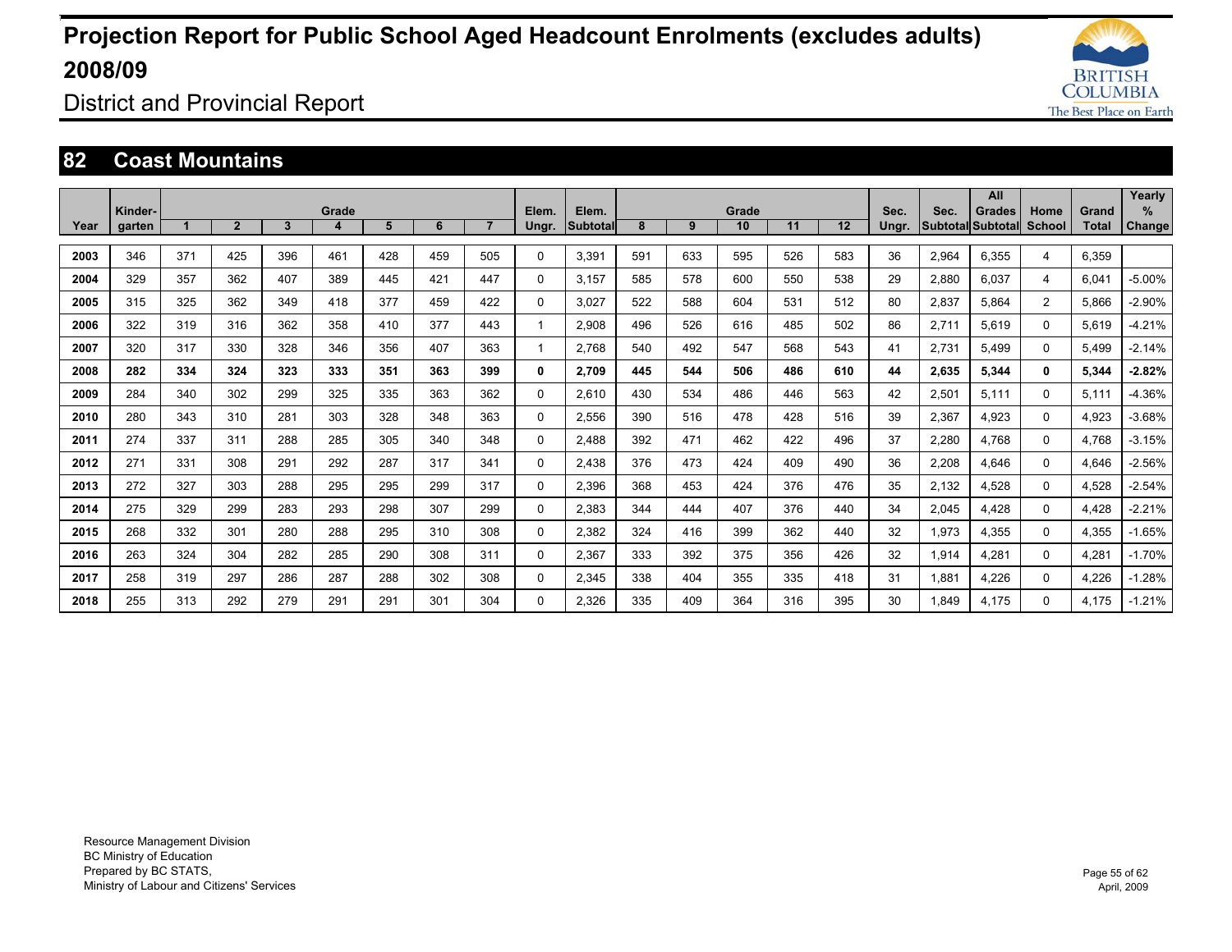# Projection Report for Public School Aged Headcount Enrolments (excludes adults) 2008/09

District and Provincial Report

## 82 Coast Mountains

| Year | Kinder-garten | Grade 1 | 2 | 3 | 4 | 5 | 6 | 7 | Elem. Ungr. | Elem. Subtotal | Grade 8 | 9 | 10 | 11 | 12 | Sec. Ungr. | Sec. Subtotal | All Grades Subtotal | Home School | Grand Total | Yearly % Change |
|---|---|---|---|---|---|---|---|---|---|---|---|---|---|---|---|---|---|---|---|---|---|
| 2003 | 346 | 371 | 425 | 396 | 461 | 428 | 459 | 505 | 0 | 3,391 | 591 | 633 | 595 | 526 | 583 | 36 | 2,964 | 6,355 | 4 | 6,359 | |
| 2004 | 329 | 357 | 362 | 407 | 389 | 445 | 421 | 447 | 0 | 3,157 | 585 | 578 | 600 | 550 | 538 | 29 | 2,880 | 6,037 | 4 | 6,041 | -5.00% |
| 2005 | 315 | 325 | 362 | 349 | 418 | 377 | 459 | 422 | 0 | 3,027 | 522 | 588 | 604 | 531 | 512 | 80 | 2,837 | 5,864 | 2 | 5,866 | -2.90% |
| 2006 | 322 | 319 | 316 | 362 | 358 | 410 | 377 | 443 | 1 | 2,908 | 496 | 526 | 616 | 485 | 502 | 86 | 2,711 | 5,619 | 0 | 5,619 | -4.21% |
| 2007 | 320 | 317 | 330 | 328 | 346 | 356 | 407 | 363 | 1 | 2,768 | 540 | 492 | 547 | 568 | 543 | 41 | 2,731 | 5,499 | 0 | 5,499 | -2.14% |
| **2008** | **282** | **334** | **324** | **323** | **333** | **351** | **363** | **399** | **0** | **2,709** | **445** | **544** | **506** | **486** | **610** | **44** | **2,635** | **5,344** | **0** | **5,344** | **-2.82%** |
| 2009 | 284 | 340 | 302 | 299 | 325 | 335 | 363 | 362 | 0 | 2,610 | 430 | 534 | 486 | 446 | 563 | 42 | 2,501 | 5,111 | 0 | 5,111 | -4.36% |
| 2010 | 280 | 343 | 310 | 281 | 303 | 328 | 348 | 363 | 0 | 2,556 | 390 | 516 | 478 | 428 | 516 | 39 | 2,367 | 4,923 | 0 | 4,923 | -3.68% |
| 2011 | 274 | 337 | 311 | 288 | 285 | 305 | 340 | 348 | 0 | 2,488 | 392 | 471 | 462 | 422 | 496 | 37 | 2,280 | 4,768 | 0 | 4,768 | -3.15% |
| 2012 | 271 | 331 | 308 | 291 | 292 | 287 | 317 | 341 | 0 | 2,438 | 376 | 473 | 424 | 409 | 490 | 36 | 2,208 | 4,646 | 0 | 4,646 | -2.56% |
| 2013 | 272 | 327 | 303 | 288 | 295 | 295 | 299 | 317 | 0 | 2,396 | 368 | 453 | 424 | 376 | 476 | 35 | 2,132 | 4,528 | 0 | 4,528 | -2.54% |
| 2014 | 275 | 329 | 299 | 283 | 293 | 298 | 307 | 299 | 0 | 2,383 | 344 | 444 | 407 | 376 | 440 | 34 | 2,045 | 4,428 | 0 | 4,428 | -2.21% |
| 2015 | 268 | 332 | 301 | 280 | 288 | 295 | 310 | 308 | 0 | 2,382 | 324 | 416 | 399 | 362 | 440 | 32 | 1,973 | 4,355 | 0 | 4,355 | -1.65% |
| 2016 | 263 | 324 | 304 | 282 | 285 | 290 | 308 | 311 | 0 | 2,367 | 333 | 392 | 375 | 356 | 426 | 32 | 1,914 | 4,281 | 0 | 4,281 | -1.70% |
| 2017 | 258 | 319 | 297 | 286 | 287 | 288 | 302 | 308 | 0 | 2,345 | 338 | 404 | 355 | 335 | 418 | 31 | 1,881 | 4,226 | 0 | 4,226 | -1.28% |
| 2018 | 255 | 313 | 292 | 279 | 291 | 291 | 301 | 304 | 0 | 2,326 | 335 | 409 | 364 | 316 | 395 | 30 | 1,849 | 4,175 | 0 | 4,175 | -1.21% |

Resource Management Division
BC Ministry of Education
Prepared by BC STATS,
Ministry of Labour and Citizens' Services

April, 2009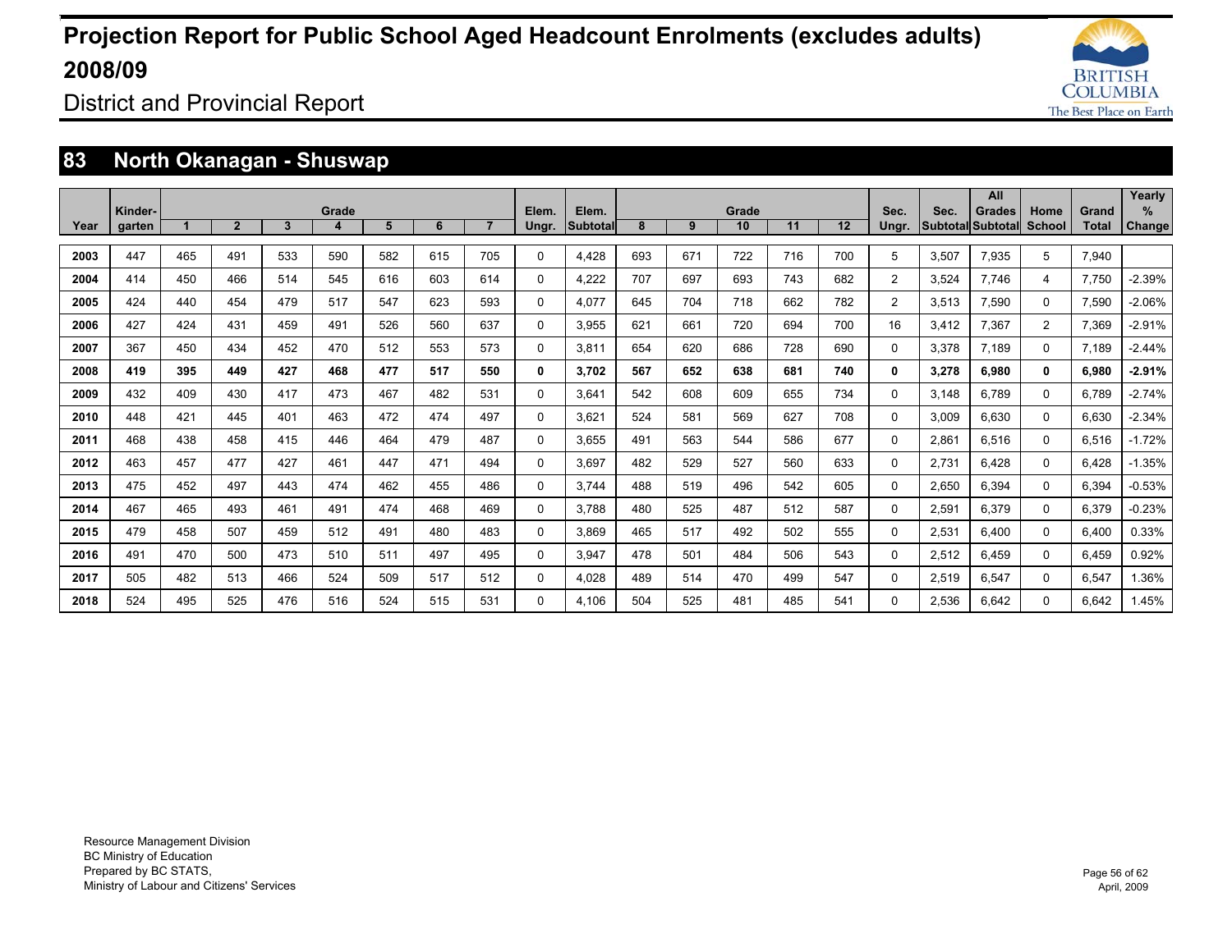# Projection Report for Public School Aged Headcount Enrolments (excludes adults) 2008/09

District and Provincial Report

## 83 North Okanagan - Shuswap

| Year | Kinder-garten | Grade 1 | 2 | 3 | 4 | 5 | 6 | 7 | Elem. Ungr. | Elem. Subtotal | Grade 8 | 9 | 10 | 11 | 12 | Sec. Ungr. | Sec. Subtotal | All Grades Subtotal | Home School | Grand Total | Yearly % Change |
|---|---|---|---|---|---|---|---|---|---|---|---|---|---|---|---|---|---|---|---|---|---|
| **2003** | 447 | 465 | 491 | 533 | 590 | 582 | 615 | 705 | 0 | 4,428 | 693 | 671 | 722 | 716 | 700 | 5 | 3,507 | 7,935 | 5 | 7,940 | |
| **2004** | 414 | 450 | 466 | 514 | 545 | 616 | 603 | 614 | 0 | 4,222 | 707 | 697 | 693 | 743 | 682 | 2 | 3,524 | 7,746 | 4 | 7,750 | -2.39% |
| **2005** | 424 | 440 | 454 | 479 | 517 | 547 | 623 | 593 | 0 | 4,077 | 645 | 704 | 718 | 662 | 782 | 2 | 3,513 | 7,590 | 0 | 7,590 | -2.06% |
| **2006** | 427 | 424 | 431 | 459 | 491 | 526 | 560 | 637 | 0 | 3,955 | 621 | 661 | 720 | 694 | 700 | 16 | 3,412 | 7,367 | 2 | 7,369 | -2.91% |
| **2007** | 367 | 450 | 434 | 452 | 470 | 512 | 553 | 573 | 0 | 3,811 | 654 | 620 | 686 | 728 | 690 | 0 | 3,378 | 7,189 | 0 | 7,189 | -2.44% |
| **2008** | **419** | **395** | **449** | **427** | **468** | **477** | **517** | **550** | **0** | **3,702** | **567** | **652** | **638** | **681** | **740** | **0** | **3,278** | **6,980** | **0** | **6,980** | **-2.91%** |
| **2009** | 432 | 409 | 430 | 417 | 473 | 467 | 482 | 531 | 0 | 3,641 | 542 | 608 | 609 | 655 | 734 | 0 | 3,148 | 6,789 | 0 | 6,789 | -2.74% |
| **2010** | 448 | 421 | 445 | 401 | 463 | 472 | 474 | 497 | 0 | 3,621 | 524 | 581 | 569 | 627 | 708 | 0 | 3,009 | 6,630 | 0 | 6,630 | -2.34% |
| **2011** | 468 | 438 | 458 | 415 | 446 | 464 | 479 | 487 | 0 | 3,655 | 491 | 563 | 544 | 586 | 677 | 0 | 2,861 | 6,516 | 0 | 6,516 | -1.72% |
| **2012** | 463 | 457 | 477 | 427 | 461 | 447 | 471 | 494 | 0 | 3,697 | 482 | 529 | 527 | 560 | 633 | 0 | 2,731 | 6,428 | 0 | 6,428 | -1.35% |
| **2013** | 475 | 452 | 497 | 443 | 474 | 462 | 455 | 486 | 0 | 3,744 | 488 | 519 | 496 | 542 | 605 | 0 | 2,650 | 6,394 | 0 | 6,394 | -0.53% |
| **2014** | 467 | 465 | 493 | 461 | 491 | 474 | 468 | 469 | 0 | 3,788 | 480 | 525 | 487 | 512 | 587 | 0 | 2,591 | 6,379 | 0 | 6,379 | -0.23% |
| **2015** | 479 | 458 | 507 | 459 | 512 | 491 | 480 | 483 | 0 | 3,869 | 465 | 517 | 492 | 502 | 555 | 0 | 2,531 | 6,400 | 0 | 6,400 | 0.33% |
| **2016** | 491 | 470 | 500 | 473 | 510 | 511 | 497 | 495 | 0 | 3,947 | 478 | 501 | 484 | 506 | 543 | 0 | 2,512 | 6,459 | 0 | 6,459 | 0.92% |
| **2017** | 505 | 482 | 513 | 466 | 524 | 509 | 517 | 512 | 0 | 4,028 | 489 | 514 | 470 | 499 | 547 | 0 | 2,519 | 6,547 | 0 | 6,547 | 1.36% |
| **2018** | 524 | 495 | 525 | 476 | 516 | 524 | 515 | 531 | 0 | 4,106 | 504 | 525 | 481 | 485 | 541 | 0 | 2,536 | 6,642 | 0 | 6,642 | 1.45% |

Resource Management Division
BC Ministry of Education
Prepared by BC STATS,
Ministry of Labour and Citizens' Services

April, 2009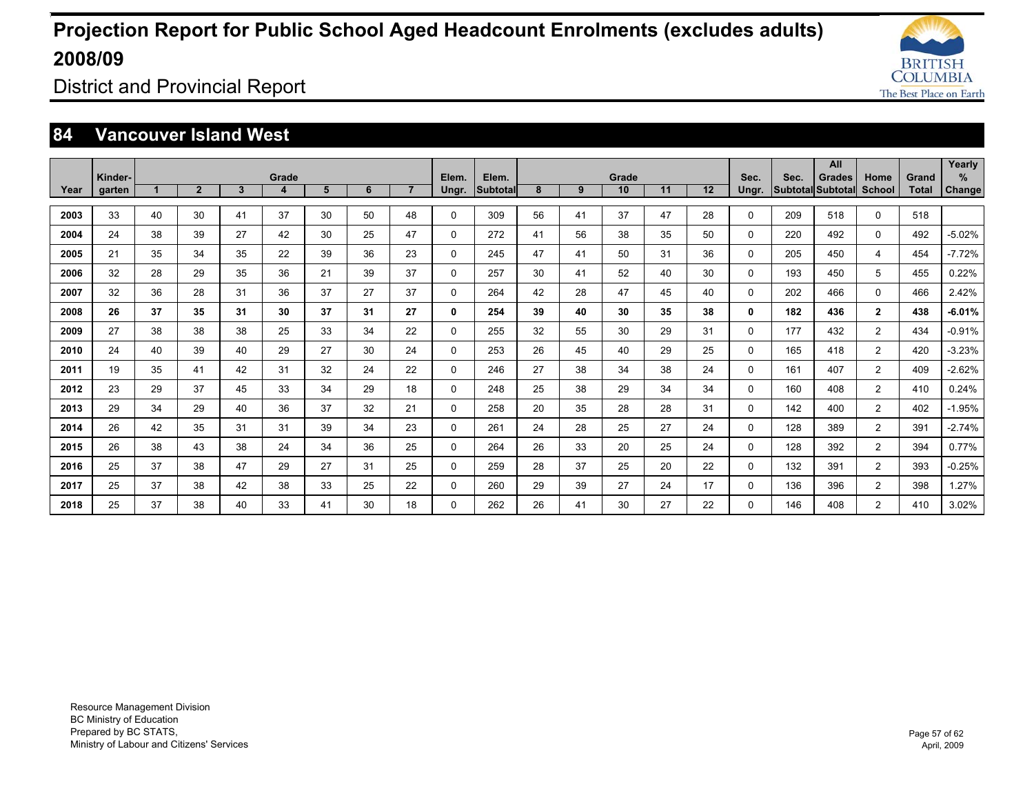# Projection Report for Public School Aged Headcount Enrolments (excludes adults) 2008/09

District and Provincial Report

## 84 Vancouver Island West

| Year | Kinder-garten | 1 | 2 | 3 | Grade 4 | 5 | 6 | 7 | Elem. Ungr. | Elem. Subtotal | 8 | 9 | Grade 10 | 11 | 12 | Sec. Ungr. | Sec. Subtotal | All Grades Subtotal | Home School | Grand Total | Yearly % Change |
|---|---|---|---|---|---|---|---|---|---|---|---|---|---|---|---|---|---|---|---|---|---|
| 2003 | 33 | 40 | 30 | 41 | 37 | 30 | 50 | 48 | 0 | 309 | 56 | 41 | 37 | 47 | 28 | 0 | 209 | 518 | 0 | 518 | |
| 2004 | 24 | 38 | 39 | 27 | 42 | 30 | 25 | 47 | 0 | 272 | 41 | 56 | 38 | 35 | 50 | 0 | 220 | 492 | 0 | 492 | -5.02% |
| 2005 | 21 | 35 | 34 | 35 | 22 | 39 | 36 | 23 | 0 | 245 | 47 | 41 | 50 | 31 | 36 | 0 | 205 | 450 | 4 | 454 | -7.72% |
| 2006 | 32 | 28 | 29 | 35 | 36 | 21 | 39 | 37 | 0 | 257 | 30 | 41 | 52 | 40 | 30 | 0 | 193 | 450 | 5 | 455 | 0.22% |
| 2007 | 32 | 36 | 28 | 31 | 36 | 37 | 27 | 37 | 0 | 264 | 42 | 28 | 47 | 45 | 40 | 0 | 202 | 466 | 0 | 466 | 2.42% |
| **2008** | **26** | **37** | **35** | **31** | **30** | **37** | **31** | **27** | **0** | **254** | **39** | **40** | **30** | **35** | **38** | **0** | **182** | **436** | **2** | **438** | **-6.01%** |
| 2009 | 27 | 38 | 38 | 38 | 25 | 33 | 34 | 22 | 0 | 255 | 32 | 55 | 30 | 29 | 31 | 0 | 177 | 432 | 2 | 434 | -0.91% |
| 2010 | 24 | 40 | 39 | 40 | 29 | 27 | 30 | 24 | 0 | 253 | 26 | 45 | 40 | 29 | 25 | 0 | 165 | 418 | 2 | 420 | -3.23% |
| 2011 | 19 | 35 | 41 | 42 | 31 | 32 | 24 | 22 | 0 | 246 | 27 | 38 | 34 | 38 | 24 | 0 | 161 | 407 | 2 | 409 | -2.62% |
| 2012 | 23 | 29 | 37 | 45 | 33 | 34 | 29 | 18 | 0 | 248 | 25 | 38 | 29 | 34 | 34 | 0 | 160 | 408 | 2 | 410 | 0.24% |
| 2013 | 29 | 34 | 29 | 40 | 36 | 37 | 32 | 21 | 0 | 258 | 20 | 35 | 28 | 28 | 31 | 0 | 142 | 400 | 2 | 402 | -1.95% |
| 2014 | 26 | 42 | 35 | 31 | 31 | 39 | 34 | 23 | 0 | 261 | 24 | 28 | 25 | 27 | 24 | 0 | 128 | 389 | 2 | 391 | -2.74% |
| 2015 | 26 | 38 | 43 | 38 | 24 | 34 | 36 | 25 | 0 | 264 | 26 | 33 | 20 | 25 | 24 | 0 | 128 | 392 | 2 | 394 | 0.77% |
| 2016 | 25 | 37 | 38 | 47 | 29 | 27 | 31 | 25 | 0 | 259 | 28 | 37 | 25 | 20 | 22 | 0 | 132 | 391 | 2 | 393 | -0.25% |
| 2017 | 25 | 37 | 38 | 42 | 38 | 33 | 25 | 22 | 0 | 260 | 29 | 39 | 27 | 24 | 17 | 0 | 136 | 396 | 2 | 398 | 1.27% |
| 2018 | 25 | 37 | 38 | 40 | 33 | 41 | 30 | 18 | 0 | 262 | 26 | 41 | 30 | 27 | 22 | 0 | 146 | 408 | 2 | 410 | 3.02% |

Resource Management Division
BC Ministry of Education
Prepared by BC STATS,
Ministry of Labour and Citizens' Services

April, 2009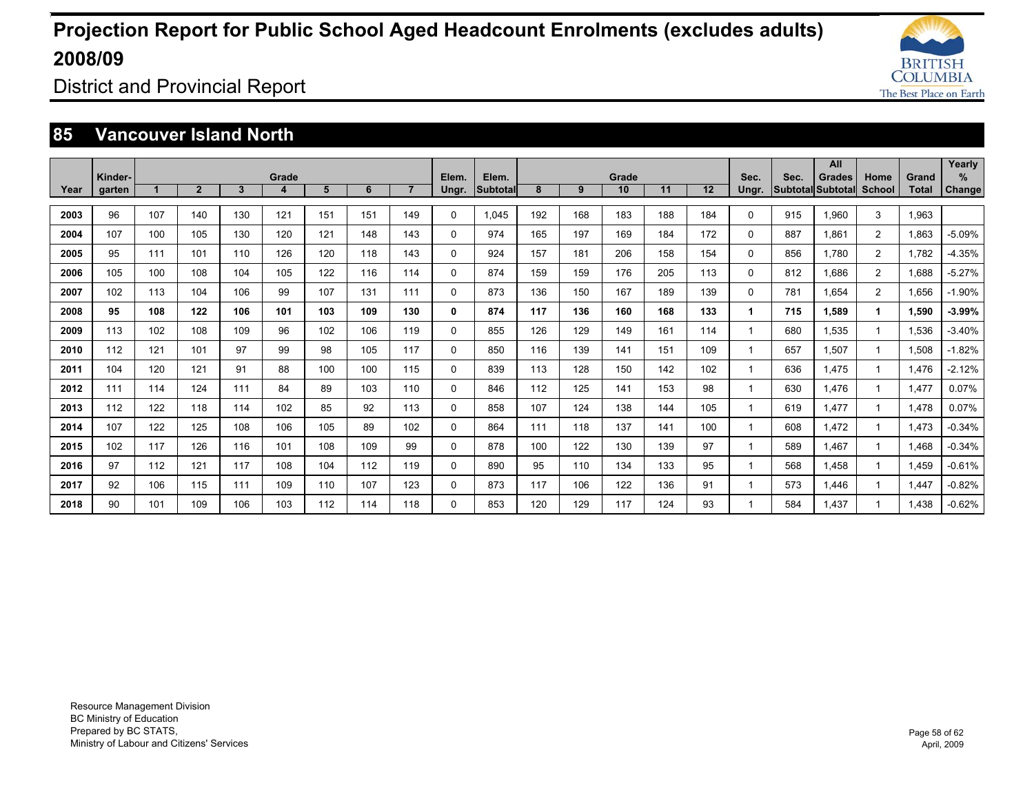# Projection Report for Public School Aged Headcount Enrolments (excludes adults) 2008/09

District and Provincial Report

## 85 Vancouver Island North

| Year | Kinder-garten | Grade 1 | 2 | 3 | 4 | 5 | 6 | 7 | Elem. Ungr. | Elem. Subtotal | Grade 8 | 9 | 10 | 11 | 12 | Sec. Ungr. | Sec. Subtotal | All Grades Subtotal | Home School | Grand Total | Yearly % Change |
|---|---|---|---|---|---|---|---|---|---|---|---|---|---|---|---|---|---|---|---|---|---|
| 2003 | 96 | 107 | 140 | 130 | 121 | 151 | 151 | 149 | 0 | 1,045 | 192 | 168 | 183 | 188 | 184 | 0 | 915 | 1,960 | 3 | 1,963 | |
| 2004 | 107 | 100 | 105 | 130 | 120 | 121 | 148 | 143 | 0 | 974 | 165 | 197 | 169 | 184 | 172 | 0 | 887 | 1,861 | 2 | 1,863 | -5.09% |
| 2005 | 95 | 111 | 101 | 110 | 126 | 120 | 118 | 143 | 0 | 924 | 157 | 181 | 206 | 158 | 154 | 0 | 856 | 1,780 | 2 | 1,782 | -4.35% |
| 2006 | 105 | 100 | 108 | 104 | 105 | 122 | 116 | 114 | 0 | 874 | 159 | 159 | 176 | 205 | 113 | 0 | 812 | 1,686 | 2 | 1,688 | -5.27% |
| 2007 | 102 | 113 | 104 | 106 | 99 | 107 | 131 | 111 | 0 | 873 | 136 | 150 | 167 | 189 | 139 | 0 | 781 | 1,654 | 2 | 1,656 | -1.90% |
| **2008** | **95** | **108** | **122** | **106** | **101** | **103** | **109** | **130** | **0** | **874** | **117** | **136** | **160** | **168** | **133** | **1** | **715** | **1,589** | **1** | **1,590** | **-3.99%** |
| 2009 | 113 | 102 | 108 | 109 | 96 | 102 | 106 | 119 | 0 | 855 | 126 | 129 | 149 | 161 | 114 | 1 | 680 | 1,535 | 1 | 1,536 | -3.40% |
| 2010 | 112 | 121 | 101 | 97 | 99 | 98 | 105 | 117 | 0 | 850 | 116 | 139 | 141 | 151 | 109 | 1 | 657 | 1,507 | 1 | 1,508 | -1.82% |
| 2011 | 104 | 120 | 121 | 91 | 88 | 100 | 100 | 115 | 0 | 839 | 113 | 128 | 150 | 142 | 102 | 1 | 636 | 1,475 | 1 | 1,476 | -2.12% |
| 2012 | 111 | 114 | 124 | 111 | 84 | 89 | 103 | 110 | 0 | 846 | 112 | 125 | 141 | 153 | 98 | 1 | 630 | 1,476 | 1 | 1,477 | 0.07% |
| 2013 | 112 | 122 | 118 | 114 | 102 | 85 | 92 | 113 | 0 | 858 | 107 | 124 | 138 | 144 | 105 | 1 | 619 | 1,477 | 1 | 1,478 | 0.07% |
| 2014 | 107 | 122 | 125 | 108 | 106 | 105 | 89 | 102 | 0 | 864 | 111 | 118 | 137 | 141 | 100 | 1 | 608 | 1,472 | 1 | 1,473 | -0.34% |
| 2015 | 102 | 117 | 126 | 116 | 101 | 108 | 109 | 99 | 0 | 878 | 100 | 122 | 130 | 139 | 97 | 1 | 589 | 1,467 | 1 | 1,468 | -0.34% |
| 2016 | 97 | 112 | 121 | 117 | 108 | 104 | 112 | 119 | 0 | 890 | 95 | 110 | 134 | 133 | 95 | 1 | 568 | 1,458 | 1 | 1,459 | -0.61% |
| 2017 | 92 | 106 | 115 | 111 | 109 | 110 | 107 | 123 | 0 | 873 | 117 | 106 | 122 | 136 | 91 | 1 | 573 | 1,446 | 1 | 1,447 | -0.82% |
| 2018 | 90 | 101 | 109 | 106 | 103 | 112 | 114 | 118 | 0 | 853 | 120 | 129 | 117 | 124 | 93 | 1 | 584 | 1,437 | 1 | 1,438 | -0.62% |

Resource Management Division
BC Ministry of Education
Prepared by BC STATS,
Ministry of Labour and Citizens' Services

April, 2009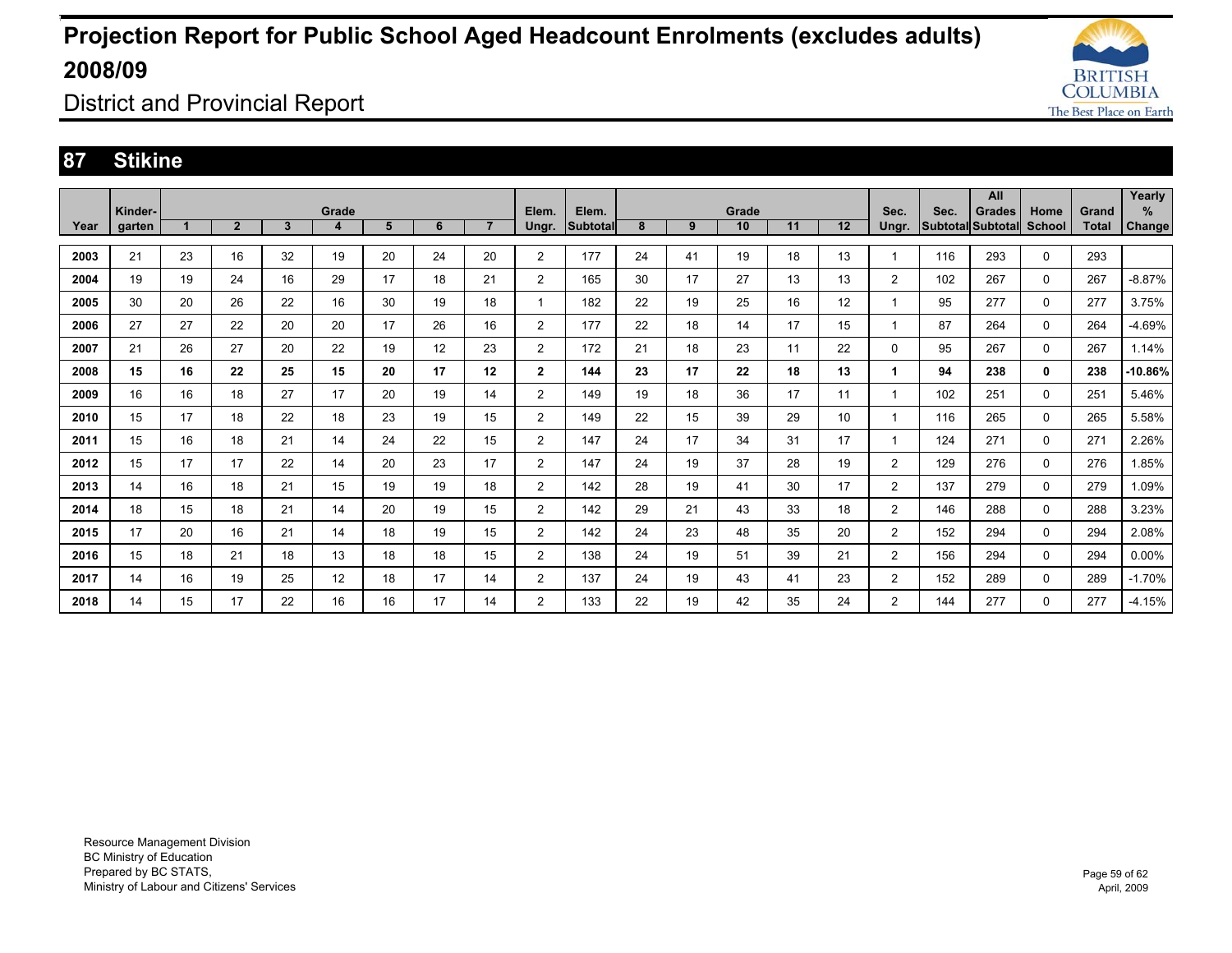# Projection Report for Public School Aged Headcount Enrolments (excludes adults) 2008/09

District and Provincial Report

## 87 Stikine

| Year | Kinder-garten | Grade 1 | 2 | 3 | 4 | 5 | 6 | 7 | Elem. Ungr. | Elem. Subtotal | Grade 8 | 9 | 10 | 11 | 12 | Sec. Ungr. | Sec. Subtotal | All Grades Subtotal | Home School | Grand Total | Yearly % Change |
|---|---|---|---|---|---|---|---|---|---|---|---|---|---|---|---|---|---|---|---|---|---|
| **2003** | 21 | 23 | 16 | 32 | 19 | 20 | 24 | 20 | 2 | 177 | 24 | 41 | 19 | 18 | 13 | 1 | 116 | 293 | 0 | 293 | |
| **2004** | 19 | 19 | 24 | 16 | 29 | 17 | 18 | 21 | 2 | 165 | 30 | 17 | 27 | 13 | 13 | 2 | 102 | 267 | 0 | 267 | -8.87% |
| **2005** | 30 | 20 | 26 | 22 | 16 | 30 | 19 | 18 | 1 | 182 | 22 | 19 | 25 | 16 | 12 | 1 | 95 | 277 | 0 | 277 | 3.75% |
| **2006** | 27 | 27 | 22 | 20 | 20 | 17 | 26 | 16 | 2 | 177 | 22 | 18 | 14 | 17 | 15 | 1 | 87 | 264 | 0 | 264 | -4.69% |
| **2007** | 21 | 26 | 27 | 20 | 22 | 19 | 12 | 23 | 2 | 172 | 21 | 18 | 23 | 11 | 22 | 0 | 95 | 267 | 0 | 267 | 1.14% |
| **2008** | **15** | **16** | **22** | **25** | **15** | **20** | **17** | **12** | **2** | **144** | **23** | **17** | **22** | **18** | **13** | **1** | **94** | **238** | **0** | **238** | **-10.86%** |
| **2009** | 16 | 16 | 18 | 27 | 17 | 20 | 19 | 14 | 2 | 149 | 19 | 18 | 36 | 17 | 11 | 1 | 102 | 251 | 0 | 251 | 5.46% |
| **2010** | 15 | 17 | 18 | 22 | 18 | 23 | 19 | 15 | 2 | 149 | 22 | 15 | 39 | 29 | 10 | 1 | 116 | 265 | 0 | 265 | 5.58% |
| **2011** | 15 | 16 | 18 | 21 | 14 | 24 | 22 | 15 | 2 | 147 | 24 | 17 | 34 | 31 | 17 | 1 | 124 | 271 | 0 | 271 | 2.26% |
| **2012** | 15 | 17 | 17 | 22 | 14 | 20 | 23 | 17 | 2 | 147 | 24 | 19 | 37 | 28 | 19 | 2 | 129 | 276 | 0 | 276 | 1.85% |
| **2013** | 14 | 16 | 18 | 21 | 15 | 19 | 19 | 18 | 2 | 142 | 28 | 19 | 41 | 30 | 17 | 2 | 137 | 279 | 0 | 279 | 1.09% |
| **2014** | 18 | 15 | 18 | 21 | 14 | 20 | 19 | 15 | 2 | 142 | 29 | 21 | 43 | 33 | 18 | 2 | 146 | 288 | 0 | 288 | 3.23% |
| **2015** | 17 | 20 | 16 | 21 | 14 | 18 | 19 | 15 | 2 | 142 | 24 | 23 | 48 | 35 | 20 | 2 | 152 | 294 | 0 | 294 | 2.08% |
| **2016** | 15 | 18 | 21 | 18 | 13 | 18 | 18 | 15 | 2 | 138 | 24 | 19 | 51 | 39 | 21 | 2 | 156 | 294 | 0 | 294 | 0.00% |
| **2017** | 14 | 16 | 19 | 25 | 12 | 18 | 17 | 14 | 2 | 137 | 24 | 19 | 43 | 41 | 23 | 2 | 152 | 289 | 0 | 289 | -1.70% |
| **2018** | 14 | 15 | 17 | 22 | 16 | 16 | 17 | 14 | 2 | 133 | 22 | 19 | 42 | 35 | 24 | 2 | 144 | 277 | 0 | 277 | -4.15% |

Resource Management Division
BC Ministry of Education
Prepared by BC STATS,
Ministry of Labour and Citizens' Services

April, 2009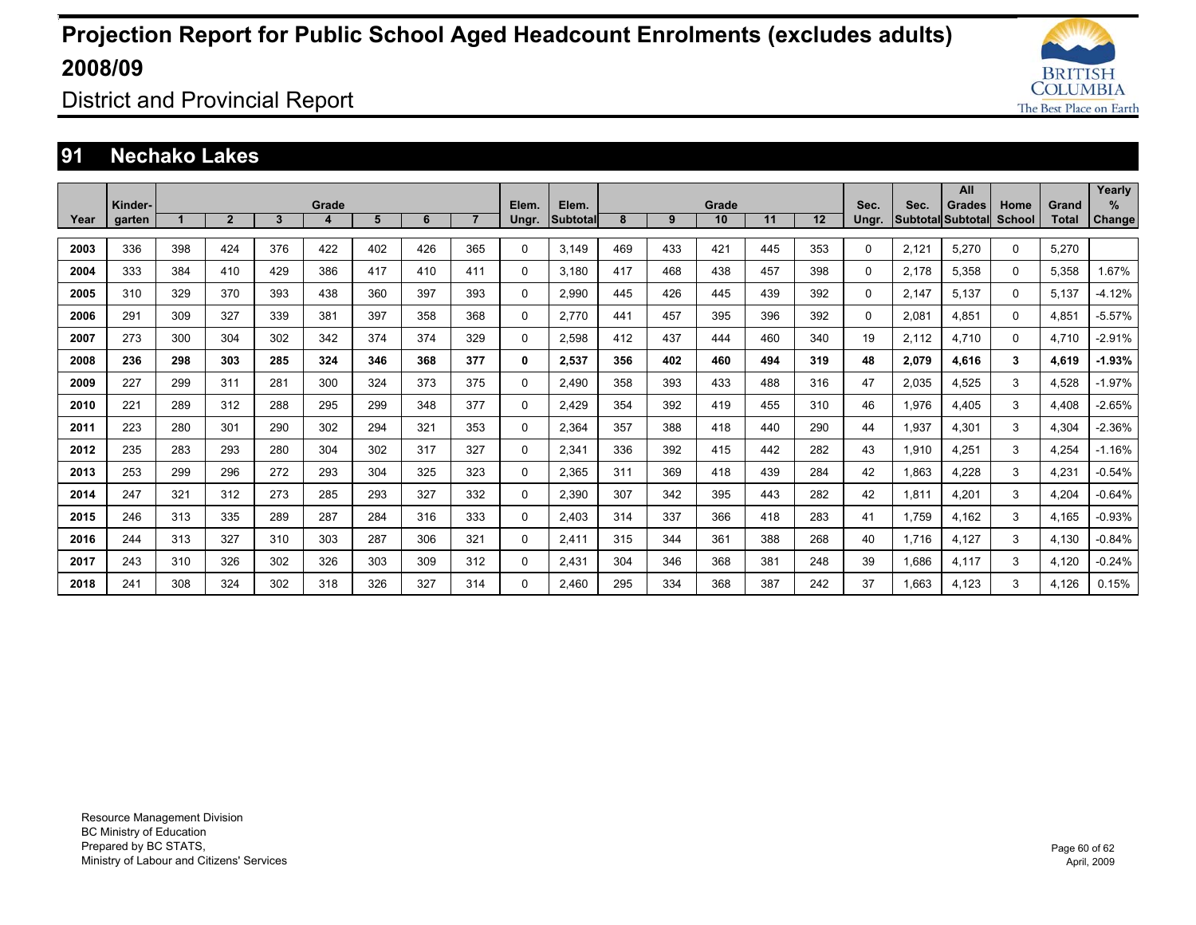# Projection Report for Public School Aged Headcount Enrolments (excludes adults) 2008/09

District and Provincial Report

## 91 Nechako Lakes

| Year | Kinder-garten | Grade 1 | 2 | 3 | 4 | 5 | 6 | 7 | Elem. Ungr. | Elem. Subtotal | Grade 8 | 9 | 10 | 11 | 12 | Sec. Ungr. | Sec. Subtotal | All Grades Subtotal | Home School | Grand Total | Yearly % Change |
|---|---|---|---|---|---|---|---|---|---|---|---|---|---|---|---|---|---|---|---|---|---|
| **2003** | 336 | 398 | 424 | 376 | 422 | 402 | 426 | 365 | 0 | 3,149 | 469 | 433 | 421 | 445 | 353 | 0 | 2,121 | 5,270 | 0 | 5,270 | |
| **2004** | 333 | 384 | 410 | 429 | 386 | 417 | 410 | 411 | 0 | 3,180 | 417 | 468 | 438 | 457 | 398 | 0 | 2,178 | 5,358 | 0 | 5,358 | 1.67% |
| **2005** | 310 | 329 | 370 | 393 | 438 | 360 | 397 | 393 | 0 | 2,990 | 445 | 426 | 445 | 439 | 392 | 0 | 2,147 | 5,137 | 0 | 5,137 | -4.12% |
| **2006** | 291 | 309 | 327 | 339 | 381 | 397 | 358 | 368 | 0 | 2,770 | 441 | 457 | 395 | 396 | 392 | 0 | 2,081 | 4,851 | 0 | 4,851 | -5.57% |
| **2007** | 273 | 300 | 304 | 302 | 342 | 374 | 374 | 329 | 0 | 2,598 | 412 | 437 | 444 | 460 | 340 | 19 | 2,112 | 4,710 | 0 | 4,710 | -2.91% |
| **2008** | **236** | **298** | **303** | **285** | **324** | **346** | **368** | **377** | **0** | **2,537** | **356** | **402** | **460** | **494** | **319** | **48** | **2,079** | **4,616** | **3** | **4,619** | **-1.93%** |
| **2009** | 227 | 299 | 311 | 281 | 300 | 324 | 373 | 375 | 0 | 2,490 | 358 | 393 | 433 | 488 | 316 | 47 | 2,035 | 4,525 | 3 | 4,528 | -1.97% |
| **2010** | 221 | 289 | 312 | 288 | 295 | 299 | 348 | 377 | 0 | 2,429 | 354 | 392 | 419 | 455 | 310 | 46 | 1,976 | 4,405 | 3 | 4,408 | -2.65% |
| **2011** | 223 | 280 | 301 | 290 | 302 | 294 | 321 | 353 | 0 | 2,364 | 357 | 388 | 418 | 440 | 290 | 44 | 1,937 | 4,301 | 3 | 4,304 | -2.36% |
| **2012** | 235 | 283 | 293 | 280 | 304 | 302 | 317 | 327 | 0 | 2,341 | 336 | 392 | 415 | 442 | 282 | 43 | 1,910 | 4,251 | 3 | 4,254 | -1.16% |
| **2013** | 253 | 299 | 296 | 272 | 293 | 304 | 325 | 323 | 0 | 2,365 | 311 | 369 | 418 | 439 | 284 | 42 | 1,863 | 4,228 | 3 | 4,231 | -0.54% |
| **2014** | 247 | 321 | 312 | 273 | 285 | 293 | 327 | 332 | 0 | 2,390 | 307 | 342 | 395 | 443 | 282 | 42 | 1,811 | 4,201 | 3 | 4,204 | -0.64% |
| **2015** | 246 | 313 | 335 | 289 | 287 | 284 | 316 | 333 | 0 | 2,403 | 314 | 337 | 366 | 418 | 283 | 41 | 1,759 | 4,162 | 3 | 4,165 | -0.93% |
| **2016** | 244 | 313 | 327 | 310 | 303 | 287 | 306 | 321 | 0 | 2,411 | 315 | 344 | 361 | 388 | 268 | 40 | 1,716 | 4,127 | 3 | 4,130 | -0.84% |
| **2017** | 243 | 310 | 326 | 302 | 326 | 303 | 309 | 312 | 0 | 2,431 | 304 | 346 | 368 | 381 | 248 | 39 | 1,686 | 4,117 | 3 | 4,120 | -0.24% |
| **2018** | 241 | 308 | 324 | 302 | 318 | 326 | 327 | 314 | 0 | 2,460 | 295 | 334 | 368 | 387 | 242 | 37 | 1,663 | 4,123 | 3 | 4,126 | 0.15% |

Resource Management Division
BC Ministry of Education
Prepared by BC STATS,
Ministry of Labour and Citizens' Services

April, 2009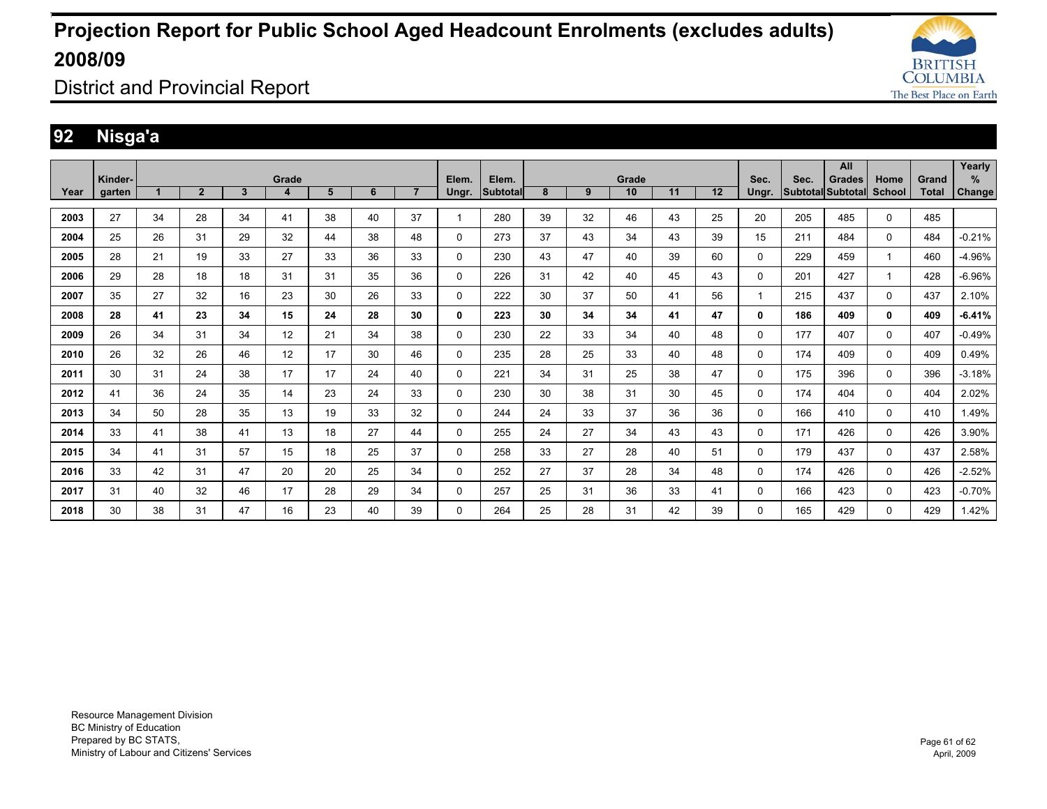# Projection Report for Public School Aged Headcount Enrolments (excludes adults) 2008/09

District and Provincial Report

## 92 Nisga'a

| Year | Kinder-garten | Grade 1 | 2 | 3 | 4 | 5 | 6 | 7 | Elem. Ungr. | Elem. Subtotal | Grade 8 | 9 | 10 | 11 | 12 | Sec. Ungr. | Sec. Subtotal | All Grades Subtotal | Home School | Grand Total | Yearly % Change |
|---|---|---|---|---|---|---|---|---|---|---|---|---|---|---|---|---|---|---|---|---|---|
| 2003 | 27 | 34 | 28 | 34 | 41 | 38 | 40 | 37 | 1 | 280 | 39 | 32 | 46 | 43 | 25 | 20 | 205 | 485 | 0 | 485 | |
| 2004 | 25 | 26 | 31 | 29 | 32 | 44 | 38 | 48 | 0 | 273 | 37 | 43 | 34 | 43 | 39 | 15 | 211 | 484 | 0 | 484 | -0.21% |
| 2005 | 28 | 21 | 19 | 33 | 27 | 33 | 36 | 33 | 0 | 230 | 43 | 47 | 40 | 39 | 60 | 0 | 229 | 459 | 1 | 460 | -4.96% |
| 2006 | 29 | 28 | 18 | 18 | 31 | 31 | 35 | 36 | 0 | 226 | 31 | 42 | 40 | 45 | 43 | 0 | 201 | 427 | 1 | 428 | -6.96% |
| 2007 | 35 | 27 | 32 | 16 | 23 | 30 | 26 | 33 | 0 | 222 | 30 | 37 | 50 | 41 | 56 | 1 | 215 | 437 | 0 | 437 | 2.10% |
| **2008** | **28** | **41** | **23** | **34** | **15** | **24** | **28** | **30** | **0** | **223** | **30** | **34** | **34** | **41** | **47** | **0** | **186** | **409** | **0** | **409** | **-6.41%** |
| 2009 | 26 | 34 | 31 | 34 | 12 | 21 | 34 | 38 | 0 | 230 | 22 | 33 | 34 | 40 | 48 | 0 | 177 | 407 | 0 | 407 | -0.49% |
| 2010 | 26 | 32 | 26 | 46 | 12 | 17 | 30 | 46 | 0 | 235 | 28 | 25 | 33 | 40 | 48 | 0 | 174 | 409 | 0 | 409 | 0.49% |
| 2011 | 30 | 31 | 24 | 38 | 17 | 17 | 24 | 40 | 0 | 221 | 34 | 31 | 25 | 38 | 47 | 0 | 175 | 396 | 0 | 396 | -3.18% |
| 2012 | 41 | 36 | 24 | 35 | 14 | 23 | 24 | 33 | 0 | 230 | 30 | 38 | 31 | 30 | 45 | 0 | 174 | 404 | 0 | 404 | 2.02% |
| 2013 | 34 | 50 | 28 | 35 | 13 | 19 | 33 | 32 | 0 | 244 | 24 | 33 | 37 | 36 | 36 | 0 | 166 | 410 | 0 | 410 | 1.49% |
| 2014 | 33 | 41 | 38 | 41 | 13 | 18 | 27 | 44 | 0 | 255 | 24 | 27 | 34 | 43 | 43 | 0 | 171 | 426 | 0 | 426 | 3.90% |
| 2015 | 34 | 41 | 31 | 57 | 15 | 18 | 25 | 37 | 0 | 258 | 33 | 27 | 28 | 40 | 51 | 0 | 179 | 437 | 0 | 437 | 2.58% |
| 2016 | 33 | 42 | 31 | 47 | 20 | 20 | 25 | 34 | 0 | 252 | 27 | 37 | 28 | 34 | 48 | 0 | 174 | 426 | 0 | 426 | -2.52% |
| 2017 | 31 | 40 | 32 | 46 | 17 | 28 | 29 | 34 | 0 | 257 | 25 | 31 | 36 | 33 | 41 | 0 | 166 | 423 | 0 | 423 | -0.70% |
| 2018 | 30 | 38 | 31 | 47 | 16 | 23 | 40 | 39 | 0 | 264 | 25 | 28 | 31 | 42 | 39 | 0 | 165 | 429 | 0 | 429 | 1.42% |

Resource Management Division
BC Ministry of Education
Prepared by BC STATS,
Ministry of Labour and Citizens' Services

April, 2009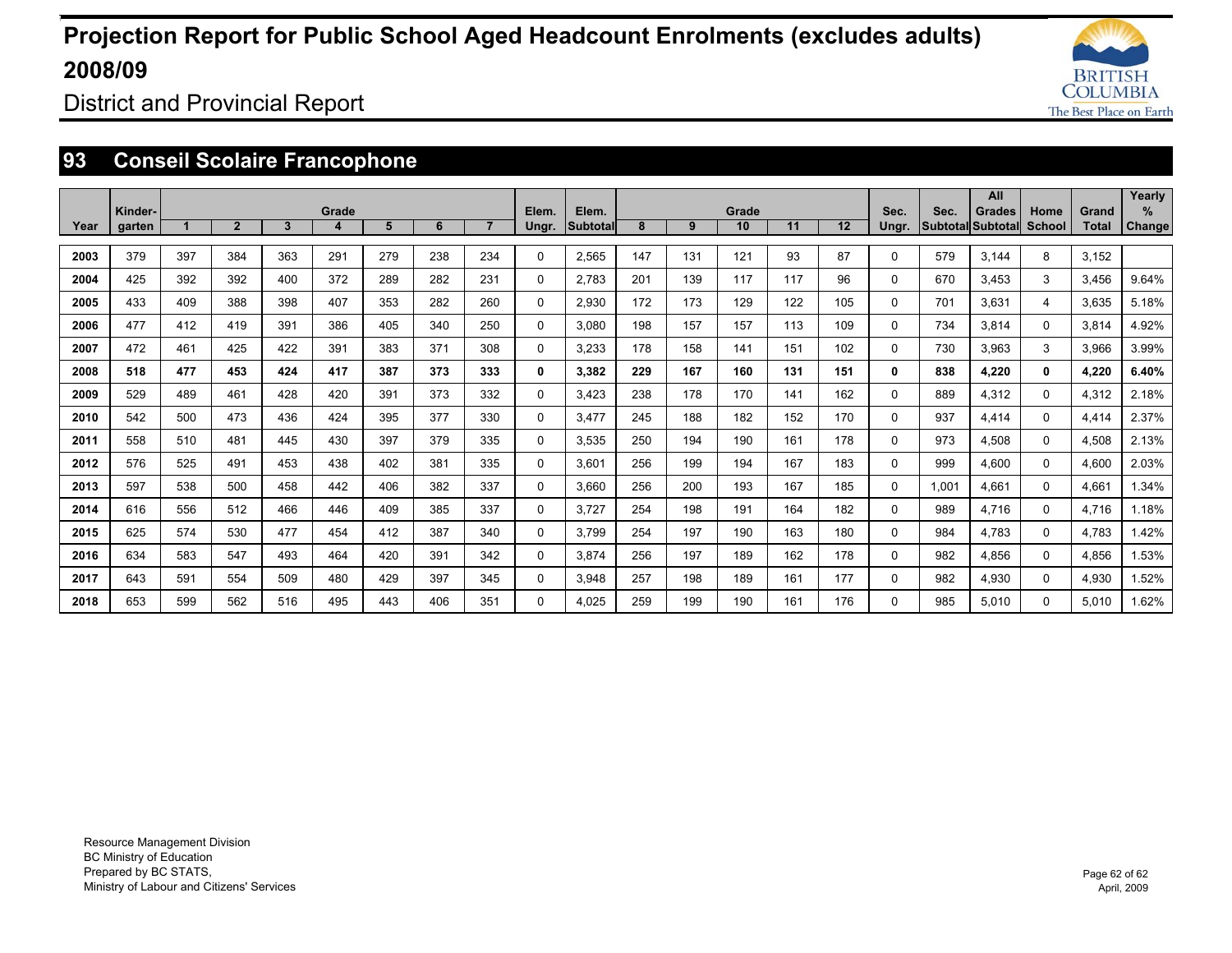# Projection Report for Public School Aged Headcount Enrolments (excludes adults) 2008/09

District and Provincial Report

## 93 Conseil Scolaire Francophone

| Year | Kinder-garten | Grade 1 | 2 | 3 | 4 | 5 | 6 | 7 | Elem. Ungr. | Elem. Subtotal | Grade 8 | 9 | 10 | 11 | 12 | Sec. Ungr. | Sec. Subtotal | All Grades Subtotal | Home School | Grand Total | Yearly % Change |
|---|---|---|---|---|---|---|---|---|---|---|---|---|---|---|---|---|---|---|---|---|---|
| **2003** | 379 | 397 | 384 | 363 | 291 | 279 | 238 | 234 | 0 | 2,565 | 147 | 131 | 121 | 93 | 87 | 0 | 579 | 3,144 | 8 | 3,152 | |
| **2004** | 425 | 392 | 392 | 400 | 372 | 289 | 282 | 231 | 0 | 2,783 | 201 | 139 | 117 | 117 | 96 | 0 | 670 | 3,453 | 3 | 3,456 | 9.64% |
| **2005** | 433 | 409 | 388 | 398 | 407 | 353 | 282 | 260 | 0 | 2,930 | 172 | 173 | 129 | 122 | 105 | 0 | 701 | 3,631 | 4 | 3,635 | 5.18% |
| **2006** | 477 | 412 | 419 | 391 | 386 | 405 | 340 | 250 | 0 | 3,080 | 198 | 157 | 157 | 113 | 109 | 0 | 734 | 3,814 | 0 | 3,814 | 4.92% |
| **2007** | 472 | 461 | 425 | 422 | 391 | 383 | 371 | 308 | 0 | 3,233 | 178 | 158 | 141 | 151 | 102 | 0 | 730 | 3,963 | 3 | 3,966 | 3.99% |
| **2008** | **518** | **477** | **453** | **424** | **417** | **387** | **373** | **333** | **0** | **3,382** | **229** | **167** | **160** | **131** | **151** | **0** | **838** | **4,220** | **0** | **4,220** | **6.40%** |
| **2009** | 529 | 489 | 461 | 428 | 420 | 391 | 373 | 332 | 0 | 3,423 | 238 | 178 | 170 | 141 | 162 | 0 | 889 | 4,312 | 0 | 4,312 | 2.18% |
| **2010** | 542 | 500 | 473 | 436 | 424 | 395 | 377 | 330 | 0 | 3,477 | 245 | 188 | 182 | 152 | 170 | 0 | 937 | 4,414 | 0 | 4,414 | 2.37% |
| **2011** | 558 | 510 | 481 | 445 | 430 | 397 | 379 | 335 | 0 | 3,535 | 250 | 194 | 190 | 161 | 178 | 0 | 973 | 4,508 | 0 | 4,508 | 2.13% |
| **2012** | 576 | 525 | 491 | 453 | 438 | 402 | 381 | 335 | 0 | 3,601 | 256 | 199 | 194 | 167 | 183 | 0 | 999 | 4,600 | 0 | 4,600 | 2.03% |
| **2013** | 597 | 538 | 500 | 458 | 442 | 406 | 382 | 337 | 0 | 3,660 | 256 | 200 | 193 | 167 | 185 | 0 | 1,001 | 4,661 | 0 | 4,661 | 1.34% |
| **2014** | 616 | 556 | 512 | 466 | 446 | 409 | 385 | 337 | 0 | 3,727 | 254 | 198 | 191 | 164 | 182 | 0 | 989 | 4,716 | 0 | 4,716 | 1.18% |
| **2015** | 625 | 574 | 530 | 477 | 454 | 412 | 387 | 340 | 0 | 3,799 | 254 | 197 | 190 | 163 | 180 | 0 | 984 | 4,783 | 0 | 4,783 | 1.42% |
| **2016** | 634 | 583 | 547 | 493 | 464 | 420 | 391 | 342 | 0 | 3,874 | 256 | 197 | 189 | 162 | 178 | 0 | 982 | 4,856 | 0 | 4,856 | 1.53% |
| **2017** | 643 | 591 | 554 | 509 | 480 | 429 | 397 | 345 | 0 | 3,948 | 257 | 198 | 189 | 161 | 177 | 0 | 982 | 4,930 | 0 | 4,930 | 1.52% |
| **2018** | 653 | 599 | 562 | 516 | 495 | 443 | 406 | 351 | 0 | 4,025 | 259 | 199 | 190 | 161 | 176 | 0 | 985 | 5,010 | 0 | 5,010 | 1.62% |

Resource Management Division
BC Ministry of Education
Prepared by BC STATS,
Ministry of Labour and Citizens' Services

April, 2009